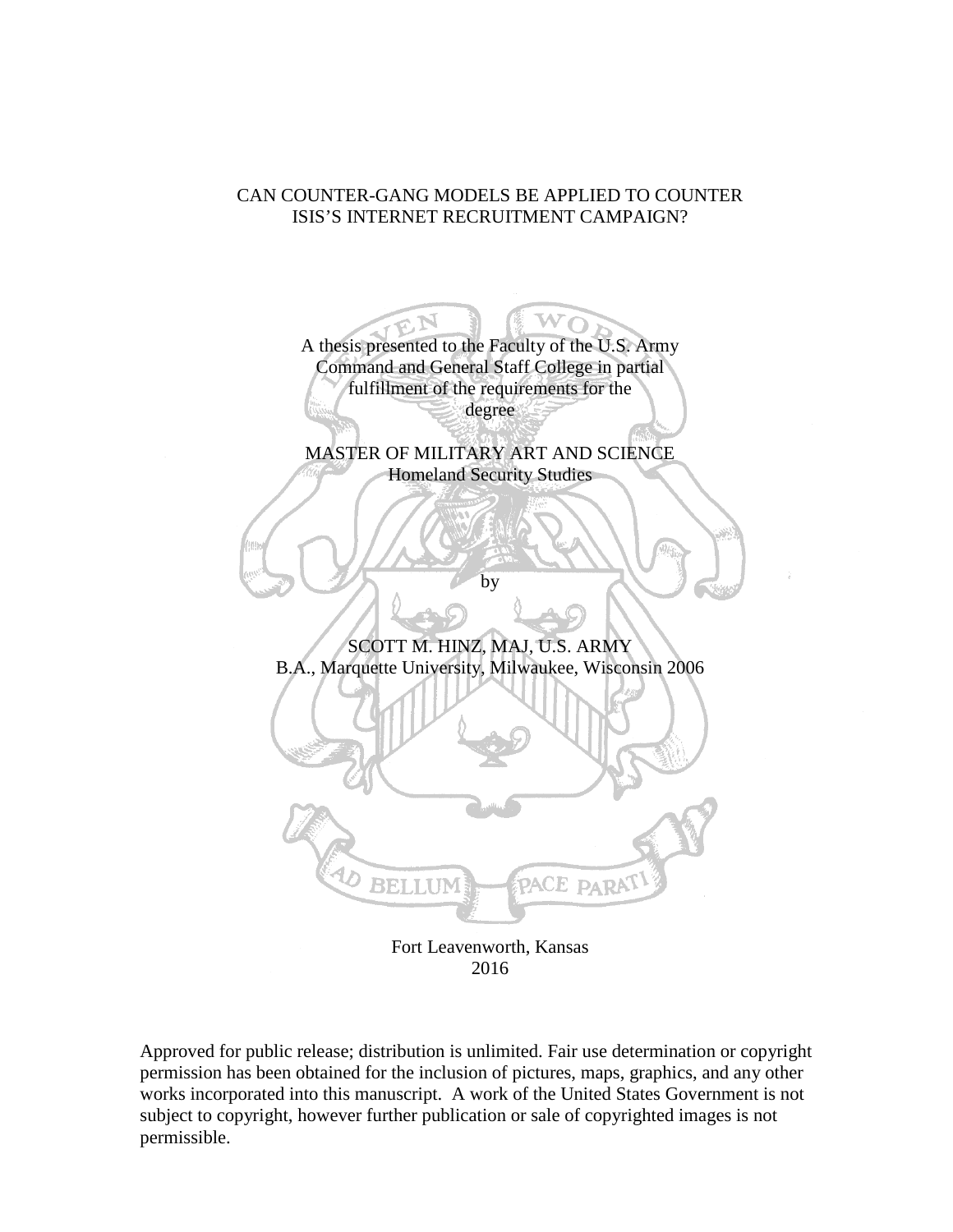# CAN COUNTER-GANG MODELS BE APPLIED TO COUNTER ISIS'S INTERNET RECRUITMENT CAMPAIGN?

A thesis presented to the Faculty of the U.S. Army Command and General Staff College in partial fulfillment of the requirements for the degree

MASTER OF MILITARY ART AND SCIENCE
Homeland Security Studies

by

SCOTT M. HINZ, MAJ, U.S. ARMY
B.A., Marquette University, Milwaukee, Wisconsin 2006

Fort Leavenworth, Kansas
2016

Approved for public release; distribution is unlimited. Fair use determination or copyright permission has been obtained for the inclusion of pictures, maps, graphics, and any other works incorporated into this manuscript. A work of the United States Government is not subject to copyright, however further publication or sale of copyrighted images is not permissible.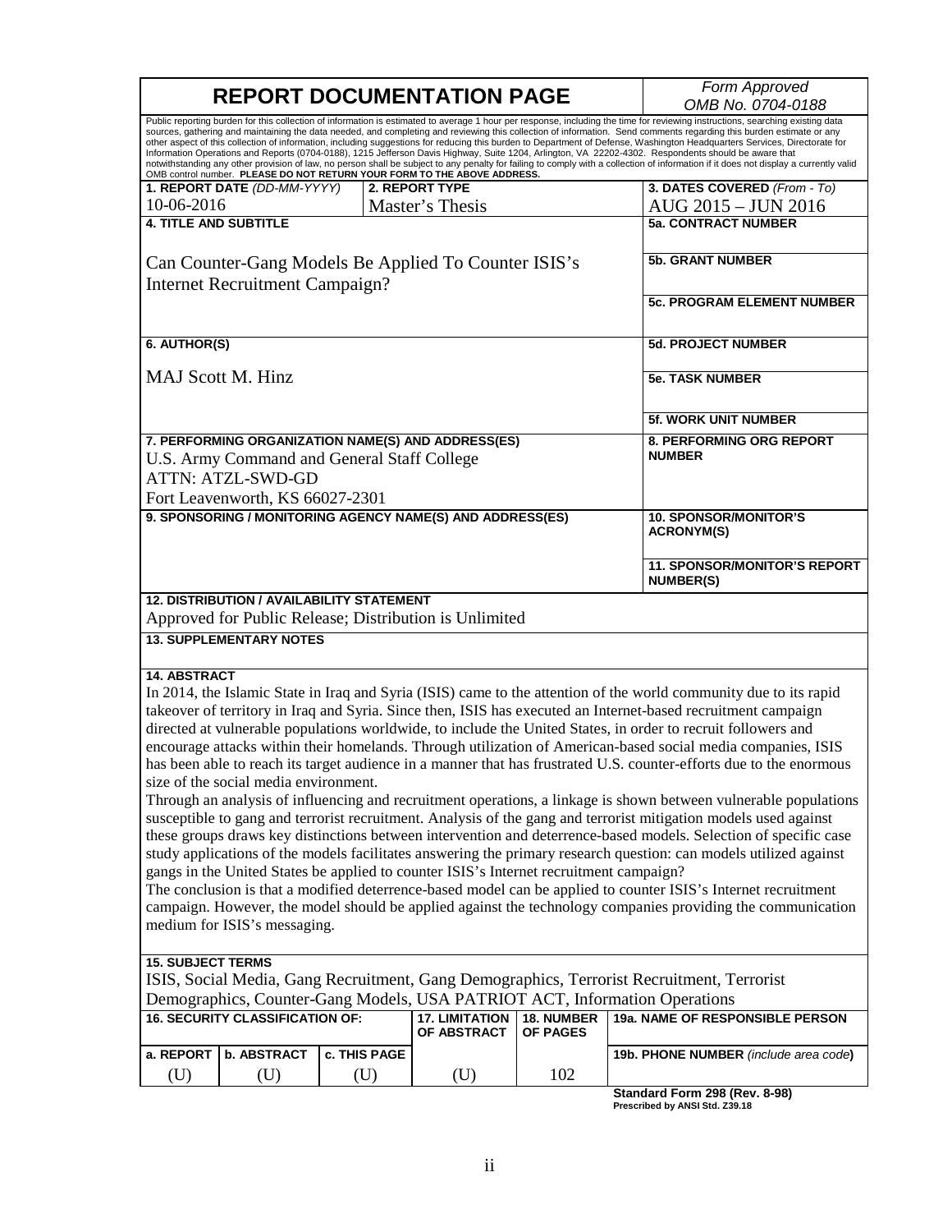# REPORT DOCUMENTATION PAGE

*Form Approved*
*OMB No. 0704-0188*

Public reporting burden for this collection of information is estimated to average 1 hour per response, including the time for reviewing instructions, searching existing data sources, gathering and maintaining the data needed, and completing and reviewing this collection of information. Send comments regarding this burden estimate or any other aspect of this collection of information, including suggestions for reducing this burden to Department of Defense, Washington Headquarters Services, Directorate for Information Operations and Reports (0704-0188), 1215 Jefferson Davis Highway, Suite 1204, Arlington, VA 22202-4302. Respondents should be aware that notwithstanding any other provision of law, no person shall be subject to any penalty for failing to comply with a collection of information if it does not display a currently valid OMB control number. **PLEASE DO NOT RETURN YOUR FORM TO THE ABOVE ADDRESS.**

| 1. REPORT DATE (DD-MM-YYYY) | 2. REPORT TYPE | 3. DATES COVERED (From - To) |
|---|---|---|
| 10-06-2016 | Master's Thesis | AUG 2015 – JUN 2016 |

**4. TITLE AND SUBTITLE**

Can Counter-Gang Models Be Applied To Counter ISIS's Internet Recruitment Campaign?

**5a. CONTRACT NUMBER**

**5b. GRANT NUMBER**

**5c. PROGRAM ELEMENT NUMBER**

**6. AUTHOR(S)**

MAJ Scott M. Hinz

**5d. PROJECT NUMBER**

**5e. TASK NUMBER**

**5f. WORK UNIT NUMBER**

**7. PERFORMING ORGANIZATION NAME(S) AND ADDRESS(ES)**

U.S. Army Command and General Staff College
ATTN: ATZL-SWD-GD
Fort Leavenworth, KS 66027-2301

**8. PERFORMING ORG REPORT NUMBER**

**9. SPONSORING / MONITORING AGENCY NAME(S) AND ADDRESS(ES)**

**10. SPONSOR/MONITOR'S ACRONYM(S)**

**11. SPONSOR/MONITOR'S REPORT NUMBER(S)**

**12. DISTRIBUTION / AVAILABILITY STATEMENT**

Approved for Public Release; Distribution is Unlimited

**13. SUPPLEMENTARY NOTES**

**14. ABSTRACT**

In 2014, the Islamic State in Iraq and Syria (ISIS) came to the attention of the world community due to its rapid takeover of territory in Iraq and Syria. Since then, ISIS has executed an Internet-based recruitment campaign directed at vulnerable populations worldwide, to include the United States, in order to recruit followers and encourage attacks within their homelands. Through utilization of American-based social media companies, ISIS has been able to reach its target audience in a manner that has frustrated U.S. counter-efforts due to the enormous size of the social media environment.

Through an analysis of influencing and recruitment operations, a linkage is shown between vulnerable populations susceptible to gang and terrorist recruitment. Analysis of the gang and terrorist mitigation models used against these groups draws key distinctions between intervention and deterrence-based models. Selection of specific case study applications of the models facilitates answering the primary research question: can models utilized against gangs in the United States be applied to counter ISIS's Internet recruitment campaign?

The conclusion is that a modified deterrence-based model can be applied to counter ISIS's Internet recruitment campaign. However, the model should be applied against the technology companies providing the communication medium for ISIS's messaging.

**15. SUBJECT TERMS**

ISIS, Social Media, Gang Recruitment, Gang Demographics, Terrorist Recruitment, Terrorist Demographics, Counter-Gang Models, USA PATRIOT ACT, Information Operations

| 16. SECURITY CLASSIFICATION OF: | | | 17. LIMITATION OF ABSTRACT | 18. NUMBER OF PAGES | 19a. NAME OF RESPONSIBLE PERSON |
|---|---|---|---|---|---|
| a. REPORT | b. ABSTRACT | c. THIS PAGE | | | 19b. PHONE NUMBER (include area code) |
| (U) | (U) | (U) | (U) | 102 | |

**Standard Form 298 (Rev. 8-98)**
**Prescribed by ANSI Std. Z39.18**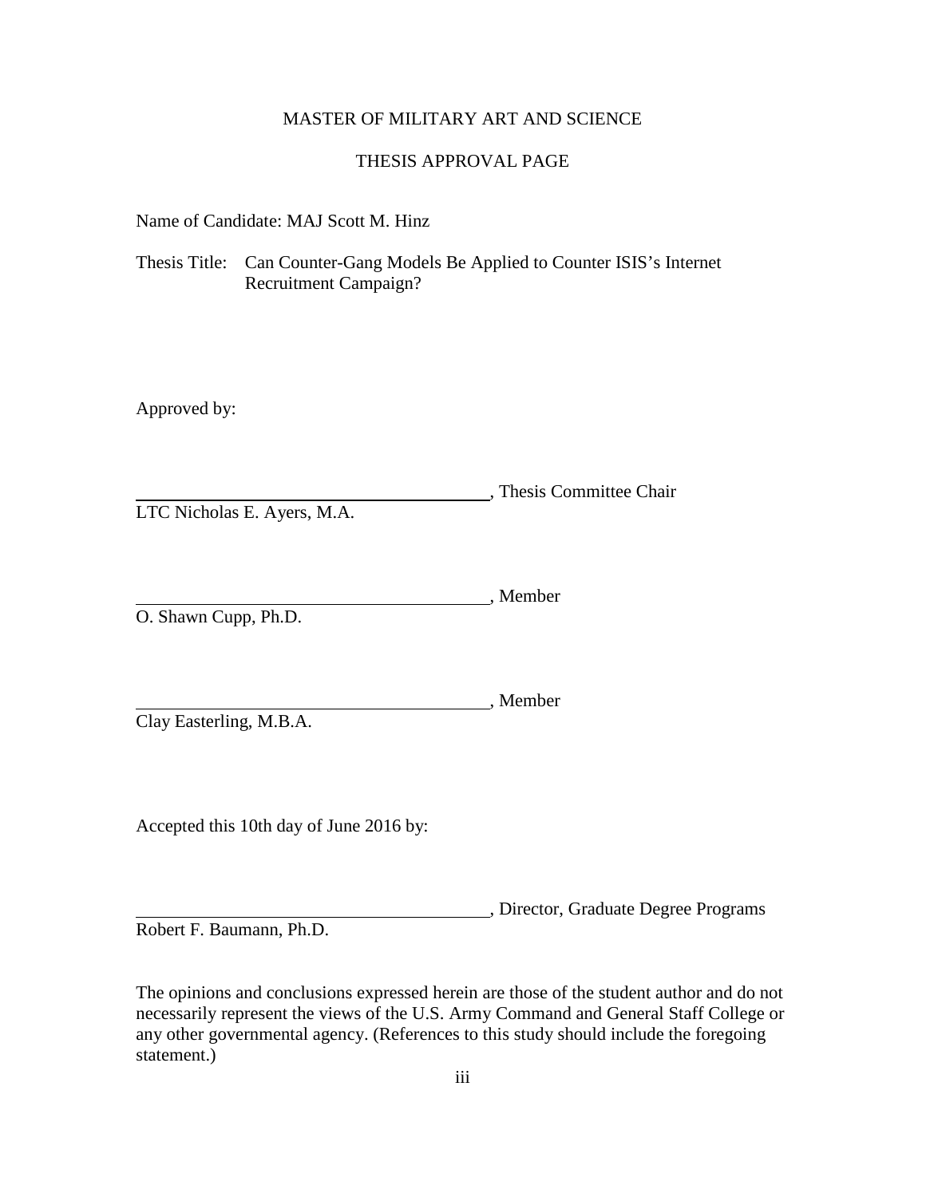MASTER OF MILITARY ART AND SCIENCE

THESIS APPROVAL PAGE

Name of Candidate: MAJ Scott M. Hinz

Thesis Title: Can Counter-Gang Models Be Applied to Counter ISIS's Internet Recruitment Campaign?

Approved by:

\_\_\_\_\_\_\_\_\_\_\_\_\_\_\_\_\_\_\_\_\_\_\_\_\_\_\_\_\_\_\_\_\_\_\_\_\_\_, Thesis Committee Chair
LTC Nicholas E. Ayers, M.A.

\_\_\_\_\_\_\_\_\_\_\_\_\_\_\_\_\_\_\_\_\_\_\_\_\_\_\_\_\_\_\_\_\_\_\_\_\_\_, Member
O. Shawn Cupp, Ph.D.

\_\_\_\_\_\_\_\_\_\_\_\_\_\_\_\_\_\_\_\_\_\_\_\_\_\_\_\_\_\_\_\_\_\_\_\_\_\_, Member
Clay Easterling, M.B.A.

Accepted this 10th day of June 2016 by:

\_\_\_\_\_\_\_\_\_\_\_\_\_\_\_\_\_\_\_\_\_\_\_\_\_\_\_\_\_\_\_\_\_\_\_\_\_\_, Director, Graduate Degree Programs
Robert F. Baumann, Ph.D.

The opinions and conclusions expressed herein are those of the student author and do not necessarily represent the views of the U.S. Army Command and General Staff College or any other governmental agency. (References to this study should include the foregoing statement.)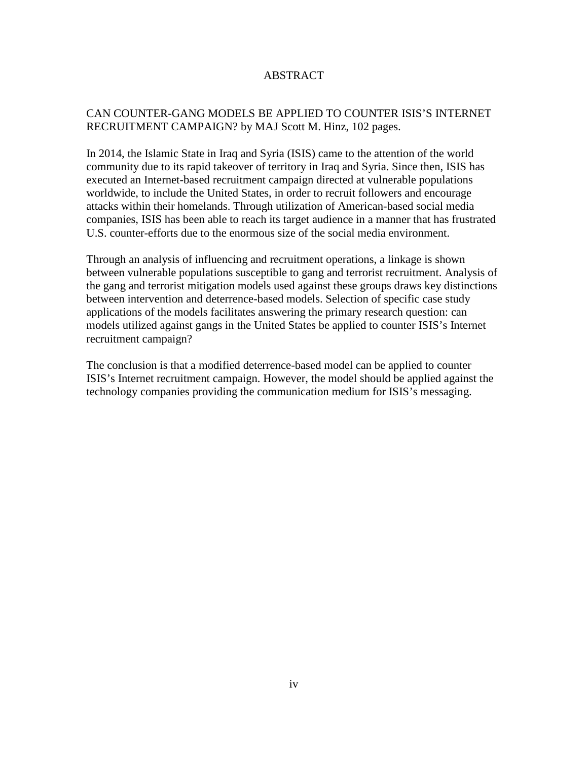# ABSTRACT

CAN COUNTER-GANG MODELS BE APPLIED TO COUNTER ISIS'S INTERNET RECRUITMENT CAMPAIGN? by MAJ Scott M. Hinz, 102 pages.

In 2014, the Islamic State in Iraq and Syria (ISIS) came to the attention of the world community due to its rapid takeover of territory in Iraq and Syria. Since then, ISIS has executed an Internet-based recruitment campaign directed at vulnerable populations worldwide, to include the United States, in order to recruit followers and encourage attacks within their homelands. Through utilization of American-based social media companies, ISIS has been able to reach its target audience in a manner that has frustrated U.S. counter-efforts due to the enormous size of the social media environment.

Through an analysis of influencing and recruitment operations, a linkage is shown between vulnerable populations susceptible to gang and terrorist recruitment. Analysis of the gang and terrorist mitigation models used against these groups draws key distinctions between intervention and deterrence-based models. Selection of specific case study applications of the models facilitates answering the primary research question: can models utilized against gangs in the United States be applied to counter ISIS's Internet recruitment campaign?

The conclusion is that a modified deterrence-based model can be applied to counter ISIS's Internet recruitment campaign. However, the model should be applied against the technology companies providing the communication medium for ISIS's messaging.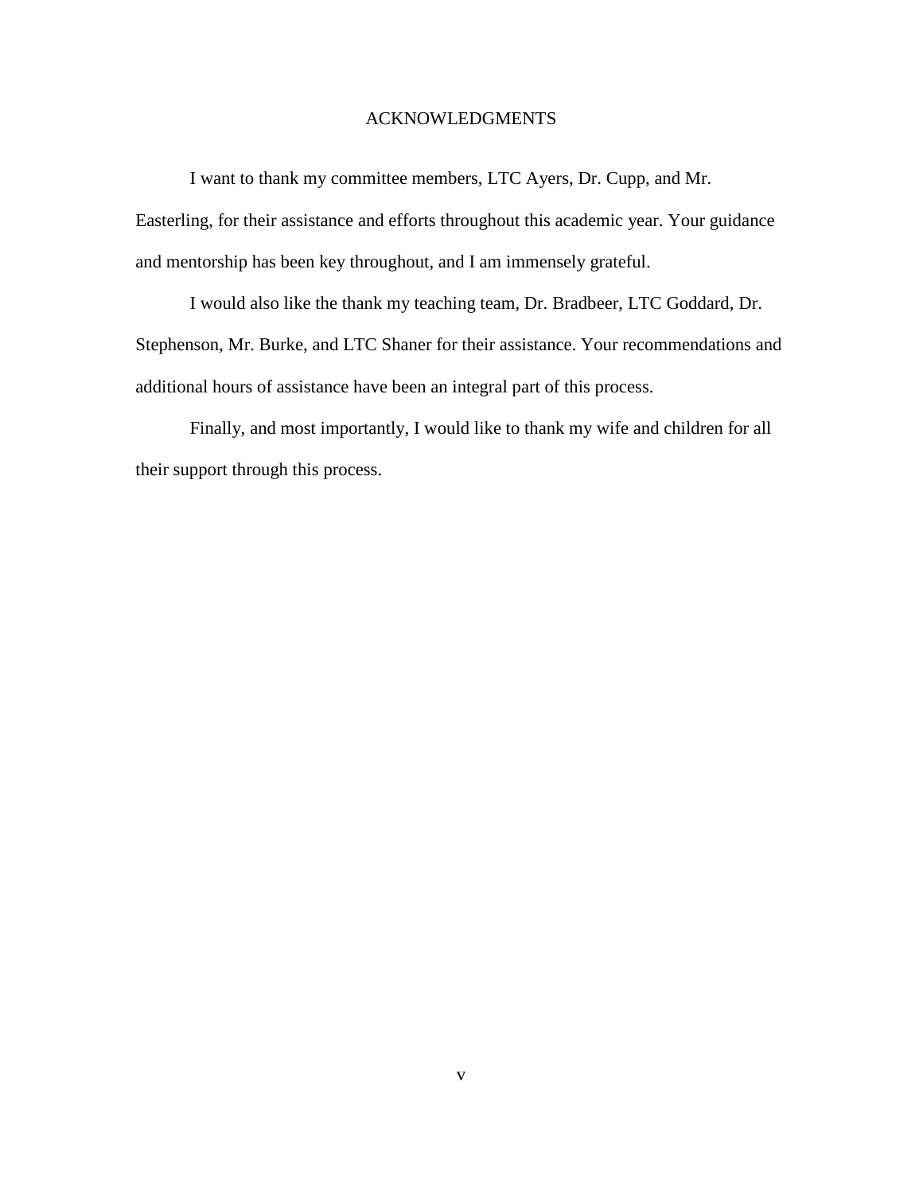# ACKNOWLEDGMENTS

I want to thank my committee members, LTC Ayers, Dr. Cupp, and Mr. Easterling, for their assistance and efforts throughout this academic year. Your guidance and mentorship has been key throughout, and I am immensely grateful.

I would also like the thank my teaching team, Dr. Bradbeer, LTC Goddard, Dr. Stephenson, Mr. Burke, and LTC Shaner for their assistance. Your recommendations and additional hours of assistance have been an integral part of this process.

Finally, and most importantly, I would like to thank my wife and children for all their support through this process.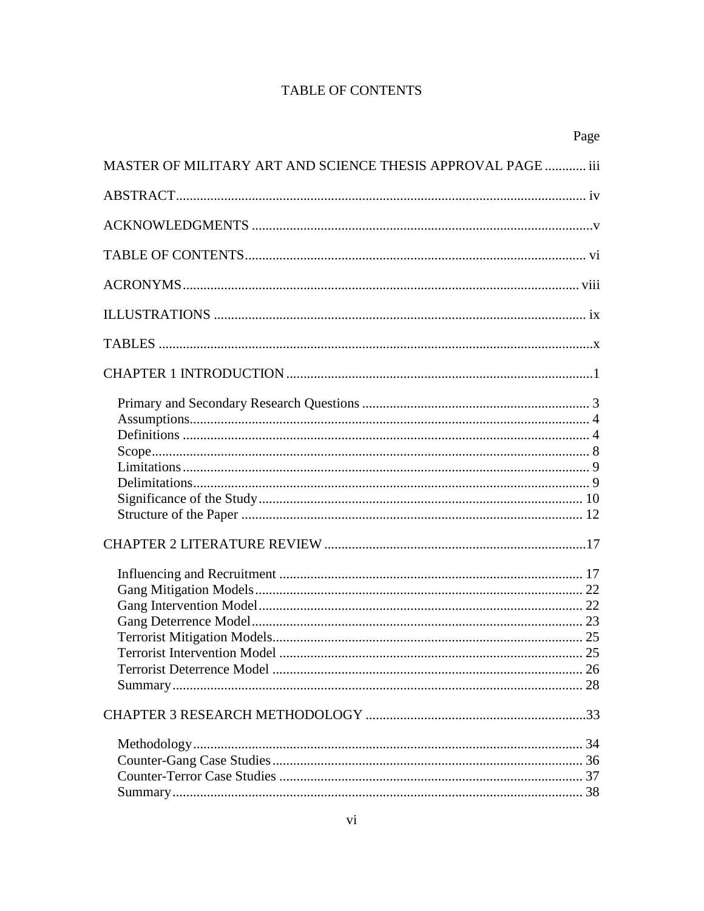# TABLE OF CONTENTS

| | Page |
|---|---|
| MASTER OF MILITARY ART AND SCIENCE THESIS APPROVAL PAGE | iii |
| ABSTRACT | iv |
| ACKNOWLEDGMENTS | v |
| TABLE OF CONTENTS | vi |
| ACRONYMS | viii |
| ILLUSTRATIONS | ix |
| TABLES | x |
| CHAPTER 1 INTRODUCTION | 1 |
| Primary and Secondary Research Questions | 3 |
| Assumptions | 4 |
| Definitions | 4 |
| Scope | 8 |
| Limitations | 9 |
| Delimitations | 9 |
| Significance of the Study | 10 |
| Structure of the Paper | 12 |
| CHAPTER 2 LITERATURE REVIEW | 17 |
| Influencing and Recruitment | 17 |
| Gang Mitigation Models | 22 |
| Gang Intervention Model | 22 |
| Gang Deterrence Model | 23 |
| Terrorist Mitigation Models | 25 |
| Terrorist Intervention Model | 25 |
| Terrorist Deterrence Model | 26 |
| Summary | 28 |
| CHAPTER 3 RESEARCH METHODOLOGY | 33 |
| Methodology | 34 |
| Counter-Gang Case Studies | 36 |
| Counter-Terror Case Studies | 37 |
| Summary | 38 |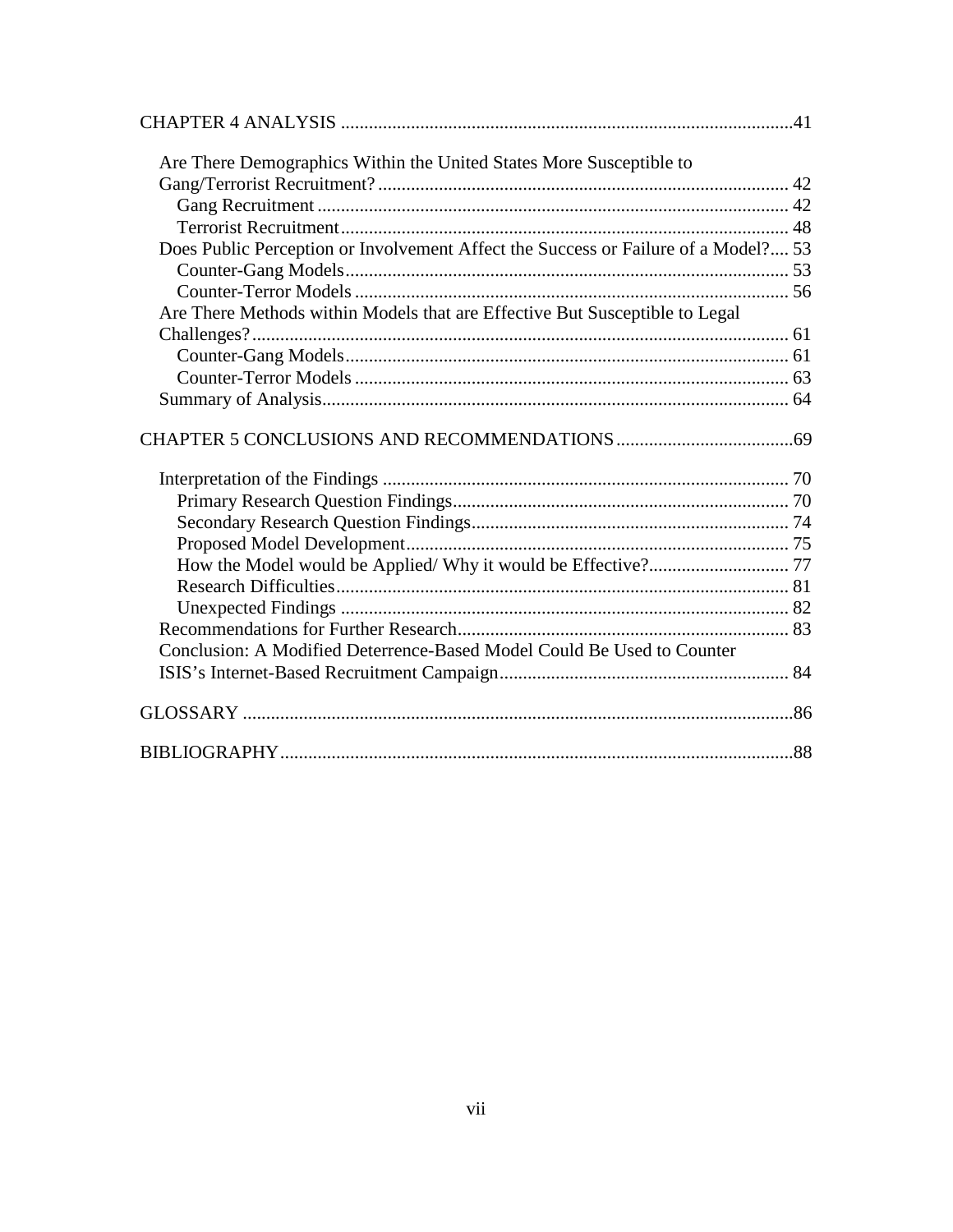CHAPTER 4 ANALYSIS ..... 41

- Are There Demographics Within the United States More Susceptible to Gang/Terrorist Recruitment? ..... 42
  - Gang Recruitment ..... 42
  - Terrorist Recruitment ..... 48
- Does Public Perception or Involvement Affect the Success or Failure of a Model? ..... 53
  - Counter-Gang Models ..... 53
  - Counter-Terror Models ..... 56
- Are There Methods within Models that are Effective But Susceptible to Legal Challenges? ..... 61
  - Counter-Gang Models ..... 61
  - Counter-Terror Models ..... 63
- Summary of Analysis ..... 64

CHAPTER 5 CONCLUSIONS AND RECOMMENDATIONS ..... 69

- Interpretation of the Findings ..... 70
  - Primary Research Question Findings ..... 70
  - Secondary Research Question Findings ..... 74
  - Proposed Model Development ..... 75
  - How the Model would be Applied/ Why it would be Effective? ..... 77
  - Research Difficulties ..... 81
  - Unexpected Findings ..... 82
- Recommendations for Further Research ..... 83
- Conclusion: A Modified Deterrence-Based Model Could Be Used to Counter ISIS's Internet-Based Recruitment Campaign ..... 84

GLOSSARY ..... 86

BIBLIOGRAPHY ..... 88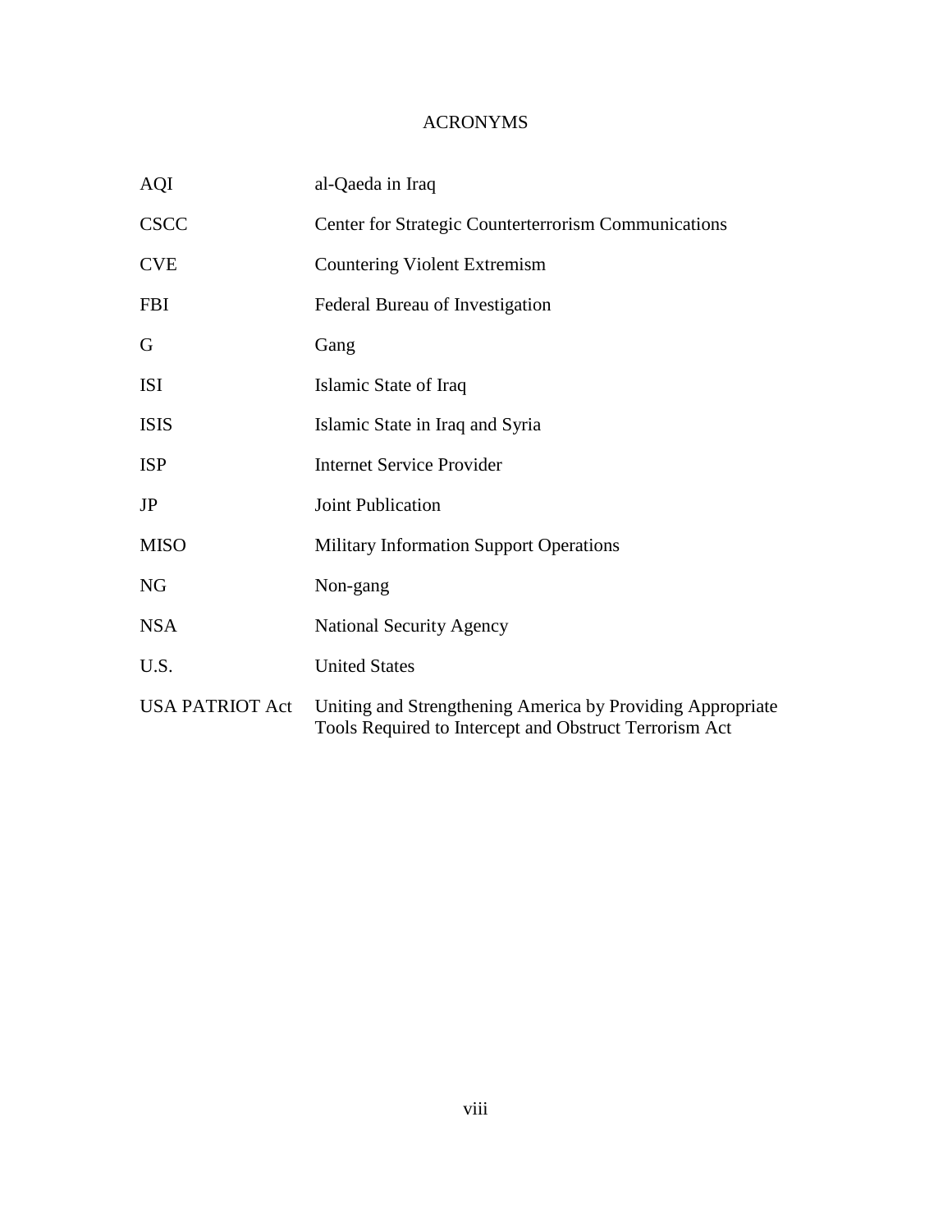# ACRONYMS

| | |
|---|---|
| AQI | al-Qaeda in Iraq |
| CSCC | Center for Strategic Counterterrorism Communications |
| CVE | Countering Violent Extremism |
| FBI | Federal Bureau of Investigation |
| G | Gang |
| ISI | Islamic State of Iraq |
| ISIS | Islamic State in Iraq and Syria |
| ISP | Internet Service Provider |
| JP | Joint Publication |
| MISO | Military Information Support Operations |
| NG | Non-gang |
| NSA | National Security Agency |
| U.S. | United States |
| USA PATRIOT Act | Uniting and Strengthening America by Providing Appropriate Tools Required to Intercept and Obstruct Terrorism Act |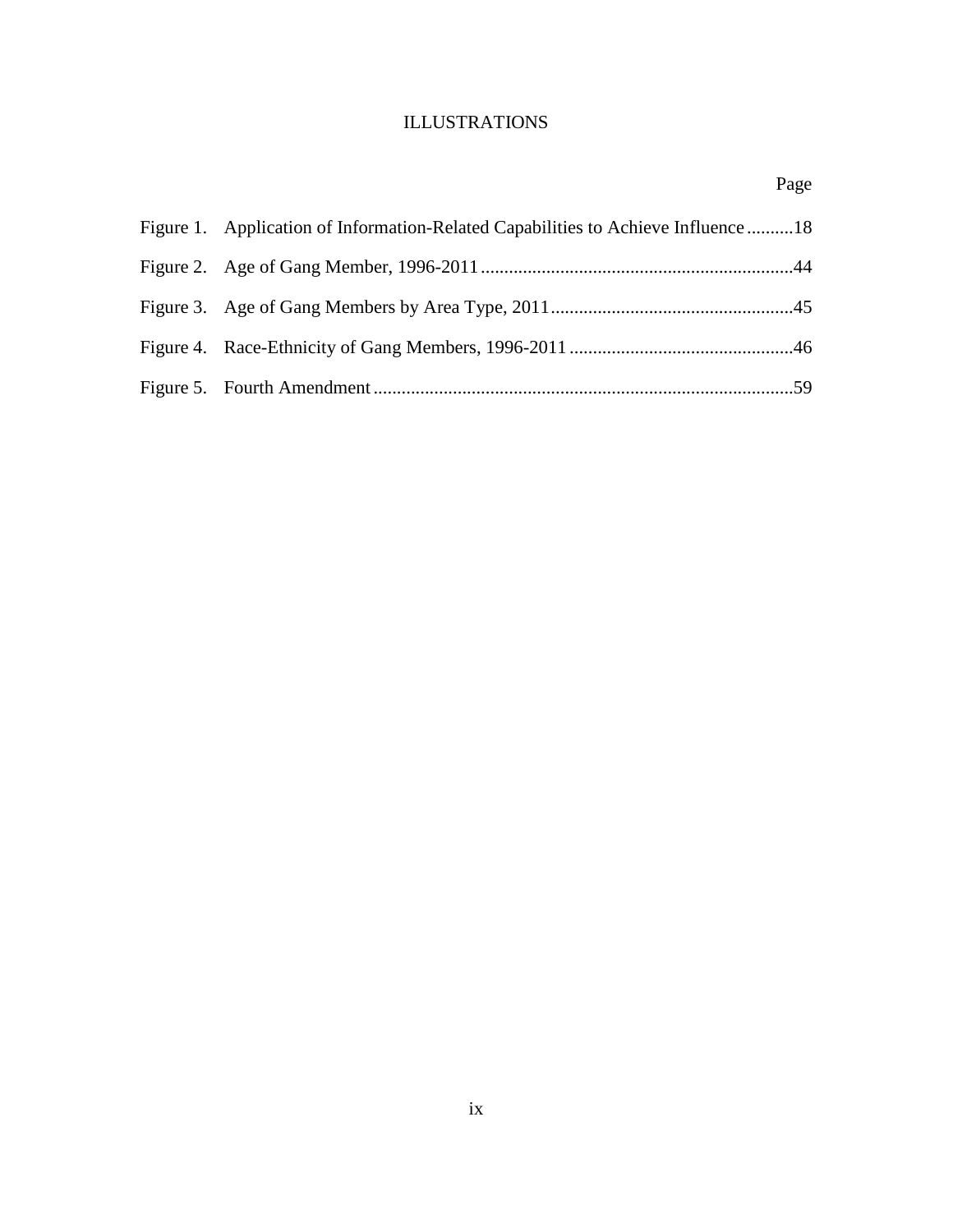# ILLUSTRATIONS

| | Page |
|---|---|
| Figure 1. Application of Information-Related Capabilities to Achieve Influence | 18 |
| Figure 2. Age of Gang Member, 1996-2011 | 44 |
| Figure 3. Age of Gang Members by Area Type, 2011 | 45 |
| Figure 4. Race-Ethnicity of Gang Members, 1996-2011 | 46 |
| Figure 5. Fourth Amendment | 59 |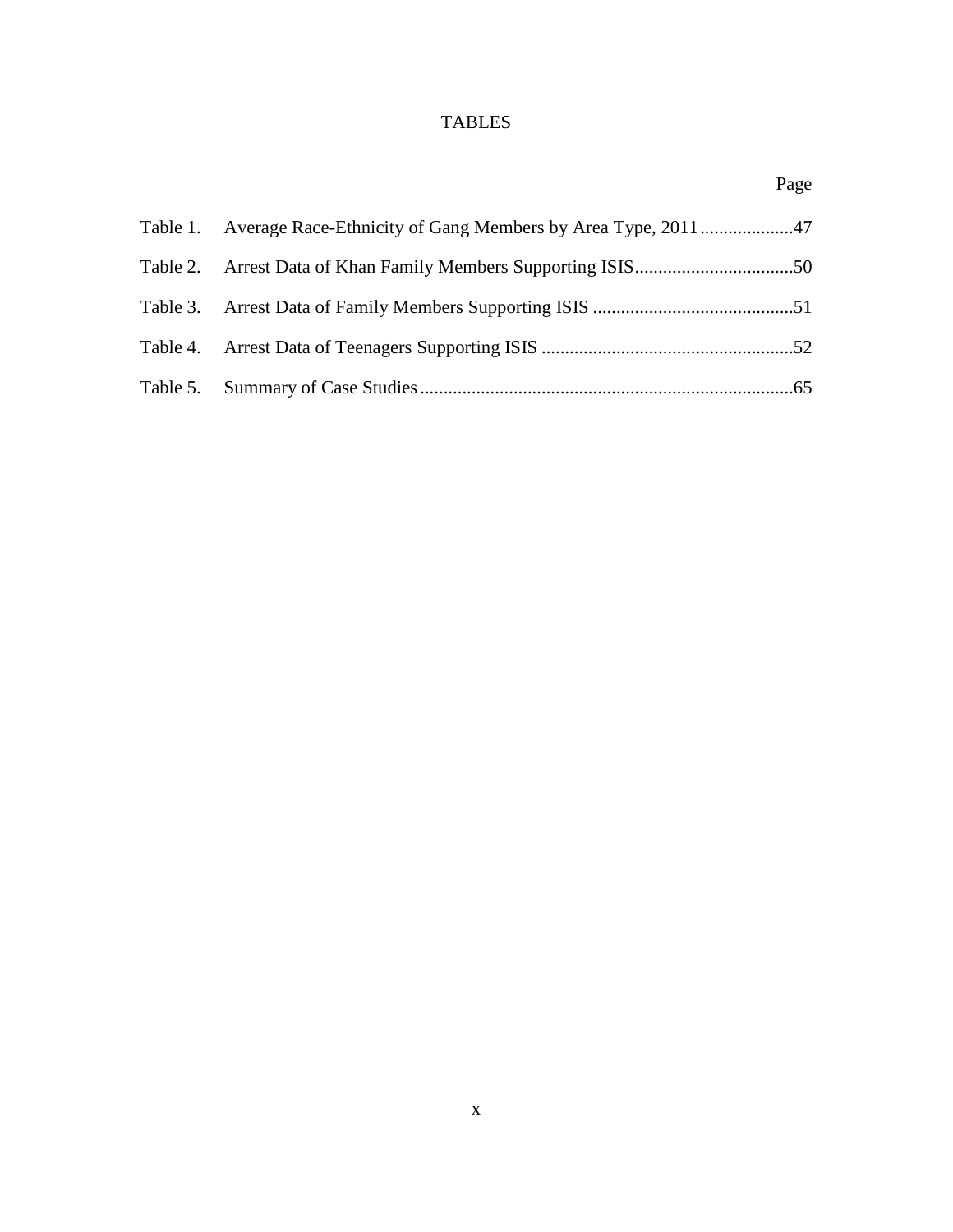# TABLES

| | | Page |
|---|---|---|
| Table 1. | Average Race-Ethnicity of Gang Members by Area Type, 2011 | 47 |
| Table 2. | Arrest Data of Khan Family Members Supporting ISIS | 50 |
| Table 3. | Arrest Data of Family Members Supporting ISIS | 51 |
| Table 4. | Arrest Data of Teenagers Supporting ISIS | 52 |
| Table 5. | Summary of Case Studies | 65 |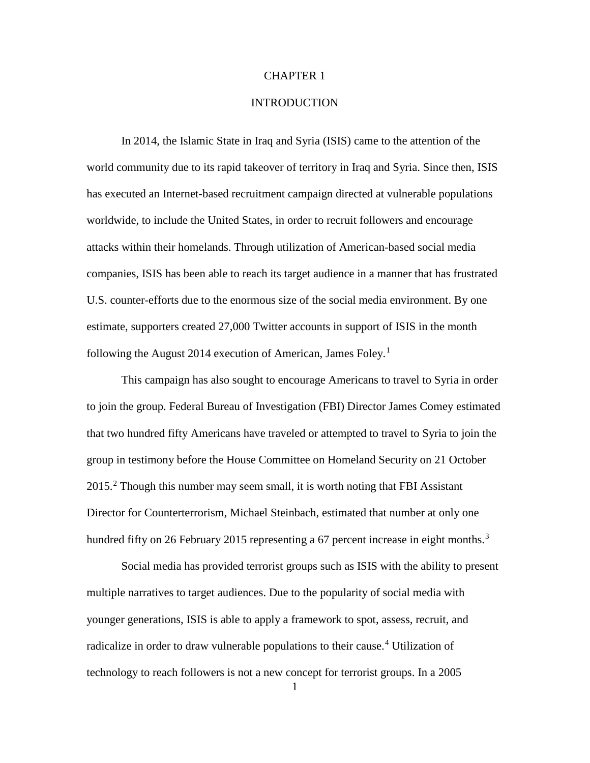# CHAPTER 1

# INTRODUCTION

In 2014, the Islamic State in Iraq and Syria (ISIS) came to the attention of the world community due to its rapid takeover of territory in Iraq and Syria. Since then, ISIS has executed an Internet-based recruitment campaign directed at vulnerable populations worldwide, to include the United States, in order to recruit followers and encourage attacks within their homelands. Through utilization of American-based social media companies, ISIS has been able to reach its target audience in a manner that has frustrated U.S. counter-efforts due to the enormous size of the social media environment. By one estimate, supporters created 27,000 Twitter accounts in support of ISIS in the month following the August 2014 execution of American, James Foley.[1]

This campaign has also sought to encourage Americans to travel to Syria in order to join the group. Federal Bureau of Investigation (FBI) Director James Comey estimated that two hundred fifty Americans have traveled or attempted to travel to Syria to join the group in testimony before the House Committee on Homeland Security on 21 October 2015.[2] Though this number may seem small, it is worth noting that FBI Assistant Director for Counterterrorism, Michael Steinbach, estimated that number at only one hundred fifty on 26 February 2015 representing a 67 percent increase in eight months.[3]

Social media has provided terrorist groups such as ISIS with the ability to present multiple narratives to target audiences. Due to the popularity of social media with younger generations, ISIS is able to apply a framework to spot, assess, recruit, and radicalize in order to draw vulnerable populations to their cause.[4] Utilization of technology to reach followers is not a new concept for terrorist groups. In a 2005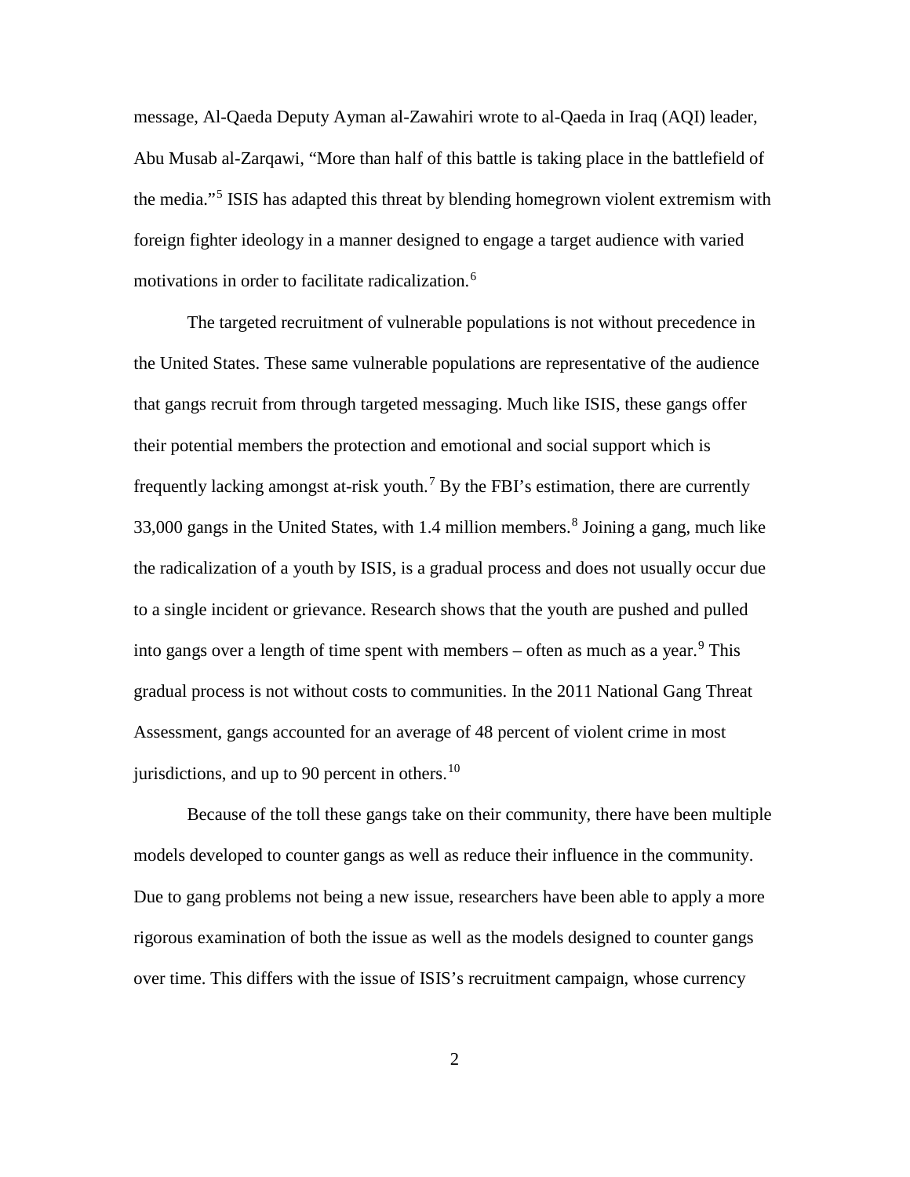message, Al-Qaeda Deputy Ayman al-Zawahiri wrote to al-Qaeda in Iraq (AQI) leader, Abu Musab al-Zarqawi, "More than half of this battle is taking place in the battlefield of the media."[5] ISIS has adapted this threat by blending homegrown violent extremism with foreign fighter ideology in a manner designed to engage a target audience with varied motivations in order to facilitate radicalization.[6]

The targeted recruitment of vulnerable populations is not without precedence in the United States. These same vulnerable populations are representative of the audience that gangs recruit from through targeted messaging. Much like ISIS, these gangs offer their potential members the protection and emotional and social support which is frequently lacking amongst at-risk youth.[7] By the FBI's estimation, there are currently 33,000 gangs in the United States, with 1.4 million members.[8] Joining a gang, much like the radicalization of a youth by ISIS, is a gradual process and does not usually occur due to a single incident or grievance. Research shows that the youth are pushed and pulled into gangs over a length of time spent with members – often as much as a year.[9] This gradual process is not without costs to communities. In the 2011 National Gang Threat Assessment, gangs accounted for an average of 48 percent of violent crime in most jurisdictions, and up to 90 percent in others.[10]

Because of the toll these gangs take on their community, there have been multiple models developed to counter gangs as well as reduce their influence in the community. Due to gang problems not being a new issue, researchers have been able to apply a more rigorous examination of both the issue as well as the models designed to counter gangs over time. This differs with the issue of ISIS's recruitment campaign, whose currency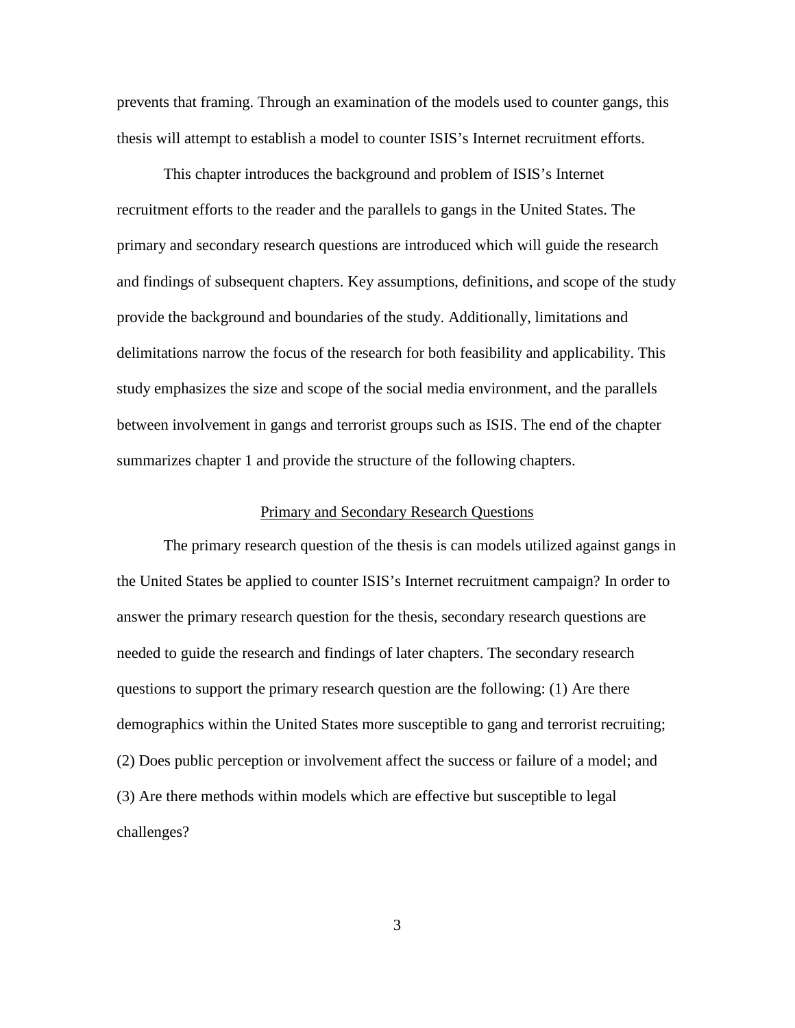prevents that framing. Through an examination of the models used to counter gangs, this thesis will attempt to establish a model to counter ISIS's Internet recruitment efforts.

This chapter introduces the background and problem of ISIS's Internet recruitment efforts to the reader and the parallels to gangs in the United States. The primary and secondary research questions are introduced which will guide the research and findings of subsequent chapters. Key assumptions, definitions, and scope of the study provide the background and boundaries of the study. Additionally, limitations and delimitations narrow the focus of the research for both feasibility and applicability. This study emphasizes the size and scope of the social media environment, and the parallels between involvement in gangs and terrorist groups such as ISIS. The end of the chapter summarizes chapter 1 and provide the structure of the following chapters.

## Primary and Secondary Research Questions

The primary research question of the thesis is can models utilized against gangs in the United States be applied to counter ISIS's Internet recruitment campaign? In order to answer the primary research question for the thesis, secondary research questions are needed to guide the research and findings of later chapters. The secondary research questions to support the primary research question are the following: (1) Are there demographics within the United States more susceptible to gang and terrorist recruiting; (2) Does public perception or involvement affect the success or failure of a model; and (3) Are there methods within models which are effective but susceptible to legal challenges?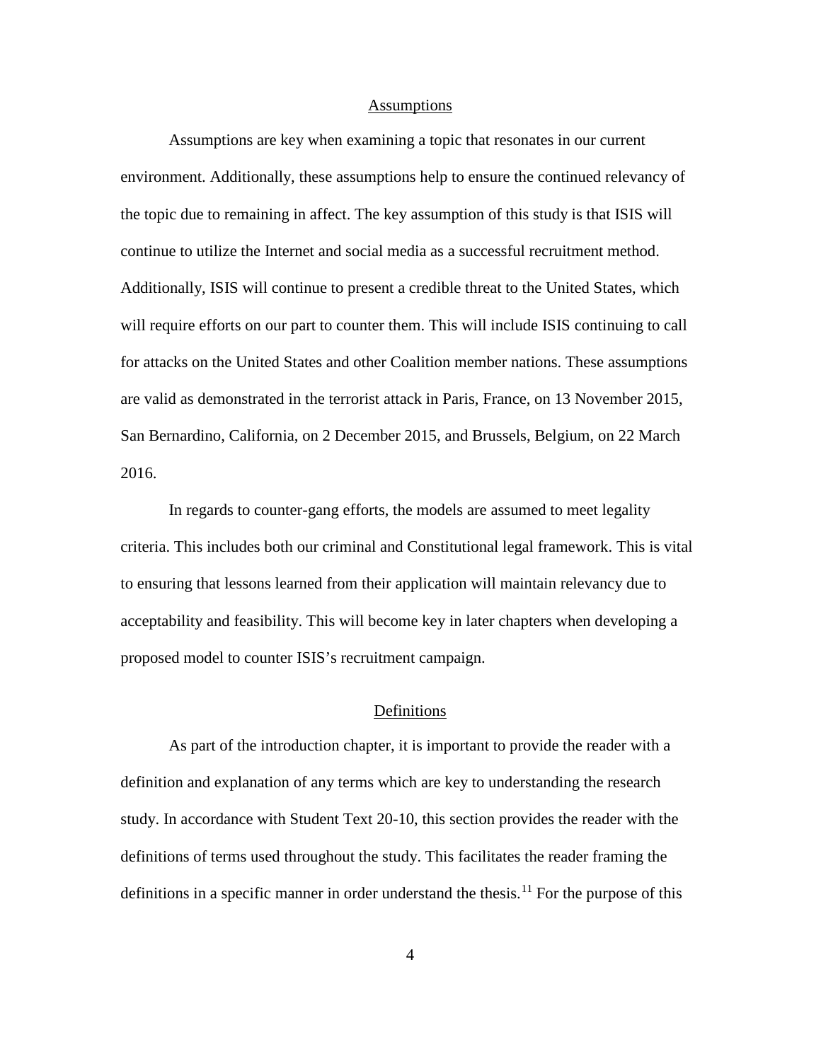## Assumptions

Assumptions are key when examining a topic that resonates in our current environment. Additionally, these assumptions help to ensure the continued relevancy of the topic due to remaining in affect. The key assumption of this study is that ISIS will continue to utilize the Internet and social media as a successful recruitment method. Additionally, ISIS will continue to present a credible threat to the United States, which will require efforts on our part to counter them. This will include ISIS continuing to call for attacks on the United States and other Coalition member nations. These assumptions are valid as demonstrated in the terrorist attack in Paris, France, on 13 November 2015, San Bernardino, California, on 2 December 2015, and Brussels, Belgium, on 22 March 2016.

In regards to counter-gang efforts, the models are assumed to meet legality criteria. This includes both our criminal and Constitutional legal framework. This is vital to ensuring that lessons learned from their application will maintain relevancy due to acceptability and feasibility. This will become key in later chapters when developing a proposed model to counter ISIS's recruitment campaign.

## Definitions

As part of the introduction chapter, it is important to provide the reader with a definition and explanation of any terms which are key to understanding the research study. In accordance with Student Text 20-10, this section provides the reader with the definitions of terms used throughout the study. This facilitates the reader framing the definitions in a specific manner in order understand the thesis.[11] For the purpose of this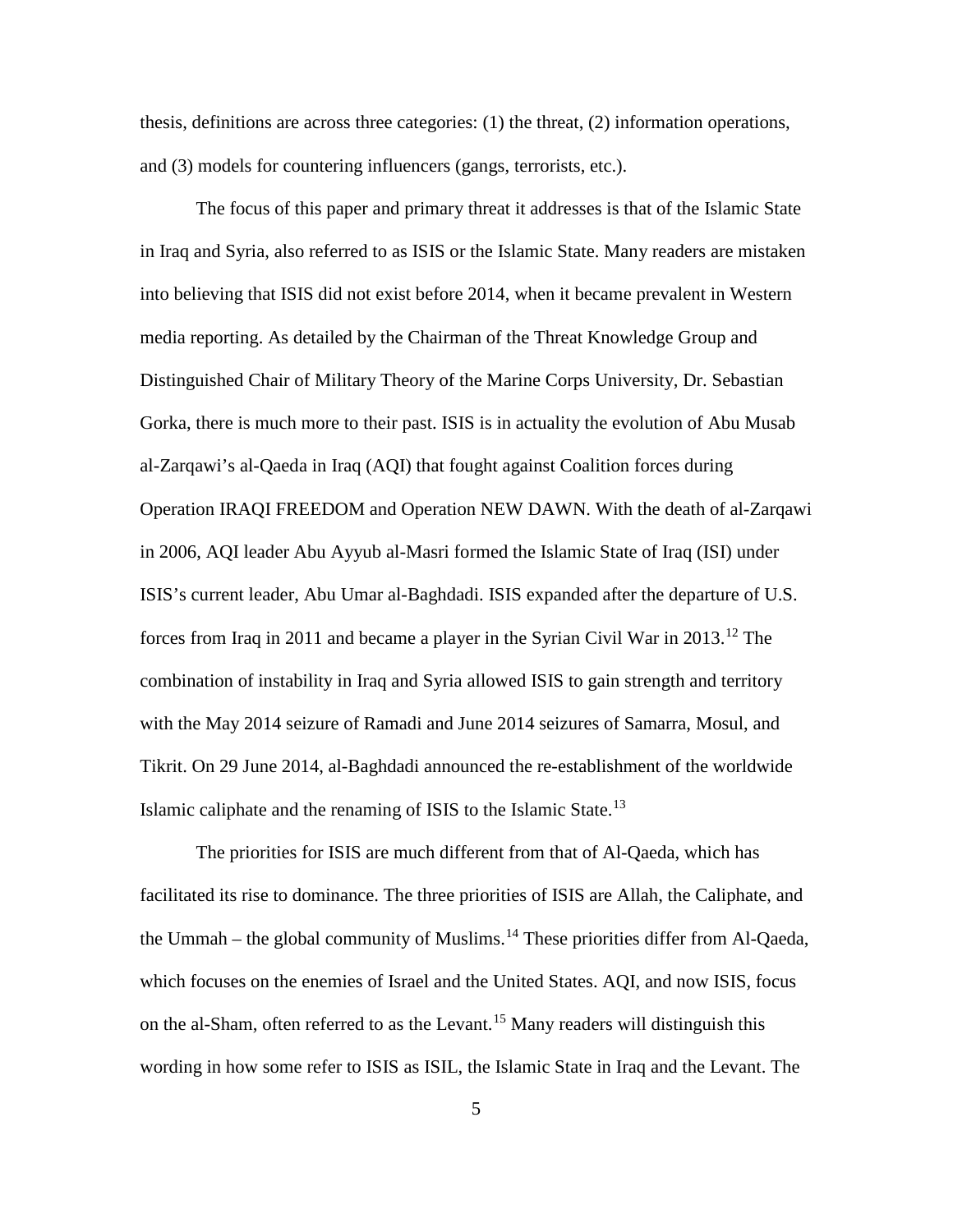thesis, definitions are across three categories: (1) the threat, (2) information operations, and (3) models for countering influencers (gangs, terrorists, etc.).

The focus of this paper and primary threat it addresses is that of the Islamic State in Iraq and Syria, also referred to as ISIS or the Islamic State. Many readers are mistaken into believing that ISIS did not exist before 2014, when it became prevalent in Western media reporting. As detailed by the Chairman of the Threat Knowledge Group and Distinguished Chair of Military Theory of the Marine Corps University, Dr. Sebastian Gorka, there is much more to their past. ISIS is in actuality the evolution of Abu Musab al-Zarqawi's al-Qaeda in Iraq (AQI) that fought against Coalition forces during Operation IRAQI FREEDOM and Operation NEW DAWN. With the death of al-Zarqawi in 2006, AQI leader Abu Ayyub al-Masri formed the Islamic State of Iraq (ISI) under ISIS's current leader, Abu Umar al-Baghdadi. ISIS expanded after the departure of U.S. forces from Iraq in 2011 and became a player in the Syrian Civil War in 2013.[12] The combination of instability in Iraq and Syria allowed ISIS to gain strength and territory with the May 2014 seizure of Ramadi and June 2014 seizures of Samarra, Mosul, and Tikrit. On 29 June 2014, al-Baghdadi announced the re-establishment of the worldwide Islamic caliphate and the renaming of ISIS to the Islamic State.[13]

The priorities for ISIS are much different from that of Al-Qaeda, which has facilitated its rise to dominance. The three priorities of ISIS are Allah, the Caliphate, and the Ummah – the global community of Muslims.[14] These priorities differ from Al-Qaeda, which focuses on the enemies of Israel and the United States. AQI, and now ISIS, focus on the al-Sham, often referred to as the Levant.[15] Many readers will distinguish this wording in how some refer to ISIS as ISIL, the Islamic State in Iraq and the Levant. The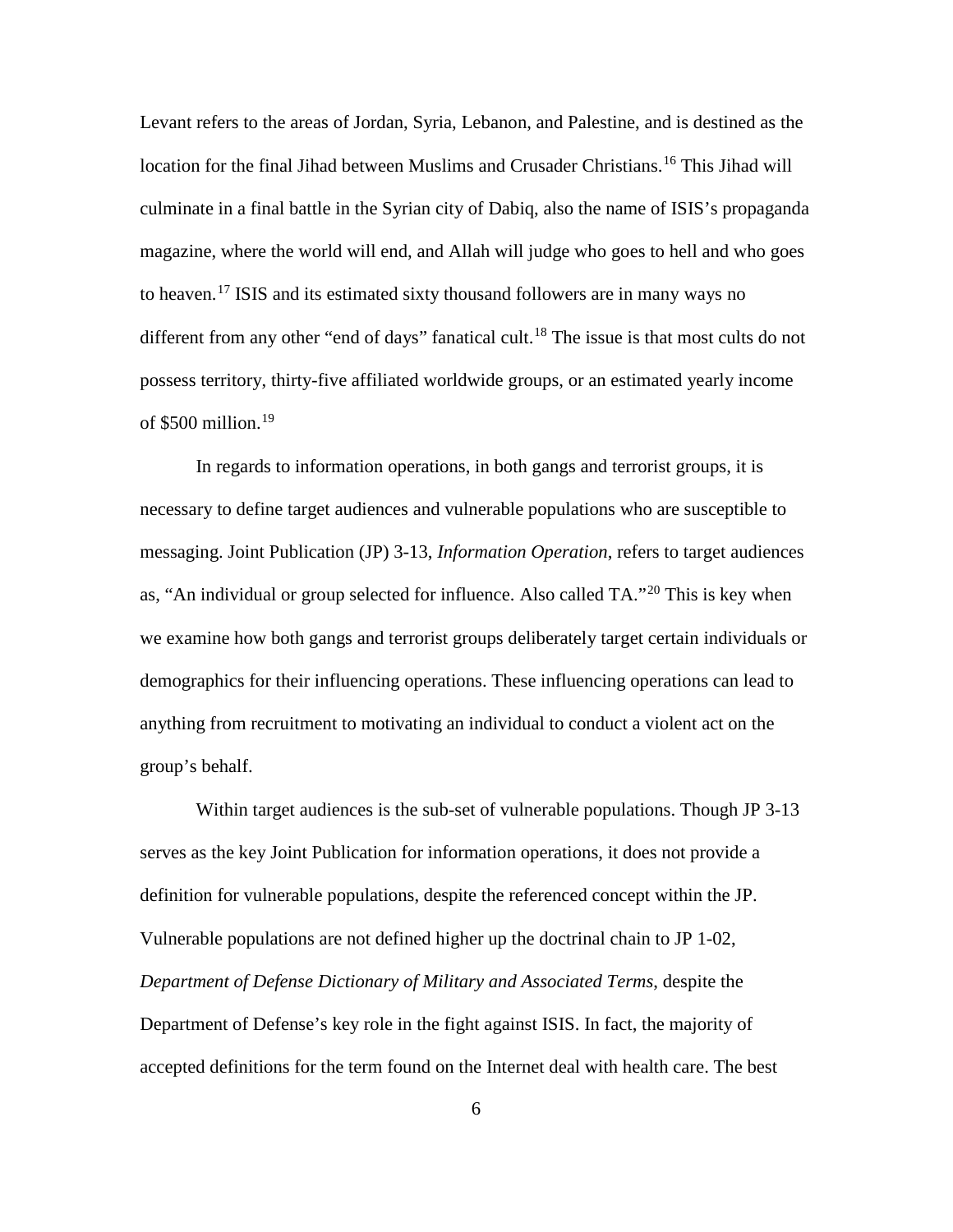Levant refers to the areas of Jordan, Syria, Lebanon, and Palestine, and is destined as the location for the final Jihad between Muslims and Crusader Christians.[16] This Jihad will culminate in a final battle in the Syrian city of Dabiq, also the name of ISIS's propaganda magazine, where the world will end, and Allah will judge who goes to hell and who goes to heaven.[17] ISIS and its estimated sixty thousand followers are in many ways no different from any other "end of days" fanatical cult.[18] The issue is that most cults do not possess territory, thirty-five affiliated worldwide groups, or an estimated yearly income of $500 million.[19]

In regards to information operations, in both gangs and terrorist groups, it is necessary to define target audiences and vulnerable populations who are susceptible to messaging. Joint Publication (JP) 3-13, *Information Operation*, refers to target audiences as, "An individual or group selected for influence. Also called TA."[20] This is key when we examine how both gangs and terrorist groups deliberately target certain individuals or demographics for their influencing operations. These influencing operations can lead to anything from recruitment to motivating an individual to conduct a violent act on the group's behalf.

Within target audiences is the sub-set of vulnerable populations. Though JP 3-13 serves as the key Joint Publication for information operations, it does not provide a definition for vulnerable populations, despite the referenced concept within the JP. Vulnerable populations are not defined higher up the doctrinal chain to JP 1-02, *Department of Defense Dictionary of Military and Associated Terms*, despite the Department of Defense's key role in the fight against ISIS. In fact, the majority of accepted definitions for the term found on the Internet deal with health care. The best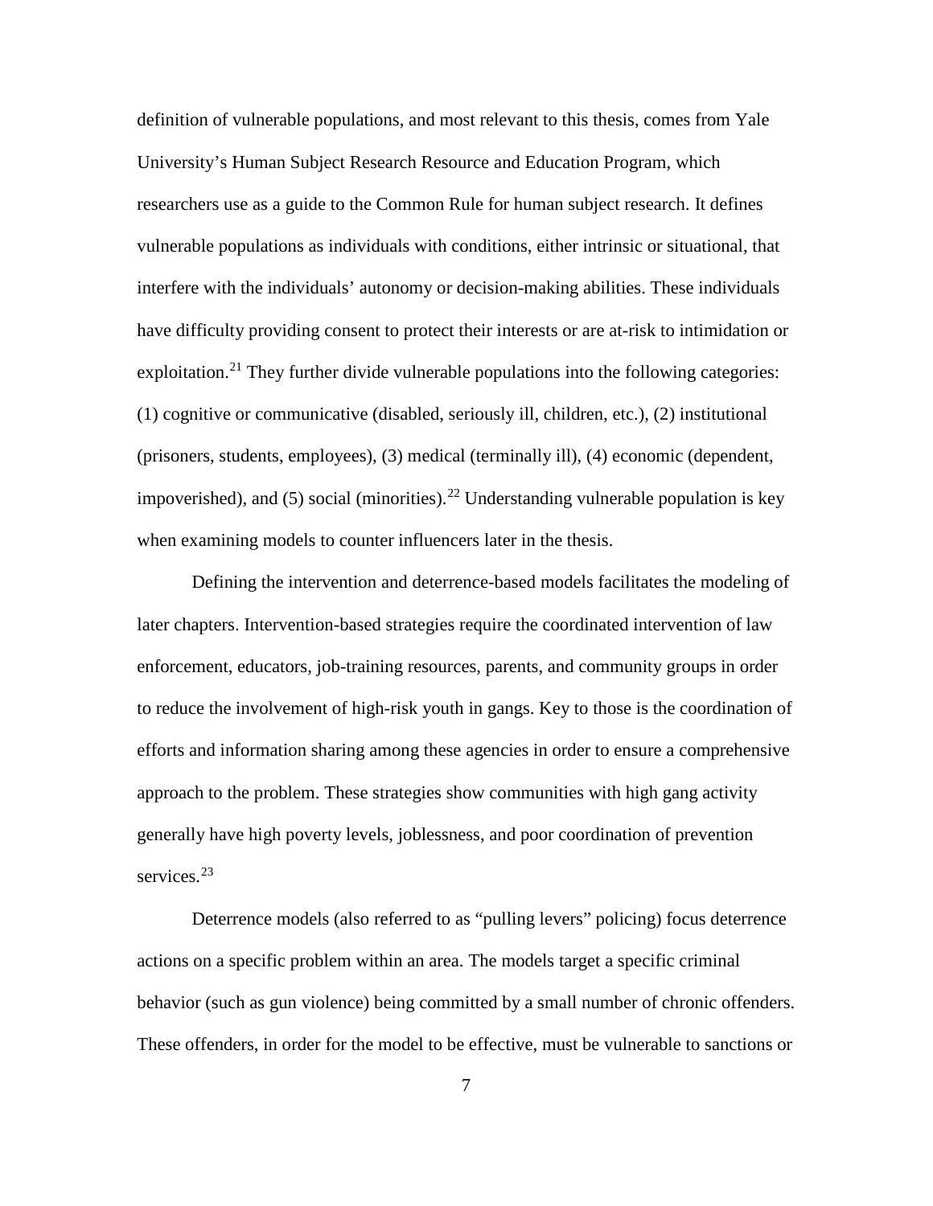definition of vulnerable populations, and most relevant to this thesis, comes from Yale University's Human Subject Research Resource and Education Program, which researchers use as a guide to the Common Rule for human subject research. It defines vulnerable populations as individuals with conditions, either intrinsic or situational, that interfere with the individuals' autonomy or decision-making abilities. These individuals have difficulty providing consent to protect their interests or are at-risk to intimidation or exploitation.[21] They further divide vulnerable populations into the following categories: (1) cognitive or communicative (disabled, seriously ill, children, etc.), (2) institutional (prisoners, students, employees), (3) medical (terminally ill), (4) economic (dependent, impoverished), and (5) social (minorities).[22] Understanding vulnerable population is key when examining models to counter influencers later in the thesis.

Defining the intervention and deterrence-based models facilitates the modeling of later chapters. Intervention-based strategies require the coordinated intervention of law enforcement, educators, job-training resources, parents, and community groups in order to reduce the involvement of high-risk youth in gangs. Key to those is the coordination of efforts and information sharing among these agencies in order to ensure a comprehensive approach to the problem. These strategies show communities with high gang activity generally have high poverty levels, joblessness, and poor coordination of prevention services.[23]

Deterrence models (also referred to as "pulling levers" policing) focus deterrence actions on a specific problem within an area. The models target a specific criminal behavior (such as gun violence) being committed by a small number of chronic offenders. These offenders, in order for the model to be effective, must be vulnerable to sanctions or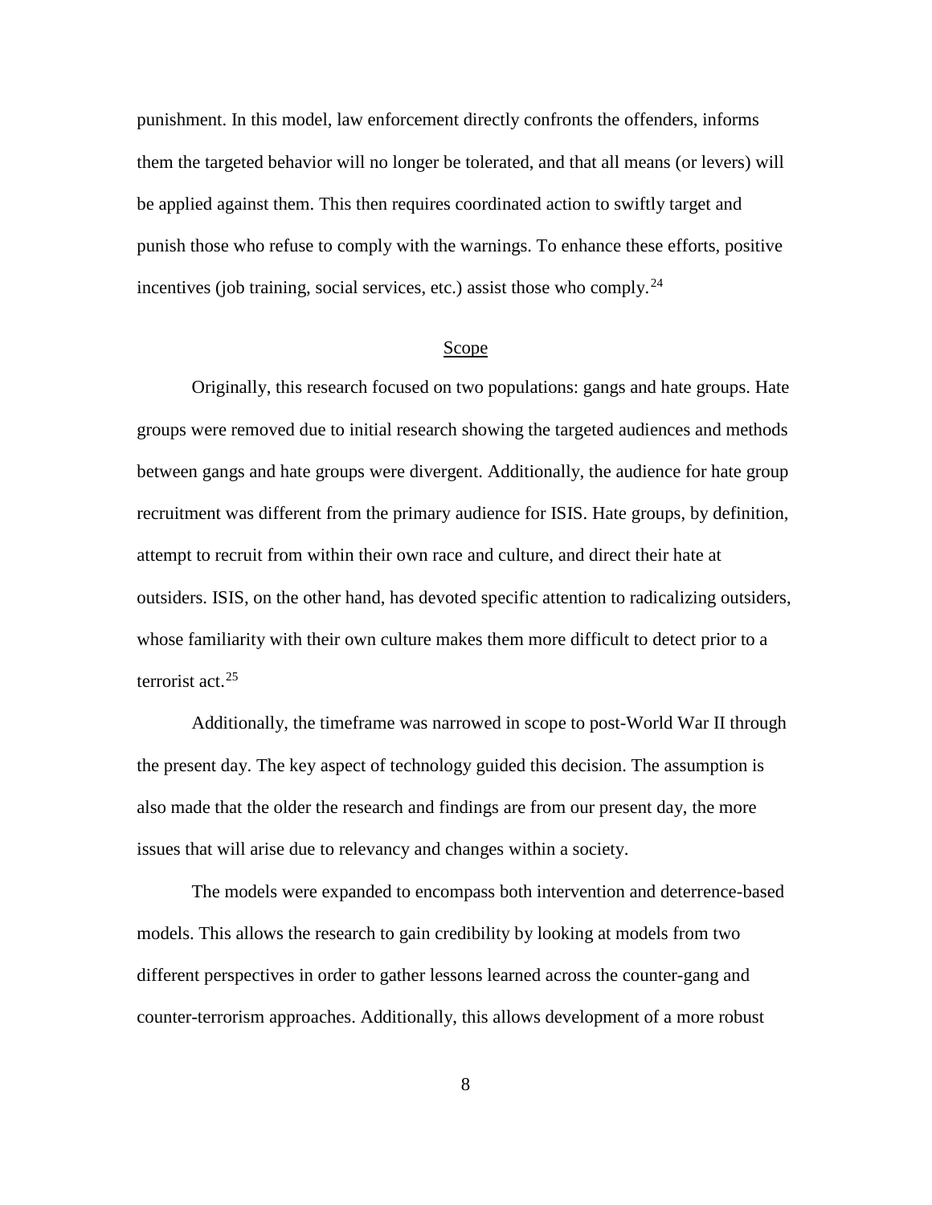punishment. In this model, law enforcement directly confronts the offenders, informs them the targeted behavior will no longer be tolerated, and that all means (or levers) will be applied against them. This then requires coordinated action to swiftly target and punish those who refuse to comply with the warnings. To enhance these efforts, positive incentives (job training, social services, etc.) assist those who comply.[24]

## Scope

Originally, this research focused on two populations: gangs and hate groups. Hate groups were removed due to initial research showing the targeted audiences and methods between gangs and hate groups were divergent. Additionally, the audience for hate group recruitment was different from the primary audience for ISIS. Hate groups, by definition, attempt to recruit from within their own race and culture, and direct their hate at outsiders. ISIS, on the other hand, has devoted specific attention to radicalizing outsiders, whose familiarity with their own culture makes them more difficult to detect prior to a terrorist act.[25]

Additionally, the timeframe was narrowed in scope to post-World War II through the present day. The key aspect of technology guided this decision. The assumption is also made that the older the research and findings are from our present day, the more issues that will arise due to relevancy and changes within a society.

The models were expanded to encompass both intervention and deterrence-based models. This allows the research to gain credibility by looking at models from two different perspectives in order to gather lessons learned across the counter-gang and counter-terrorism approaches. Additionally, this allows development of a more robust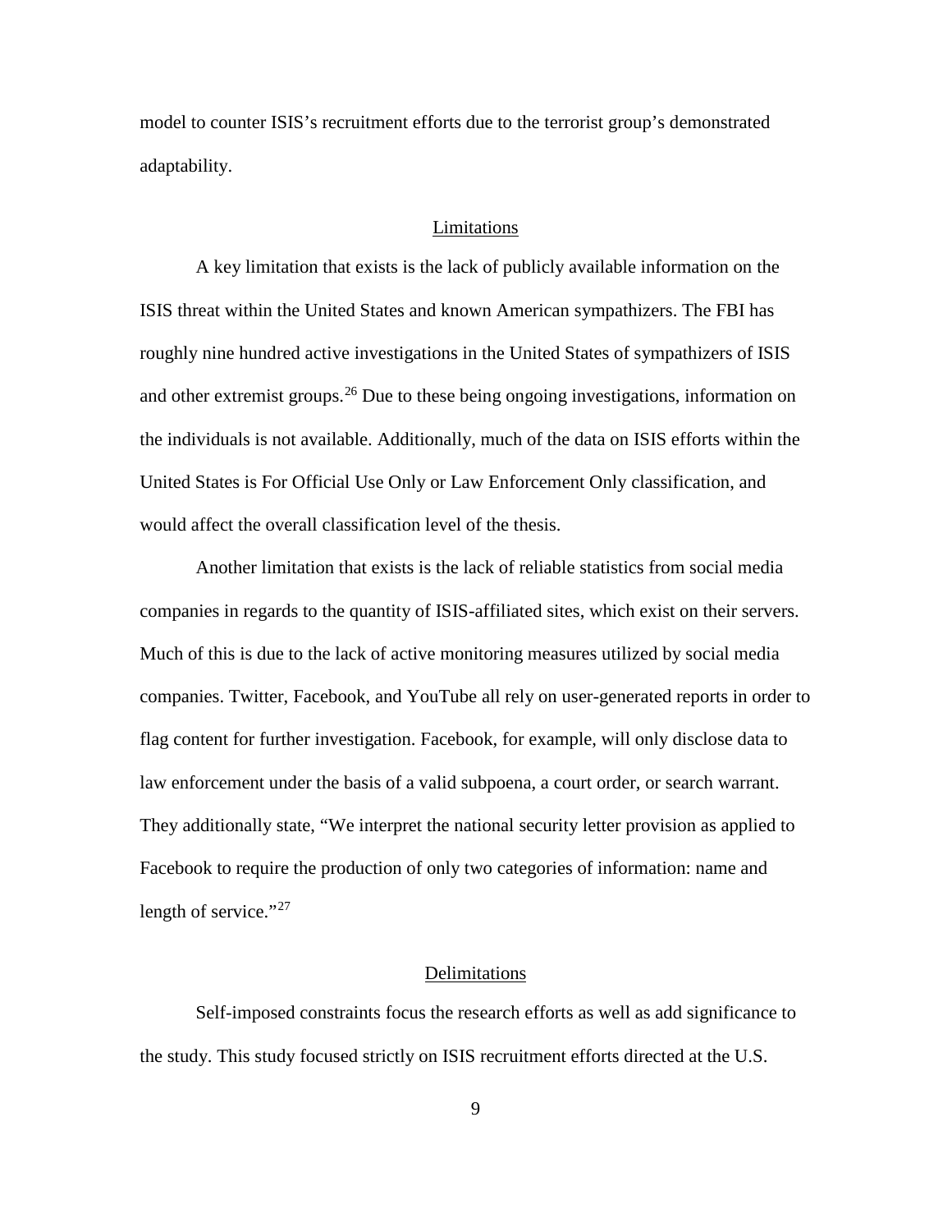model to counter ISIS's recruitment efforts due to the terrorist group's demonstrated adaptability.

## Limitations

A key limitation that exists is the lack of publicly available information on the ISIS threat within the United States and known American sympathizers. The FBI has roughly nine hundred active investigations in the United States of sympathizers of ISIS and other extremist groups.[26] Due to these being ongoing investigations, information on the individuals is not available. Additionally, much of the data on ISIS efforts within the United States is For Official Use Only or Law Enforcement Only classification, and would affect the overall classification level of the thesis.

Another limitation that exists is the lack of reliable statistics from social media companies in regards to the quantity of ISIS-affiliated sites, which exist on their servers. Much of this is due to the lack of active monitoring measures utilized by social media companies. Twitter, Facebook, and YouTube all rely on user-generated reports in order to flag content for further investigation. Facebook, for example, will only disclose data to law enforcement under the basis of a valid subpoena, a court order, or search warrant. They additionally state, "We interpret the national security letter provision as applied to Facebook to require the production of only two categories of information: name and length of service."[27]

## Delimitations

Self-imposed constraints focus the research efforts as well as add significance to the study. This study focused strictly on ISIS recruitment efforts directed at the U.S.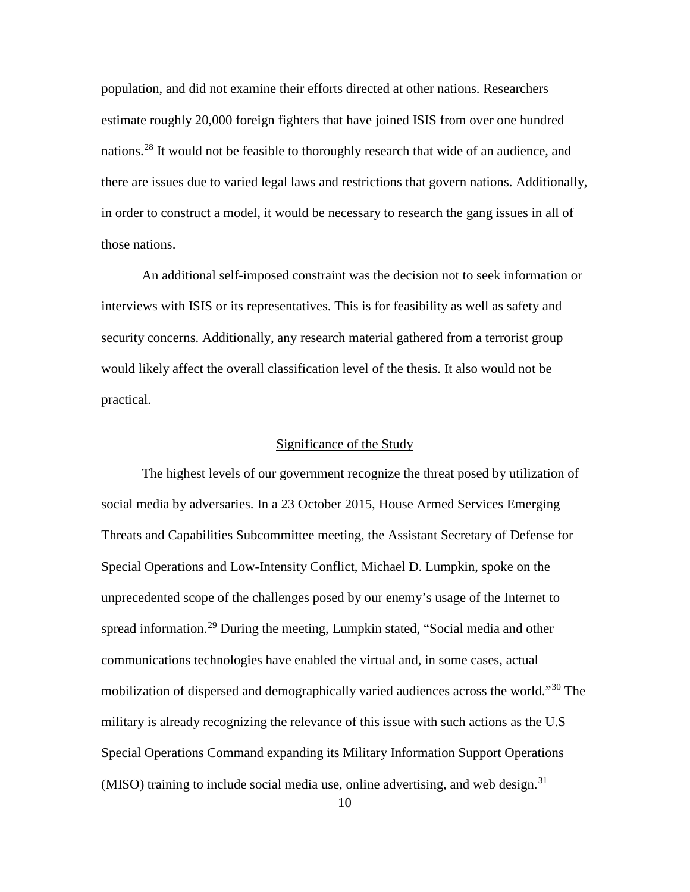population, and did not examine their efforts directed at other nations. Researchers estimate roughly 20,000 foreign fighters that have joined ISIS from over one hundred nations.[28] It would not be feasible to thoroughly research that wide of an audience, and there are issues due to varied legal laws and restrictions that govern nations. Additionally, in order to construct a model, it would be necessary to research the gang issues in all of those nations.

An additional self-imposed constraint was the decision not to seek information or interviews with ISIS or its representatives. This is for feasibility as well as safety and security concerns. Additionally, any research material gathered from a terrorist group would likely affect the overall classification level of the thesis. It also would not be practical.

## Significance of the Study

The highest levels of our government recognize the threat posed by utilization of social media by adversaries. In a 23 October 2015, House Armed Services Emerging Threats and Capabilities Subcommittee meeting, the Assistant Secretary of Defense for Special Operations and Low-Intensity Conflict, Michael D. Lumpkin, spoke on the unprecedented scope of the challenges posed by our enemy's usage of the Internet to spread information.[29] During the meeting, Lumpkin stated, "Social media and other communications technologies have enabled the virtual and, in some cases, actual mobilization of dispersed and demographically varied audiences across the world."[30] The military is already recognizing the relevance of this issue with such actions as the U.S Special Operations Command expanding its Military Information Support Operations (MISO) training to include social media use, online advertising, and web design.[31]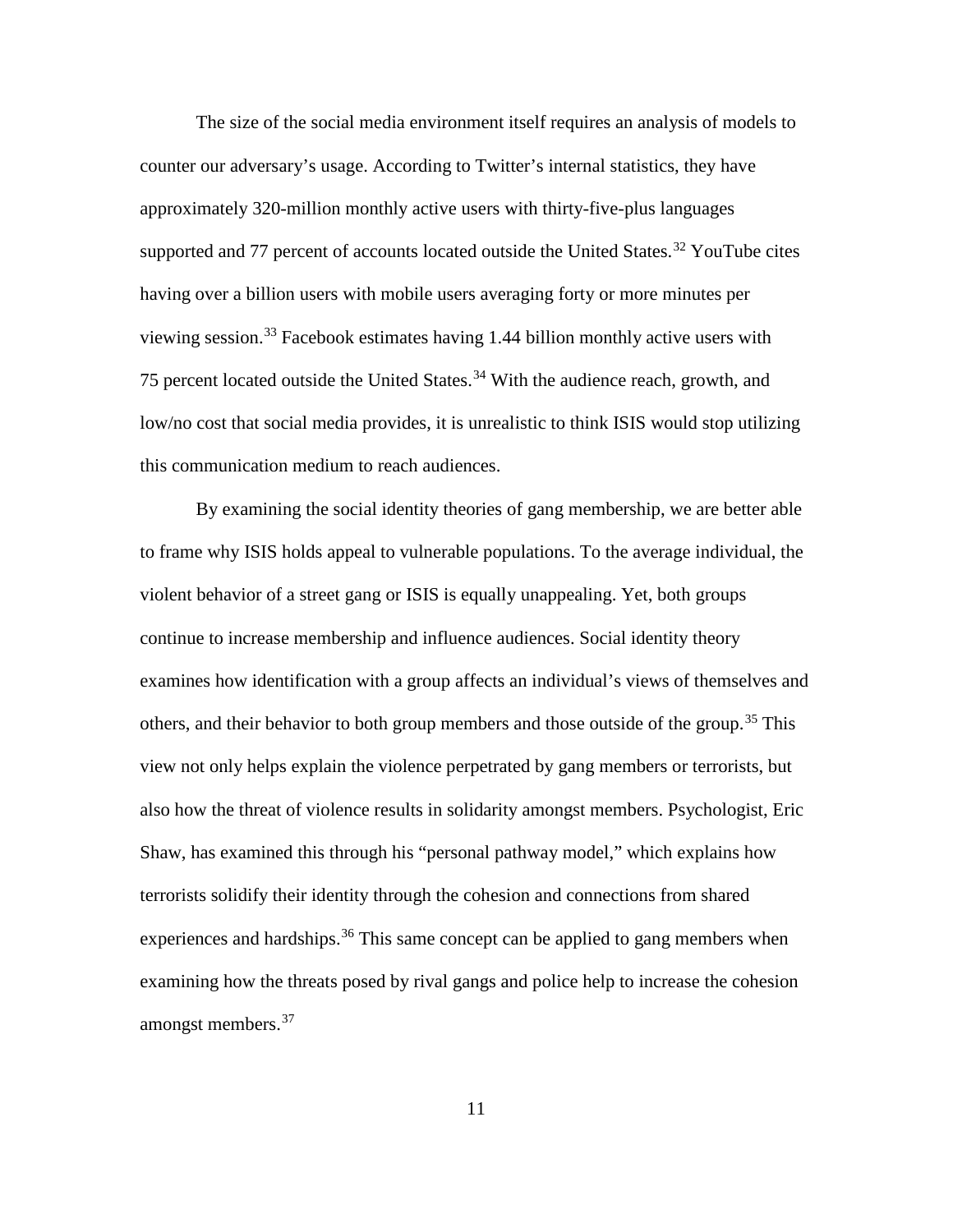The size of the social media environment itself requires an analysis of models to counter our adversary's usage. According to Twitter's internal statistics, they have approximately 320-million monthly active users with thirty-five-plus languages supported and 77 percent of accounts located outside the United States.[32] YouTube cites having over a billion users with mobile users averaging forty or more minutes per viewing session.[33] Facebook estimates having 1.44 billion monthly active users with 75 percent located outside the United States.[34] With the audience reach, growth, and low/no cost that social media provides, it is unrealistic to think ISIS would stop utilizing this communication medium to reach audiences.

By examining the social identity theories of gang membership, we are better able to frame why ISIS holds appeal to vulnerable populations. To the average individual, the violent behavior of a street gang or ISIS is equally unappealing. Yet, both groups continue to increase membership and influence audiences. Social identity theory examines how identification with a group affects an individual's views of themselves and others, and their behavior to both group members and those outside of the group.[35] This view not only helps explain the violence perpetrated by gang members or terrorists, but also how the threat of violence results in solidarity amongst members. Psychologist, Eric Shaw, has examined this through his "personal pathway model," which explains how terrorists solidify their identity through the cohesion and connections from shared experiences and hardships.[36] This same concept can be applied to gang members when examining how the threats posed by rival gangs and police help to increase the cohesion amongst members.[37]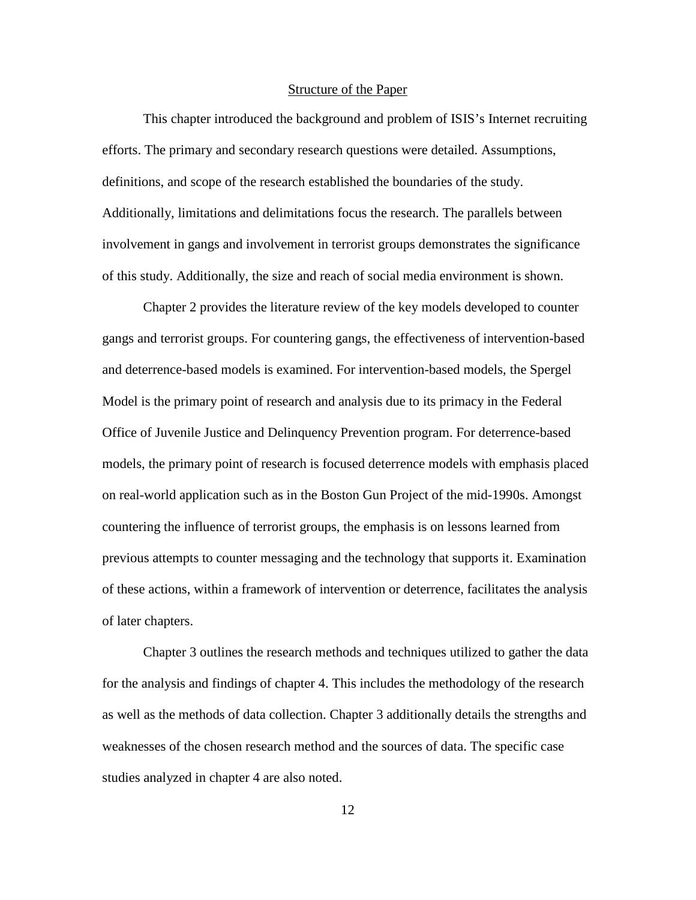## Structure of the Paper

This chapter introduced the background and problem of ISIS's Internet recruiting efforts. The primary and secondary research questions were detailed. Assumptions, definitions, and scope of the research established the boundaries of the study. Additionally, limitations and delimitations focus the research. The parallels between involvement in gangs and involvement in terrorist groups demonstrates the significance of this study. Additionally, the size and reach of social media environment is shown.

Chapter 2 provides the literature review of the key models developed to counter gangs and terrorist groups. For countering gangs, the effectiveness of intervention-based and deterrence-based models is examined. For intervention-based models, the Spergel Model is the primary point of research and analysis due to its primacy in the Federal Office of Juvenile Justice and Delinquency Prevention program. For deterrence-based models, the primary point of research is focused deterrence models with emphasis placed on real-world application such as in the Boston Gun Project of the mid-1990s. Amongst countering the influence of terrorist groups, the emphasis is on lessons learned from previous attempts to counter messaging and the technology that supports it. Examination of these actions, within a framework of intervention or deterrence, facilitates the analysis of later chapters.

Chapter 3 outlines the research methods and techniques utilized to gather the data for the analysis and findings of chapter 4. This includes the methodology of the research as well as the methods of data collection. Chapter 3 additionally details the strengths and weaknesses of the chosen research method and the sources of data. The specific case studies analyzed in chapter 4 are also noted.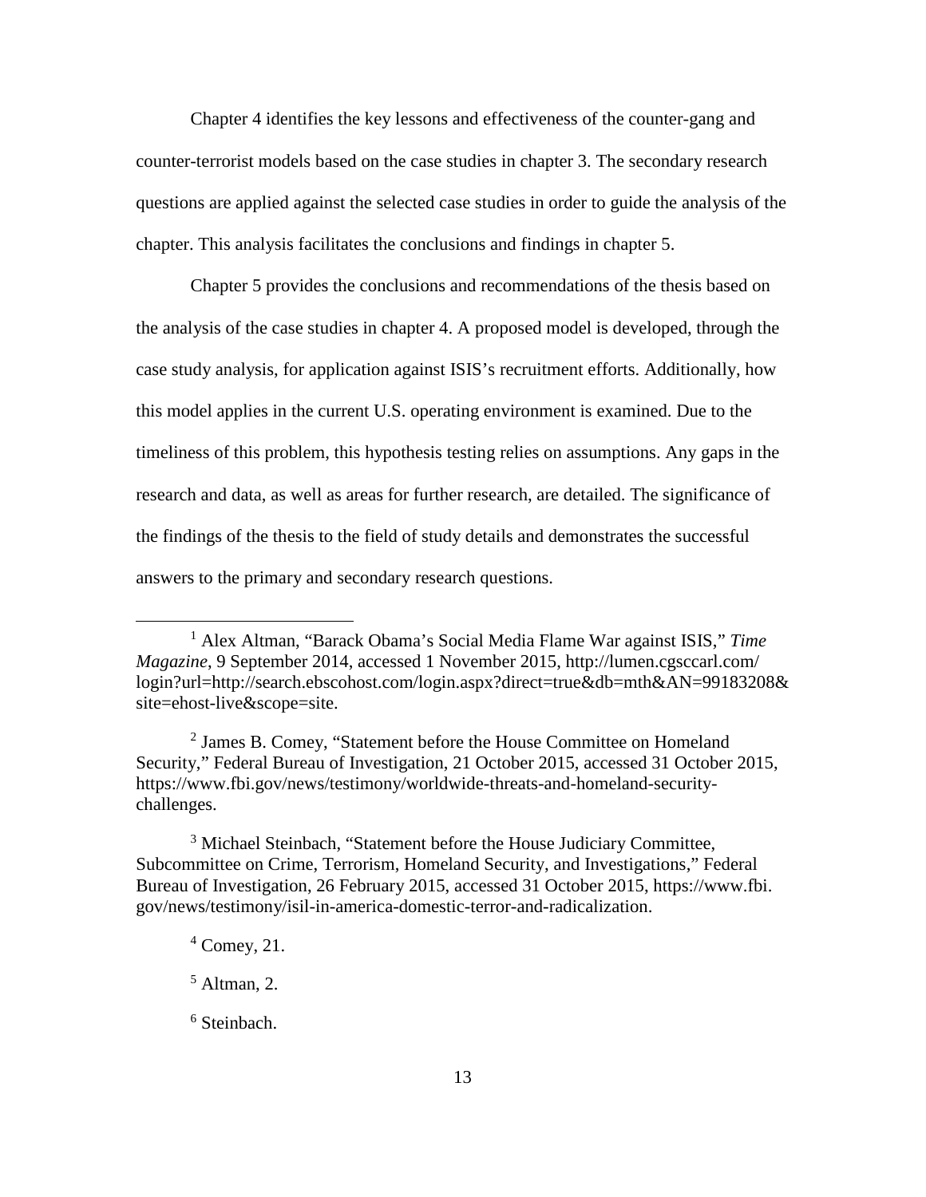Chapter 4 identifies the key lessons and effectiveness of the counter-gang and counter-terrorist models based on the case studies in chapter 3. The secondary research questions are applied against the selected case studies in order to guide the analysis of the chapter. This analysis facilitates the conclusions and findings in chapter 5.

Chapter 5 provides the conclusions and recommendations of the thesis based on the analysis of the case studies in chapter 4. A proposed model is developed, through the case study analysis, for application against ISIS's recruitment efforts. Additionally, how this model applies in the current U.S. operating environment is examined. Due to the timeliness of this problem, this hypothesis testing relies on assumptions. Any gaps in the research and data, as well as areas for further research, are detailed. The significance of the findings of the thesis to the field of study details and demonstrates the successful answers to the primary and secondary research questions.

---

[1] Alex Altman, "Barack Obama's Social Media Flame War against ISIS," *Time Magazine*, 9 September 2014, accessed 1 November 2015, http://lumen.cgsccarl.com/login?url=http://search.ebscohost.com/login.aspx?direct=true&db=mth&AN=99183208&site=ehost-live&scope=site.

[2] James B. Comey, "Statement before the House Committee on Homeland Security," Federal Bureau of Investigation, 21 October 2015, accessed 31 October 2015, https://www.fbi.gov/news/testimony/worldwide-threats-and-homeland-security-challenges.

[3] Michael Steinbach, "Statement before the House Judiciary Committee, Subcommittee on Crime, Terrorism, Homeland Security, and Investigations," Federal Bureau of Investigation, 26 February 2015, accessed 31 October 2015, https://www.fbi.gov/news/testimony/isil-in-america-domestic-terror-and-radicalization.

[4] Comey, 21.

[5] Altman, 2.

[6] Steinbach.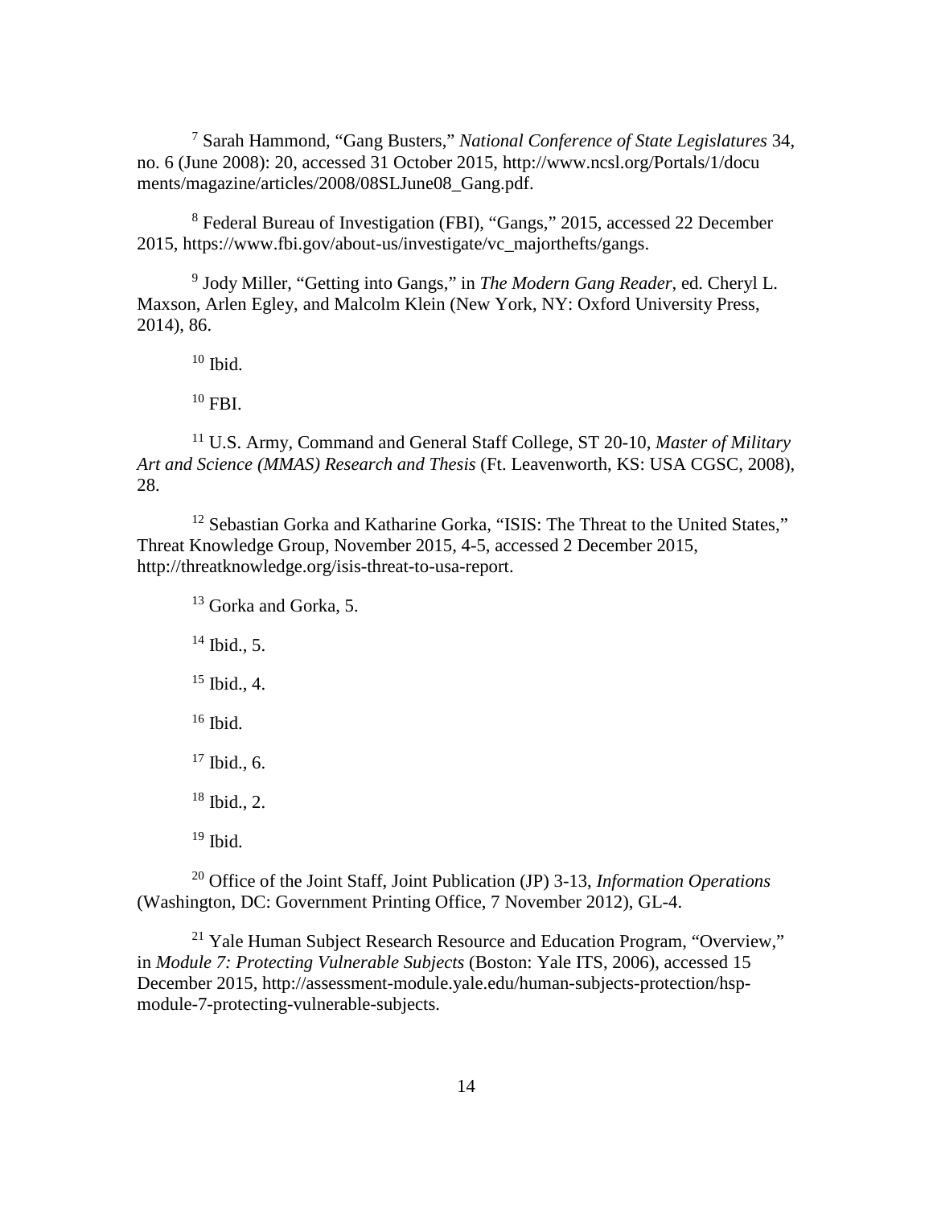[7] Sarah Hammond, "Gang Busters," *National Conference of State Legislatures* 34, no. 6 (June 2008): 20, accessed 31 October 2015, http://www.ncsl.org/Portals/1/documents/magazine/articles/2008/08SLJune08_Gang.pdf.

[8] Federal Bureau of Investigation (FBI), "Gangs," 2015, accessed 22 December 2015, https://www.fbi.gov/about-us/investigate/vc_majorthefts/gangs.

[9] Jody Miller, "Getting into Gangs," in *The Modern Gang Reader*, ed. Cheryl L. Maxson, Arlen Egley, and Malcolm Klein (New York, NY: Oxford University Press, 2014), 86.

[10] Ibid.

[10] FBI.

[11] U.S. Army, Command and General Staff College, ST 20-10, *Master of Military Art and Science (MMAS) Research and Thesis* (Ft. Leavenworth, KS: USA CGSC, 2008), 28.

[12] Sebastian Gorka and Katharine Gorka, "ISIS: The Threat to the United States," Threat Knowledge Group, November 2015, 4-5, accessed 2 December 2015, http://threatknowledge.org/isis-threat-to-usa-report.

[13] Gorka and Gorka, 5.

[14] Ibid., 5.

[15] Ibid., 4.

[16] Ibid.

[17] Ibid., 6.

[18] Ibid., 2.

[19] Ibid.

[20] Office of the Joint Staff, Joint Publication (JP) 3-13, *Information Operations* (Washington, DC: Government Printing Office, 7 November 2012), GL-4.

[21] Yale Human Subject Research Resource and Education Program, "Overview," in *Module 7: Protecting Vulnerable Subjects* (Boston: Yale ITS, 2006), accessed 15 December 2015, http://assessment-module.yale.edu/human-subjects-protection/hsp-module-7-protecting-vulnerable-subjects.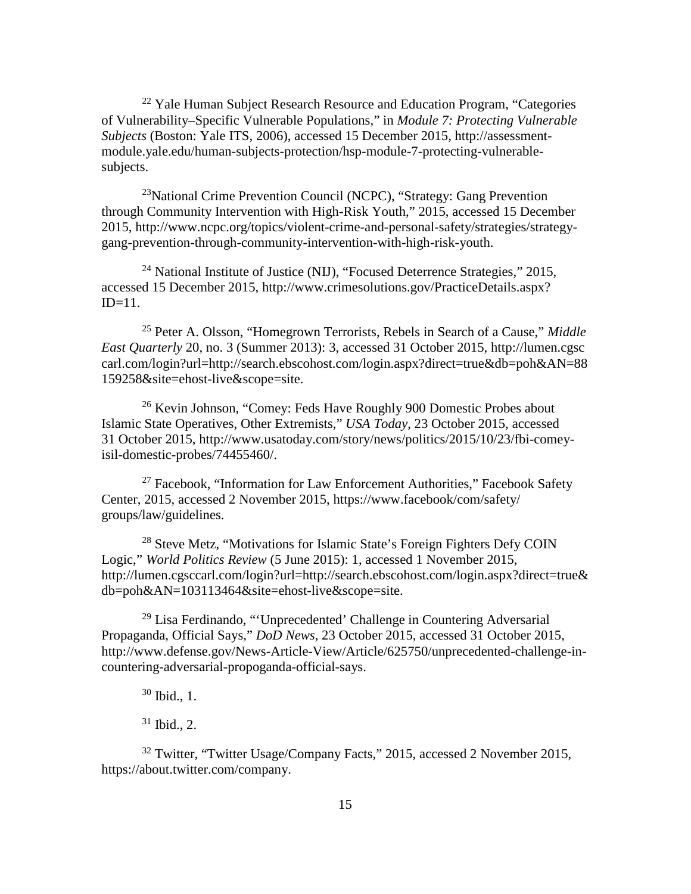[22] Yale Human Subject Research Resource and Education Program, "Categories of Vulnerability–Specific Vulnerable Populations," in *Module 7: Protecting Vulnerable Subjects* (Boston: Yale ITS, 2006), accessed 15 December 2015, http://assessment-module.yale.edu/human-subjects-protection/hsp-module-7-protecting-vulnerable-subjects.

[23] National Crime Prevention Council (NCPC), "Strategy: Gang Prevention through Community Intervention with High-Risk Youth," 2015, accessed 15 December 2015, http://www.ncpc.org/topics/violent-crime-and-personal-safety/strategies/strategy-gang-prevention-through-community-intervention-with-high-risk-youth.

[24] National Institute of Justice (NIJ), "Focused Deterrence Strategies," 2015, accessed 15 December 2015, http://www.crimesolutions.gov/PracticeDetails.aspx?ID=11.

[25] Peter A. Olsson, "Homegrown Terrorists, Rebels in Search of a Cause," *Middle East Quarterly* 20, no. 3 (Summer 2013): 3, accessed 31 October 2015, http://lumen.cgsccarl.com/login?url=http://search.ebscohost.com/login.aspx?direct=true&db=poh&AN=88159258&site=ehost-live&scope=site.

[26] Kevin Johnson, "Comey: Feds Have Roughly 900 Domestic Probes about Islamic State Operatives, Other Extremists," *USA Today*, 23 October 2015, accessed 31 October 2015, http://www.usatoday.com/story/news/politics/2015/10/23/fbi-comey-isil-domestic-probes/74455460/.

[27] Facebook, "Information for Law Enforcement Authorities," Facebook Safety Center, 2015, accessed 2 November 2015, https://www.facebook/com/safety/groups/law/guidelines.

[28] Steve Metz, "Motivations for Islamic State's Foreign Fighters Defy COIN Logic," *World Politics Review* (5 June 2015): 1, accessed 1 November 2015, http://lumen.cgsccarl.com/login?url=http://search.ebscohost.com/login.aspx?direct=true&db=poh&AN=103113464&site=ehost-live&scope=site.

[29] Lisa Ferdinando, "'Unprecedented' Challenge in Countering Adversarial Propaganda, Official Says," *DoD News*, 23 October 2015, accessed 31 October 2015, http://www.defense.gov/News-Article-View/Article/625750/unprecedented-challenge-in-countering-adversarial-propoganda-official-says.

[30] Ibid., 1.

[31] Ibid., 2.

[32] Twitter, "Twitter Usage/Company Facts," 2015, accessed 2 November 2015, https://about.twitter.com/company.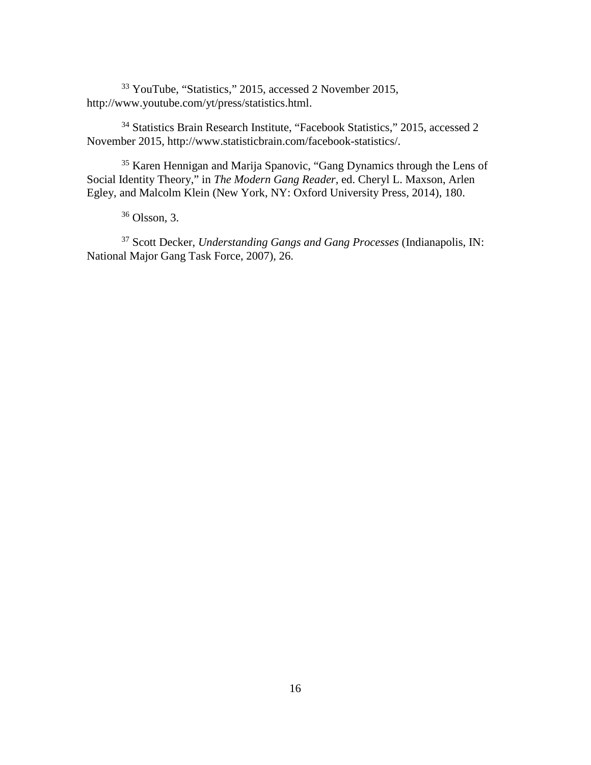[33] YouTube, "Statistics," 2015, accessed 2 November 2015, http://www.youtube.com/yt/press/statistics.html.

[34] Statistics Brain Research Institute, "Facebook Statistics," 2015, accessed 2 November 2015, http://www.statisticbrain.com/facebook-statistics/.

[35] Karen Hennigan and Marija Spanovic, "Gang Dynamics through the Lens of Social Identity Theory," in *The Modern Gang Reader*, ed. Cheryl L. Maxson, Arlen Egley, and Malcolm Klein (New York, NY: Oxford University Press, 2014), 180.

[36] Olsson, 3.

[37] Scott Decker, *Understanding Gangs and Gang Processes* (Indianapolis, IN: National Major Gang Task Force, 2007), 26.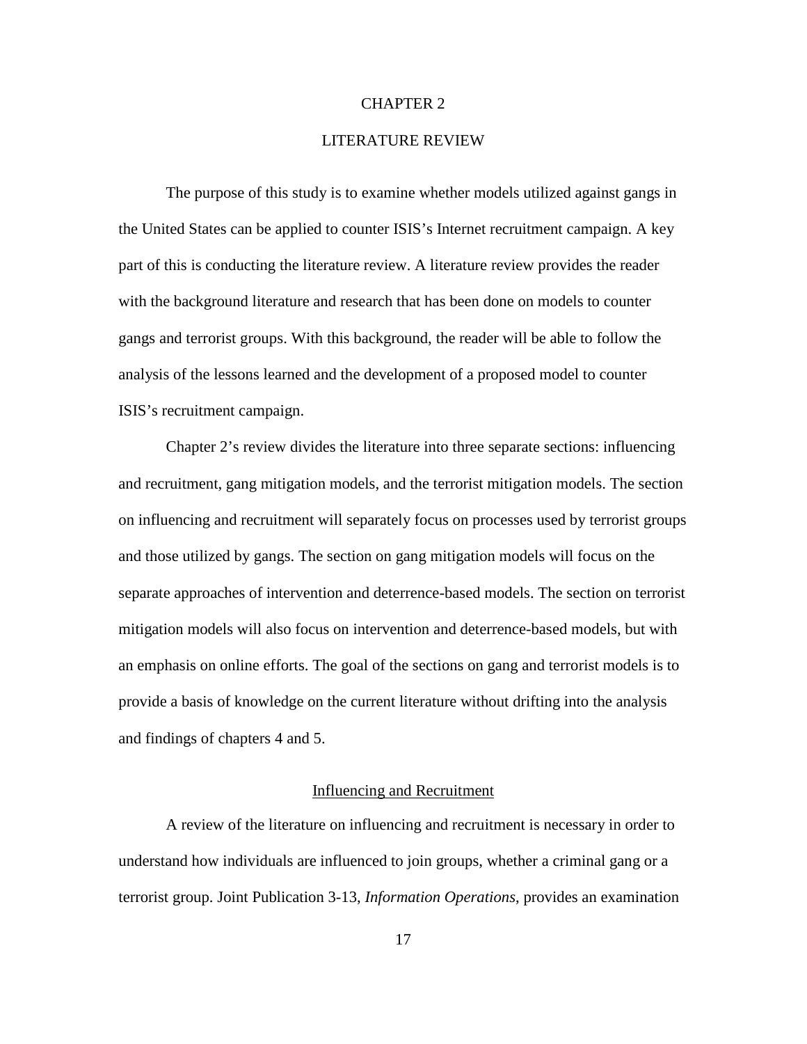# CHAPTER 2

# LITERATURE REVIEW

The purpose of this study is to examine whether models utilized against gangs in the United States can be applied to counter ISIS's Internet recruitment campaign. A key part of this is conducting the literature review. A literature review provides the reader with the background literature and research that has been done on models to counter gangs and terrorist groups. With this background, the reader will be able to follow the analysis of the lessons learned and the development of a proposed model to counter ISIS's recruitment campaign.

Chapter 2's review divides the literature into three separate sections: influencing and recruitment, gang mitigation models, and the terrorist mitigation models. The section on influencing and recruitment will separately focus on processes used by terrorist groups and those utilized by gangs. The section on gang mitigation models will focus on the separate approaches of intervention and deterrence-based models. The section on terrorist mitigation models will also focus on intervention and deterrence-based models, but with an emphasis on online efforts. The goal of the sections on gang and terrorist models is to provide a basis of knowledge on the current literature without drifting into the analysis and findings of chapters 4 and 5.

## Influencing and Recruitment

A review of the literature on influencing and recruitment is necessary in order to understand how individuals are influenced to join groups, whether a criminal gang or a terrorist group. Joint Publication 3-13, *Information Operations*, provides an examination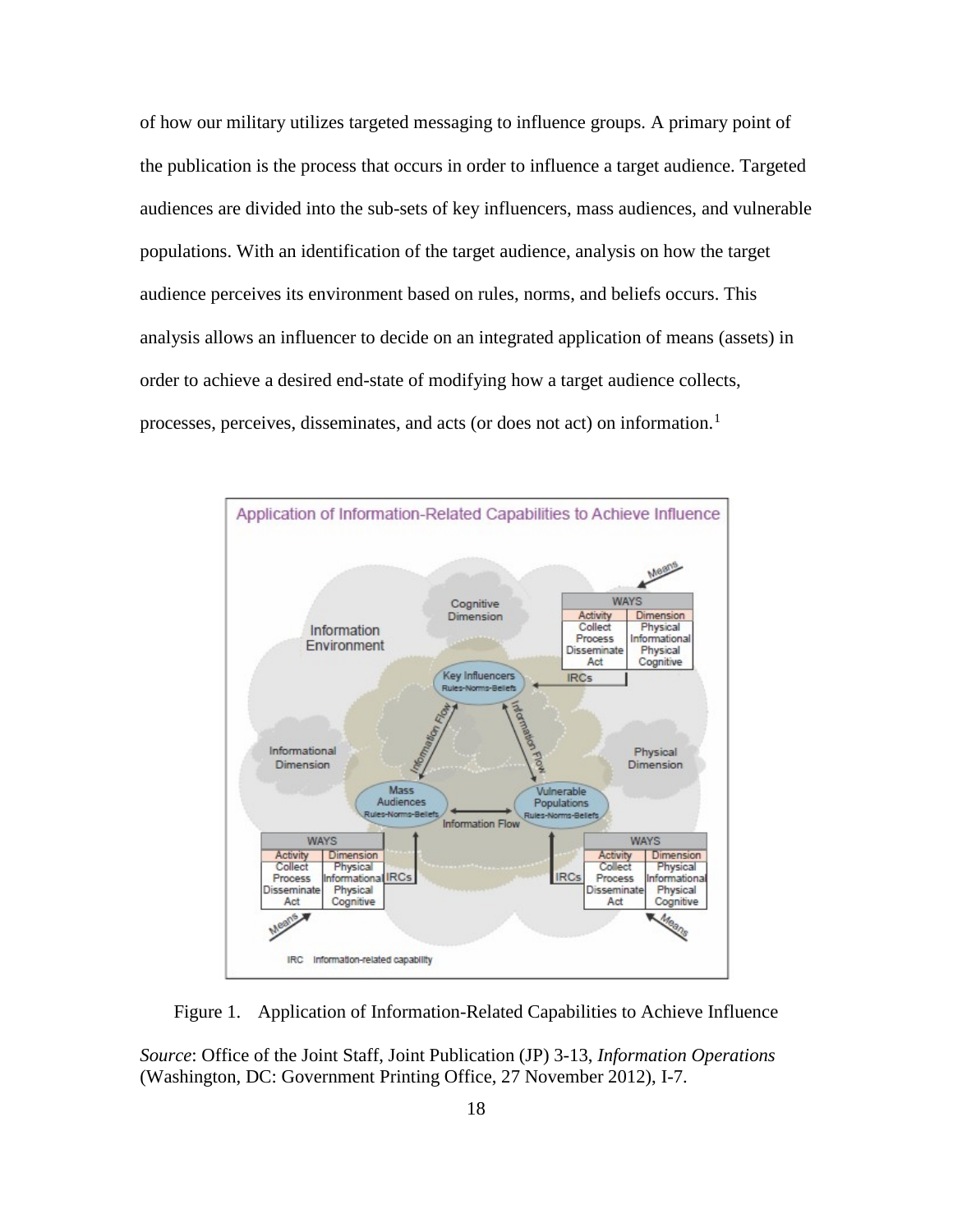of how our military utilizes targeted messaging to influence groups. A primary point of the publication is the process that occurs in order to influence a target audience. Targeted audiences are divided into the sub-sets of key influencers, mass audiences, and vulnerable populations. With an identification of the target audience, analysis on how the target audience perceives its environment based on rules, norms, and beliefs occurs. This analysis allows an influencer to decide on an integrated application of means (assets) in order to achieve a desired end-state of modifying how a target audience collects, processes, perceives, disseminates, and acts (or does not act) on information.[1]

Figure 1. Application of Information-Related Capabilities to Achieve Influence

*Source*: Office of the Joint Staff, Joint Publication (JP) 3-13, *Information Operations* (Washington, DC: Government Printing Office, 27 November 2012), I-7.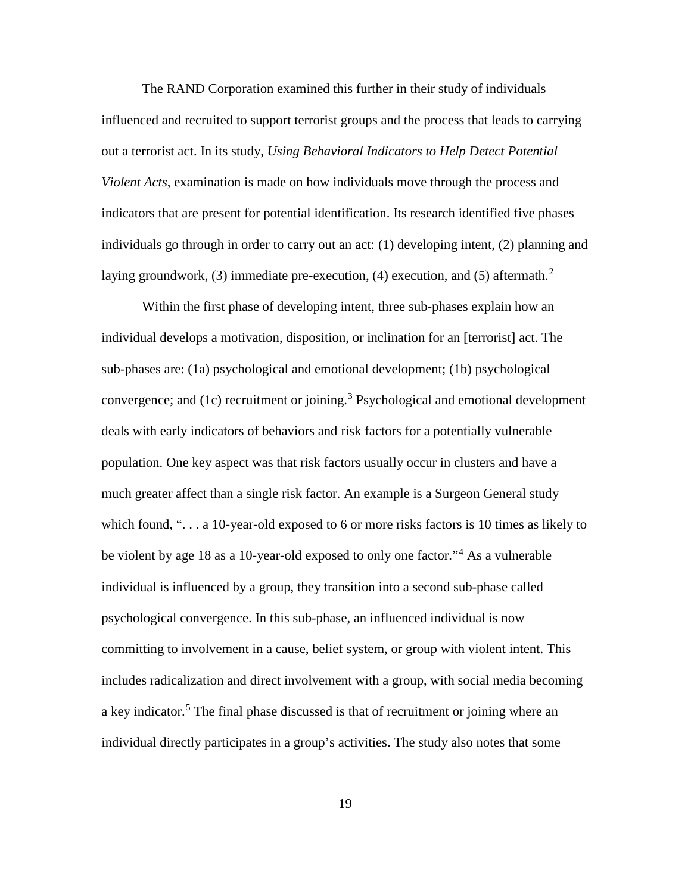The RAND Corporation examined this further in their study of individuals influenced and recruited to support terrorist groups and the process that leads to carrying out a terrorist act. In its study, *Using Behavioral Indicators to Help Detect Potential Violent Acts*, examination is made on how individuals move through the process and indicators that are present for potential identification. Its research identified five phases individuals go through in order to carry out an act: (1) developing intent, (2) planning and laying groundwork, (3) immediate pre-execution, (4) execution, and (5) aftermath.[2]

Within the first phase of developing intent, three sub-phases explain how an individual develops a motivation, disposition, or inclination for an [terrorist] act. The sub-phases are: (1a) psychological and emotional development; (1b) psychological convergence; and (1c) recruitment or joining.[3] Psychological and emotional development deals with early indicators of behaviors and risk factors for a potentially vulnerable population. One key aspect was that risk factors usually occur in clusters and have a much greater affect than a single risk factor. An example is a Surgeon General study which found, ". . . a 10-year-old exposed to 6 or more risks factors is 10 times as likely to be violent by age 18 as a 10-year-old exposed to only one factor."[4] As a vulnerable individual is influenced by a group, they transition into a second sub-phase called psychological convergence. In this sub-phase, an influenced individual is now committing to involvement in a cause, belief system, or group with violent intent. This includes radicalization and direct involvement with a group, with social media becoming a key indicator.[5] The final phase discussed is that of recruitment or joining where an individual directly participates in a group's activities. The study also notes that some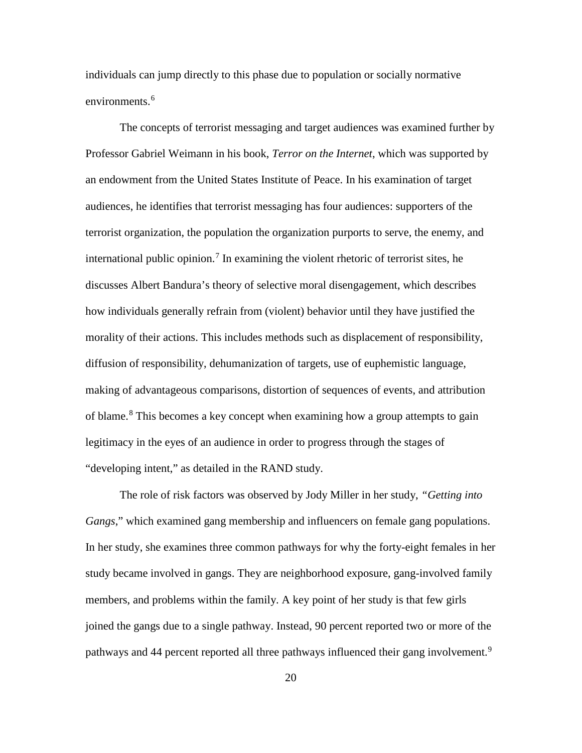individuals can jump directly to this phase due to population or socially normative environments.[6]

The concepts of terrorist messaging and target audiences was examined further by Professor Gabriel Weimann in his book, *Terror on the Internet*, which was supported by an endowment from the United States Institute of Peace. In his examination of target audiences, he identifies that terrorist messaging has four audiences: supporters of the terrorist organization, the population the organization purports to serve, the enemy, and international public opinion.[7] In examining the violent rhetoric of terrorist sites, he discusses Albert Bandura's theory of selective moral disengagement, which describes how individuals generally refrain from (violent) behavior until they have justified the morality of their actions. This includes methods such as displacement of responsibility, diffusion of responsibility, dehumanization of targets, use of euphemistic language, making of advantageous comparisons, distortion of sequences of events, and attribution of blame.[8] This becomes a key concept when examining how a group attempts to gain legitimacy in the eyes of an audience in order to progress through the stages of "developing intent," as detailed in the RAND study.

The role of risk factors was observed by Jody Miller in her study, *"Getting into Gangs*," which examined gang membership and influencers on female gang populations. In her study, she examines three common pathways for why the forty-eight females in her study became involved in gangs. They are neighborhood exposure, gang-involved family members, and problems within the family. A key point of her study is that few girls joined the gangs due to a single pathway. Instead, 90 percent reported two or more of the pathways and 44 percent reported all three pathways influenced their gang involvement.[9]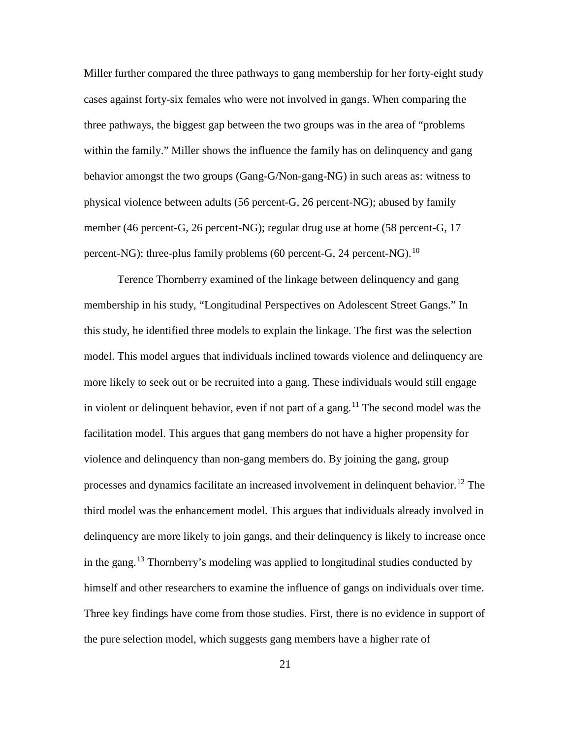Miller further compared the three pathways to gang membership for her forty-eight study cases against forty-six females who were not involved in gangs. When comparing the three pathways, the biggest gap between the two groups was in the area of "problems within the family." Miller shows the influence the family has on delinquency and gang behavior amongst the two groups (Gang-G/Non-gang-NG) in such areas as: witness to physical violence between adults (56 percent-G, 26 percent-NG); abused by family member (46 percent-G, 26 percent-NG); regular drug use at home (58 percent-G, 17 percent-NG); three-plus family problems (60 percent-G, 24 percent-NG).[10]

Terence Thornberry examined of the linkage between delinquency and gang membership in his study, "Longitudinal Perspectives on Adolescent Street Gangs." In this study, he identified three models to explain the linkage. The first was the selection model. This model argues that individuals inclined towards violence and delinquency are more likely to seek out or be recruited into a gang. These individuals would still engage in violent or delinquent behavior, even if not part of a gang.[11] The second model was the facilitation model. This argues that gang members do not have a higher propensity for violence and delinquency than non-gang members do. By joining the gang, group processes and dynamics facilitate an increased involvement in delinquent behavior.[12] The third model was the enhancement model. This argues that individuals already involved in delinquency are more likely to join gangs, and their delinquency is likely to increase once in the gang.[13] Thornberry's modeling was applied to longitudinal studies conducted by himself and other researchers to examine the influence of gangs on individuals over time. Three key findings have come from those studies. First, there is no evidence in support of the pure selection model, which suggests gang members have a higher rate of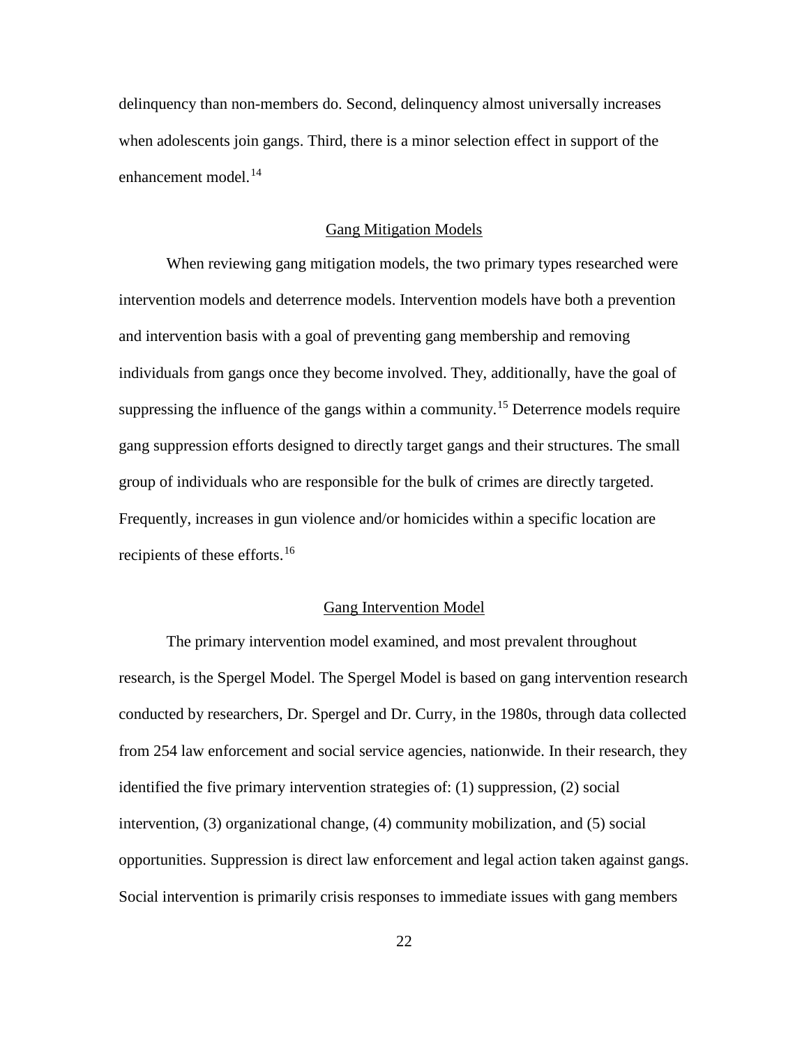delinquency than non-members do. Second, delinquency almost universally increases when adolescents join gangs. Third, there is a minor selection effect in support of the enhancement model.[14]

## Gang Mitigation Models

When reviewing gang mitigation models, the two primary types researched were intervention models and deterrence models. Intervention models have both a prevention and intervention basis with a goal of preventing gang membership and removing individuals from gangs once they become involved. They, additionally, have the goal of suppressing the influence of the gangs within a community.[15] Deterrence models require gang suppression efforts designed to directly target gangs and their structures. The small group of individuals who are responsible for the bulk of crimes are directly targeted. Frequently, increases in gun violence and/or homicides within a specific location are recipients of these efforts.[16]

## Gang Intervention Model

The primary intervention model examined, and most prevalent throughout research, is the Spergel Model. The Spergel Model is based on gang intervention research conducted by researchers, Dr. Spergel and Dr. Curry, in the 1980s, through data collected from 254 law enforcement and social service agencies, nationwide. In their research, they identified the five primary intervention strategies of: (1) suppression, (2) social intervention, (3) organizational change, (4) community mobilization, and (5) social opportunities. Suppression is direct law enforcement and legal action taken against gangs. Social intervention is primarily crisis responses to immediate issues with gang members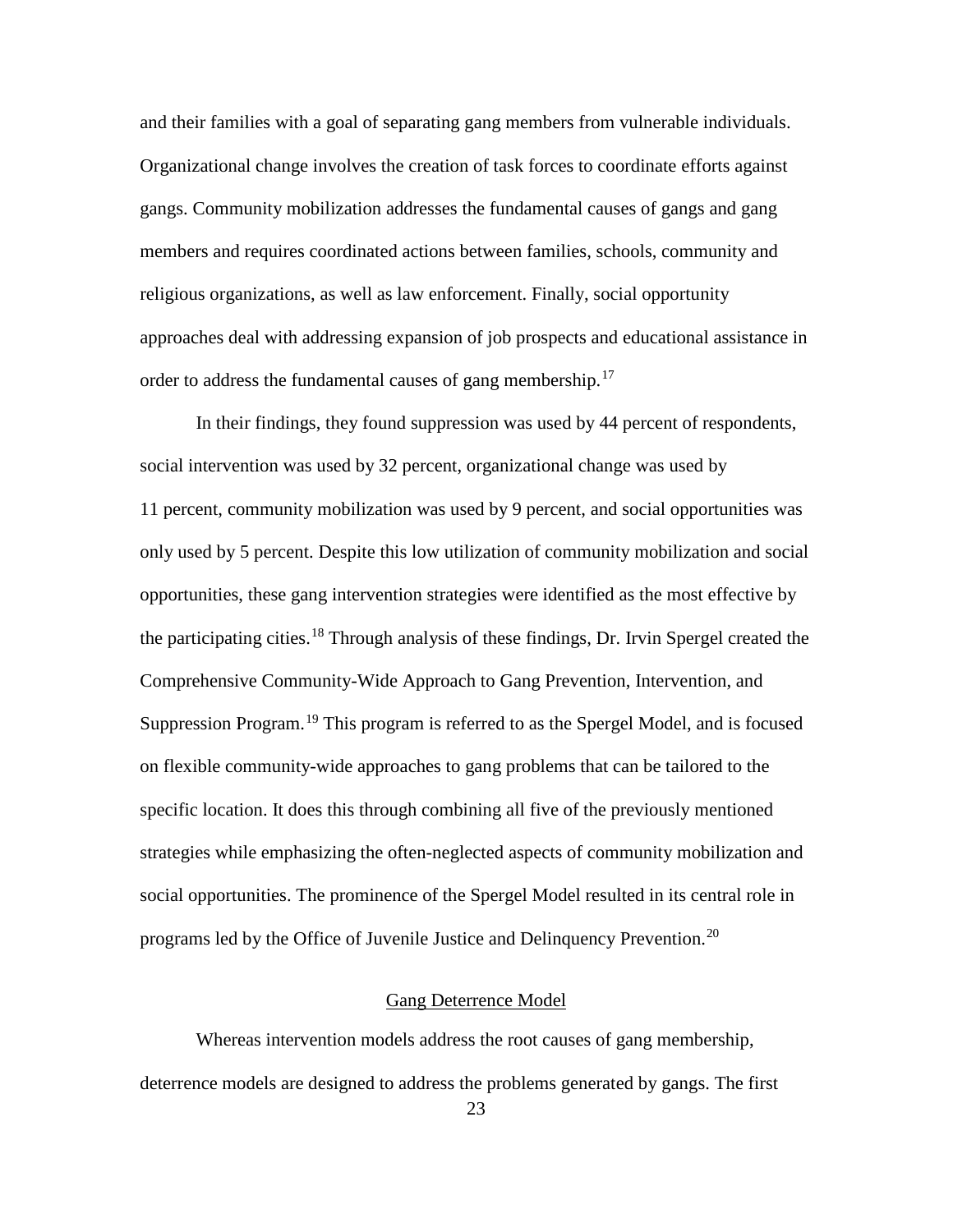and their families with a goal of separating gang members from vulnerable individuals. Organizational change involves the creation of task forces to coordinate efforts against gangs. Community mobilization addresses the fundamental causes of gangs and gang members and requires coordinated actions between families, schools, community and religious organizations, as well as law enforcement. Finally, social opportunity approaches deal with addressing expansion of job prospects and educational assistance in order to address the fundamental causes of gang membership.[17]

In their findings, they found suppression was used by 44 percent of respondents, social intervention was used by 32 percent, organizational change was used by 11 percent, community mobilization was used by 9 percent, and social opportunities was only used by 5 percent. Despite this low utilization of community mobilization and social opportunities, these gang intervention strategies were identified as the most effective by the participating cities.[18] Through analysis of these findings, Dr. Irvin Spergel created the Comprehensive Community-Wide Approach to Gang Prevention, Intervention, and Suppression Program.[19] This program is referred to as the Spergel Model, and is focused on flexible community-wide approaches to gang problems that can be tailored to the specific location. It does this through combining all five of the previously mentioned strategies while emphasizing the often-neglected aspects of community mobilization and social opportunities. The prominence of the Spergel Model resulted in its central role in programs led by the Office of Juvenile Justice and Delinquency Prevention.[20]

## Gang Deterrence Model

Whereas intervention models address the root causes of gang membership, deterrence models are designed to address the problems generated by gangs. The first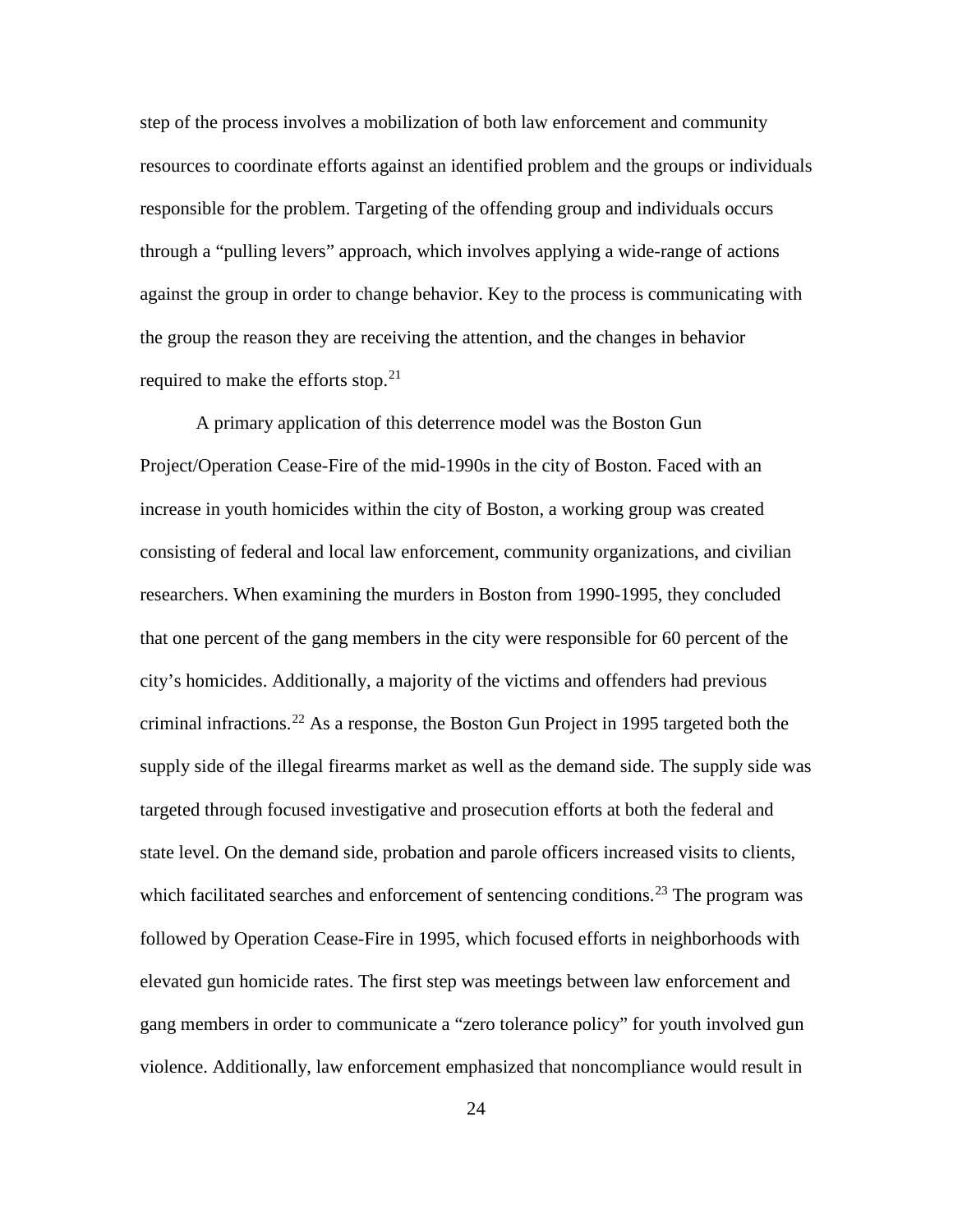step of the process involves a mobilization of both law enforcement and community resources to coordinate efforts against an identified problem and the groups or individuals responsible for the problem. Targeting of the offending group and individuals occurs through a "pulling levers" approach, which involves applying a wide-range of actions against the group in order to change behavior. Key to the process is communicating with the group the reason they are receiving the attention, and the changes in behavior required to make the efforts stop.[21]

A primary application of this deterrence model was the Boston Gun Project/Operation Cease-Fire of the mid-1990s in the city of Boston. Faced with an increase in youth homicides within the city of Boston, a working group was created consisting of federal and local law enforcement, community organizations, and civilian researchers. When examining the murders in Boston from 1990-1995, they concluded that one percent of the gang members in the city were responsible for 60 percent of the city's homicides. Additionally, a majority of the victims and offenders had previous criminal infractions.[22] As a response, the Boston Gun Project in 1995 targeted both the supply side of the illegal firearms market as well as the demand side. The supply side was targeted through focused investigative and prosecution efforts at both the federal and state level. On the demand side, probation and parole officers increased visits to clients, which facilitated searches and enforcement of sentencing conditions.[23] The program was followed by Operation Cease-Fire in 1995, which focused efforts in neighborhoods with elevated gun homicide rates. The first step was meetings between law enforcement and gang members in order to communicate a "zero tolerance policy" for youth involved gun violence. Additionally, law enforcement emphasized that noncompliance would result in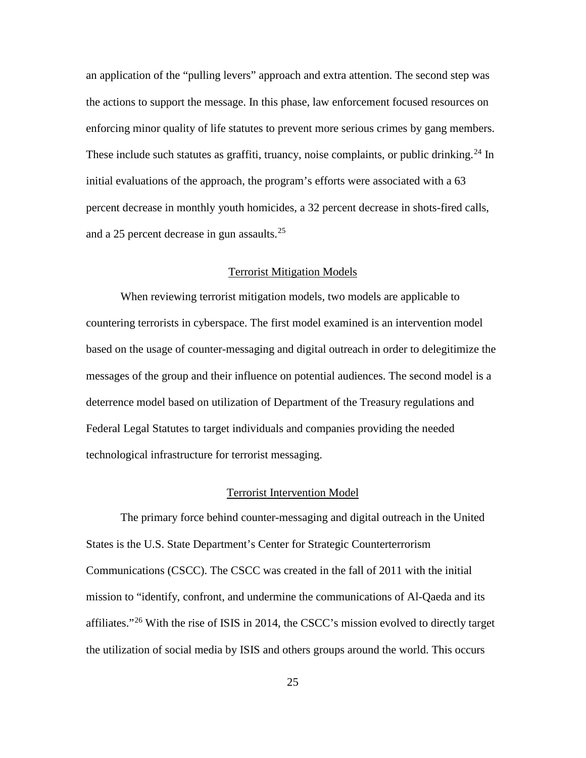an application of the "pulling levers" approach and extra attention. The second step was the actions to support the message. In this phase, law enforcement focused resources on enforcing minor quality of life statutes to prevent more serious crimes by gang members. These include such statutes as graffiti, truancy, noise complaints, or public drinking.[24] In initial evaluations of the approach, the program's efforts were associated with a 63 percent decrease in monthly youth homicides, a 32 percent decrease in shots-fired calls, and a 25 percent decrease in gun assaults.[25]

## Terrorist Mitigation Models

When reviewing terrorist mitigation models, two models are applicable to countering terrorists in cyberspace. The first model examined is an intervention model based on the usage of counter-messaging and digital outreach in order to delegitimize the messages of the group and their influence on potential audiences. The second model is a deterrence model based on utilization of Department of the Treasury regulations and Federal Legal Statutes to target individuals and companies providing the needed technological infrastructure for terrorist messaging.

### Terrorist Intervention Model

The primary force behind counter-messaging and digital outreach in the United States is the U.S. State Department's Center for Strategic Counterterrorism Communications (CSCC). The CSCC was created in the fall of 2011 with the initial mission to "identify, confront, and undermine the communications of Al-Qaeda and its affiliates."[26] With the rise of ISIS in 2014, the CSCC's mission evolved to directly target the utilization of social media by ISIS and others groups around the world. This occurs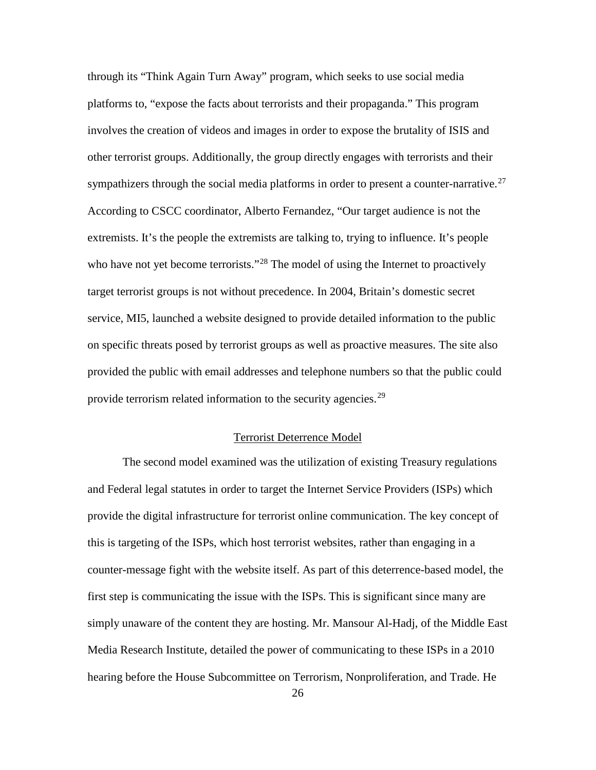through its "Think Again Turn Away" program, which seeks to use social media platforms to, "expose the facts about terrorists and their propaganda." This program involves the creation of videos and images in order to expose the brutality of ISIS and other terrorist groups. Additionally, the group directly engages with terrorists and their sympathizers through the social media platforms in order to present a counter-narrative.[27] According to CSCC coordinator, Alberto Fernandez, "Our target audience is not the extremists. It's the people the extremists are talking to, trying to influence. It's people who have not yet become terrorists."[28] The model of using the Internet to proactively target terrorist groups is not without precedence. In 2004, Britain's domestic secret service, MI5, launched a website designed to provide detailed information to the public on specific threats posed by terrorist groups as well as proactive measures. The site also provided the public with email addresses and telephone numbers so that the public could provide terrorism related information to the security agencies.[29]

## Terrorist Deterrence Model

The second model examined was the utilization of existing Treasury regulations and Federal legal statutes in order to target the Internet Service Providers (ISPs) which provide the digital infrastructure for terrorist online communication. The key concept of this is targeting of the ISPs, which host terrorist websites, rather than engaging in a counter-message fight with the website itself. As part of this deterrence-based model, the first step is communicating the issue with the ISPs. This is significant since many are simply unaware of the content they are hosting. Mr. Mansour Al-Hadj, of the Middle East Media Research Institute, detailed the power of communicating to these ISPs in a 2010 hearing before the House Subcommittee on Terrorism, Nonproliferation, and Trade. He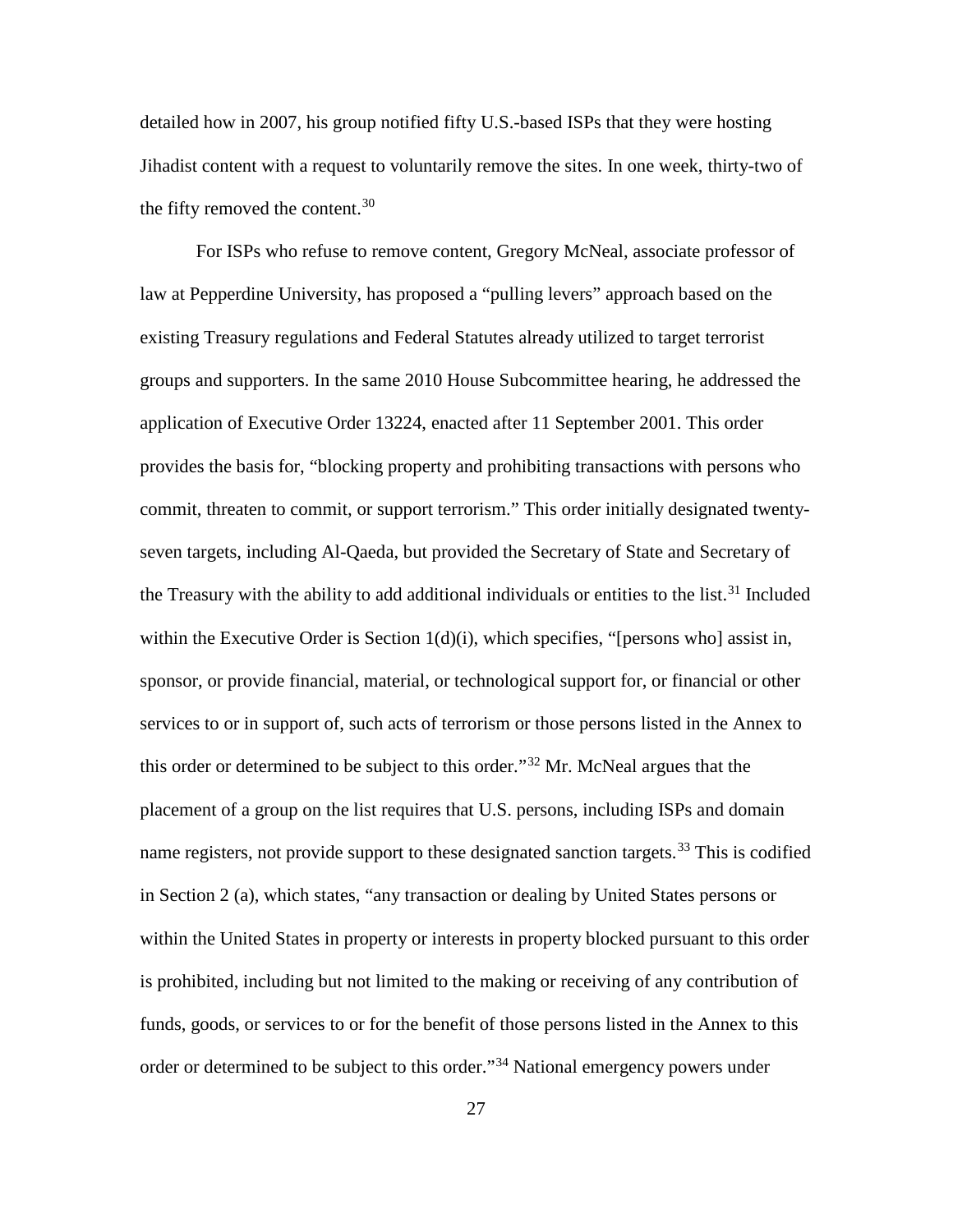detailed how in 2007, his group notified fifty U.S.-based ISPs that they were hosting Jihadist content with a request to voluntarily remove the sites. In one week, thirty-two of the fifty removed the content.[30]

For ISPs who refuse to remove content, Gregory McNeal, associate professor of law at Pepperdine University, has proposed a "pulling levers" approach based on the existing Treasury regulations and Federal Statutes already utilized to target terrorist groups and supporters. In the same 2010 House Subcommittee hearing, he addressed the application of Executive Order 13224, enacted after 11 September 2001. This order provides the basis for, "blocking property and prohibiting transactions with persons who commit, threaten to commit, or support terrorism." This order initially designated twenty-seven targets, including Al-Qaeda, but provided the Secretary of State and Secretary of the Treasury with the ability to add additional individuals or entities to the list.[31] Included within the Executive Order is Section 1(d)(i), which specifies, "[persons who] assist in, sponsor, or provide financial, material, or technological support for, or financial or other services to or in support of, such acts of terrorism or those persons listed in the Annex to this order or determined to be subject to this order."[32] Mr. McNeal argues that the placement of a group on the list requires that U.S. persons, including ISPs and domain name registers, not provide support to these designated sanction targets.[33] This is codified in Section 2 (a), which states, "any transaction or dealing by United States persons or within the United States in property or interests in property blocked pursuant to this order is prohibited, including but not limited to the making or receiving of any contribution of funds, goods, or services to or for the benefit of those persons listed in the Annex to this order or determined to be subject to this order."[34] National emergency powers under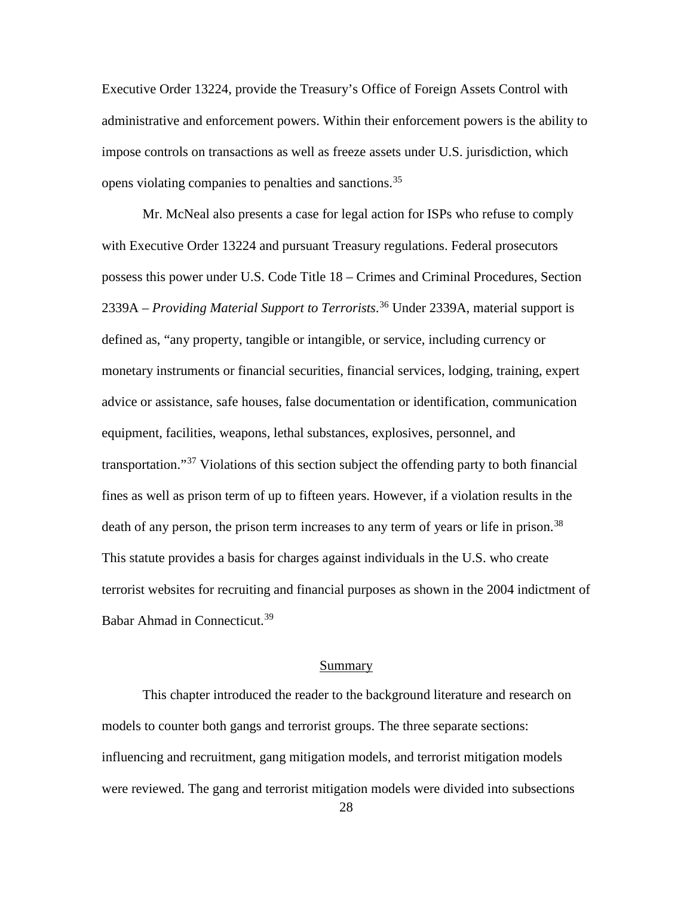Executive Order 13224, provide the Treasury's Office of Foreign Assets Control with administrative and enforcement powers. Within their enforcement powers is the ability to impose controls on transactions as well as freeze assets under U.S. jurisdiction, which opens violating companies to penalties and sanctions.[35]

Mr. McNeal also presents a case for legal action for ISPs who refuse to comply with Executive Order 13224 and pursuant Treasury regulations. Federal prosecutors possess this power under U.S. Code Title 18 – Crimes and Criminal Procedures, Section 2339A – *Providing Material Support to Terrorists*.[36] Under 2339A, material support is defined as, "any property, tangible or intangible, or service, including currency or monetary instruments or financial securities, financial services, lodging, training, expert advice or assistance, safe houses, false documentation or identification, communication equipment, facilities, weapons, lethal substances, explosives, personnel, and transportation."[37] Violations of this section subject the offending party to both financial fines as well as prison term of up to fifteen years. However, if a violation results in the death of any person, the prison term increases to any term of years or life in prison.[38] This statute provides a basis for charges against individuals in the U.S. who create terrorist websites for recruiting and financial purposes as shown in the 2004 indictment of Babar Ahmad in Connecticut.[39]

## Summary

This chapter introduced the reader to the background literature and research on models to counter both gangs and terrorist groups. The three separate sections: influencing and recruitment, gang mitigation models, and terrorist mitigation models were reviewed. The gang and terrorist mitigation models were divided into subsections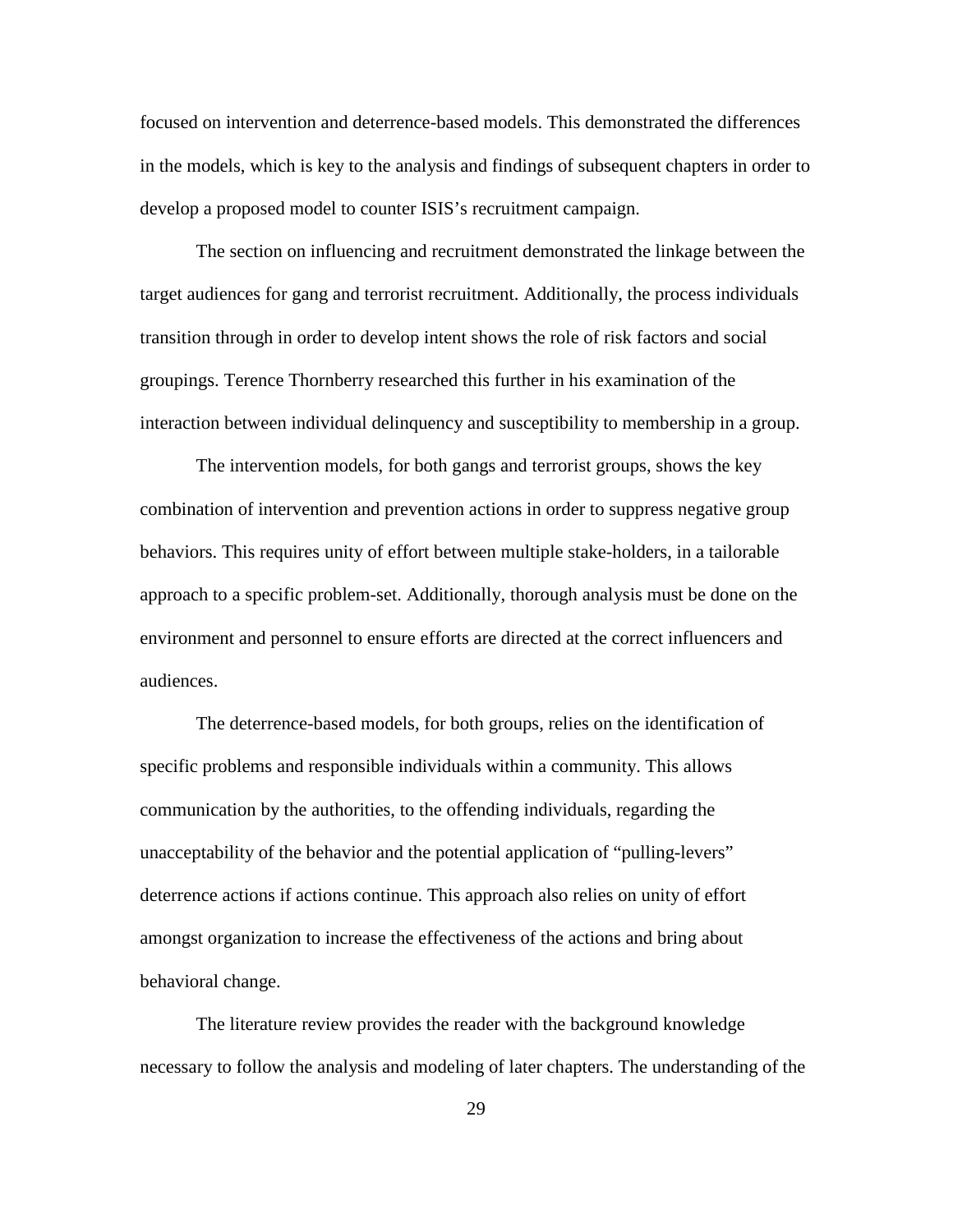focused on intervention and deterrence-based models. This demonstrated the differences in the models, which is key to the analysis and findings of subsequent chapters in order to develop a proposed model to counter ISIS's recruitment campaign.

The section on influencing and recruitment demonstrated the linkage between the target audiences for gang and terrorist recruitment. Additionally, the process individuals transition through in order to develop intent shows the role of risk factors and social groupings. Terence Thornberry researched this further in his examination of the interaction between individual delinquency and susceptibility to membership in a group.

The intervention models, for both gangs and terrorist groups, shows the key combination of intervention and prevention actions in order to suppress negative group behaviors. This requires unity of effort between multiple stake-holders, in a tailorable approach to a specific problem-set. Additionally, thorough analysis must be done on the environment and personnel to ensure efforts are directed at the correct influencers and audiences.

The deterrence-based models, for both groups, relies on the identification of specific problems and responsible individuals within a community. This allows communication by the authorities, to the offending individuals, regarding the unacceptability of the behavior and the potential application of "pulling-levers" deterrence actions if actions continue. This approach also relies on unity of effort amongst organization to increase the effectiveness of the actions and bring about behavioral change.

The literature review provides the reader with the background knowledge necessary to follow the analysis and modeling of later chapters. The understanding of the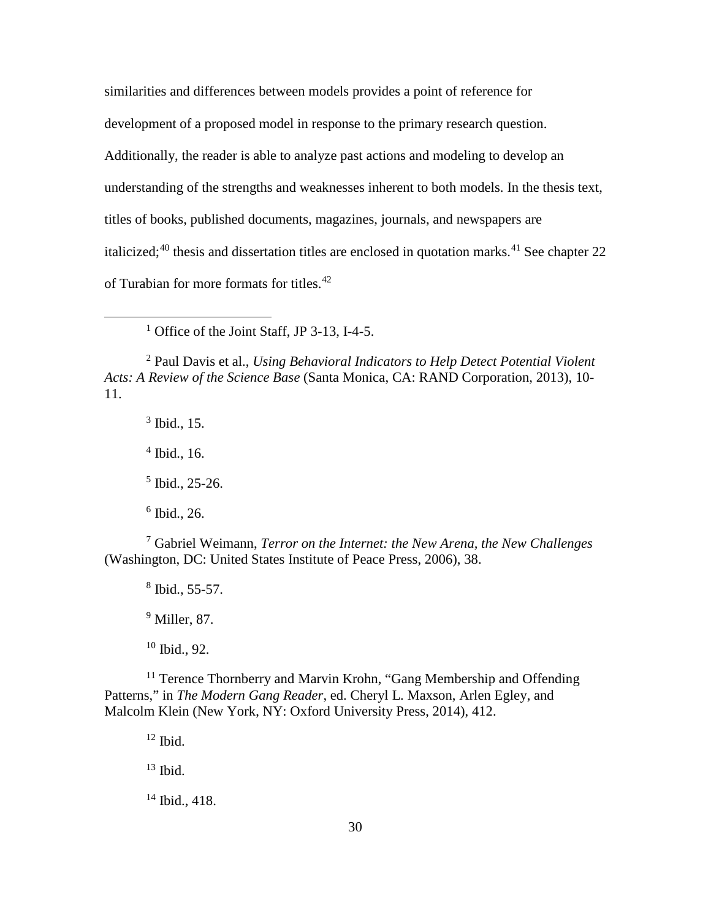similarities and differences between models provides a point of reference for development of a proposed model in response to the primary research question. Additionally, the reader is able to analyze past actions and modeling to develop an understanding of the strengths and weaknesses inherent to both models. In the thesis text, titles of books, published documents, magazines, journals, and newspapers are italicized;[40] thesis and dissertation titles are enclosed in quotation marks.[41] See chapter 22 of Turabian for more formats for titles.[42]

---

[1] Office of the Joint Staff, JP 3-13, I-4-5.

[2] Paul Davis et al., *Using Behavioral Indicators to Help Detect Potential Violent Acts: A Review of the Science Base* (Santa Monica, CA: RAND Corporation, 2013), 10-11.

[3] Ibid., 15.

[4] Ibid., 16.

[5] Ibid., 25-26.

[6] Ibid., 26.

[7] Gabriel Weimann, *Terror on the Internet: the New Arena, the New Challenges* (Washington, DC: United States Institute of Peace Press, 2006), 38.

[8] Ibid., 55-57.

[9] Miller, 87.

[10] Ibid., 92.

[11] Terence Thornberry and Marvin Krohn, "Gang Membership and Offending Patterns," in *The Modern Gang Reader*, ed. Cheryl L. Maxson, Arlen Egley, and Malcolm Klein (New York, NY: Oxford University Press, 2014), 412.

[12] Ibid.

[13] Ibid.

[14] Ibid., 418.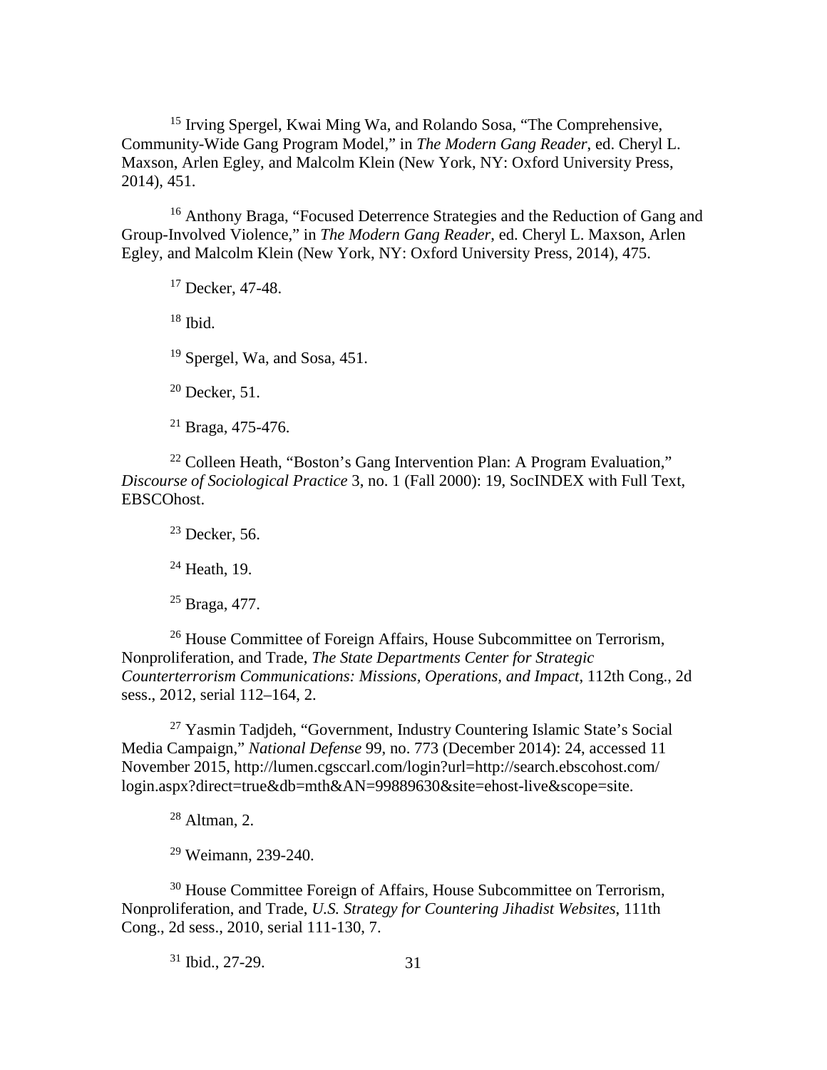[15] Irving Spergel, Kwai Ming Wa, and Rolando Sosa, "The Comprehensive, Community-Wide Gang Program Model," in *The Modern Gang Reader*, ed. Cheryl L. Maxson, Arlen Egley, and Malcolm Klein (New York, NY: Oxford University Press, 2014), 451.

[16] Anthony Braga, "Focused Deterrence Strategies and the Reduction of Gang and Group-Involved Violence," in *The Modern Gang Reader*, ed. Cheryl L. Maxson, Arlen Egley, and Malcolm Klein (New York, NY: Oxford University Press, 2014), 475.

[17] Decker, 47-48.

[18] Ibid.

[19] Spergel, Wa, and Sosa, 451.

[20] Decker, 51.

[21] Braga, 475-476.

[22] Colleen Heath, "Boston's Gang Intervention Plan: A Program Evaluation," *Discourse of Sociological Practice* 3, no. 1 (Fall 2000): 19, SocINDEX with Full Text, EBSCOhost.

[23] Decker, 56.

[24] Heath, 19.

[25] Braga, 477.

[26] House Committee of Foreign Affairs, House Subcommittee on Terrorism, Nonproliferation, and Trade, *The State Departments Center for Strategic Counterterrorism Communications: Missions, Operations, and Impact*, 112th Cong., 2d sess., 2012, serial 112–164, 2.

[27] Yasmin Tadjdeh, "Government, Industry Countering Islamic State's Social Media Campaign," *National Defense* 99, no. 773 (December 2014): 24, accessed 11 November 2015, http://lumen.cgsccarl.com/login?url=http://search.ebscohost.com/login.aspx?direct=true&db=mth&AN=99889630&site=ehost-live&scope=site.

[28] Altman, 2.

[29] Weimann, 239-240.

[30] House Committee Foreign of Affairs, House Subcommittee on Terrorism, Nonproliferation, and Trade, *U.S. Strategy for Countering Jihadist Websites*, 111th Cong., 2d sess., 2010, serial 111-130, 7.

[31] Ibid., 27-29.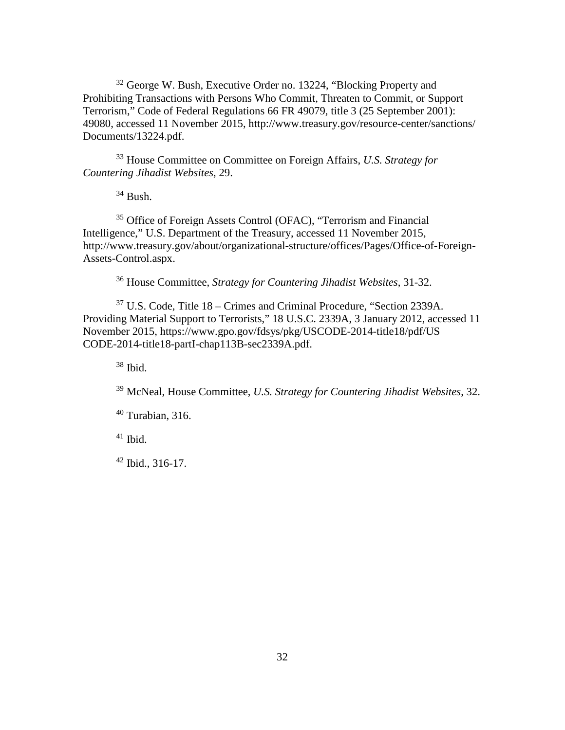[32] George W. Bush, Executive Order no. 13224, "Blocking Property and Prohibiting Transactions with Persons Who Commit, Threaten to Commit, or Support Terrorism," Code of Federal Regulations 66 FR 49079, title 3 (25 September 2001): 49080, accessed 11 November 2015, http://www.treasury.gov/resource-center/sanctions/Documents/13224.pdf.

[33] House Committee on Committee on Foreign Affairs, *U.S. Strategy for Countering Jihadist Websites*, 29.

[34] Bush.

[35] Office of Foreign Assets Control (OFAC), "Terrorism and Financial Intelligence," U.S. Department of the Treasury, accessed 11 November 2015, http://www.treasury.gov/about/organizational-structure/offices/Pages/Office-of-Foreign-Assets-Control.aspx.

[36] House Committee, *Strategy for Countering Jihadist Websites*, 31-32.

[37] U.S. Code, Title 18 – Crimes and Criminal Procedure, "Section 2339A. Providing Material Support to Terrorists," 18 U.S.C. 2339A, 3 January 2012, accessed 11 November 2015, https://www.gpo.gov/fdsys/pkg/USCODE-2014-title18/pdf/USCODE-2014-title18-partI-chap113B-sec2339A.pdf.

[38] Ibid.

[39] McNeal, House Committee, *U.S. Strategy for Countering Jihadist Websites*, 32.

[40] Turabian, 316.

[41] Ibid.

[42] Ibid., 316-17.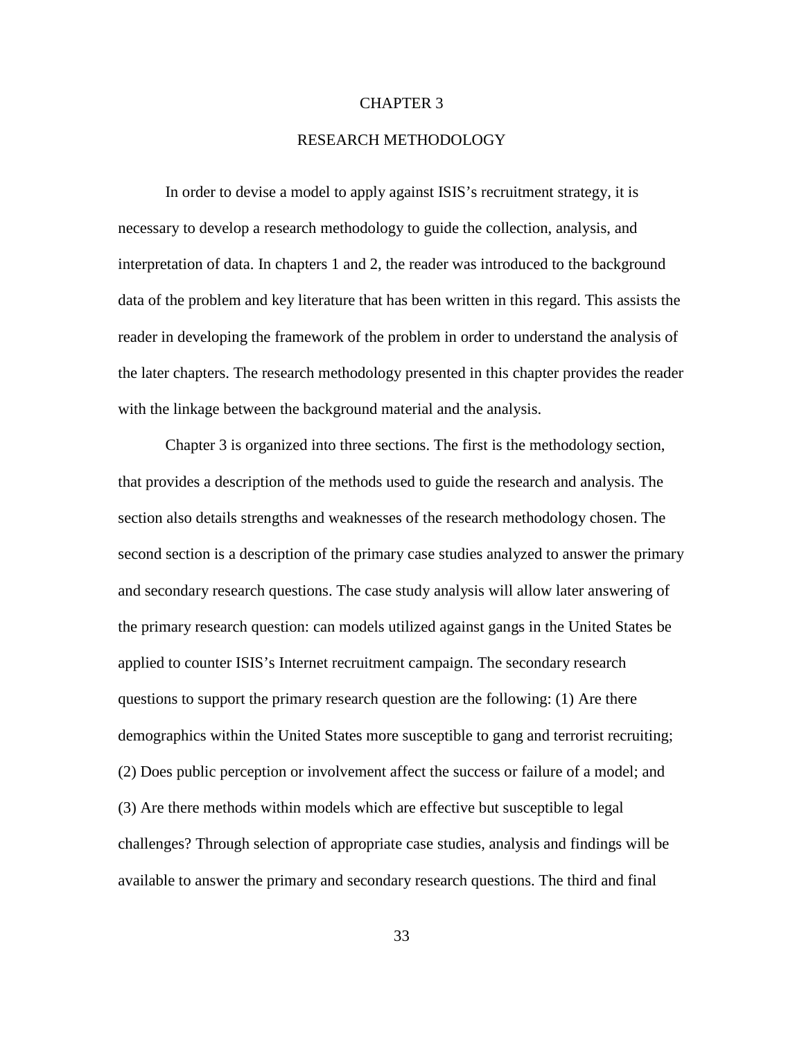# CHAPTER 3

## RESEARCH METHODOLOGY

In order to devise a model to apply against ISIS's recruitment strategy, it is necessary to develop a research methodology to guide the collection, analysis, and interpretation of data. In chapters 1 and 2, the reader was introduced to the background data of the problem and key literature that has been written in this regard. This assists the reader in developing the framework of the problem in order to understand the analysis of the later chapters. The research methodology presented in this chapter provides the reader with the linkage between the background material and the analysis.

Chapter 3 is organized into three sections. The first is the methodology section, that provides a description of the methods used to guide the research and analysis. The section also details strengths and weaknesses of the research methodology chosen. The second section is a description of the primary case studies analyzed to answer the primary and secondary research questions. The case study analysis will allow later answering of the primary research question: can models utilized against gangs in the United States be applied to counter ISIS's Internet recruitment campaign. The secondary research questions to support the primary research question are the following: (1) Are there demographics within the United States more susceptible to gang and terrorist recruiting; (2) Does public perception or involvement affect the success or failure of a model; and (3) Are there methods within models which are effective but susceptible to legal challenges? Through selection of appropriate case studies, analysis and findings will be available to answer the primary and secondary research questions. The third and final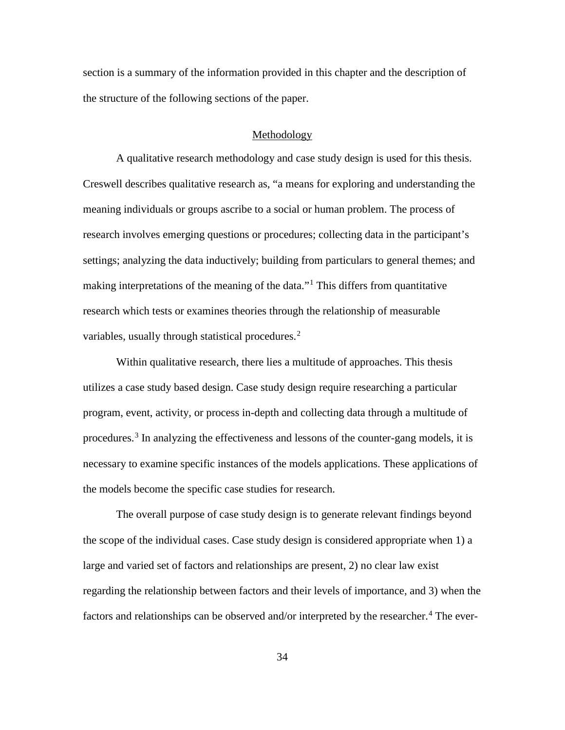section is a summary of the information provided in this chapter and the description of the structure of the following sections of the paper.

## Methodology

A qualitative research methodology and case study design is used for this thesis. Creswell describes qualitative research as, "a means for exploring and understanding the meaning individuals or groups ascribe to a social or human problem. The process of research involves emerging questions or procedures; collecting data in the participant's settings; analyzing the data inductively; building from particulars to general themes; and making interpretations of the meaning of the data."[1] This differs from quantitative research which tests or examines theories through the relationship of measurable variables, usually through statistical procedures.[2]

Within qualitative research, there lies a multitude of approaches. This thesis utilizes a case study based design. Case study design require researching a particular program, event, activity, or process in-depth and collecting data through a multitude of procedures.[3] In analyzing the effectiveness and lessons of the counter-gang models, it is necessary to examine specific instances of the models applications. These applications of the models become the specific case studies for research.

The overall purpose of case study design is to generate relevant findings beyond the scope of the individual cases. Case study design is considered appropriate when 1) a large and varied set of factors and relationships are present, 2) no clear law exist regarding the relationship between factors and their levels of importance, and 3) when the factors and relationships can be observed and/or interpreted by the researcher.[4] The ever-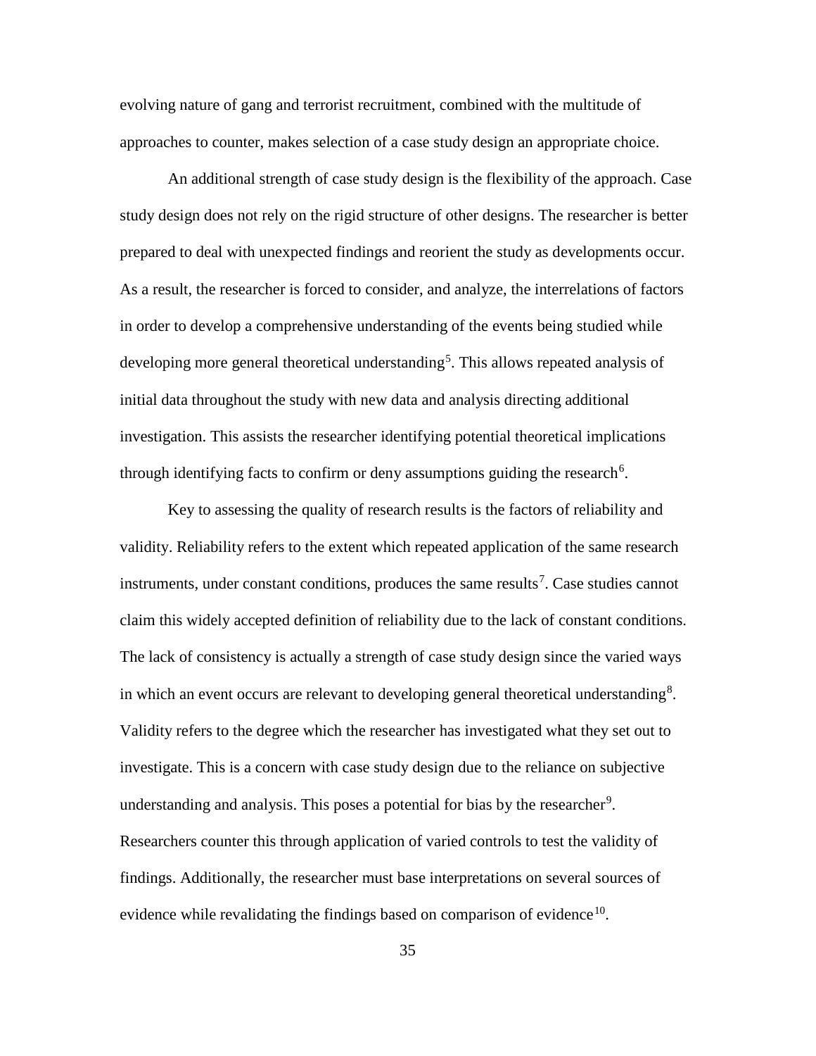evolving nature of gang and terrorist recruitment, combined with the multitude of approaches to counter, makes selection of a case study design an appropriate choice.

An additional strength of case study design is the flexibility of the approach. Case study design does not rely on the rigid structure of other designs. The researcher is better prepared to deal with unexpected findings and reorient the study as developments occur. As a result, the researcher is forced to consider, and analyze, the interrelations of factors in order to develop a comprehensive understanding of the events being studied while developing more general theoretical understanding[5]. This allows repeated analysis of initial data throughout the study with new data and analysis directing additional investigation. This assists the researcher identifying potential theoretical implications through identifying facts to confirm or deny assumptions guiding the research[6].

Key to assessing the quality of research results is the factors of reliability and validity. Reliability refers to the extent which repeated application of the same research instruments, under constant conditions, produces the same results[7]. Case studies cannot claim this widely accepted definition of reliability due to the lack of constant conditions. The lack of consistency is actually a strength of case study design since the varied ways in which an event occurs are relevant to developing general theoretical understanding[8]. Validity refers to the degree which the researcher has investigated what they set out to investigate. This is a concern with case study design due to the reliance on subjective understanding and analysis. This poses a potential for bias by the researcher[9]. Researchers counter this through application of varied controls to test the validity of findings. Additionally, the researcher must base interpretations on several sources of evidence while revalidating the findings based on comparison of evidence[10].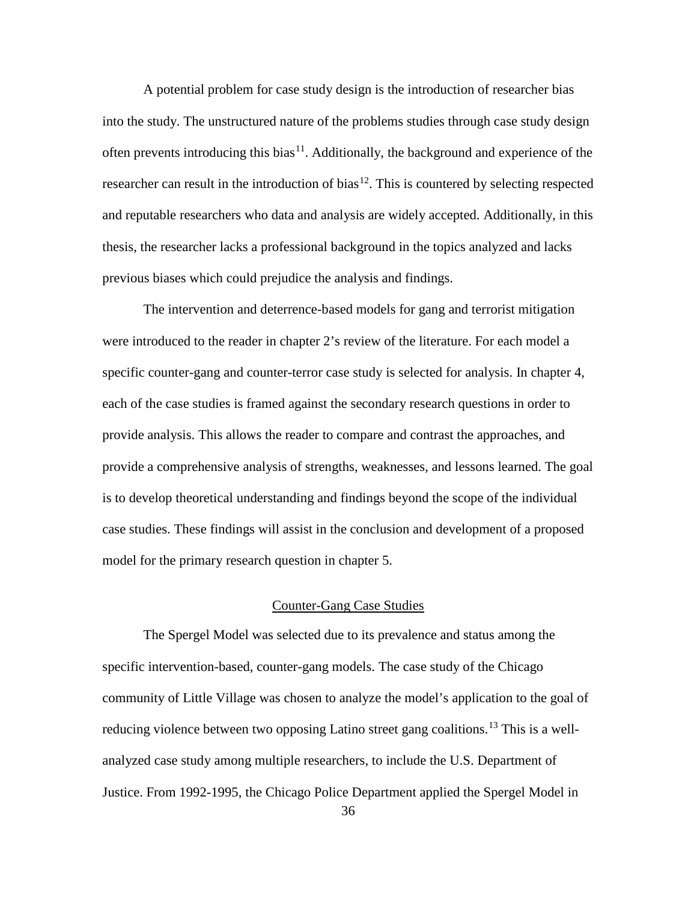A potential problem for case study design is the introduction of researcher bias into the study. The unstructured nature of the problems studies through case study design often prevents introducing this bias[11]. Additionally, the background and experience of the researcher can result in the introduction of bias[12]. This is countered by selecting respected and reputable researchers who data and analysis are widely accepted. Additionally, in this thesis, the researcher lacks a professional background in the topics analyzed and lacks previous biases which could prejudice the analysis and findings.

The intervention and deterrence-based models for gang and terrorist mitigation were introduced to the reader in chapter 2's review of the literature. For each model a specific counter-gang and counter-terror case study is selected for analysis. In chapter 4, each of the case studies is framed against the secondary research questions in order to provide analysis. This allows the reader to compare and contrast the approaches, and provide a comprehensive analysis of strengths, weaknesses, and lessons learned. The goal is to develop theoretical understanding and findings beyond the scope of the individual case studies. These findings will assist in the conclusion and development of a proposed model for the primary research question in chapter 5.

## Counter-Gang Case Studies

The Spergel Model was selected due to its prevalence and status among the specific intervention-based, counter-gang models. The case study of the Chicago community of Little Village was chosen to analyze the model's application to the goal of reducing violence between two opposing Latino street gang coalitions.[13] This is a well-analyzed case study among multiple researchers, to include the U.S. Department of Justice. From 1992-1995, the Chicago Police Department applied the Spergel Model in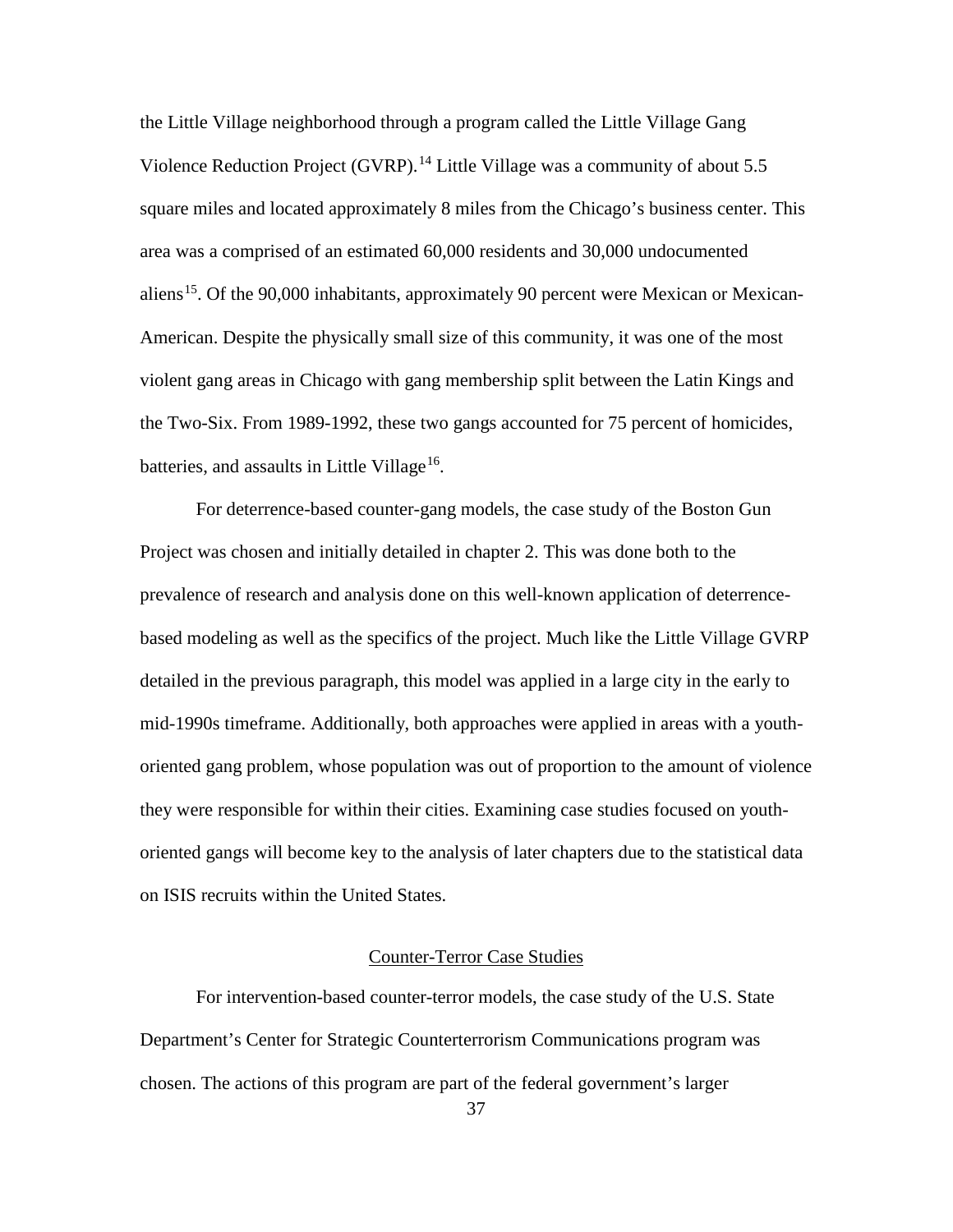the Little Village neighborhood through a program called the Little Village Gang Violence Reduction Project (GVRP).[14] Little Village was a community of about 5.5 square miles and located approximately 8 miles from the Chicago's business center. This area was a comprised of an estimated 60,000 residents and 30,000 undocumented aliens[15]. Of the 90,000 inhabitants, approximately 90 percent were Mexican or Mexican-American. Despite the physically small size of this community, it was one of the most violent gang areas in Chicago with gang membership split between the Latin Kings and the Two-Six. From 1989-1992, these two gangs accounted for 75 percent of homicides, batteries, and assaults in Little Village[16].

For deterrence-based counter-gang models, the case study of the Boston Gun Project was chosen and initially detailed in chapter 2. This was done both to the prevalence of research and analysis done on this well-known application of deterrence-based modeling as well as the specifics of the project. Much like the Little Village GVRP detailed in the previous paragraph, this model was applied in a large city in the early to mid-1990s timeframe. Additionally, both approaches were applied in areas with a youth-oriented gang problem, whose population was out of proportion to the amount of violence they were responsible for within their cities. Examining case studies focused on youth-oriented gangs will become key to the analysis of later chapters due to the statistical data on ISIS recruits within the United States.

## Counter-Terror Case Studies

For intervention-based counter-terror models, the case study of the U.S. State Department's Center for Strategic Counterterrorism Communications program was chosen. The actions of this program are part of the federal government's larger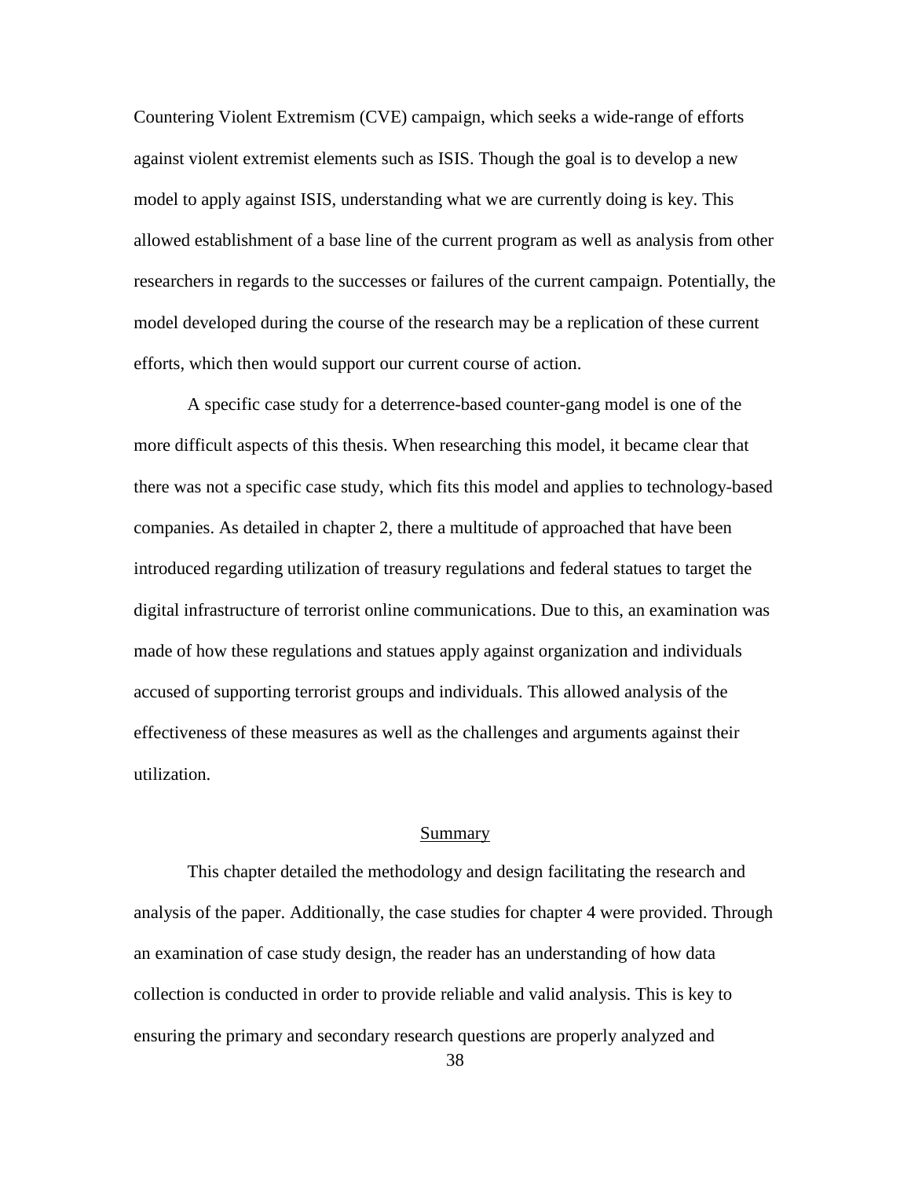Countering Violent Extremism (CVE) campaign, which seeks a wide-range of efforts against violent extremist elements such as ISIS. Though the goal is to develop a new model to apply against ISIS, understanding what we are currently doing is key. This allowed establishment of a base line of the current program as well as analysis from other researchers in regards to the successes or failures of the current campaign. Potentially, the model developed during the course of the research may be a replication of these current efforts, which then would support our current course of action.

A specific case study for a deterrence-based counter-gang model is one of the more difficult aspects of this thesis. When researching this model, it became clear that there was not a specific case study, which fits this model and applies to technology-based companies. As detailed in chapter 2, there a multitude of approached that have been introduced regarding utilization of treasury regulations and federal statues to target the digital infrastructure of terrorist online communications. Due to this, an examination was made of how these regulations and statues apply against organization and individuals accused of supporting terrorist groups and individuals. This allowed analysis of the effectiveness of these measures as well as the challenges and arguments against their utilization.

## Summary

This chapter detailed the methodology and design facilitating the research and analysis of the paper. Additionally, the case studies for chapter 4 were provided. Through an examination of case study design, the reader has an understanding of how data collection is conducted in order to provide reliable and valid analysis. This is key to ensuring the primary and secondary research questions are properly analyzed and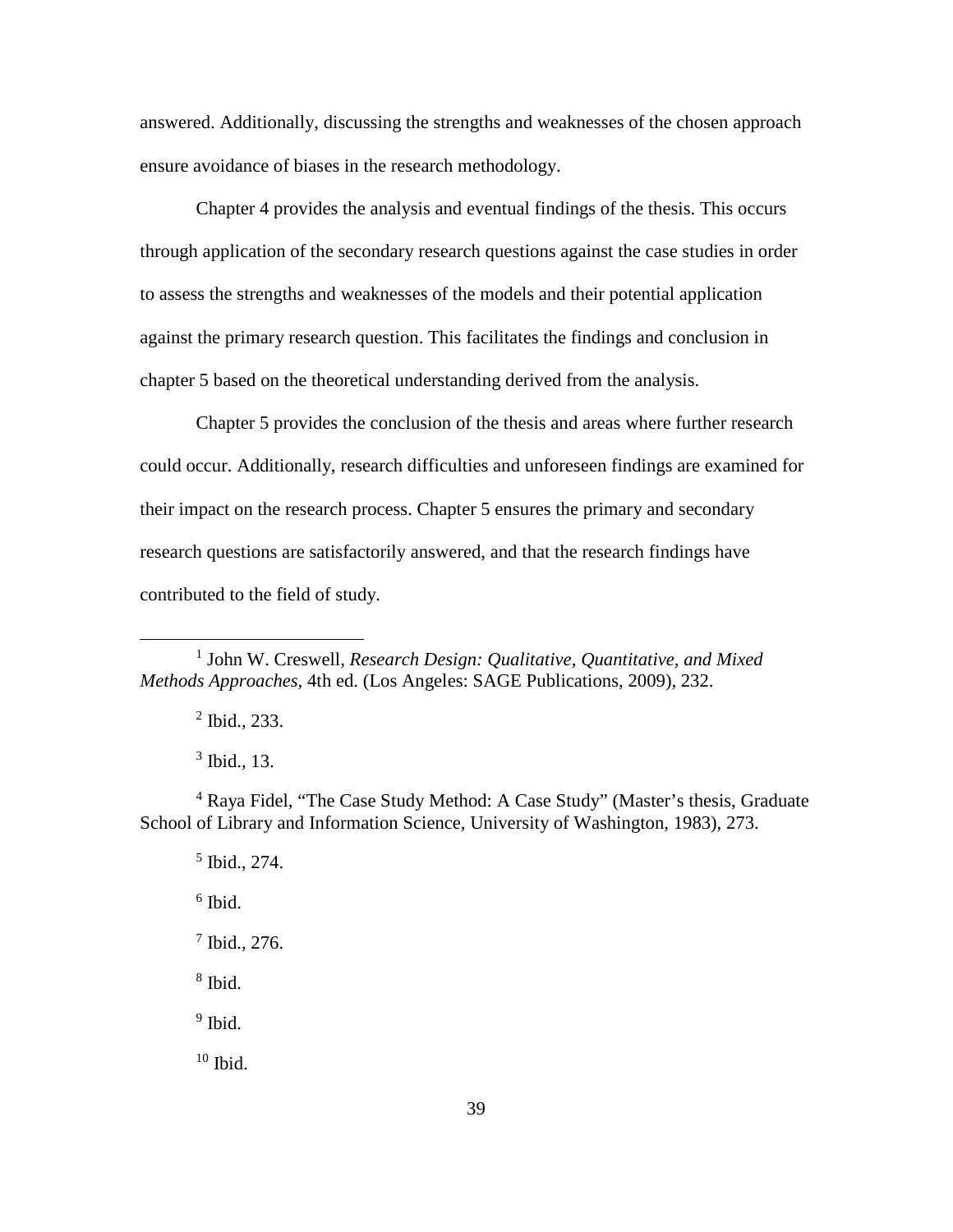answered. Additionally, discussing the strengths and weaknesses of the chosen approach ensure avoidance of biases in the research methodology.

Chapter 4 provides the analysis and eventual findings of the thesis. This occurs through application of the secondary research questions against the case studies in order to assess the strengths and weaknesses of the models and their potential application against the primary research question. This facilitates the findings and conclusion in chapter 5 based on the theoretical understanding derived from the analysis.

Chapter 5 provides the conclusion of the thesis and areas where further research could occur. Additionally, research difficulties and unforeseen findings are examined for their impact on the research process. Chapter 5 ensures the primary and secondary research questions are satisfactorily answered, and that the research findings have contributed to the field of study.

---

[1] John W. Creswell, *Research Design: Qualitative, Quantitative, and Mixed Methods Approaches*, 4th ed. (Los Angeles: SAGE Publications, 2009), 232.

[2] Ibid., 233.

[3] Ibid., 13.

[4] Raya Fidel, "The Case Study Method: A Case Study" (Master's thesis, Graduate School of Library and Information Science, University of Washington, 1983), 273.

[5] Ibid., 274.

[6] Ibid.

[7] Ibid., 276.

[8] Ibid.

[9] Ibid.

[10] Ibid.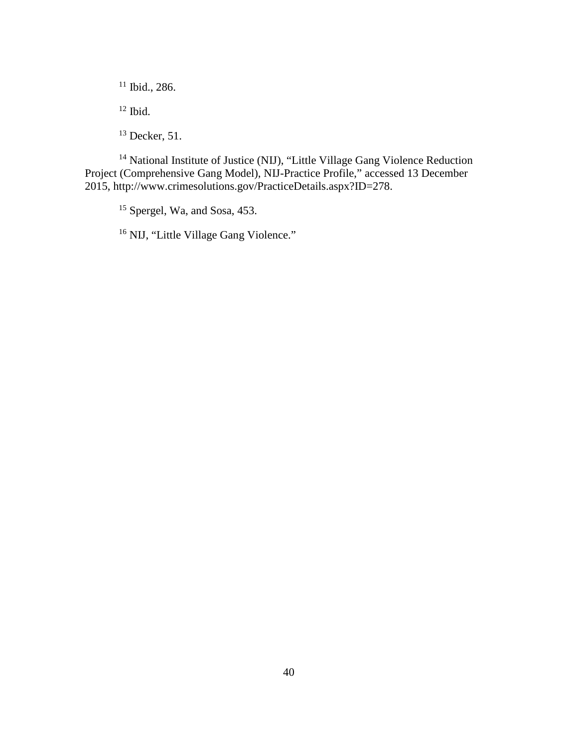[11] Ibid., 286.

[12] Ibid.

[13] Decker, 51.

[14] National Institute of Justice (NIJ), "Little Village Gang Violence Reduction Project (Comprehensive Gang Model), NIJ-Practice Profile," accessed 13 December 2015, http://www.crimesolutions.gov/PracticeDetails.aspx?ID=278.

[15] Spergel, Wa, and Sosa, 453.

[16] NIJ, "Little Village Gang Violence."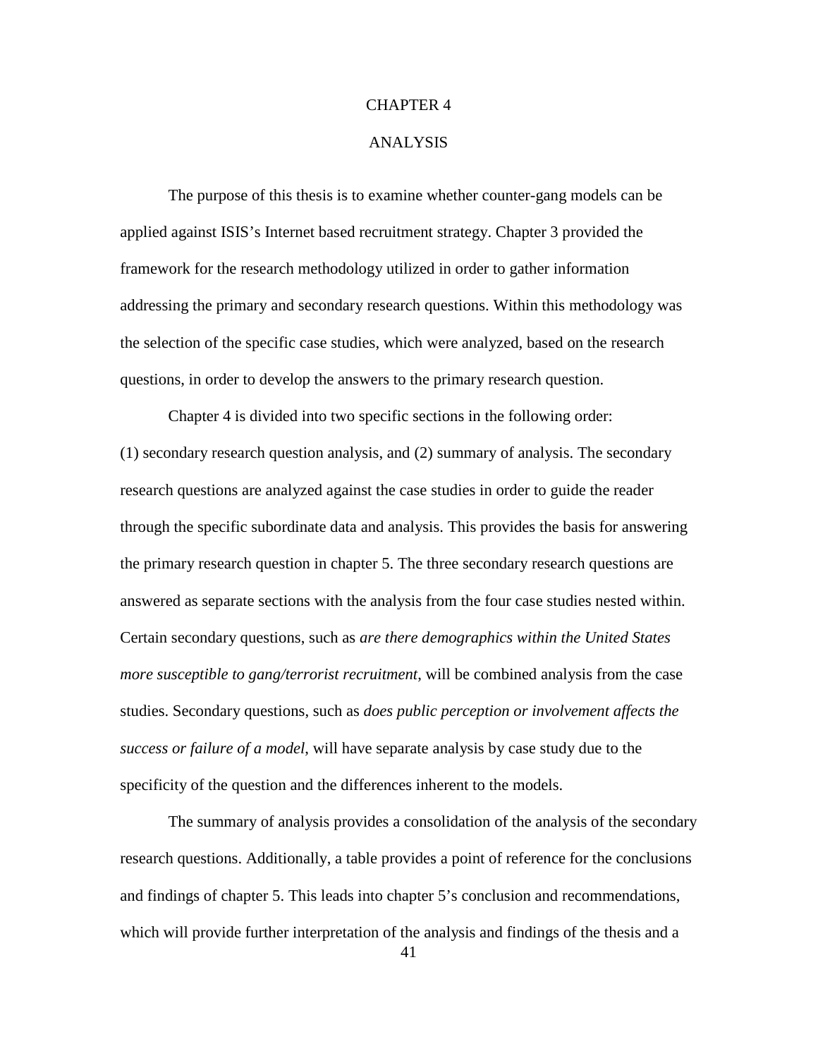# CHAPTER 4

# ANALYSIS

The purpose of this thesis is to examine whether counter-gang models can be applied against ISIS's Internet based recruitment strategy. Chapter 3 provided the framework for the research methodology utilized in order to gather information addressing the primary and secondary research questions. Within this methodology was the selection of the specific case studies, which were analyzed, based on the research questions, in order to develop the answers to the primary research question.

Chapter 4 is divided into two specific sections in the following order: (1) secondary research question analysis, and (2) summary of analysis. The secondary research questions are analyzed against the case studies in order to guide the reader through the specific subordinate data and analysis. This provides the basis for answering the primary research question in chapter 5. The three secondary research questions are answered as separate sections with the analysis from the four case studies nested within. Certain secondary questions, such as *are there demographics within the United States more susceptible to gang/terrorist recruitment*, will be combined analysis from the case studies. Secondary questions, such as *does public perception or involvement affects the success or failure of a model*, will have separate analysis by case study due to the specificity of the question and the differences inherent to the models.

The summary of analysis provides a consolidation of the analysis of the secondary research questions. Additionally, a table provides a point of reference for the conclusions and findings of chapter 5. This leads into chapter 5's conclusion and recommendations, which will provide further interpretation of the analysis and findings of the thesis and a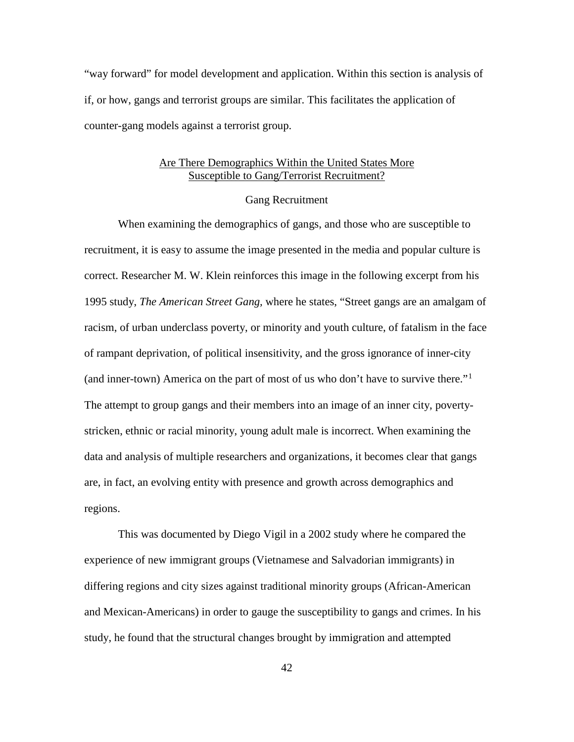"way forward" for model development and application. Within this section is analysis of if, or how, gangs and terrorist groups are similar. This facilitates the application of counter-gang models against a terrorist group.

## Are There Demographics Within the United States More Susceptible to Gang/Terrorist Recruitment?

### Gang Recruitment

When examining the demographics of gangs, and those who are susceptible to recruitment, it is easy to assume the image presented in the media and popular culture is correct. Researcher M. W. Klein reinforces this image in the following excerpt from his 1995 study, *The American Street Gang,* where he states, "Street gangs are an amalgam of racism, of urban underclass poverty, or minority and youth culture, of fatalism in the face of rampant deprivation, of political insensitivity, and the gross ignorance of inner-city (and inner-town) America on the part of most of us who don't have to survive there."[1] The attempt to group gangs and their members into an image of an inner city, poverty-stricken, ethnic or racial minority, young adult male is incorrect. When examining the data and analysis of multiple researchers and organizations, it becomes clear that gangs are, in fact, an evolving entity with presence and growth across demographics and regions.

This was documented by Diego Vigil in a 2002 study where he compared the experience of new immigrant groups (Vietnamese and Salvadorian immigrants) in differing regions and city sizes against traditional minority groups (African-American and Mexican-Americans) in order to gauge the susceptibility to gangs and crimes. In his study, he found that the structural changes brought by immigration and attempted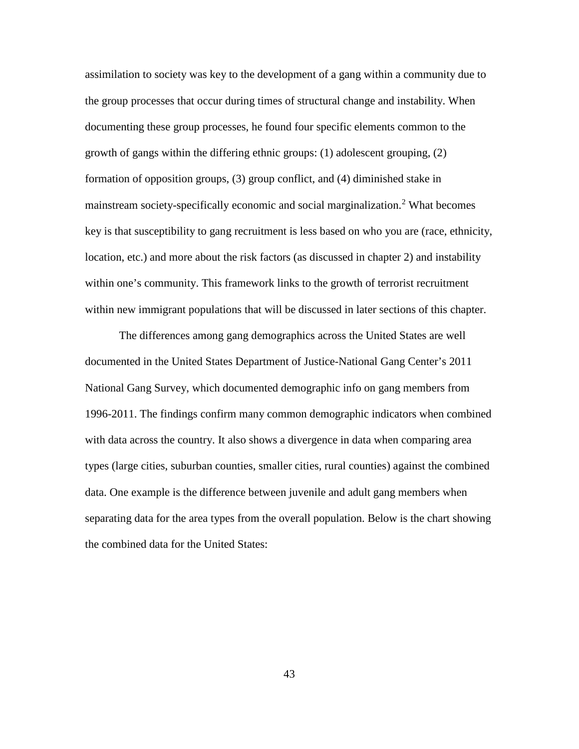assimilation to society was key to the development of a gang within a community due to the group processes that occur during times of structural change and instability. When documenting these group processes, he found four specific elements common to the growth of gangs within the differing ethnic groups: (1) adolescent grouping, (2) formation of opposition groups, (3) group conflict, and (4) diminished stake in mainstream society-specifically economic and social marginalization.[2] What becomes key is that susceptibility to gang recruitment is less based on who you are (race, ethnicity, location, etc.) and more about the risk factors (as discussed in chapter 2) and instability within one's community. This framework links to the growth of terrorist recruitment within new immigrant populations that will be discussed in later sections of this chapter.

The differences among gang demographics across the United States are well documented in the United States Department of Justice-National Gang Center's 2011 National Gang Survey, which documented demographic info on gang members from 1996-2011. The findings confirm many common demographic indicators when combined with data across the country. It also shows a divergence in data when comparing area types (large cities, suburban counties, smaller cities, rural counties) against the combined data. One example is the difference between juvenile and adult gang members when separating data for the area types from the overall population. Below is the chart showing the combined data for the United States: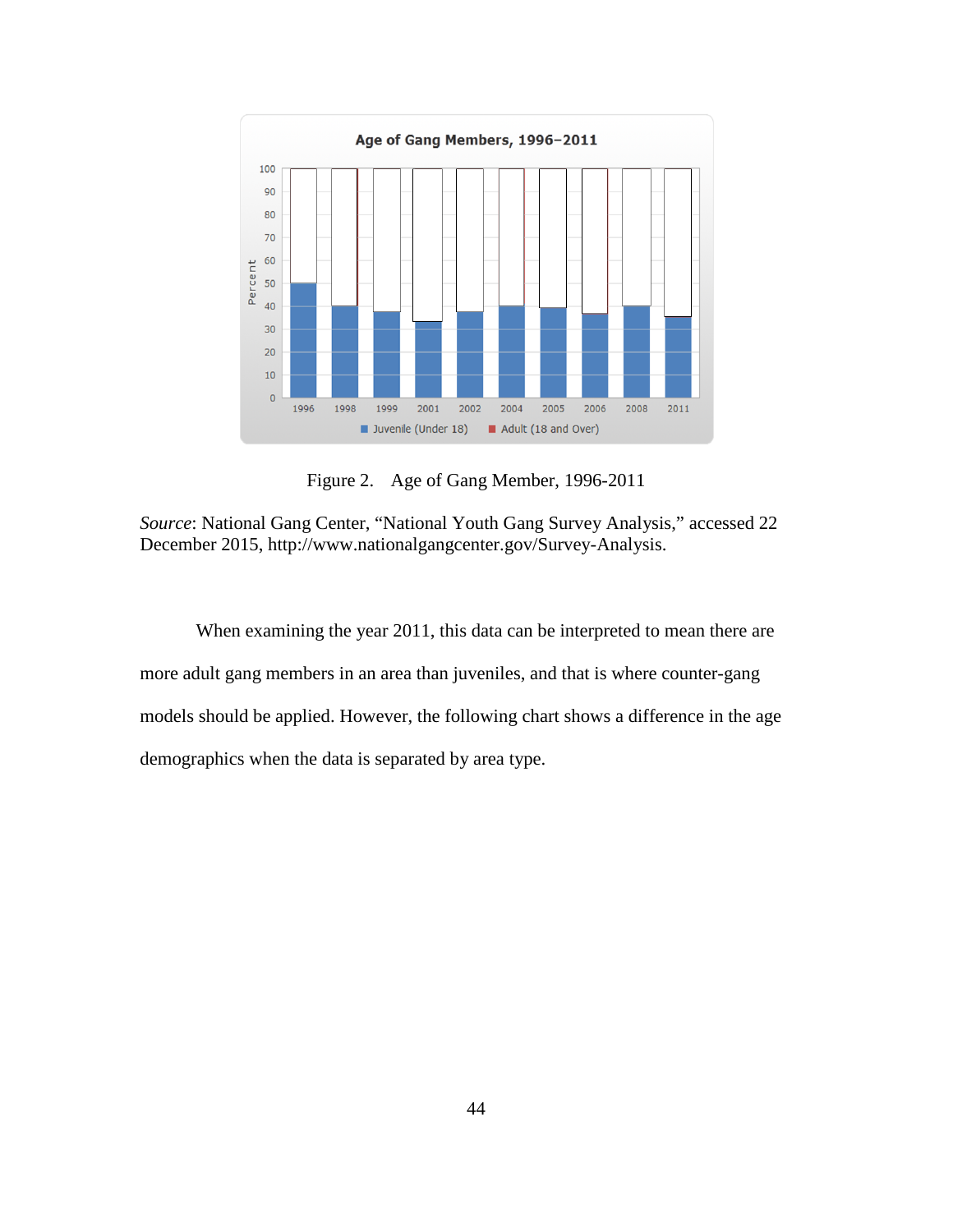Figure 2. Age of Gang Member, 1996-2011

*Source*: National Gang Center, "National Youth Gang Survey Analysis," accessed 22 December 2015, http://www.nationalgangcenter.gov/Survey-Analysis.

When examining the year 2011, this data can be interpreted to mean there are more adult gang members in an area than juveniles, and that is where counter-gang models should be applied. However, the following chart shows a difference in the age demographics when the data is separated by area type.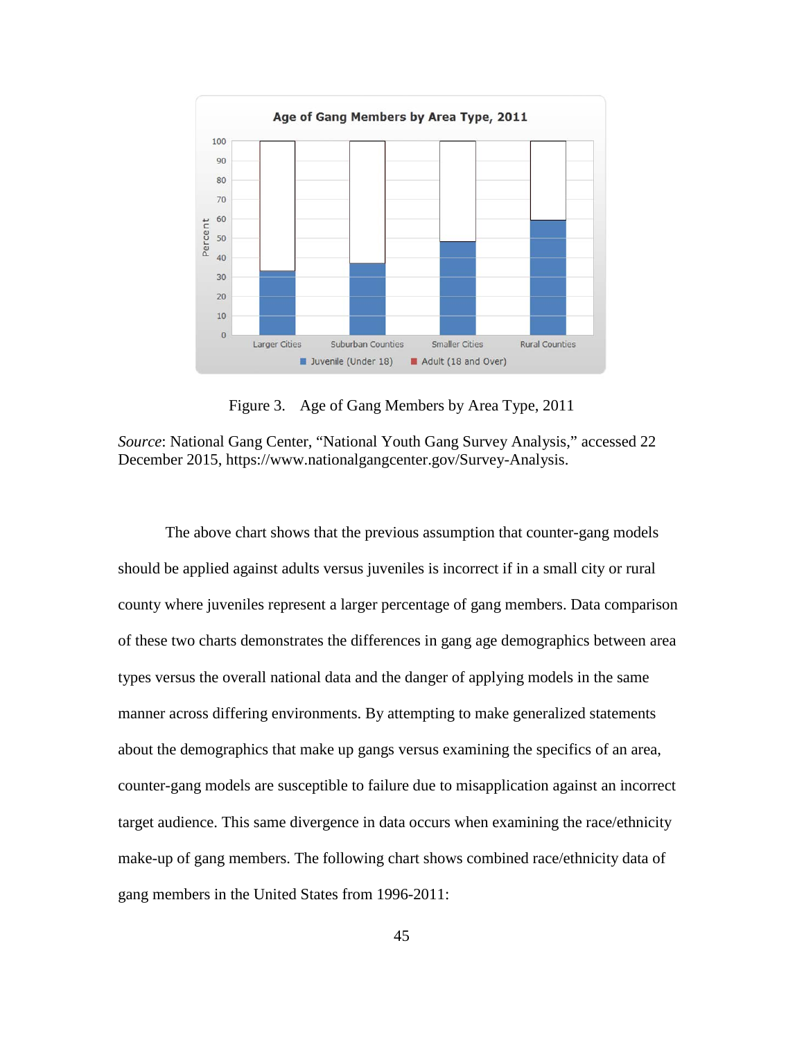Figure 3. Age of Gang Members by Area Type, 2011

*Source*: National Gang Center, "National Youth Gang Survey Analysis," accessed 22 December 2015, https://www.nationalgangcenter.gov/Survey-Analysis.

The above chart shows that the previous assumption that counter-gang models should be applied against adults versus juveniles is incorrect if in a small city or rural county where juveniles represent a larger percentage of gang members. Data comparison of these two charts demonstrates the differences in gang age demographics between area types versus the overall national data and the danger of applying models in the same manner across differing environments. By attempting to make generalized statements about the demographics that make up gangs versus examining the specifics of an area, counter-gang models are susceptible to failure due to misapplication against an incorrect target audience. This same divergence in data occurs when examining the race/ethnicity make-up of gang members. The following chart shows combined race/ethnicity data of gang members in the United States from 1996-2011: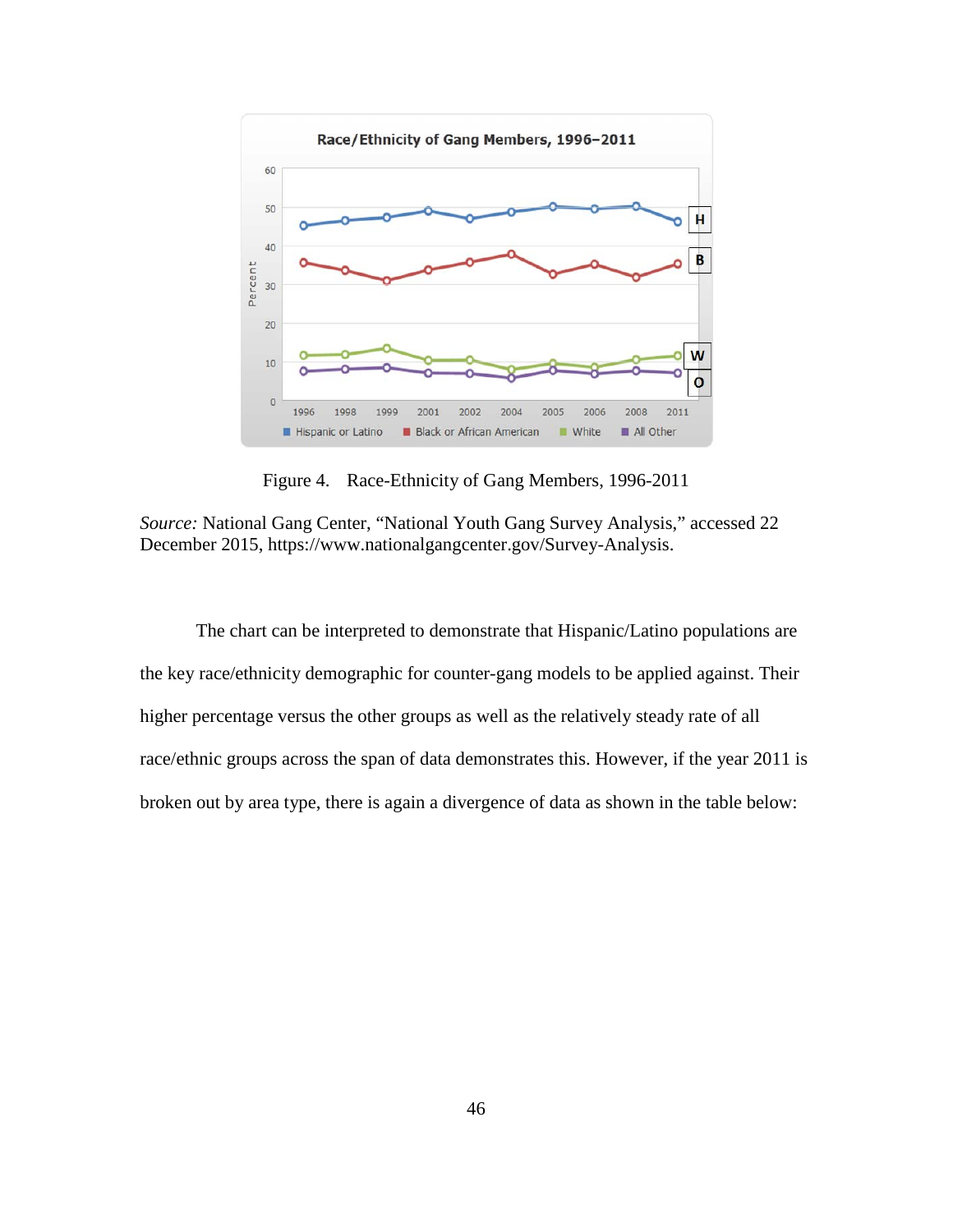Figure 4. Race-Ethnicity of Gang Members, 1996-2011

*Source:* National Gang Center, "National Youth Gang Survey Analysis," accessed 22 December 2015, https://www.nationalgangcenter.gov/Survey-Analysis.

The chart can be interpreted to demonstrate that Hispanic/Latino populations are the key race/ethnicity demographic for counter-gang models to be applied against. Their higher percentage versus the other groups as well as the relatively steady rate of all race/ethnic groups across the span of data demonstrates this. However, if the year 2011 is broken out by area type, there is again a divergence of data as shown in the table below: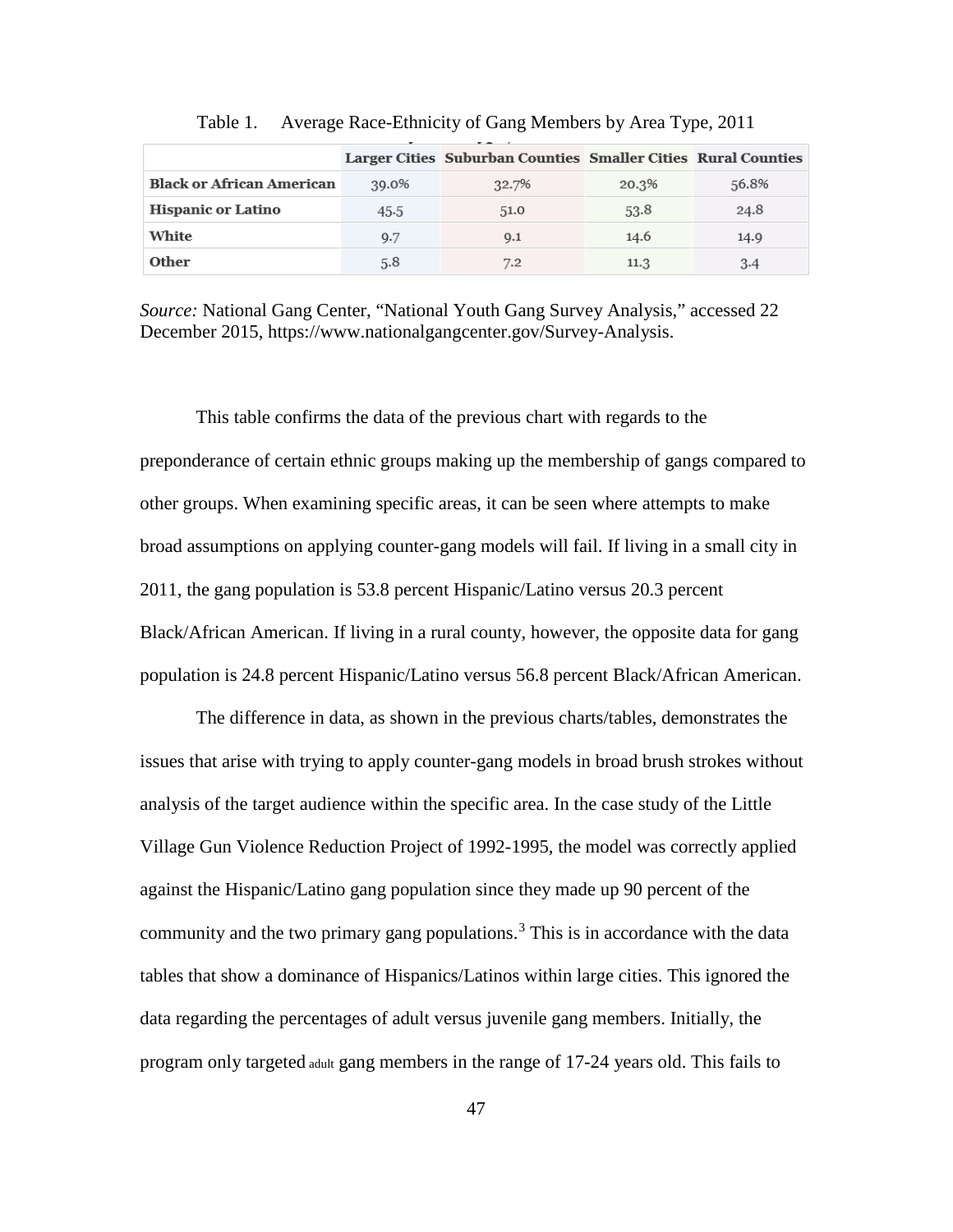Table 1. Average Race-Ethnicity of Gang Members by Area Type, 2011

| | Larger Cities | Suburban Counties | Smaller Cities | Rural Counties |
|---|---|---|---|---|
| **Black or African American** | 39.0% | 32.7% | 20.3% | 56.8% |
| **Hispanic or Latino** | 45.5 | 51.0 | 53.8 | 24.8 |
| **White** | 9.7 | 9.1 | 14.6 | 14.9 |
| **Other** | 5.8 | 7.2 | 11.3 | 3.4 |

*Source:* National Gang Center, "National Youth Gang Survey Analysis," accessed 22 December 2015, https://www.nationalgangcenter.gov/Survey-Analysis.

This table confirms the data of the previous chart with regards to the preponderance of certain ethnic groups making up the membership of gangs compared to other groups. When examining specific areas, it can be seen where attempts to make broad assumptions on applying counter-gang models will fail. If living in a small city in 2011, the gang population is 53.8 percent Hispanic/Latino versus 20.3 percent Black/African American. If living in a rural county, however, the opposite data for gang population is 24.8 percent Hispanic/Latino versus 56.8 percent Black/African American.

The difference in data, as shown in the previous charts/tables, demonstrates the issues that arise with trying to apply counter-gang models in broad brush strokes without analysis of the target audience within the specific area. In the case study of the Little Village Gun Violence Reduction Project of 1992-1995, the model was correctly applied against the Hispanic/Latino gang population since they made up 90 percent of the community and the two primary gang populations.[3] This is in accordance with the data tables that show a dominance of Hispanics/Latinos within large cities. This ignored the data regarding the percentages of adult versus juvenile gang members. Initially, the program only targeted adult gang members in the range of 17-24 years old. This fails to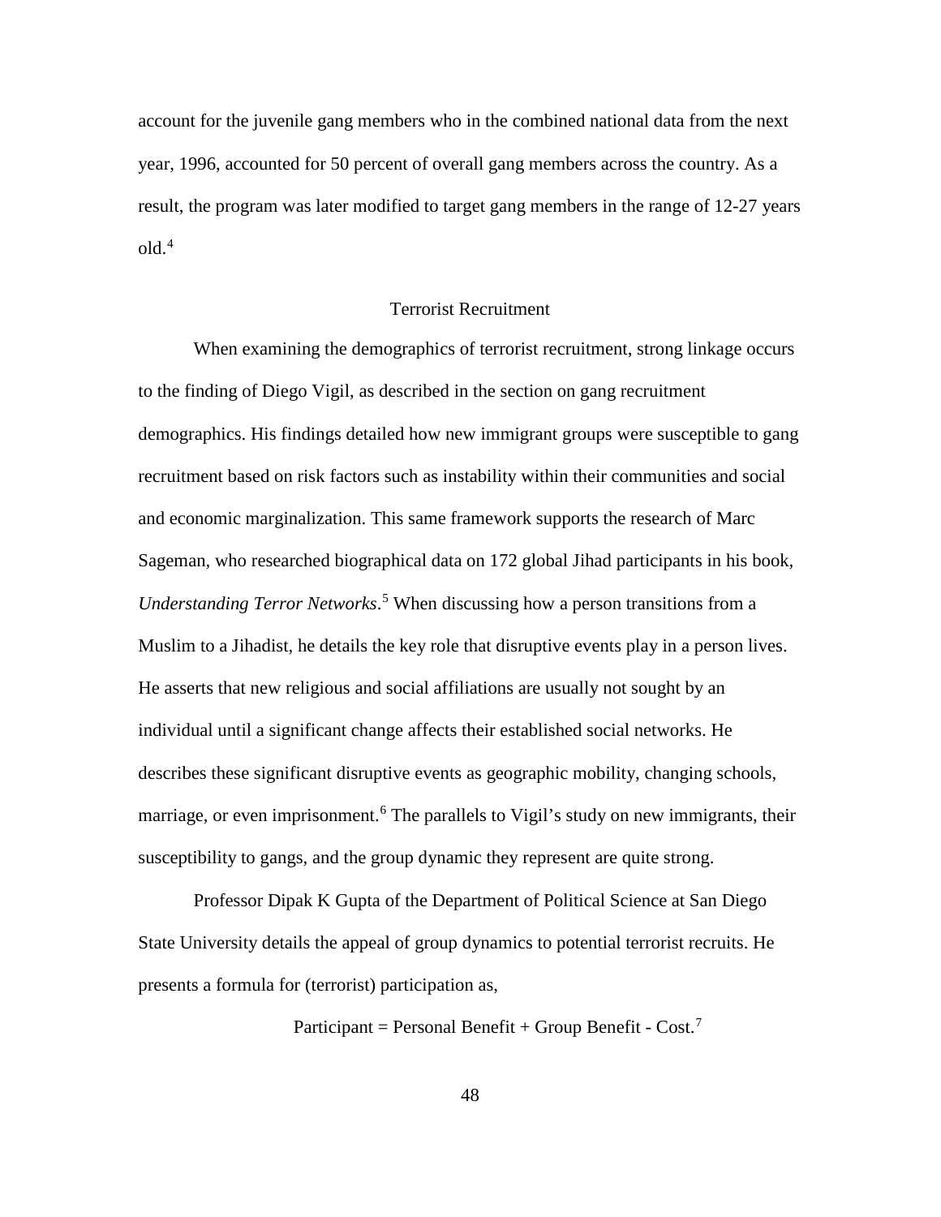account for the juvenile gang members who in the combined national data from the next year, 1996, accounted for 50 percent of overall gang members across the country. As a result, the program was later modified to target gang members in the range of 12-27 years old.[4]

## Terrorist Recruitment

When examining the demographics of terrorist recruitment, strong linkage occurs to the finding of Diego Vigil, as described in the section on gang recruitment demographics. His findings detailed how new immigrant groups were susceptible to gang recruitment based on risk factors such as instability within their communities and social and economic marginalization. This same framework supports the research of Marc Sageman, who researched biographical data on 172 global Jihad participants in his book, *Understanding Terror Networks*.[5] When discussing how a person transitions from a Muslim to a Jihadist, he details the key role that disruptive events play in a person lives. He asserts that new religious and social affiliations are usually not sought by an individual until a significant change affects their established social networks. He describes these significant disruptive events as geographic mobility, changing schools, marriage, or even imprisonment.[6] The parallels to Vigil's study on new immigrants, their susceptibility to gangs, and the group dynamic they represent are quite strong.

Professor Dipak K Gupta of the Department of Political Science at San Diego State University details the appeal of group dynamics to potential terrorist recruits. He presents a formula for (terrorist) participation as,

Participant = Personal Benefit + Group Benefit - Cost.[7]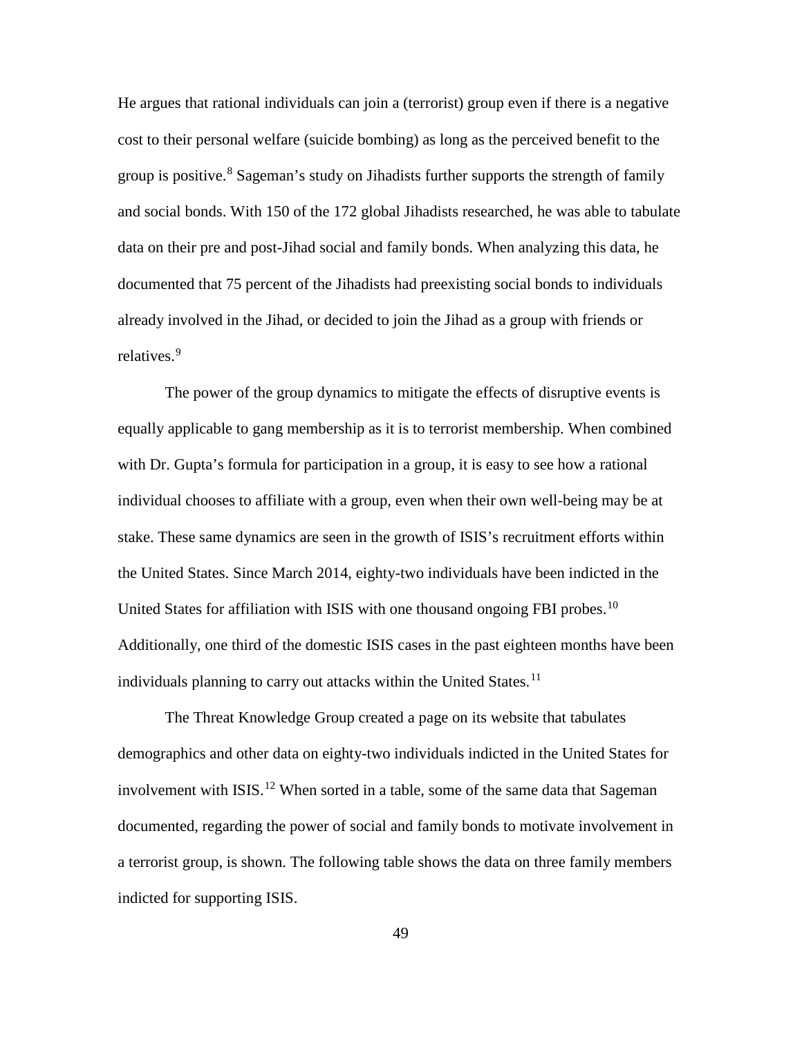He argues that rational individuals can join a (terrorist) group even if there is a negative cost to their personal welfare (suicide bombing) as long as the perceived benefit to the group is positive.[8] Sageman's study on Jihadists further supports the strength of family and social bonds. With 150 of the 172 global Jihadists researched, he was able to tabulate data on their pre and post-Jihad social and family bonds. When analyzing this data, he documented that 75 percent of the Jihadists had preexisting social bonds to individuals already involved in the Jihad, or decided to join the Jihad as a group with friends or relatives.[9]

The power of the group dynamics to mitigate the effects of disruptive events is equally applicable to gang membership as it is to terrorist membership. When combined with Dr. Gupta's formula for participation in a group, it is easy to see how a rational individual chooses to affiliate with a group, even when their own well-being may be at stake. These same dynamics are seen in the growth of ISIS's recruitment efforts within the United States. Since March 2014, eighty-two individuals have been indicted in the United States for affiliation with ISIS with one thousand ongoing FBI probes.[10] Additionally, one third of the domestic ISIS cases in the past eighteen months have been individuals planning to carry out attacks within the United States.[11]

The Threat Knowledge Group created a page on its website that tabulates demographics and other data on eighty-two individuals indicted in the United States for involvement with ISIS.[12] When sorted in a table, some of the same data that Sageman documented, regarding the power of social and family bonds to motivate involvement in a terrorist group, is shown. The following table shows the data on three family members indicted for supporting ISIS.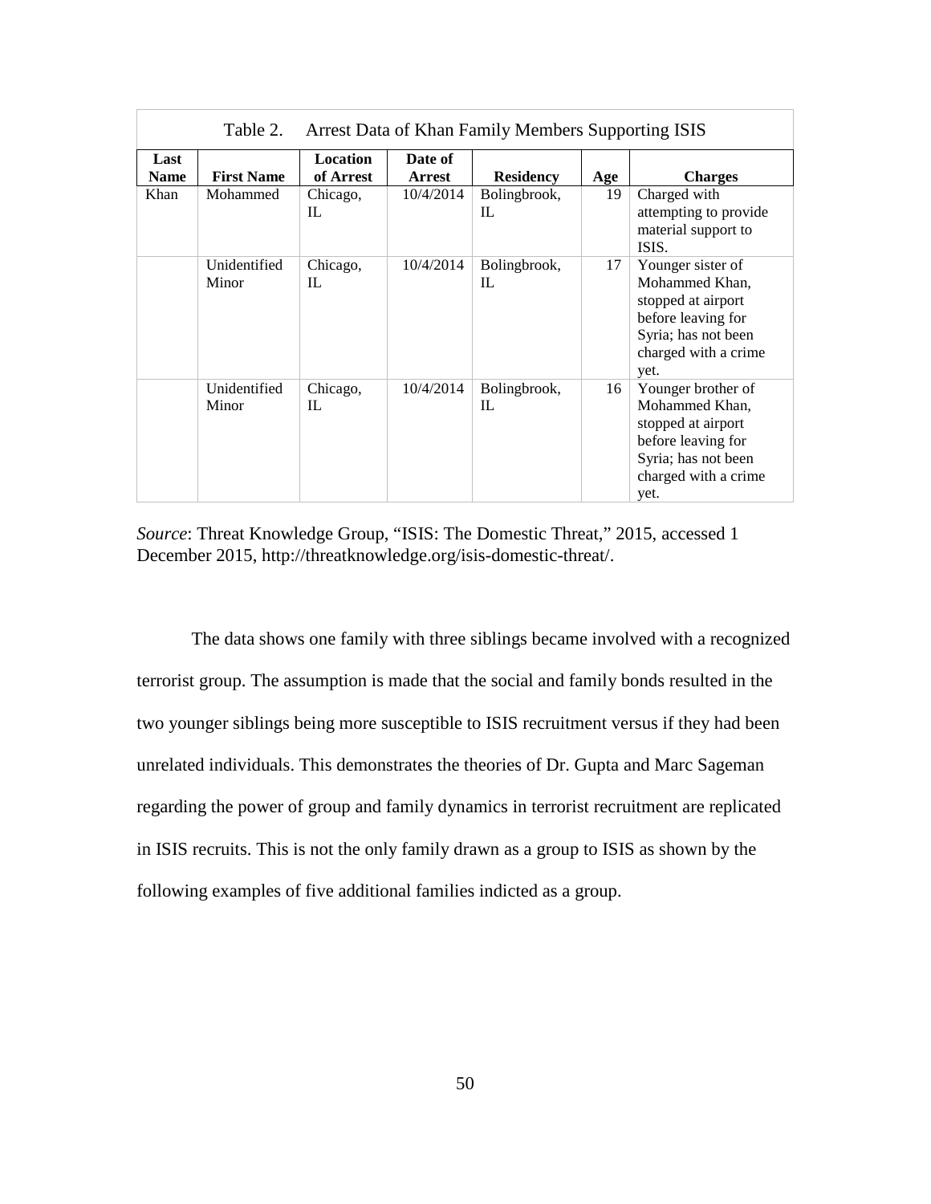Table 2. Arrest Data of Khan Family Members Supporting ISIS

| Last Name | First Name | Location of Arrest | Date of Arrest | Residency | Age | Charges |
|---|---|---|---|---|---|---|
| Khan | Mohammed | Chicago, IL | 10/4/2014 | Bolingbrook, IL | 19 | Charged with attempting to provide material support to ISIS. |
| | Unidentified Minor | Chicago, IL | 10/4/2014 | Bolingbrook, IL | 17 | Younger sister of Mohammed Khan, stopped at airport before leaving for Syria; has not been charged with a crime yet. |
| | Unidentified Minor | Chicago, IL | 10/4/2014 | Bolingbrook, IL | 16 | Younger brother of Mohammed Khan, stopped at airport before leaving for Syria; has not been charged with a crime yet. |

*Source*: Threat Knowledge Group, "ISIS: The Domestic Threat," 2015, accessed 1 December 2015, http://threatknowledge.org/isis-domestic-threat/.

The data shows one family with three siblings became involved with a recognized terrorist group. The assumption is made that the social and family bonds resulted in the two younger siblings being more susceptible to ISIS recruitment versus if they had been unrelated individuals. This demonstrates the theories of Dr. Gupta and Marc Sageman regarding the power of group and family dynamics in terrorist recruitment are replicated in ISIS recruits. This is not the only family drawn as a group to ISIS as shown by the following examples of five additional families indicted as a group.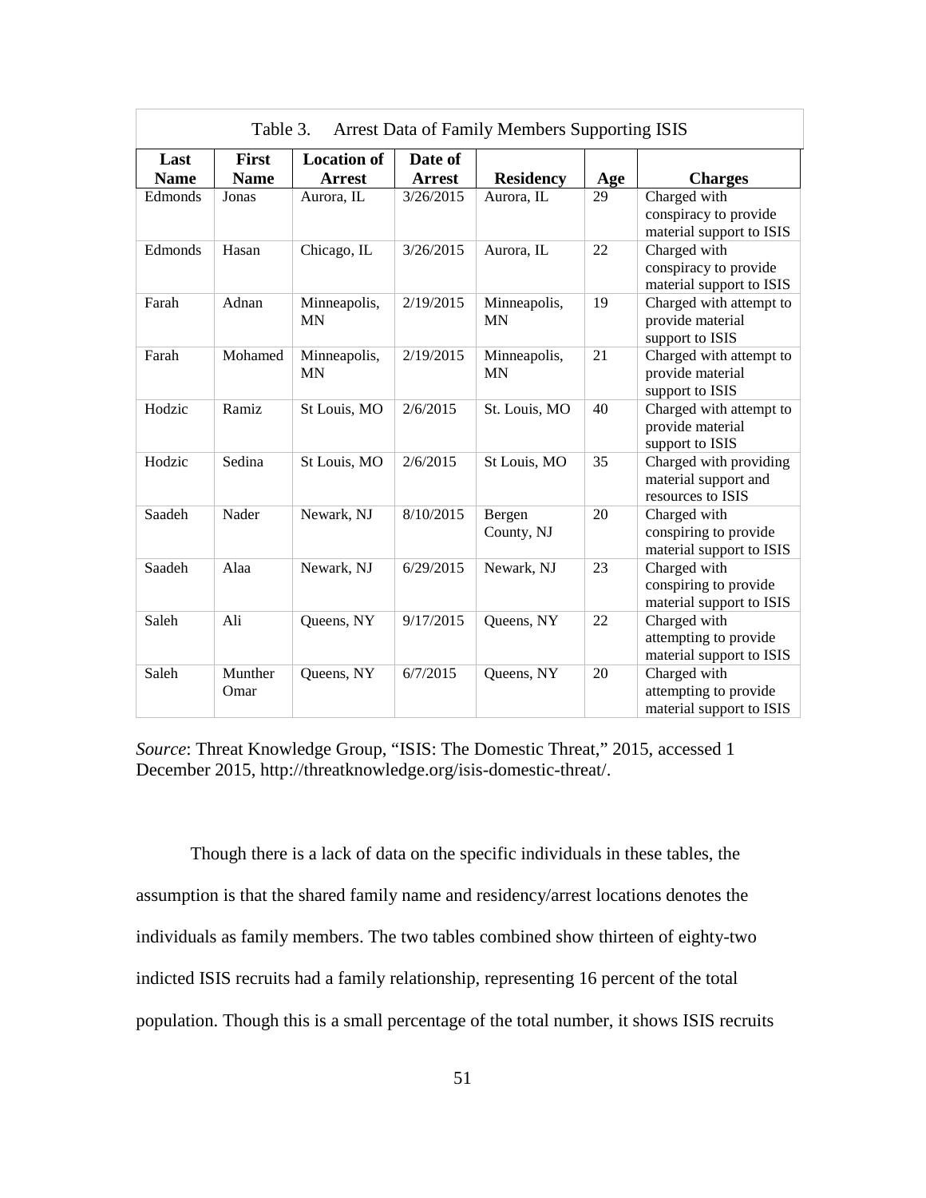Table 3. Arrest Data of Family Members Supporting ISIS

| Last Name | First Name | Location of Arrest | Date of Arrest | Residency | Age | Charges |
|---|---|---|---|---|---|---|
| Edmonds | Jonas | Aurora, IL | 3/26/2015 | Aurora, IL | 29 | Charged with conspiracy to provide material support to ISIS |
| Edmonds | Hasan | Chicago, IL | 3/26/2015 | Aurora, IL | 22 | Charged with conspiracy to provide material support to ISIS |
| Farah | Adnan | Minneapolis, MN | 2/19/2015 | Minneapolis, MN | 19 | Charged with attempt to provide material support to ISIS |
| Farah | Mohamed | Minneapolis, MN | 2/19/2015 | Minneapolis, MN | 21 | Charged with attempt to provide material support to ISIS |
| Hodzic | Ramiz | St Louis, MO | 2/6/2015 | St. Louis, MO | 40 | Charged with attempt to provide material support to ISIS |
| Hodzic | Sedina | St Louis, MO | 2/6/2015 | St Louis, MO | 35 | Charged with providing material support and resources to ISIS |
| Saadeh | Nader | Newark, NJ | 8/10/2015 | Bergen County, NJ | 20 | Charged with conspiring to provide material support to ISIS |
| Saadeh | Alaa | Newark, NJ | 6/29/2015 | Newark, NJ | 23 | Charged with conspiring to provide material support to ISIS |
| Saleh | Ali | Queens, NY | 9/17/2015 | Queens, NY | 22 | Charged with attempting to provide material support to ISIS |
| Saleh | Munther Omar | Queens, NY | 6/7/2015 | Queens, NY | 20 | Charged with attempting to provide material support to ISIS |

*Source*: Threat Knowledge Group, "ISIS: The Domestic Threat," 2015, accessed 1 December 2015, http://threatknowledge.org/isis-domestic-threat/.

Though there is a lack of data on the specific individuals in these tables, the assumption is that the shared family name and residency/arrest locations denotes the individuals as family members. The two tables combined show thirteen of eighty-two indicted ISIS recruits had a family relationship, representing 16 percent of the total population. Though this is a small percentage of the total number, it shows ISIS recruits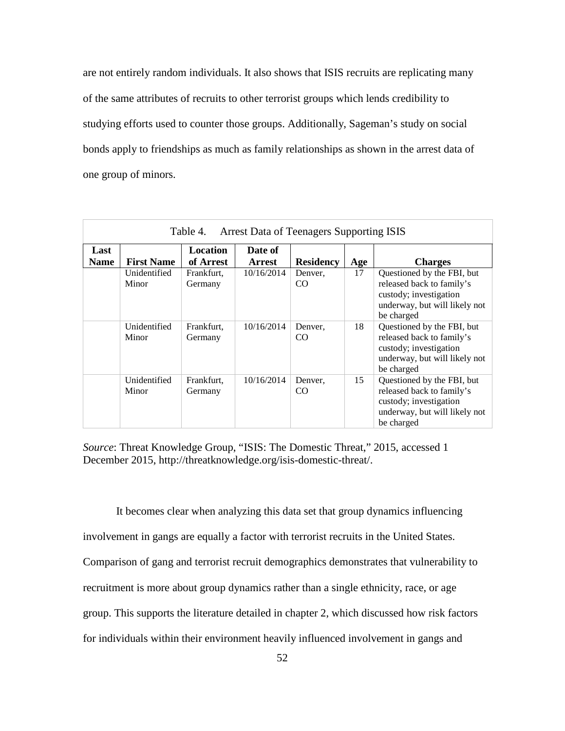are not entirely random individuals. It also shows that ISIS recruits are replicating many of the same attributes of recruits to other terrorist groups which lends credibility to studying efforts used to counter those groups. Additionally, Sageman's study on social bonds apply to friendships as much as family relationships as shown in the arrest data of one group of minors.

Table 4. Arrest Data of Teenagers Supporting ISIS

| Last Name | First Name | Location of Arrest | Date of Arrest | Residency | Age | Charges |
|---|---|---|---|---|---|---|
| | Unidentified Minor | Frankfurt, Germany | 10/16/2014 | Denver, CO | 17 | Questioned by the FBI, but released back to family's custody; investigation underway, but will likely not be charged |
| | Unidentified Minor | Frankfurt, Germany | 10/16/2014 | Denver, CO | 18 | Questioned by the FBI, but released back to family's custody; investigation underway, but will likely not be charged |
| | Unidentified Minor | Frankfurt, Germany | 10/16/2014 | Denver, CO | 15 | Questioned by the FBI, but released back to family's custody; investigation underway, but will likely not be charged |

*Source*: Threat Knowledge Group, "ISIS: The Domestic Threat," 2015, accessed 1 December 2015, http://threatknowledge.org/isis-domestic-threat/.

It becomes clear when analyzing this data set that group dynamics influencing involvement in gangs are equally a factor with terrorist recruits in the United States. Comparison of gang and terrorist recruit demographics demonstrates that vulnerability to recruitment is more about group dynamics rather than a single ethnicity, race, or age group. This supports the literature detailed in chapter 2, which discussed how risk factors for individuals within their environment heavily influenced involvement in gangs and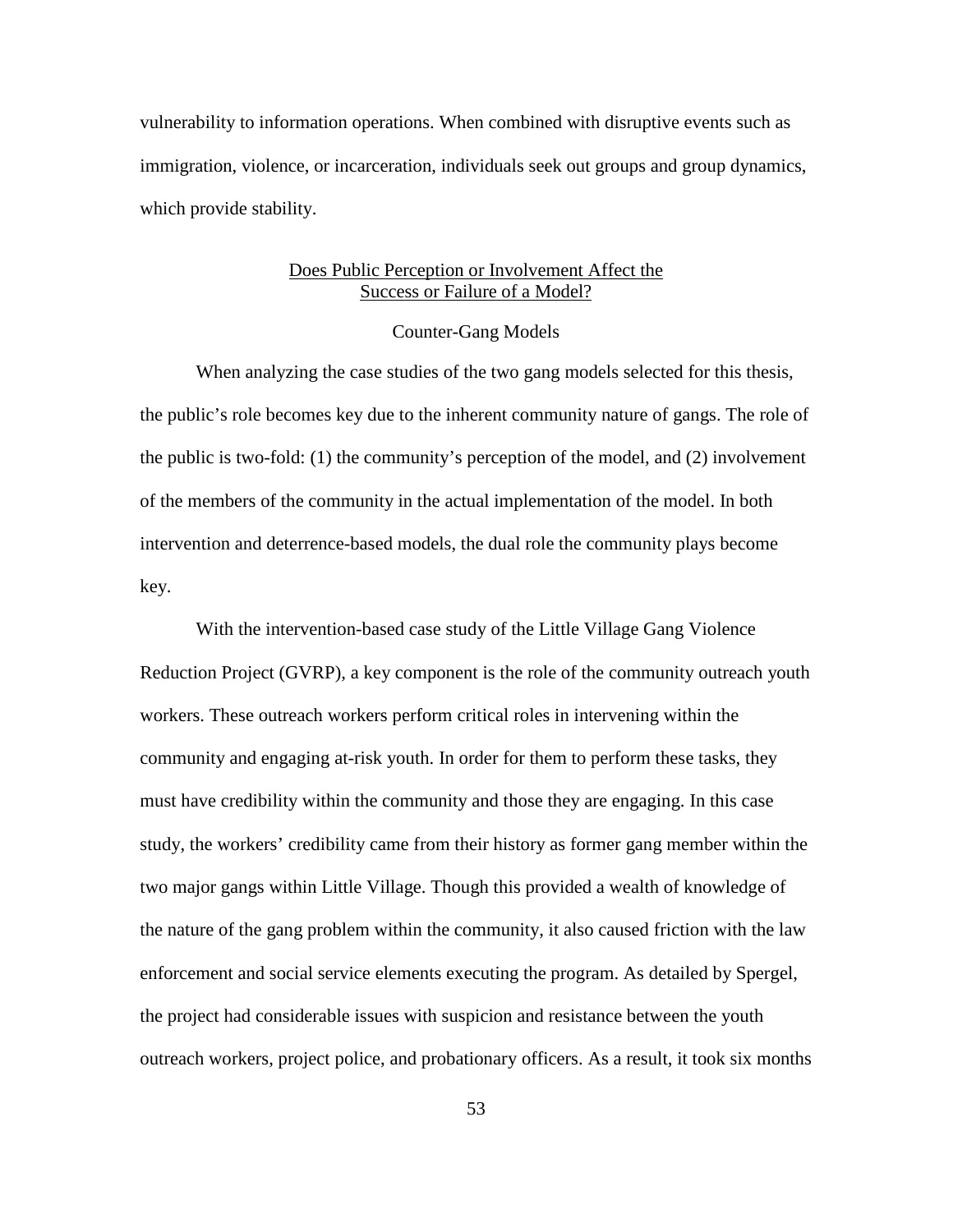vulnerability to information operations. When combined with disruptive events such as immigration, violence, or incarceration, individuals seek out groups and group dynamics, which provide stability.

## Does Public Perception or Involvement Affect the Success or Failure of a Model?

### Counter-Gang Models

When analyzing the case studies of the two gang models selected for this thesis, the public's role becomes key due to the inherent community nature of gangs. The role of the public is two-fold: (1) the community's perception of the model, and (2) involvement of the members of the community in the actual implementation of the model. In both intervention and deterrence-based models, the dual role the community plays become key.

With the intervention-based case study of the Little Village Gang Violence Reduction Project (GVRP), a key component is the role of the community outreach youth workers. These outreach workers perform critical roles in intervening within the community and engaging at-risk youth. In order for them to perform these tasks, they must have credibility within the community and those they are engaging. In this case study, the workers' credibility came from their history as former gang member within the two major gangs within Little Village. Though this provided a wealth of knowledge of the nature of the gang problem within the community, it also caused friction with the law enforcement and social service elements executing the program. As detailed by Spergel, the project had considerable issues with suspicion and resistance between the youth outreach workers, project police, and probationary officers. As a result, it took six months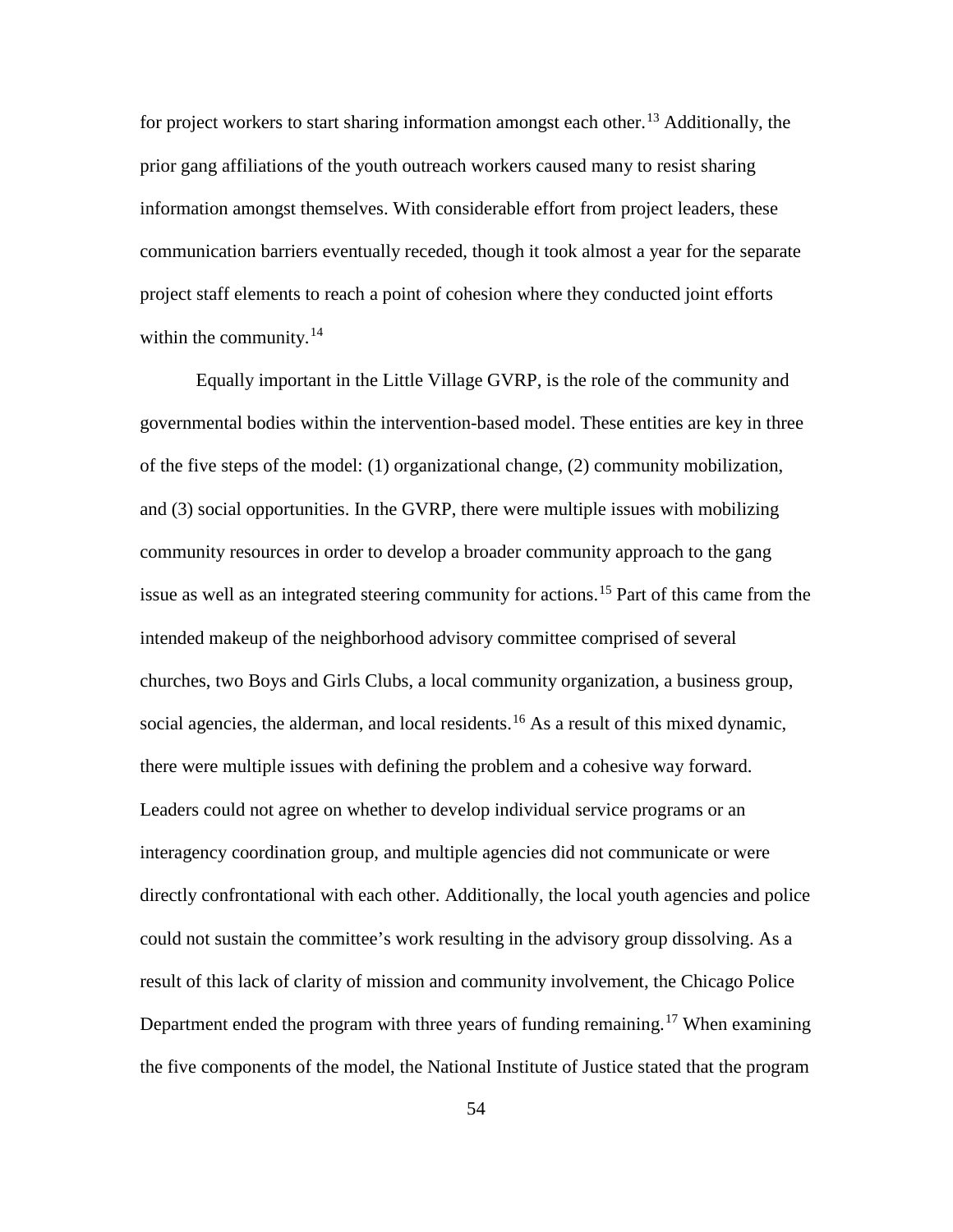for project workers to start sharing information amongst each other.[13] Additionally, the prior gang affiliations of the youth outreach workers caused many to resist sharing information amongst themselves. With considerable effort from project leaders, these communication barriers eventually receded, though it took almost a year for the separate project staff elements to reach a point of cohesion where they conducted joint efforts within the community.[14]

Equally important in the Little Village GVRP, is the role of the community and governmental bodies within the intervention-based model. These entities are key in three of the five steps of the model: (1) organizational change, (2) community mobilization, and (3) social opportunities. In the GVRP, there were multiple issues with mobilizing community resources in order to develop a broader community approach to the gang issue as well as an integrated steering community for actions.[15] Part of this came from the intended makeup of the neighborhood advisory committee comprised of several churches, two Boys and Girls Clubs, a local community organization, a business group, social agencies, the alderman, and local residents.[16] As a result of this mixed dynamic, there were multiple issues with defining the problem and a cohesive way forward. Leaders could not agree on whether to develop individual service programs or an interagency coordination group, and multiple agencies did not communicate or were directly confrontational with each other. Additionally, the local youth agencies and police could not sustain the committee's work resulting in the advisory group dissolving. As a result of this lack of clarity of mission and community involvement, the Chicago Police Department ended the program with three years of funding remaining.[17] When examining the five components of the model, the National Institute of Justice stated that the program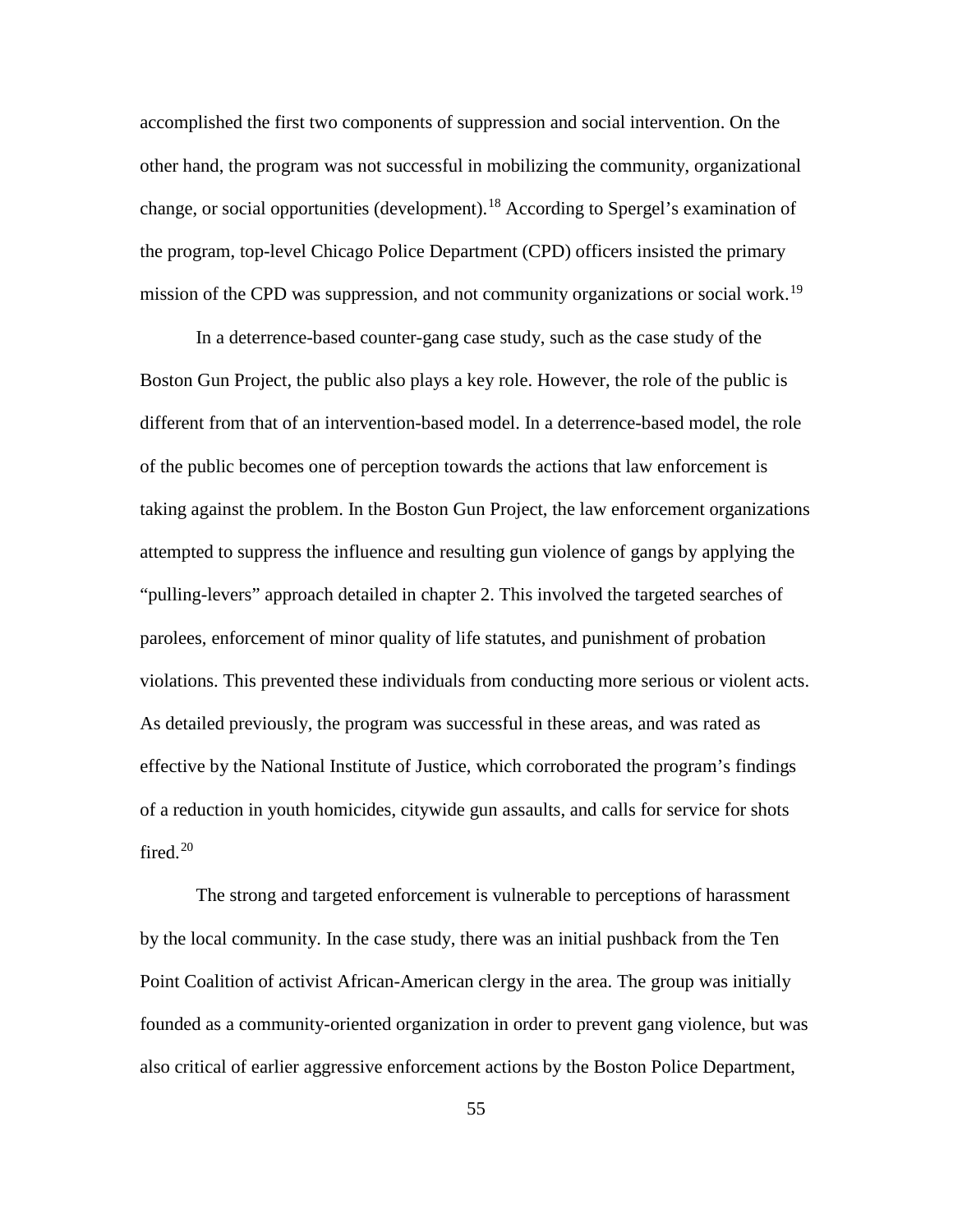accomplished the first two components of suppression and social intervention. On the other hand, the program was not successful in mobilizing the community, organizational change, or social opportunities (development).[18] According to Spergel's examination of the program, top-level Chicago Police Department (CPD) officers insisted the primary mission of the CPD was suppression, and not community organizations or social work.[19]

In a deterrence-based counter-gang case study, such as the case study of the Boston Gun Project, the public also plays a key role. However, the role of the public is different from that of an intervention-based model. In a deterrence-based model, the role of the public becomes one of perception towards the actions that law enforcement is taking against the problem. In the Boston Gun Project, the law enforcement organizations attempted to suppress the influence and resulting gun violence of gangs by applying the "pulling-levers" approach detailed in chapter 2. This involved the targeted searches of parolees, enforcement of minor quality of life statutes, and punishment of probation violations. This prevented these individuals from conducting more serious or violent acts. As detailed previously, the program was successful in these areas, and was rated as effective by the National Institute of Justice, which corroborated the program's findings of a reduction in youth homicides, citywide gun assaults, and calls for service for shots fired.[20]

The strong and targeted enforcement is vulnerable to perceptions of harassment by the local community. In the case study, there was an initial pushback from the Ten Point Coalition of activist African-American clergy in the area. The group was initially founded as a community-oriented organization in order to prevent gang violence, but was also critical of earlier aggressive enforcement actions by the Boston Police Department,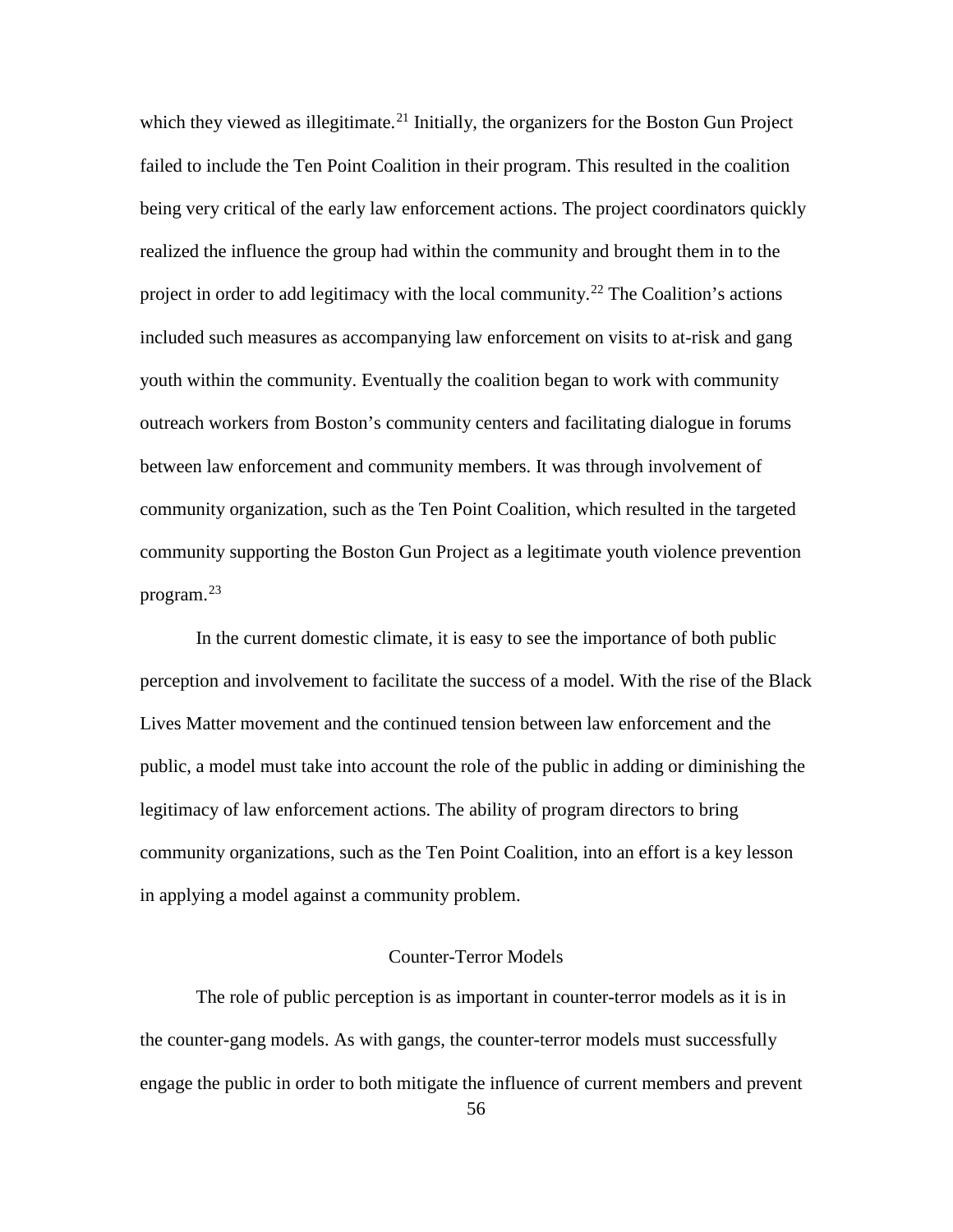which they viewed as illegitimate.[21] Initially, the organizers for the Boston Gun Project failed to include the Ten Point Coalition in their program. This resulted in the coalition being very critical of the early law enforcement actions. The project coordinators quickly realized the influence the group had within the community and brought them in to the project in order to add legitimacy with the local community.[22] The Coalition's actions included such measures as accompanying law enforcement on visits to at-risk and gang youth within the community. Eventually the coalition began to work with community outreach workers from Boston's community centers and facilitating dialogue in forums between law enforcement and community members. It was through involvement of community organization, such as the Ten Point Coalition, which resulted in the targeted community supporting the Boston Gun Project as a legitimate youth violence prevention program.[23]

In the current domestic climate, it is easy to see the importance of both public perception and involvement to facilitate the success of a model. With the rise of the Black Lives Matter movement and the continued tension between law enforcement and the public, a model must take into account the role of the public in adding or diminishing the legitimacy of law enforcement actions. The ability of program directors to bring community organizations, such as the Ten Point Coalition, into an effort is a key lesson in applying a model against a community problem.

## Counter-Terror Models

The role of public perception is as important in counter-terror models as it is in the counter-gang models. As with gangs, the counter-terror models must successfully engage the public in order to both mitigate the influence of current members and prevent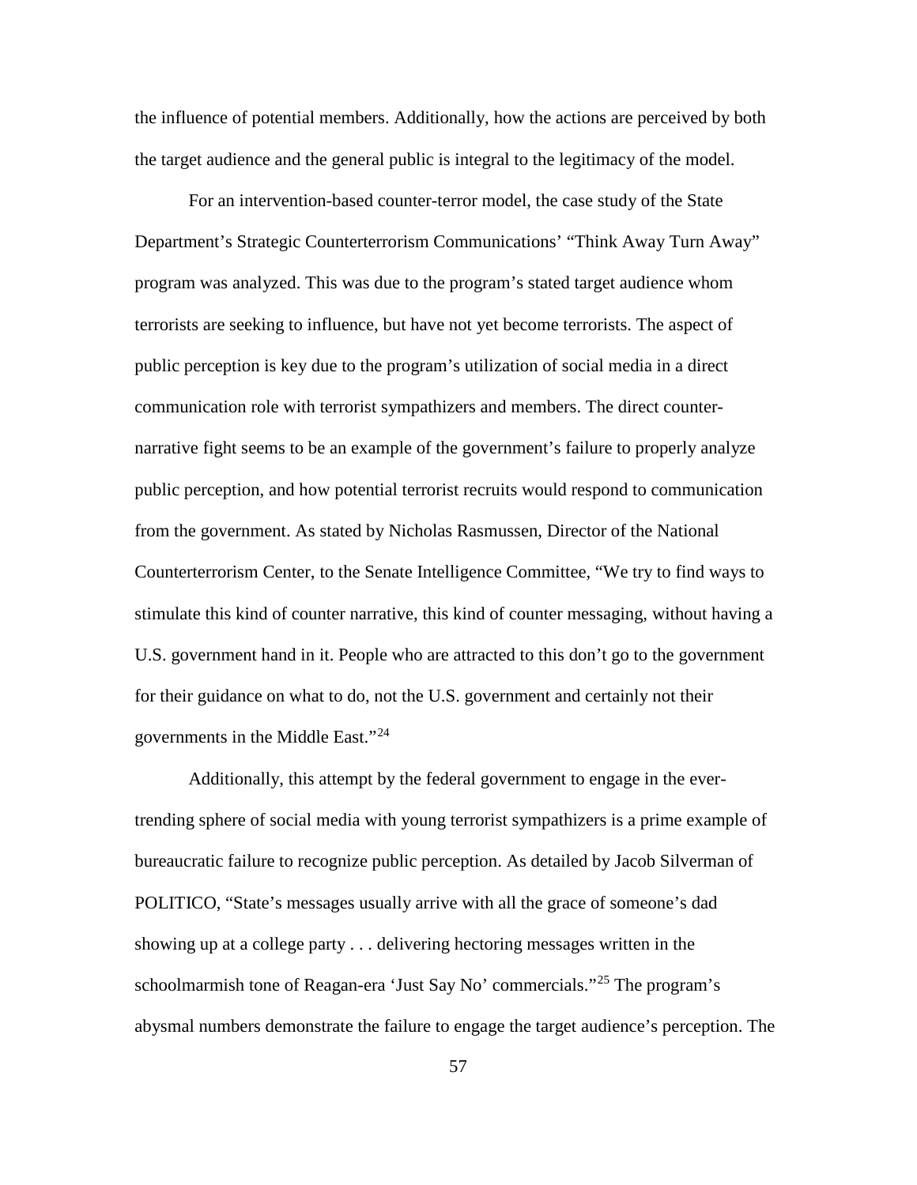the influence of potential members. Additionally, how the actions are perceived by both the target audience and the general public is integral to the legitimacy of the model.

For an intervention-based counter-terror model, the case study of the State Department's Strategic Counterterrorism Communications' "Think Away Turn Away" program was analyzed. This was due to the program's stated target audience whom terrorists are seeking to influence, but have not yet become terrorists. The aspect of public perception is key due to the program's utilization of social media in a direct communication role with terrorist sympathizers and members. The direct counter-narrative fight seems to be an example of the government's failure to properly analyze public perception, and how potential terrorist recruits would respond to communication from the government. As stated by Nicholas Rasmussen, Director of the National Counterterrorism Center, to the Senate Intelligence Committee, "We try to find ways to stimulate this kind of counter narrative, this kind of counter messaging, without having a U.S. government hand in it. People who are attracted to this don't go to the government for their guidance on what to do, not the U.S. government and certainly not their governments in the Middle East."[24]

Additionally, this attempt by the federal government to engage in the ever-trending sphere of social media with young terrorist sympathizers is a prime example of bureaucratic failure to recognize public perception. As detailed by Jacob Silverman of POLITICO, "State's messages usually arrive with all the grace of someone's dad showing up at a college party . . . delivering hectoring messages written in the schoolmarmish tone of Reagan-era 'Just Say No' commercials."[25] The program's abysmal numbers demonstrate the failure to engage the target audience's perception. The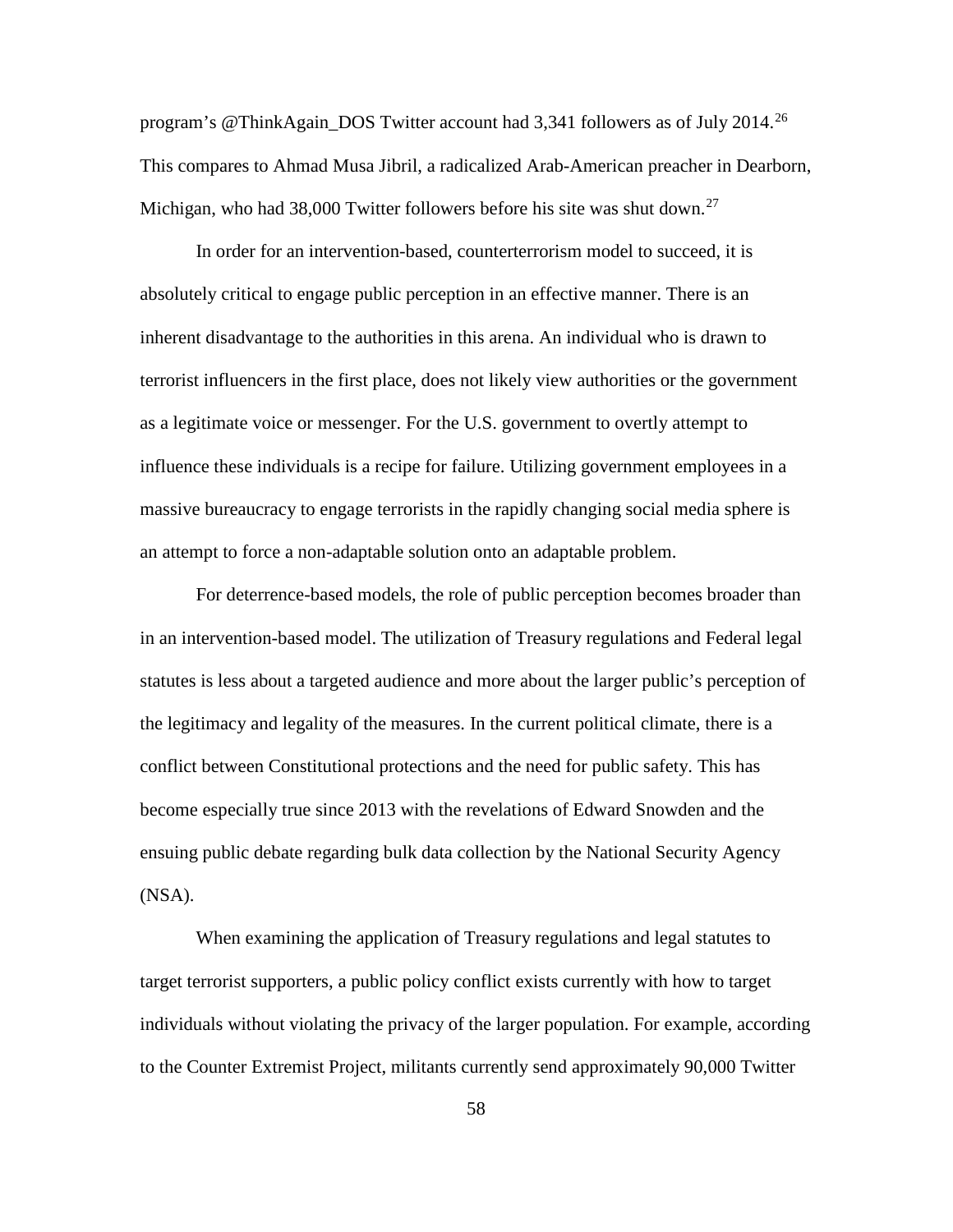program's @ThinkAgain_DOS Twitter account had 3,341 followers as of July 2014.[26] This compares to Ahmad Musa Jibril, a radicalized Arab-American preacher in Dearborn, Michigan, who had 38,000 Twitter followers before his site was shut down.[27]

In order for an intervention-based, counterterrorism model to succeed, it is absolutely critical to engage public perception in an effective manner. There is an inherent disadvantage to the authorities in this arena. An individual who is drawn to terrorist influencers in the first place, does not likely view authorities or the government as a legitimate voice or messenger. For the U.S. government to overtly attempt to influence these individuals is a recipe for failure. Utilizing government employees in a massive bureaucracy to engage terrorists in the rapidly changing social media sphere is an attempt to force a non-adaptable solution onto an adaptable problem.

For deterrence-based models, the role of public perception becomes broader than in an intervention-based model. The utilization of Treasury regulations and Federal legal statutes is less about a targeted audience and more about the larger public's perception of the legitimacy and legality of the measures. In the current political climate, there is a conflict between Constitutional protections and the need for public safety. This has become especially true since 2013 with the revelations of Edward Snowden and the ensuing public debate regarding bulk data collection by the National Security Agency (NSA).

When examining the application of Treasury regulations and legal statutes to target terrorist supporters, a public policy conflict exists currently with how to target individuals without violating the privacy of the larger population. For example, according to the Counter Extremist Project, militants currently send approximately 90,000 Twitter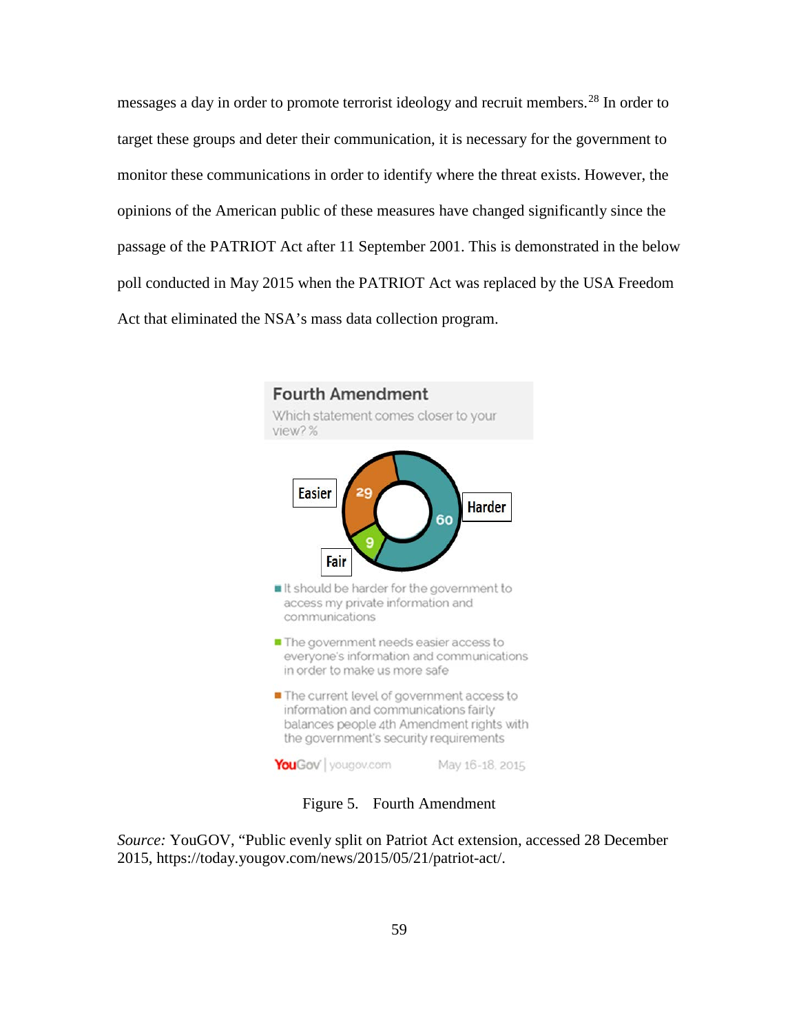messages a day in order to promote terrorist ideology and recruit members.[28] In order to target these groups and deter their communication, it is necessary for the government to monitor these communications in order to identify where the threat exists. However, the opinions of the American public of these measures have changed significantly since the passage of the PATRIOT Act after 11 September 2001. This is demonstrated in the below poll conducted in May 2015 when the PATRIOT Act was replaced by the USA Freedom Act that eliminated the NSA's mass data collection program.

**Fourth Amendment**

Which statement comes closer to your view? %

- Harder: 60
- Easier: 29
- Fair: 9

- It should be harder for the government to access my private information and communications
- The government needs easier access to everyone's information and communications in order to make us more safe
- The current level of government access to information and communications fairly balances people 4th Amendment rights with the government's security requirements

YouGov | yougov.com May 16-18, 2015

Figure 5. Fourth Amendment

*Source:* YouGOV, "Public evenly split on Patriot Act extension, accessed 28 December 2015, https://today.yougov.com/news/2015/05/21/patriot-act/.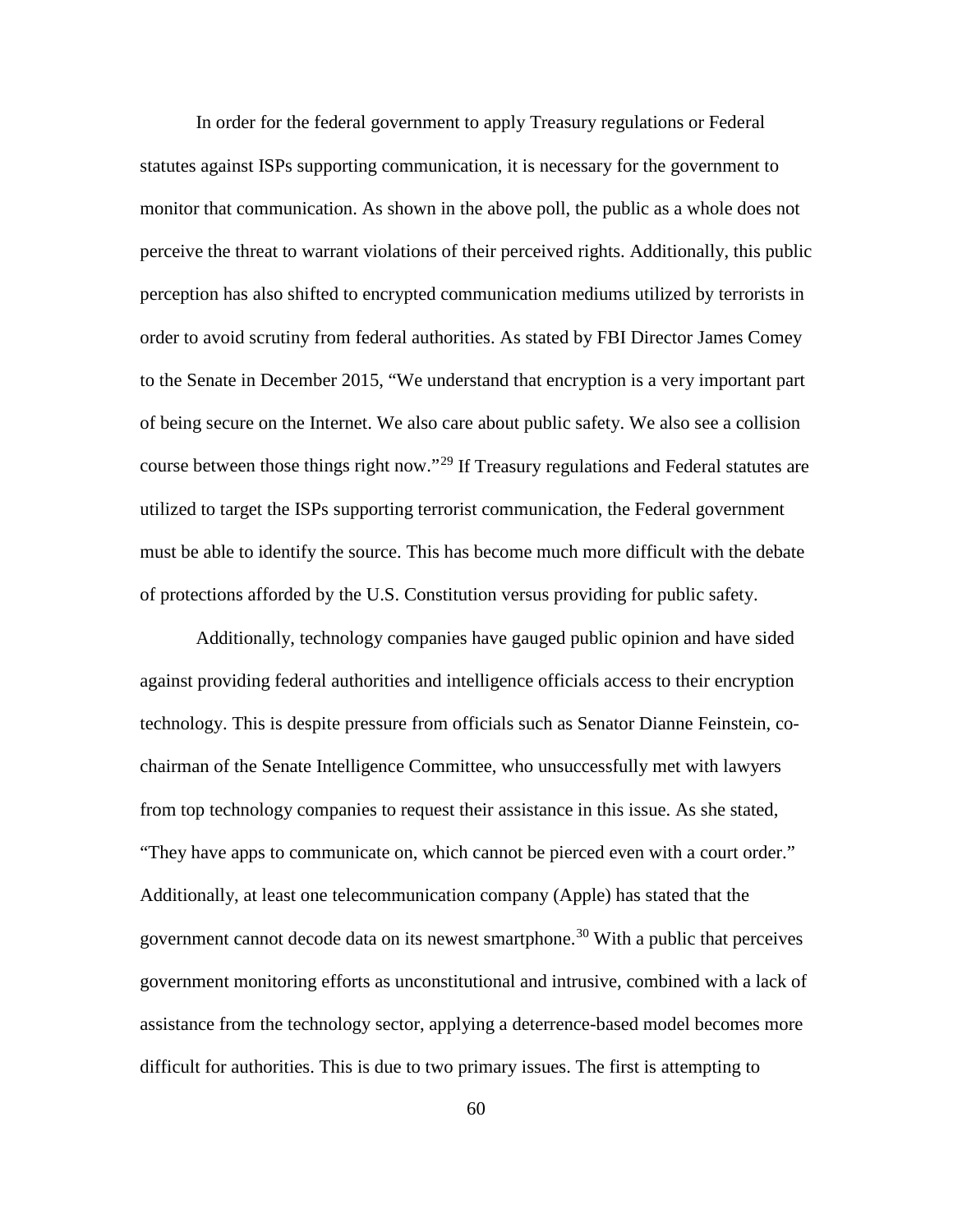In order for the federal government to apply Treasury regulations or Federal statutes against ISPs supporting communication, it is necessary for the government to monitor that communication. As shown in the above poll, the public as a whole does not perceive the threat to warrant violations of their perceived rights. Additionally, this public perception has also shifted to encrypted communication mediums utilized by terrorists in order to avoid scrutiny from federal authorities. As stated by FBI Director James Comey to the Senate in December 2015, "We understand that encryption is a very important part of being secure on the Internet. We also care about public safety. We also see a collision course between those things right now."[29] If Treasury regulations and Federal statutes are utilized to target the ISPs supporting terrorist communication, the Federal government must be able to identify the source. This has become much more difficult with the debate of protections afforded by the U.S. Constitution versus providing for public safety.

Additionally, technology companies have gauged public opinion and have sided against providing federal authorities and intelligence officials access to their encryption technology. This is despite pressure from officials such as Senator Dianne Feinstein, co-chairman of the Senate Intelligence Committee, who unsuccessfully met with lawyers from top technology companies to request their assistance in this issue. As she stated, "They have apps to communicate on, which cannot be pierced even with a court order." Additionally, at least one telecommunication company (Apple) has stated that the government cannot decode data on its newest smartphone.[30] With a public that perceives government monitoring efforts as unconstitutional and intrusive, combined with a lack of assistance from the technology sector, applying a deterrence-based model becomes more difficult for authorities. This is due to two primary issues. The first is attempting to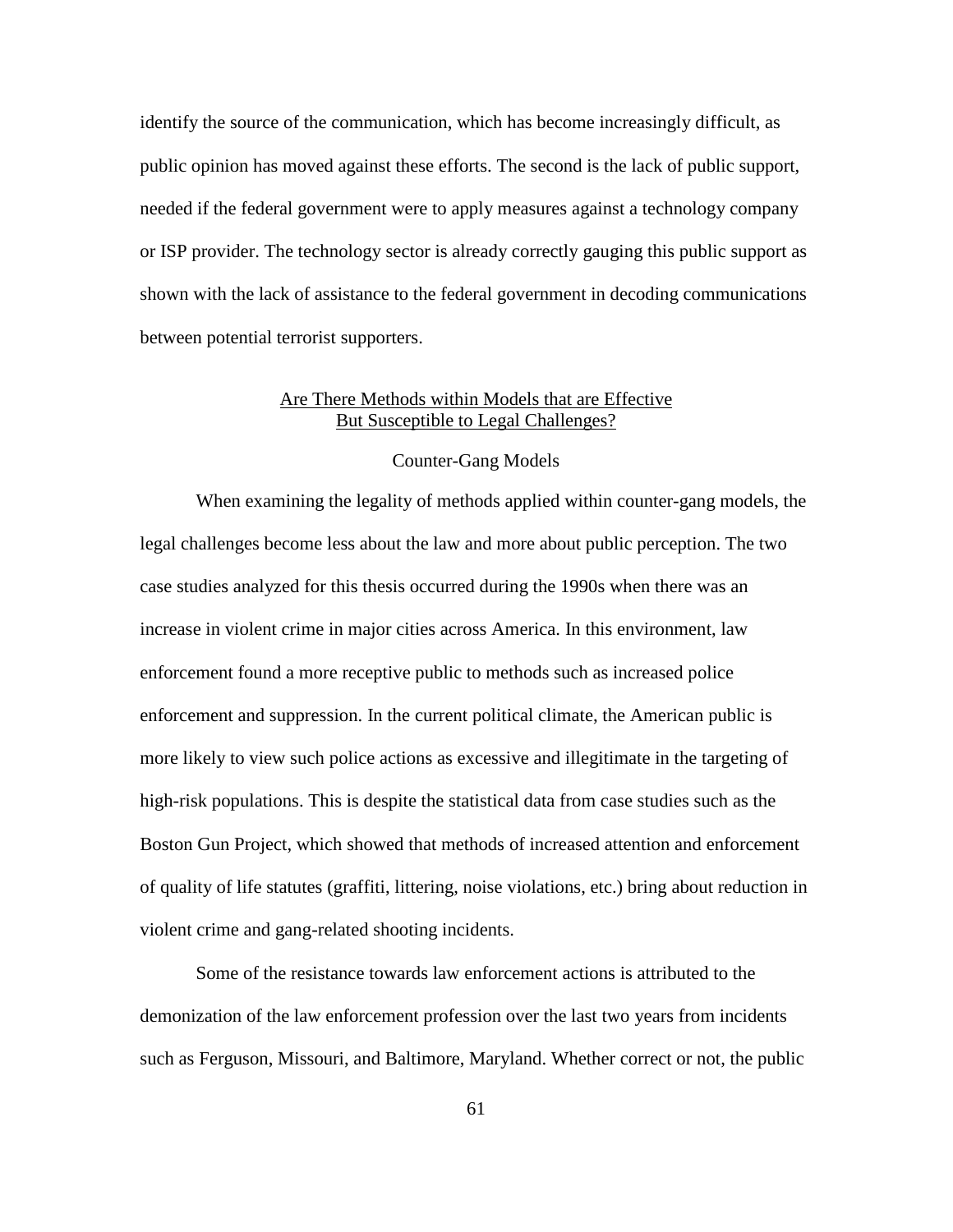identify the source of the communication, which has become increasingly difficult, as public opinion has moved against these efforts. The second is the lack of public support, needed if the federal government were to apply measures against a technology company or ISP provider. The technology sector is already correctly gauging this public support as shown with the lack of assistance to the federal government in decoding communications between potential terrorist supporters.

## Are There Methods within Models that are Effective But Susceptible to Legal Challenges?

### Counter-Gang Models

When examining the legality of methods applied within counter-gang models, the legal challenges become less about the law and more about public perception. The two case studies analyzed for this thesis occurred during the 1990s when there was an increase in violent crime in major cities across America. In this environment, law enforcement found a more receptive public to methods such as increased police enforcement and suppression. In the current political climate, the American public is more likely to view such police actions as excessive and illegitimate in the targeting of high-risk populations. This is despite the statistical data from case studies such as the Boston Gun Project, which showed that methods of increased attention and enforcement of quality of life statutes (graffiti, littering, noise violations, etc.) bring about reduction in violent crime and gang-related shooting incidents.

Some of the resistance towards law enforcement actions is attributed to the demonization of the law enforcement profession over the last two years from incidents such as Ferguson, Missouri, and Baltimore, Maryland. Whether correct or not, the public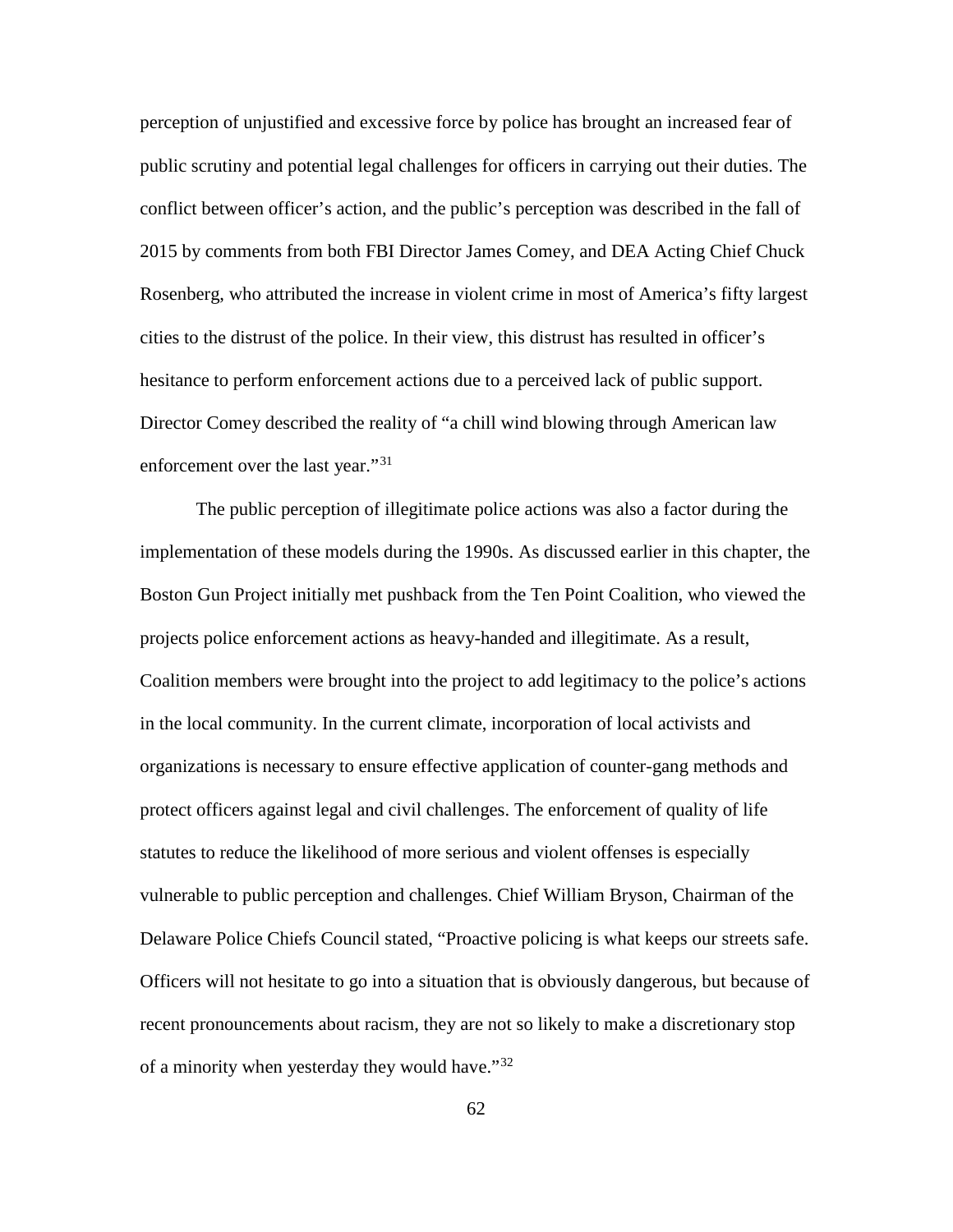perception of unjustified and excessive force by police has brought an increased fear of public scrutiny and potential legal challenges for officers in carrying out their duties. The conflict between officer's action, and the public's perception was described in the fall of 2015 by comments from both FBI Director James Comey, and DEA Acting Chief Chuck Rosenberg, who attributed the increase in violent crime in most of America's fifty largest cities to the distrust of the police. In their view, this distrust has resulted in officer's hesitance to perform enforcement actions due to a perceived lack of public support. Director Comey described the reality of "a chill wind blowing through American law enforcement over the last year."[31]

The public perception of illegitimate police actions was also a factor during the implementation of these models during the 1990s. As discussed earlier in this chapter, the Boston Gun Project initially met pushback from the Ten Point Coalition, who viewed the projects police enforcement actions as heavy-handed and illegitimate. As a result, Coalition members were brought into the project to add legitimacy to the police's actions in the local community. In the current climate, incorporation of local activists and organizations is necessary to ensure effective application of counter-gang methods and protect officers against legal and civil challenges. The enforcement of quality of life statutes to reduce the likelihood of more serious and violent offenses is especially vulnerable to public perception and challenges. Chief William Bryson, Chairman of the Delaware Police Chiefs Council stated, "Proactive policing is what keeps our streets safe. Officers will not hesitate to go into a situation that is obviously dangerous, but because of recent pronouncements about racism, they are not so likely to make a discretionary stop of a minority when yesterday they would have."[32]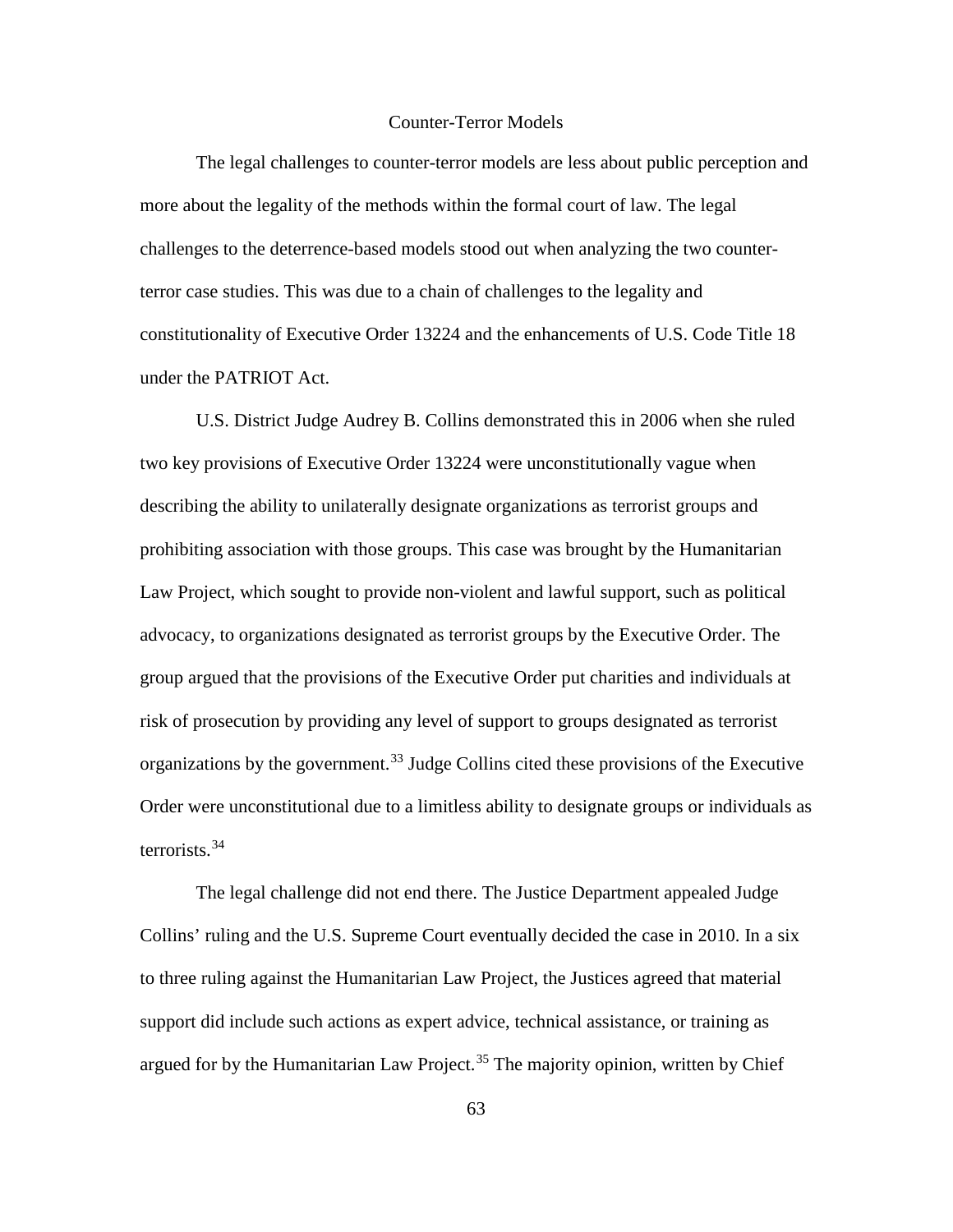## Counter-Terror Models

The legal challenges to counter-terror models are less about public perception and more about the legality of the methods within the formal court of law. The legal challenges to the deterrence-based models stood out when analyzing the two counter-terror case studies. This was due to a chain of challenges to the legality and constitutionality of Executive Order 13224 and the enhancements of U.S. Code Title 18 under the PATRIOT Act.

U.S. District Judge Audrey B. Collins demonstrated this in 2006 when she ruled two key provisions of Executive Order 13224 were unconstitutionally vague when describing the ability to unilaterally designate organizations as terrorist groups and prohibiting association with those groups. This case was brought by the Humanitarian Law Project, which sought to provide non-violent and lawful support, such as political advocacy, to organizations designated as terrorist groups by the Executive Order. The group argued that the provisions of the Executive Order put charities and individuals at risk of prosecution by providing any level of support to groups designated as terrorist organizations by the government.[33] Judge Collins cited these provisions of the Executive Order were unconstitutional due to a limitless ability to designate groups or individuals as terrorists.[34]

The legal challenge did not end there. The Justice Department appealed Judge Collins' ruling and the U.S. Supreme Court eventually decided the case in 2010. In a six to three ruling against the Humanitarian Law Project, the Justices agreed that material support did include such actions as expert advice, technical assistance, or training as argued for by the Humanitarian Law Project.[35] The majority opinion, written by Chief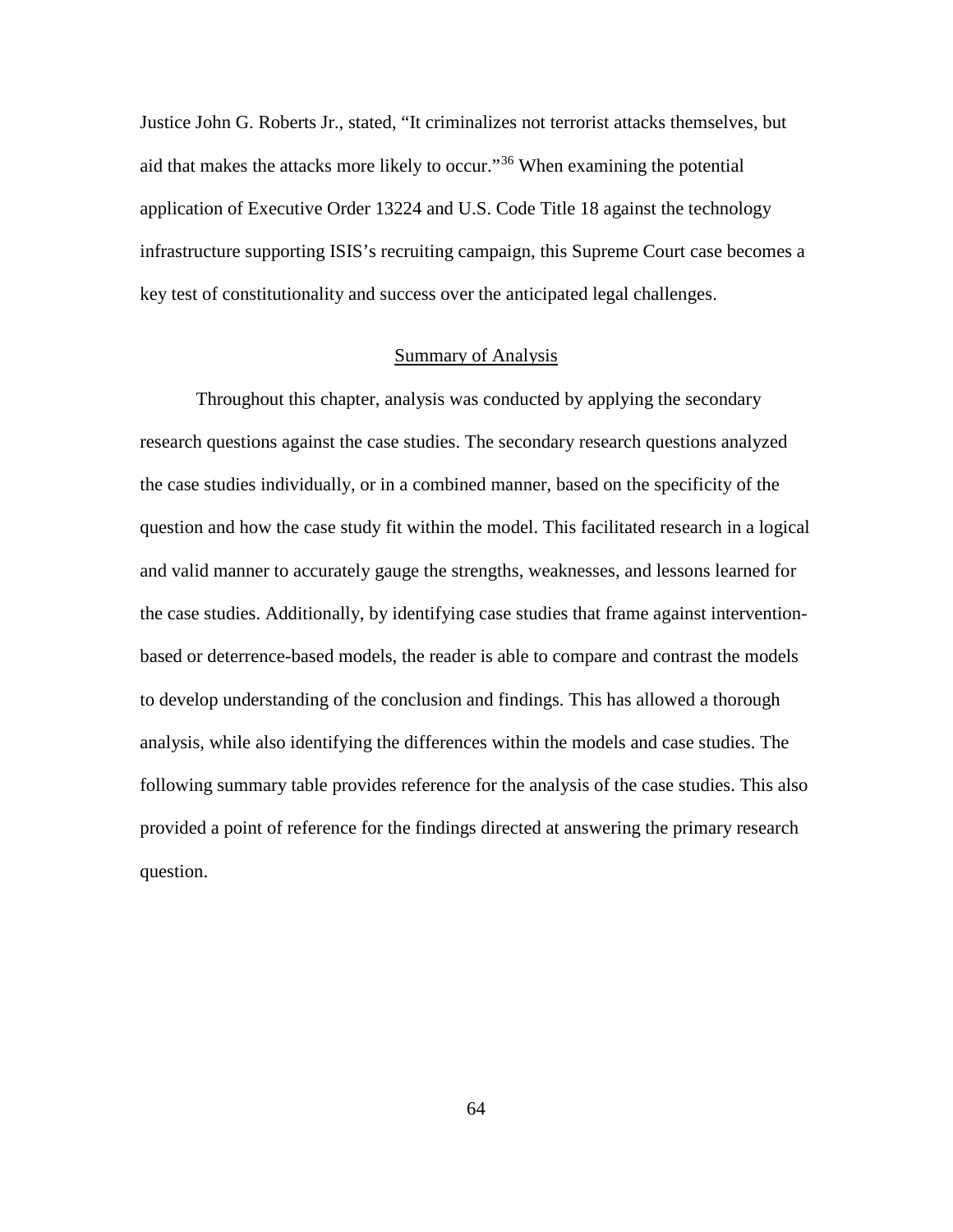Justice John G. Roberts Jr., stated, "It criminalizes not terrorist attacks themselves, but aid that makes the attacks more likely to occur."[36] When examining the potential application of Executive Order 13224 and U.S. Code Title 18 against the technology infrastructure supporting ISIS's recruiting campaign, this Supreme Court case becomes a key test of constitutionality and success over the anticipated legal challenges.

## Summary of Analysis

Throughout this chapter, analysis was conducted by applying the secondary research questions against the case studies. The secondary research questions analyzed the case studies individually, or in a combined manner, based on the specificity of the question and how the case study fit within the model. This facilitated research in a logical and valid manner to accurately gauge the strengths, weaknesses, and lessons learned for the case studies. Additionally, by identifying case studies that frame against intervention-based or deterrence-based models, the reader is able to compare and contrast the models to develop understanding of the conclusion and findings. This has allowed a thorough analysis, while also identifying the differences within the models and case studies. The following summary table provides reference for the analysis of the case studies. This also provided a point of reference for the findings directed at answering the primary research question.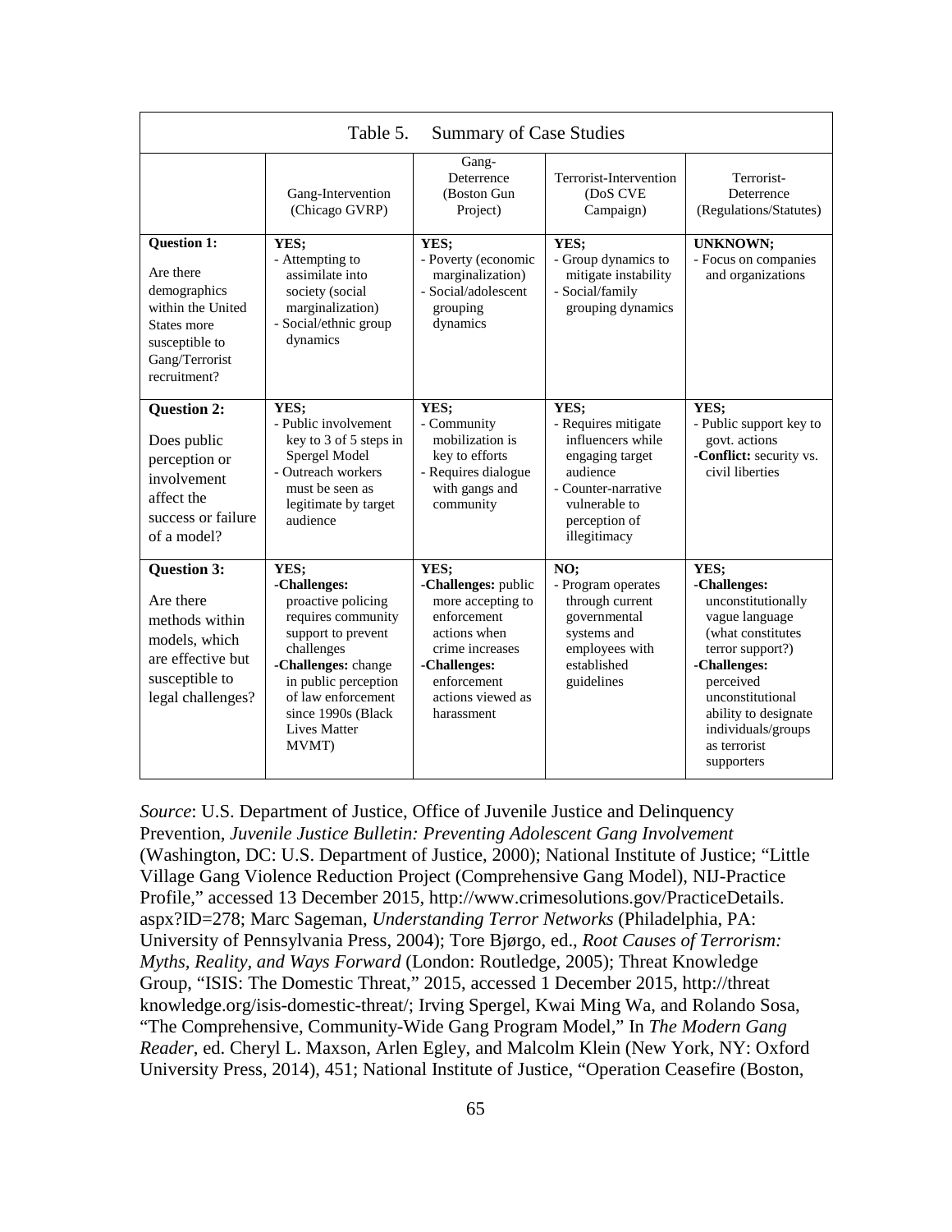Table 5. Summary of Case Studies

| | Gang-Intervention (Chicago GVRP) | Gang-Deterrence (Boston Gun Project) | Terrorist-Intervention (DoS CVE Campaign) | Terrorist-Deterrence (Regulations/Statutes) |
|---|---|---|---|---|
| **Question 1:** Are there demographics within the United States more susceptible to Gang/Terrorist recruitment? | **YES;** - Attempting to assimilate into society (social marginalization) - Social/ethnic group dynamics | **YES;** - Poverty (economic marginalization) - Social/adolescent grouping dynamics | **YES;** - Group dynamics to mitigate instability - Social/family grouping dynamics | **UNKNOWN;** - Focus on companies and organizations |
| **Question 2:** Does public perception or involvement affect the success or failure of a model? | **YES;** - Public involvement key to 3 of 5 steps in Spergel Model - Outreach workers must be seen as legitimate by target audience | **YES;** - Community mobilization is key to efforts - Requires dialogue with gangs and community | **YES;** - Requires mitigate influencers while engaging target audience - Counter-narrative vulnerable to perception of illegitimacy | **YES;** - Public support key to govt. actions **-Conflict:** security vs. civil liberties |
| **Question 3:** Are there methods within models, which are effective but susceptible to legal challenges? | **YES;** **-Challenges:** proactive policing requires community support to prevent challenges **-Challenges:** change in public perception of law enforcement since 1990s (Black Lives Matter MVMT) | **YES;** **-Challenges:** public more accepting to enforcement actions when crime increases **-Challenges:** enforcement actions viewed as harassment | **NO;** - Program operates through current governmental systems and employees with established guidelines | **YES;** **-Challenges:** unconstitutionally vague language (what constitutes terror support?) **-Challenges:** perceived unconstitutional ability to designate individuals/groups as terrorist supporters |

*Source*: U.S. Department of Justice, Office of Juvenile Justice and Delinquency Prevention, *Juvenile Justice Bulletin: Preventing Adolescent Gang Involvement* (Washington, DC: U.S. Department of Justice, 2000); National Institute of Justice; "Little Village Gang Violence Reduction Project (Comprehensive Gang Model), NIJ-Practice Profile," accessed 13 December 2015, http://www.crimesolutions.gov/PracticeDetails.aspx?ID=278; Marc Sageman, *Understanding Terror Networks* (Philadelphia, PA: University of Pennsylvania Press, 2004); Tore Bjørgo, ed., *Root Causes of Terrorism: Myths, Reality, and Ways Forward* (London: Routledge, 2005); Threat Knowledge Group, "ISIS: The Domestic Threat," 2015, accessed 1 December 2015, http://threatknowledge.org/isis-domestic-threat/; Irving Spergel, Kwai Ming Wa, and Rolando Sosa, "The Comprehensive, Community-Wide Gang Program Model," In *The Modern Gang Reader*, ed. Cheryl L. Maxson, Arlen Egley, and Malcolm Klein (New York, NY: Oxford University Press, 2014), 451; National Institute of Justice, "Operation Ceasefire (Boston,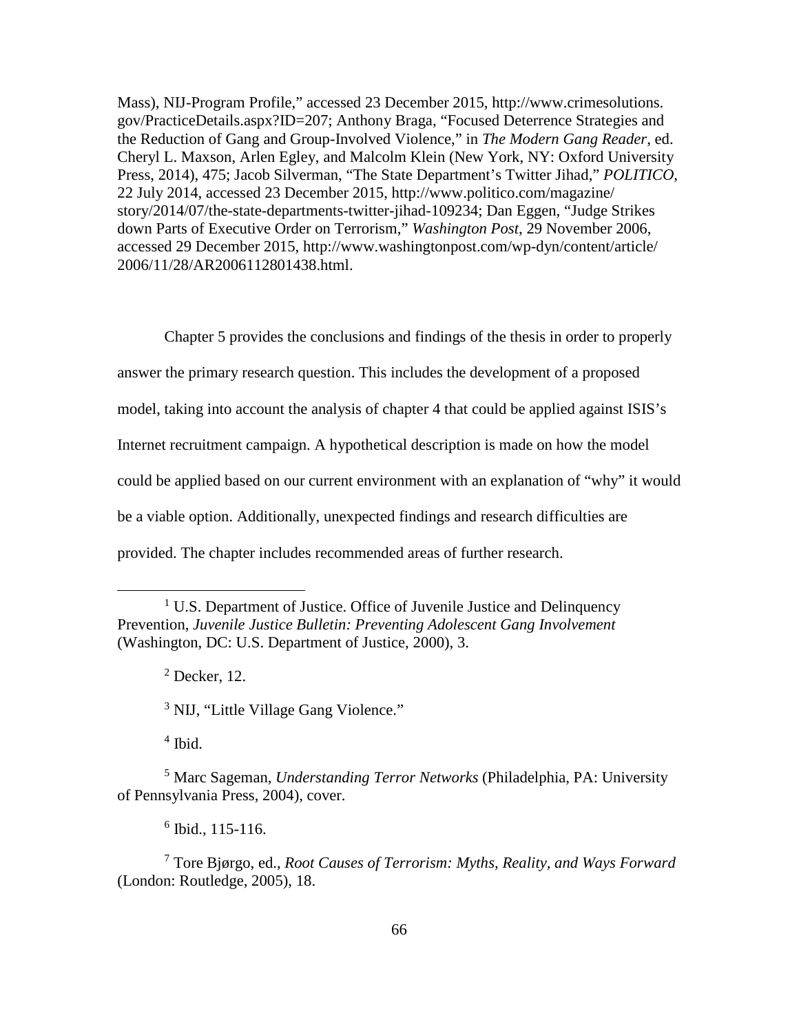Mass), NIJ-Program Profile," accessed 23 December 2015, http://www.crimesolutions.gov/PracticeDetails.aspx?ID=207; Anthony Braga, "Focused Deterrence Strategies and the Reduction of Gang and Group-Involved Violence," in *The Modern Gang Reader*, ed. Cheryl L. Maxson, Arlen Egley, and Malcolm Klein (New York, NY: Oxford University Press, 2014), 475; Jacob Silverman, "The State Department's Twitter Jihad," *POLITICO*, 22 July 2014, accessed 23 December 2015, http://www.politico.com/magazine/story/2014/07/the-state-departments-twitter-jihad-109234; Dan Eggen, "Judge Strikes down Parts of Executive Order on Terrorism," *Washington Post*, 29 November 2006, accessed 29 December 2015, http://www.washingtonpost.com/wp-dyn/content/article/2006/11/28/AR2006112801438.html.

Chapter 5 provides the conclusions and findings of the thesis in order to properly answer the primary research question. This includes the development of a proposed model, taking into account the analysis of chapter 4 that could be applied against ISIS's Internet recruitment campaign. A hypothetical description is made on how the model could be applied based on our current environment with an explanation of "why" it would be a viable option. Additionally, unexpected findings and research difficulties are provided. The chapter includes recommended areas of further research.

---

[1] U.S. Department of Justice. Office of Juvenile Justice and Delinquency Prevention, *Juvenile Justice Bulletin: Preventing Adolescent Gang Involvement* (Washington, DC: U.S. Department of Justice, 2000), 3.

[2] Decker, 12.

[3] NIJ, "Little Village Gang Violence."

[4] Ibid.

[5] Marc Sageman, *Understanding Terror Networks* (Philadelphia, PA: University of Pennsylvania Press, 2004), cover.

[6] Ibid., 115-116.

[7] Tore Bjørgo, ed., *Root Causes of Terrorism: Myths, Reality, and Ways Forward* (London: Routledge, 2005), 18.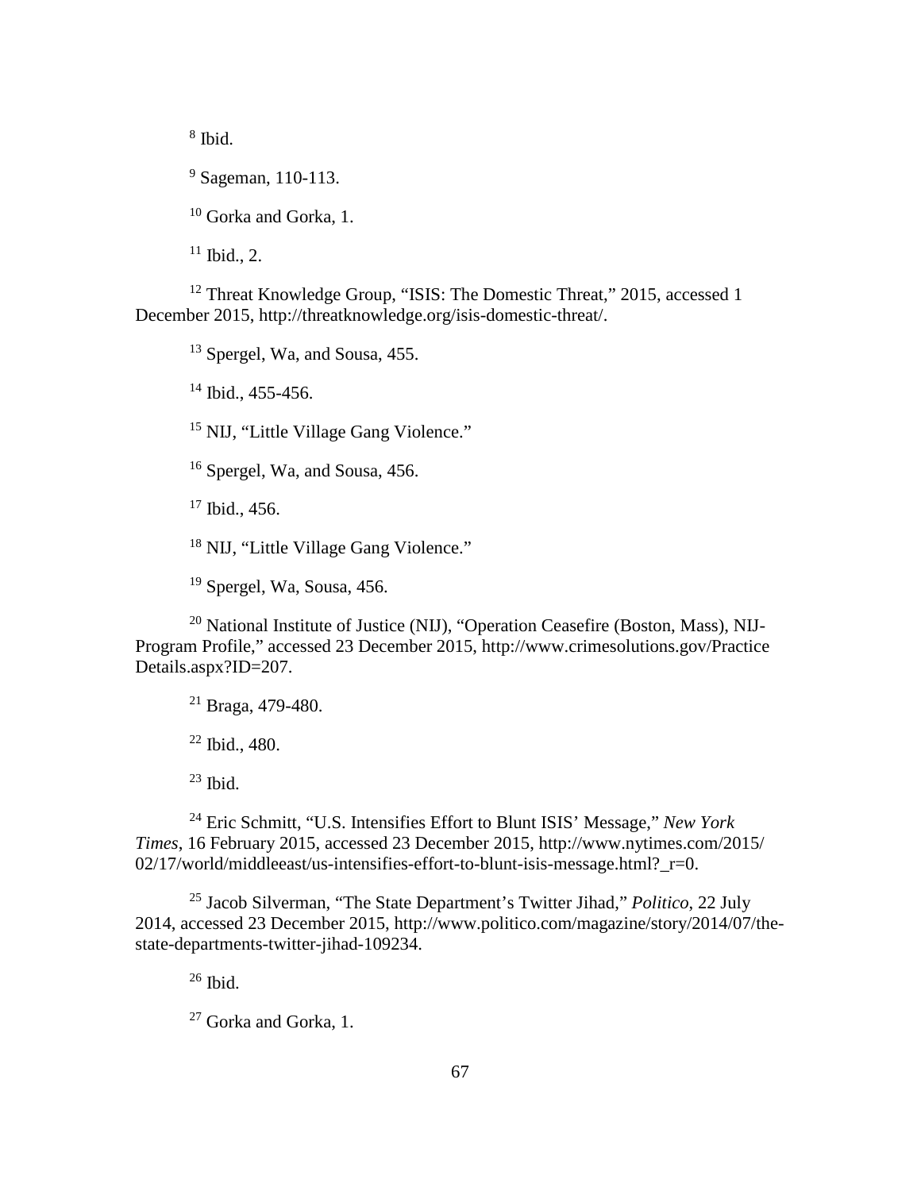[8] Ibid.

[9] Sageman, 110-113.

[10] Gorka and Gorka, 1.

[11] Ibid., 2.

[12] Threat Knowledge Group, "ISIS: The Domestic Threat," 2015, accessed 1 December 2015, http://threatknowledge.org/isis-domestic-threat/.

[13] Spergel, Wa, and Sousa, 455.

[14] Ibid., 455-456.

[15] NIJ, "Little Village Gang Violence."

[16] Spergel, Wa, and Sousa, 456.

[17] Ibid., 456.

[18] NIJ, "Little Village Gang Violence."

[19] Spergel, Wa, Sousa, 456.

[20] National Institute of Justice (NIJ), "Operation Ceasefire (Boston, Mass), NIJ-Program Profile," accessed 23 December 2015, http://www.crimesolutions.gov/Practice Details.aspx?ID=207.

[21] Braga, 479-480.

[22] Ibid., 480.

[23] Ibid.

[24] Eric Schmitt, "U.S. Intensifies Effort to Blunt ISIS' Message," *New York Times*, 16 February 2015, accessed 23 December 2015, http://www.nytimes.com/2015/02/17/world/middleeast/us-intensifies-effort-to-blunt-isis-message.html?_r=0.

[25] Jacob Silverman, "The State Department's Twitter Jihad," *Politico*, 22 July 2014, accessed 23 December 2015, http://www.politico.com/magazine/story/2014/07/the-state-departments-twitter-jihad-109234.

[26] Ibid.

[27] Gorka and Gorka, 1.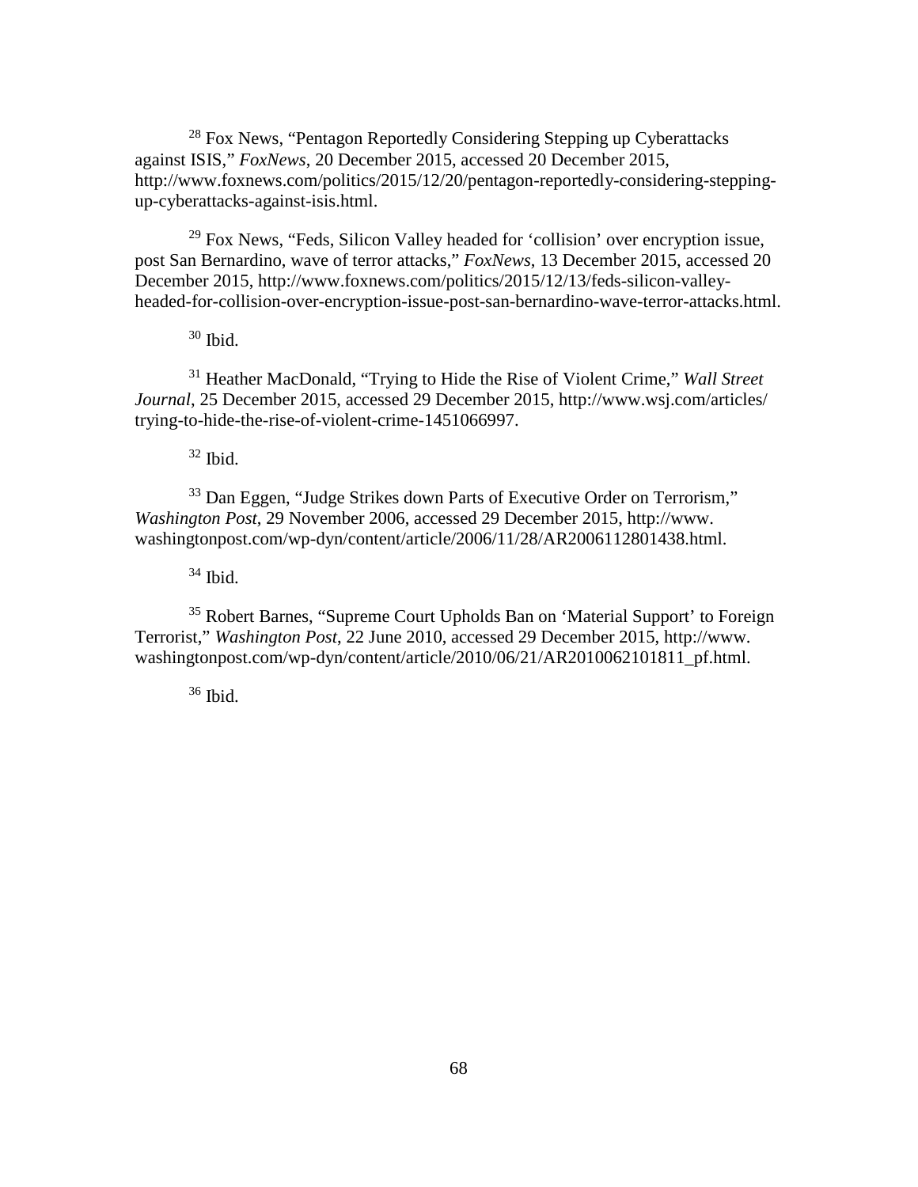[28] Fox News, "Pentagon Reportedly Considering Stepping up Cyberattacks against ISIS," *FoxNews*, 20 December 2015, accessed 20 December 2015, http://www.foxnews.com/politics/2015/12/20/pentagon-reportedly-considering-stepping-up-cyberattacks-against-isis.html.

[29] Fox News, "Feds, Silicon Valley headed for 'collision' over encryption issue, post San Bernardino, wave of terror attacks," *FoxNews*, 13 December 2015, accessed 20 December 2015, http://www.foxnews.com/politics/2015/12/13/feds-silicon-valley-headed-for-collision-over-encryption-issue-post-san-bernardino-wave-terror-attacks.html.

[30] Ibid.

[31] Heather MacDonald, "Trying to Hide the Rise of Violent Crime," *Wall Street Journal*, 25 December 2015, accessed 29 December 2015, http://www.wsj.com/articles/trying-to-hide-the-rise-of-violent-crime-1451066997.

[32] Ibid.

[33] Dan Eggen, "Judge Strikes down Parts of Executive Order on Terrorism," *Washington Post*, 29 November 2006, accessed 29 December 2015, http://www.washingtonpost.com/wp-dyn/content/article/2006/11/28/AR2006112801438.html.

[34] Ibid.

[35] Robert Barnes, "Supreme Court Upholds Ban on 'Material Support' to Foreign Terrorist," *Washington Post*, 22 June 2010, accessed 29 December 2015, http://www.washingtonpost.com/wp-dyn/content/article/2010/06/21/AR2010062101811_pf.html.

[36] Ibid.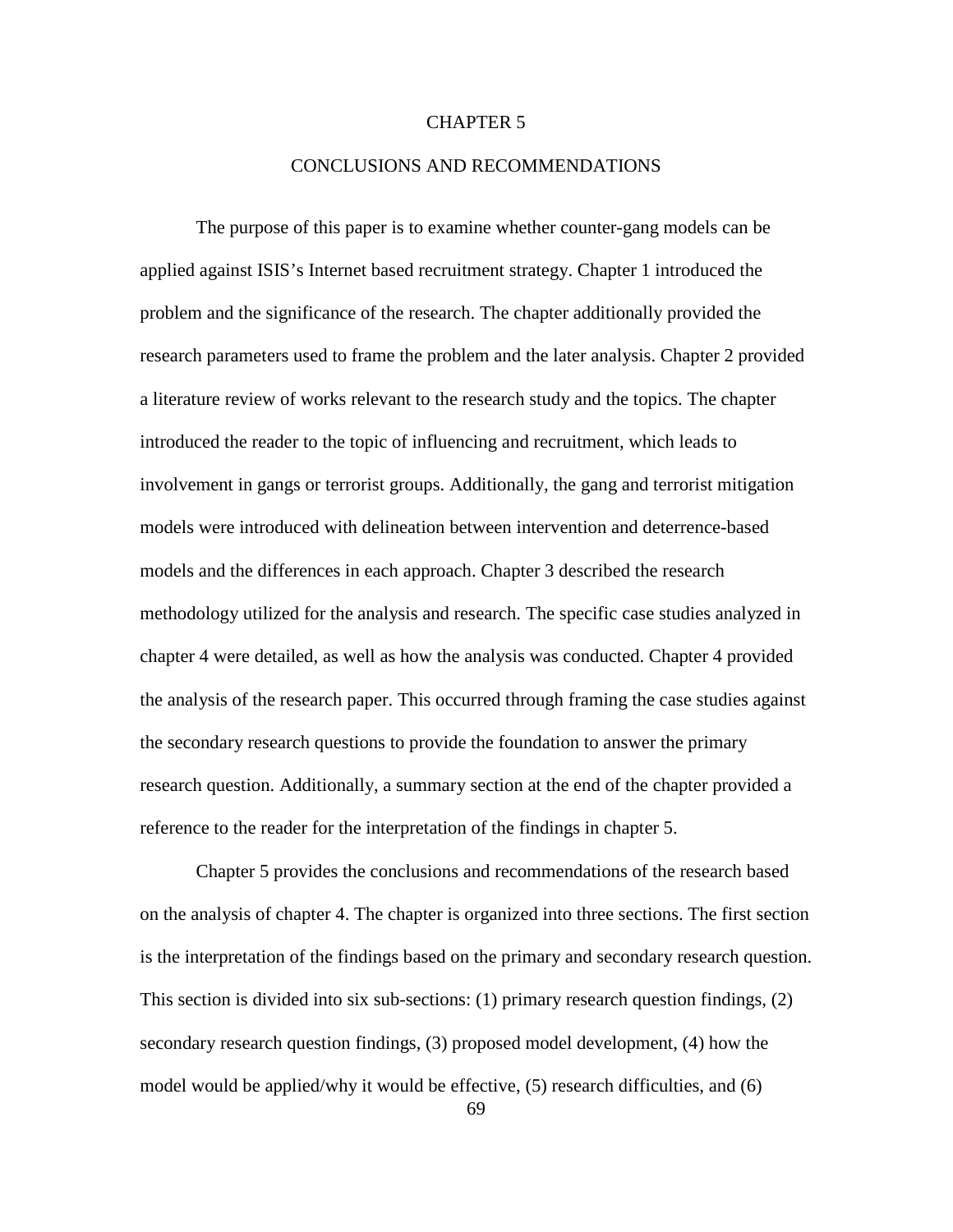# CHAPTER 5

## CONCLUSIONS AND RECOMMENDATIONS

The purpose of this paper is to examine whether counter-gang models can be applied against ISIS's Internet based recruitment strategy. Chapter 1 introduced the problem and the significance of the research. The chapter additionally provided the research parameters used to frame the problem and the later analysis. Chapter 2 provided a literature review of works relevant to the research study and the topics. The chapter introduced the reader to the topic of influencing and recruitment, which leads to involvement in gangs or terrorist groups. Additionally, the gang and terrorist mitigation models were introduced with delineation between intervention and deterrence-based models and the differences in each approach. Chapter 3 described the research methodology utilized for the analysis and research. The specific case studies analyzed in chapter 4 were detailed, as well as how the analysis was conducted. Chapter 4 provided the analysis of the research paper. This occurred through framing the case studies against the secondary research questions to provide the foundation to answer the primary research question. Additionally, a summary section at the end of the chapter provided a reference to the reader for the interpretation of the findings in chapter 5.

Chapter 5 provides the conclusions and recommendations of the research based on the analysis of chapter 4. The chapter is organized into three sections. The first section is the interpretation of the findings based on the primary and secondary research question. This section is divided into six sub-sections: (1) primary research question findings, (2) secondary research question findings, (3) proposed model development, (4) how the model would be applied/why it would be effective, (5) research difficulties, and (6)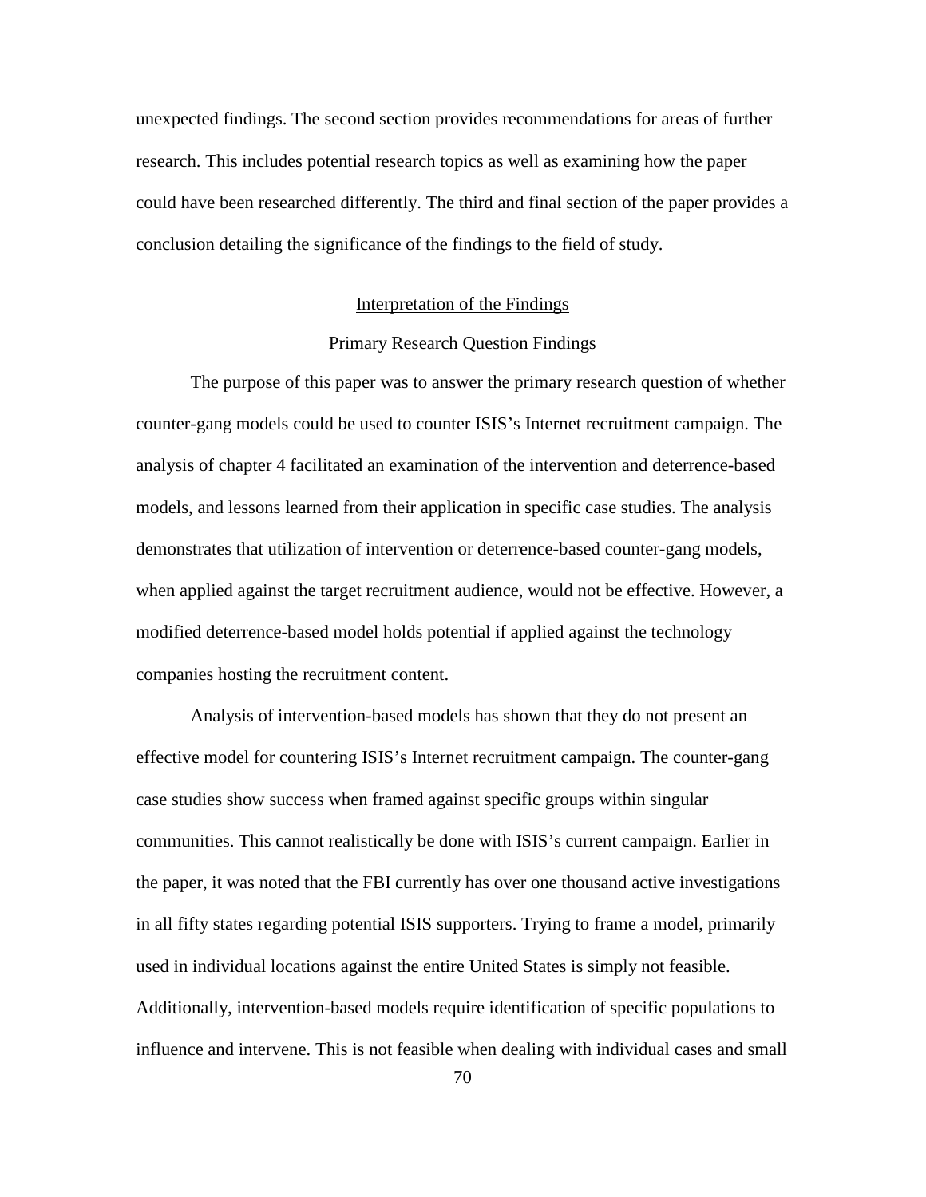unexpected findings. The second section provides recommendations for areas of further research. This includes potential research topics as well as examining how the paper could have been researched differently. The third and final section of the paper provides a conclusion detailing the significance of the findings to the field of study.

## Interpretation of the Findings

### Primary Research Question Findings

The purpose of this paper was to answer the primary research question of whether counter-gang models could be used to counter ISIS's Internet recruitment campaign. The analysis of chapter 4 facilitated an examination of the intervention and deterrence-based models, and lessons learned from their application in specific case studies. The analysis demonstrates that utilization of intervention or deterrence-based counter-gang models, when applied against the target recruitment audience, would not be effective. However, a modified deterrence-based model holds potential if applied against the technology companies hosting the recruitment content.

Analysis of intervention-based models has shown that they do not present an effective model for countering ISIS's Internet recruitment campaign. The counter-gang case studies show success when framed against specific groups within singular communities. This cannot realistically be done with ISIS's current campaign. Earlier in the paper, it was noted that the FBI currently has over one thousand active investigations in all fifty states regarding potential ISIS supporters. Trying to frame a model, primarily used in individual locations against the entire United States is simply not feasible. Additionally, intervention-based models require identification of specific populations to influence and intervene. This is not feasible when dealing with individual cases and small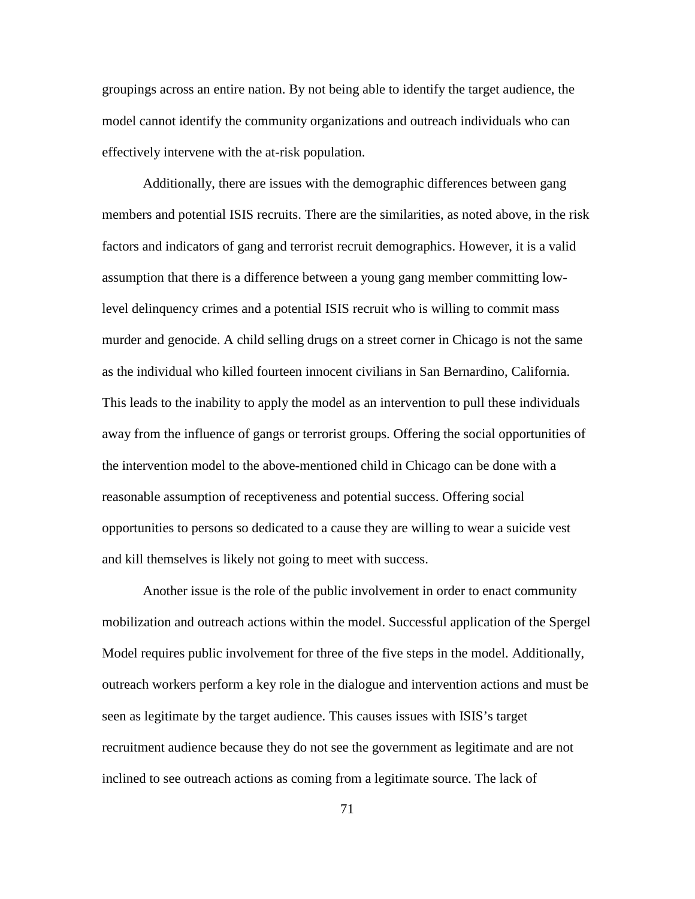groupings across an entire nation. By not being able to identify the target audience, the model cannot identify the community organizations and outreach individuals who can effectively intervene with the at-risk population.

Additionally, there are issues with the demographic differences between gang members and potential ISIS recruits. There are the similarities, as noted above, in the risk factors and indicators of gang and terrorist recruit demographics. However, it is a valid assumption that there is a difference between a young gang member committing low-level delinquency crimes and a potential ISIS recruit who is willing to commit mass murder and genocide. A child selling drugs on a street corner in Chicago is not the same as the individual who killed fourteen innocent civilians in San Bernardino, California. This leads to the inability to apply the model as an intervention to pull these individuals away from the influence of gangs or terrorist groups. Offering the social opportunities of the intervention model to the above-mentioned child in Chicago can be done with a reasonable assumption of receptiveness and potential success. Offering social opportunities to persons so dedicated to a cause they are willing to wear a suicide vest and kill themselves is likely not going to meet with success.

Another issue is the role of the public involvement in order to enact community mobilization and outreach actions within the model. Successful application of the Spergel Model requires public involvement for three of the five steps in the model. Additionally, outreach workers perform a key role in the dialogue and intervention actions and must be seen as legitimate by the target audience. This causes issues with ISIS's target recruitment audience because they do not see the government as legitimate and are not inclined to see outreach actions as coming from a legitimate source. The lack of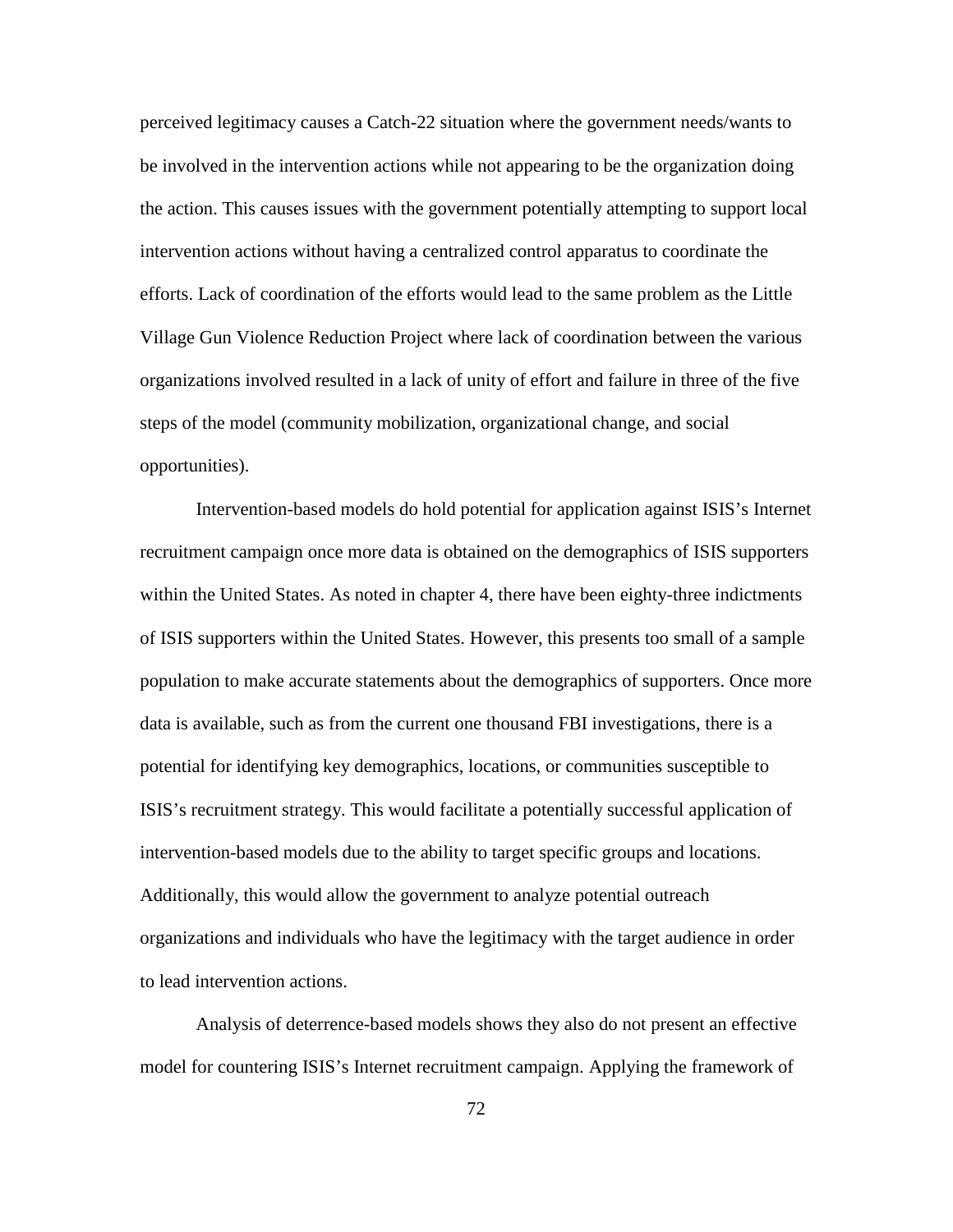perceived legitimacy causes a Catch-22 situation where the government needs/wants to be involved in the intervention actions while not appearing to be the organization doing the action. This causes issues with the government potentially attempting to support local intervention actions without having a centralized control apparatus to coordinate the efforts. Lack of coordination of the efforts would lead to the same problem as the Little Village Gun Violence Reduction Project where lack of coordination between the various organizations involved resulted in a lack of unity of effort and failure in three of the five steps of the model (community mobilization, organizational change, and social opportunities).

Intervention-based models do hold potential for application against ISIS's Internet recruitment campaign once more data is obtained on the demographics of ISIS supporters within the United States. As noted in chapter 4, there have been eighty-three indictments of ISIS supporters within the United States. However, this presents too small of a sample population to make accurate statements about the demographics of supporters. Once more data is available, such as from the current one thousand FBI investigations, there is a potential for identifying key demographics, locations, or communities susceptible to ISIS's recruitment strategy. This would facilitate a potentially successful application of intervention-based models due to the ability to target specific groups and locations. Additionally, this would allow the government to analyze potential outreach organizations and individuals who have the legitimacy with the target audience in order to lead intervention actions.

Analysis of deterrence-based models shows they also do not present an effective model for countering ISIS's Internet recruitment campaign. Applying the framework of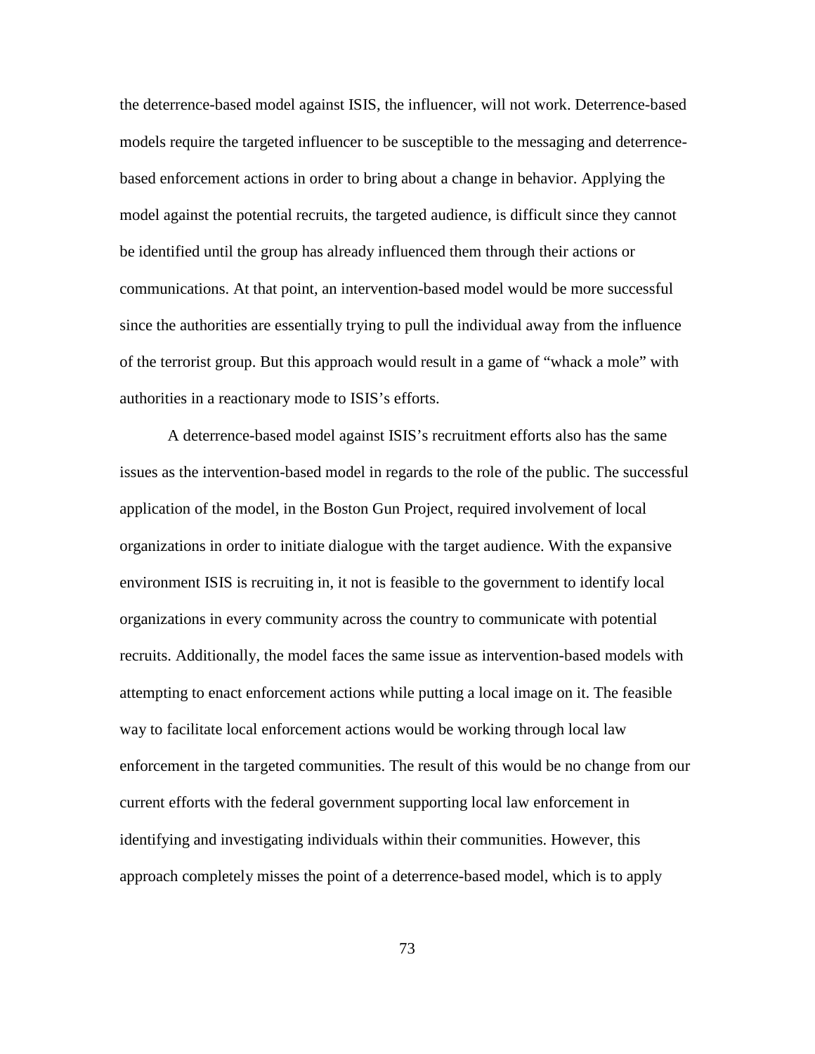the deterrence-based model against ISIS, the influencer, will not work. Deterrence-based models require the targeted influencer to be susceptible to the messaging and deterrence-based enforcement actions in order to bring about a change in behavior. Applying the model against the potential recruits, the targeted audience, is difficult since they cannot be identified until the group has already influenced them through their actions or communications. At that point, an intervention-based model would be more successful since the authorities are essentially trying to pull the individual away from the influence of the terrorist group. But this approach would result in a game of "whack a mole" with authorities in a reactionary mode to ISIS's efforts.

A deterrence-based model against ISIS's recruitment efforts also has the same issues as the intervention-based model in regards to the role of the public. The successful application of the model, in the Boston Gun Project, required involvement of local organizations in order to initiate dialogue with the target audience. With the expansive environment ISIS is recruiting in, it not is feasible to the government to identify local organizations in every community across the country to communicate with potential recruits. Additionally, the model faces the same issue as intervention-based models with attempting to enact enforcement actions while putting a local image on it. The feasible way to facilitate local enforcement actions would be working through local law enforcement in the targeted communities. The result of this would be no change from our current efforts with the federal government supporting local law enforcement in identifying and investigating individuals within their communities. However, this approach completely misses the point of a deterrence-based model, which is to apply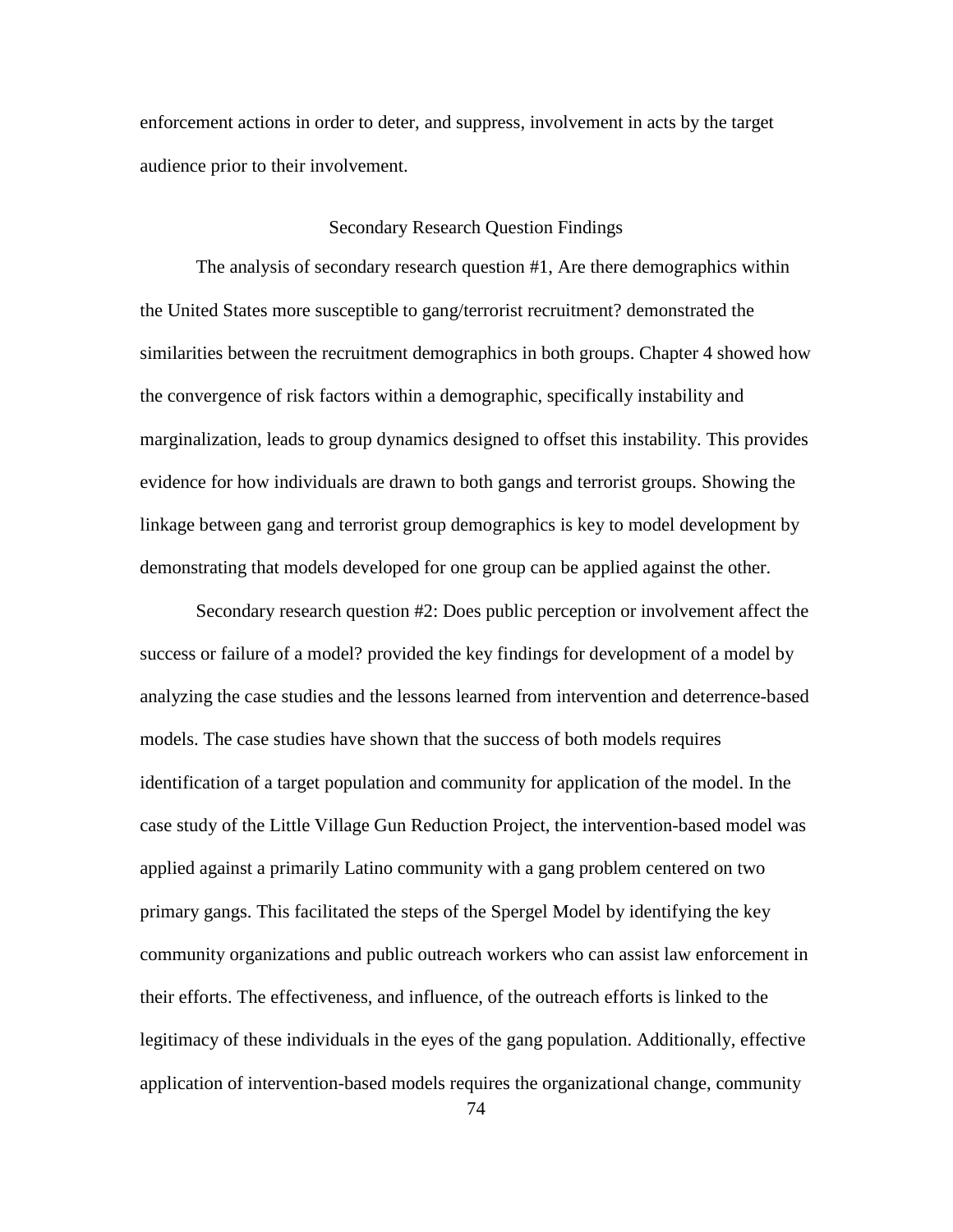enforcement actions in order to deter, and suppress, involvement in acts by the target audience prior to their involvement.

## Secondary Research Question Findings

The analysis of secondary research question #1, Are there demographics within the United States more susceptible to gang/terrorist recruitment? demonstrated the similarities between the recruitment demographics in both groups. Chapter 4 showed how the convergence of risk factors within a demographic, specifically instability and marginalization, leads to group dynamics designed to offset this instability. This provides evidence for how individuals are drawn to both gangs and terrorist groups. Showing the linkage between gang and terrorist group demographics is key to model development by demonstrating that models developed for one group can be applied against the other.

Secondary research question #2: Does public perception or involvement affect the success or failure of a model? provided the key findings for development of a model by analyzing the case studies and the lessons learned from intervention and deterrence-based models. The case studies have shown that the success of both models requires identification of a target population and community for application of the model. In the case study of the Little Village Gun Reduction Project, the intervention-based model was applied against a primarily Latino community with a gang problem centered on two primary gangs. This facilitated the steps of the Spergel Model by identifying the key community organizations and public outreach workers who can assist law enforcement in their efforts. The effectiveness, and influence, of the outreach efforts is linked to the legitimacy of these individuals in the eyes of the gang population. Additionally, effective application of intervention-based models requires the organizational change, community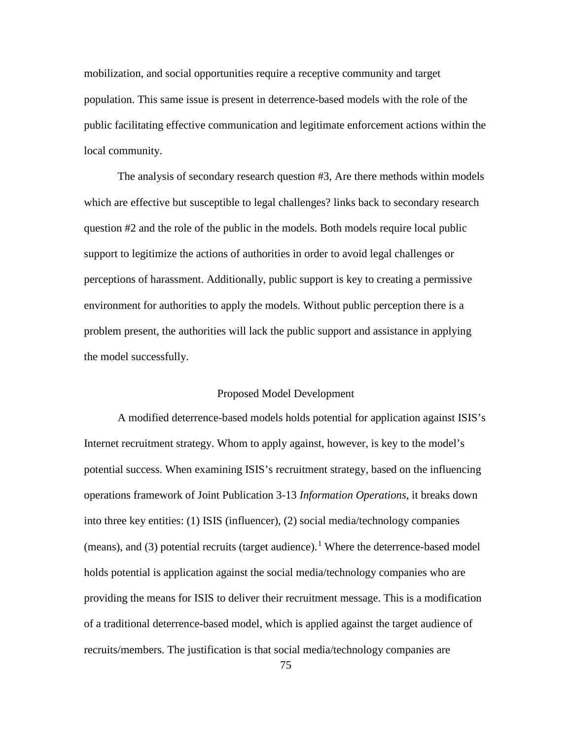mobilization, and social opportunities require a receptive community and target population. This same issue is present in deterrence-based models with the role of the public facilitating effective communication and legitimate enforcement actions within the local community.

The analysis of secondary research question #3, Are there methods within models which are effective but susceptible to legal challenges? links back to secondary research question #2 and the role of the public in the models. Both models require local public support to legitimize the actions of authorities in order to avoid legal challenges or perceptions of harassment. Additionally, public support is key to creating a permissive environment for authorities to apply the models. Without public perception there is a problem present, the authorities will lack the public support and assistance in applying the model successfully.

## Proposed Model Development

A modified deterrence-based models holds potential for application against ISIS's Internet recruitment strategy. Whom to apply against, however, is key to the model's potential success. When examining ISIS's recruitment strategy, based on the influencing operations framework of Joint Publication 3-13 *Information Operations*, it breaks down into three key entities: (1) ISIS (influencer), (2) social media/technology companies (means), and (3) potential recruits (target audience).[1] Where the deterrence-based model holds potential is application against the social media/technology companies who are providing the means for ISIS to deliver their recruitment message. This is a modification of a traditional deterrence-based model, which is applied against the target audience of recruits/members. The justification is that social media/technology companies are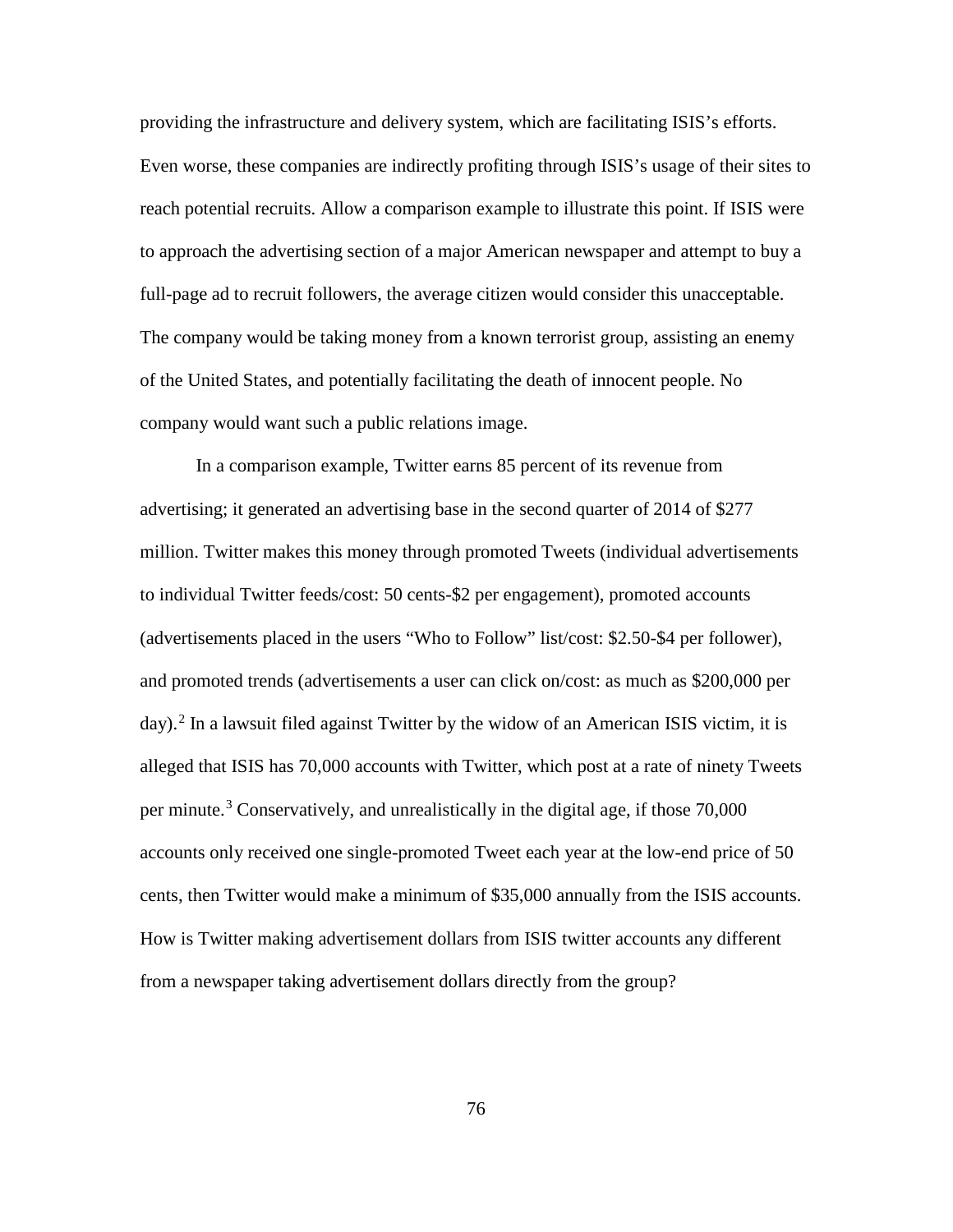providing the infrastructure and delivery system, which are facilitating ISIS's efforts. Even worse, these companies are indirectly profiting through ISIS's usage of their sites to reach potential recruits. Allow a comparison example to illustrate this point. If ISIS were to approach the advertising section of a major American newspaper and attempt to buy a full-page ad to recruit followers, the average citizen would consider this unacceptable. The company would be taking money from a known terrorist group, assisting an enemy of the United States, and potentially facilitating the death of innocent people. No company would want such a public relations image.

In a comparison example, Twitter earns 85 percent of its revenue from advertising; it generated an advertising base in the second quarter of 2014 of $277 million. Twitter makes this money through promoted Tweets (individual advertisements to individual Twitter feeds/cost: 50 cents-$2 per engagement), promoted accounts (advertisements placed in the users "Who to Follow" list/cost: $2.50-$4 per follower), and promoted trends (advertisements a user can click on/cost: as much as $200,000 per day).[2] In a lawsuit filed against Twitter by the widow of an American ISIS victim, it is alleged that ISIS has 70,000 accounts with Twitter, which post at a rate of ninety Tweets per minute.[3] Conservatively, and unrealistically in the digital age, if those 70,000 accounts only received one single-promoted Tweet each year at the low-end price of 50 cents, then Twitter would make a minimum of $35,000 annually from the ISIS accounts. How is Twitter making advertisement dollars from ISIS twitter accounts any different from a newspaper taking advertisement dollars directly from the group?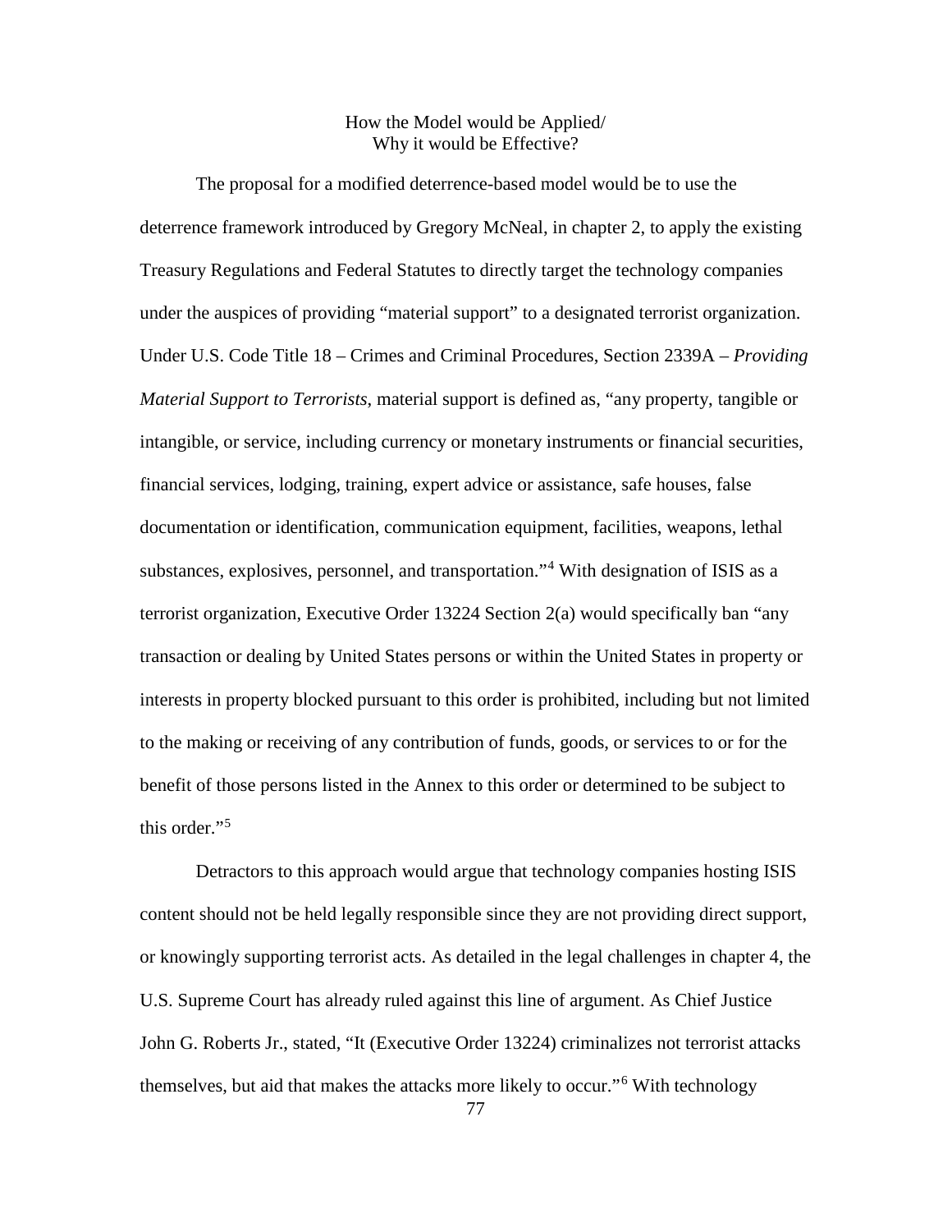## How the Model would be Applied/ Why it would be Effective?

The proposal for a modified deterrence-based model would be to use the deterrence framework introduced by Gregory McNeal, in chapter 2, to apply the existing Treasury Regulations and Federal Statutes to directly target the technology companies under the auspices of providing "material support" to a designated terrorist organization. Under U.S. Code Title 18 – Crimes and Criminal Procedures, Section 2339A – *Providing Material Support to Terrorists*, material support is defined as, "any property, tangible or intangible, or service, including currency or monetary instruments or financial securities, financial services, lodging, training, expert advice or assistance, safe houses, false documentation or identification, communication equipment, facilities, weapons, lethal substances, explosives, personnel, and transportation."[4] With designation of ISIS as a terrorist organization, Executive Order 13224 Section 2(a) would specifically ban "any transaction or dealing by United States persons or within the United States in property or interests in property blocked pursuant to this order is prohibited, including but not limited to the making or receiving of any contribution of funds, goods, or services to or for the benefit of those persons listed in the Annex to this order or determined to be subject to this order."[5]

Detractors to this approach would argue that technology companies hosting ISIS content should not be held legally responsible since they are not providing direct support, or knowingly supporting terrorist acts. As detailed in the legal challenges in chapter 4, the U.S. Supreme Court has already ruled against this line of argument. As Chief Justice John G. Roberts Jr., stated, "It (Executive Order 13224) criminalizes not terrorist attacks themselves, but aid that makes the attacks more likely to occur."[6] With technology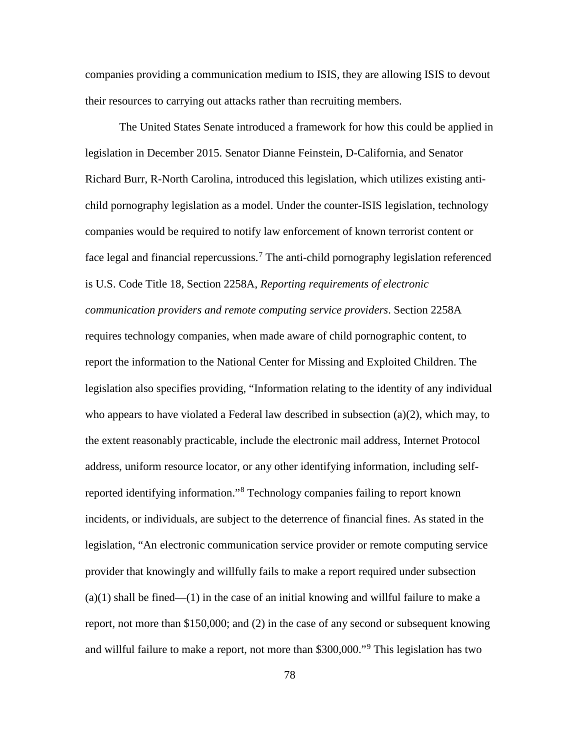companies providing a communication medium to ISIS, they are allowing ISIS to devout their resources to carrying out attacks rather than recruiting members.

The United States Senate introduced a framework for how this could be applied in legislation in December 2015. Senator Dianne Feinstein, D-California, and Senator Richard Burr, R-North Carolina, introduced this legislation, which utilizes existing anti-child pornography legislation as a model. Under the counter-ISIS legislation, technology companies would be required to notify law enforcement of known terrorist content or face legal and financial repercussions.[7] The anti-child pornography legislation referenced is U.S. Code Title 18, Section 2258A, *Reporting requirements of electronic communication providers and remote computing service providers*. Section 2258A requires technology companies, when made aware of child pornographic content, to report the information to the National Center for Missing and Exploited Children. The legislation also specifies providing, "Information relating to the identity of any individual who appears to have violated a Federal law described in subsection (a)(2), which may, to the extent reasonably practicable, include the electronic mail address, Internet Protocol address, uniform resource locator, or any other identifying information, including self-reported identifying information."[8] Technology companies failing to report known incidents, or individuals, are subject to the deterrence of financial fines. As stated in the legislation, "An electronic communication service provider or remote computing service provider that knowingly and willfully fails to make a report required under subsection (a)(1) shall be fined—(1) in the case of an initial knowing and willful failure to make a report, not more than $150,000; and (2) in the case of any second or subsequent knowing and willful failure to make a report, not more than $300,000."[9] This legislation has two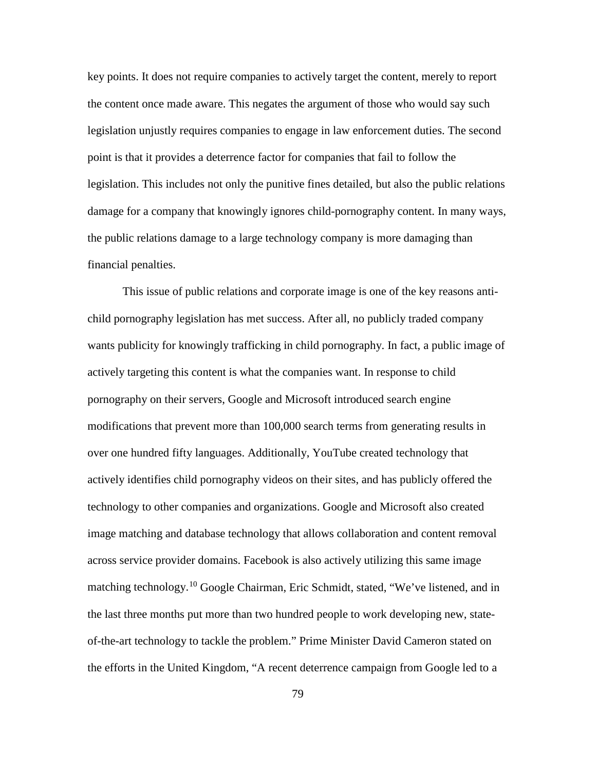key points. It does not require companies to actively target the content, merely to report the content once made aware. This negates the argument of those who would say such legislation unjustly requires companies to engage in law enforcement duties. The second point is that it provides a deterrence factor for companies that fail to follow the legislation. This includes not only the punitive fines detailed, but also the public relations damage for a company that knowingly ignores child-pornography content. In many ways, the public relations damage to a large technology company is more damaging than financial penalties.

This issue of public relations and corporate image is one of the key reasons anti-child pornography legislation has met success. After all, no publicly traded company wants publicity for knowingly trafficking in child pornography. In fact, a public image of actively targeting this content is what the companies want. In response to child pornography on their servers, Google and Microsoft introduced search engine modifications that prevent more than 100,000 search terms from generating results in over one hundred fifty languages. Additionally, YouTube created technology that actively identifies child pornography videos on their sites, and has publicly offered the technology to other companies and organizations. Google and Microsoft also created image matching and database technology that allows collaboration and content removal across service provider domains. Facebook is also actively utilizing this same image matching technology.[10] Google Chairman, Eric Schmidt, stated, "We've listened, and in the last three months put more than two hundred people to work developing new, state-of-the-art technology to tackle the problem." Prime Minister David Cameron stated on the efforts in the United Kingdom, "A recent deterrence campaign from Google led to a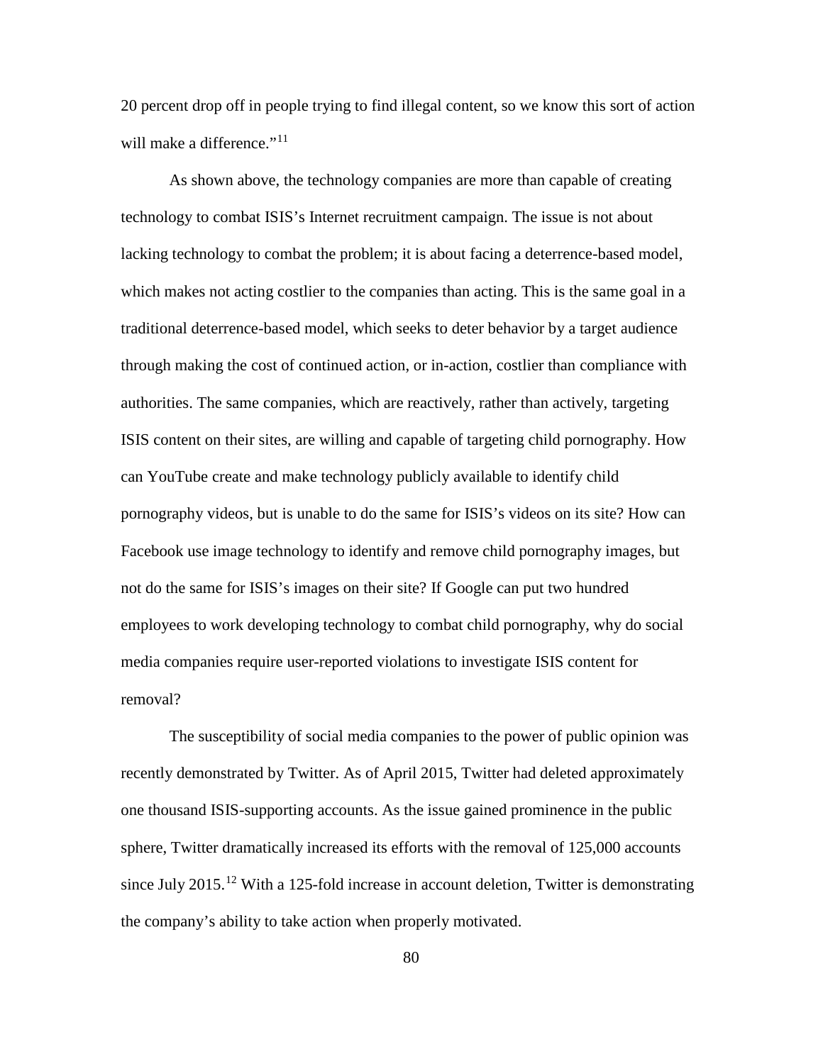20 percent drop off in people trying to find illegal content, so we know this sort of action will make a difference."[11]

As shown above, the technology companies are more than capable of creating technology to combat ISIS's Internet recruitment campaign. The issue is not about lacking technology to combat the problem; it is about facing a deterrence-based model, which makes not acting costlier to the companies than acting. This is the same goal in a traditional deterrence-based model, which seeks to deter behavior by a target audience through making the cost of continued action, or in-action, costlier than compliance with authorities. The same companies, which are reactively, rather than actively, targeting ISIS content on their sites, are willing and capable of targeting child pornography. How can YouTube create and make technology publicly available to identify child pornography videos, but is unable to do the same for ISIS's videos on its site? How can Facebook use image technology to identify and remove child pornography images, but not do the same for ISIS's images on their site? If Google can put two hundred employees to work developing technology to combat child pornography, why do social media companies require user-reported violations to investigate ISIS content for removal?

The susceptibility of social media companies to the power of public opinion was recently demonstrated by Twitter. As of April 2015, Twitter had deleted approximately one thousand ISIS-supporting accounts. As the issue gained prominence in the public sphere, Twitter dramatically increased its efforts with the removal of 125,000 accounts since July 2015.[12] With a 125-fold increase in account deletion, Twitter is demonstrating the company's ability to take action when properly motivated.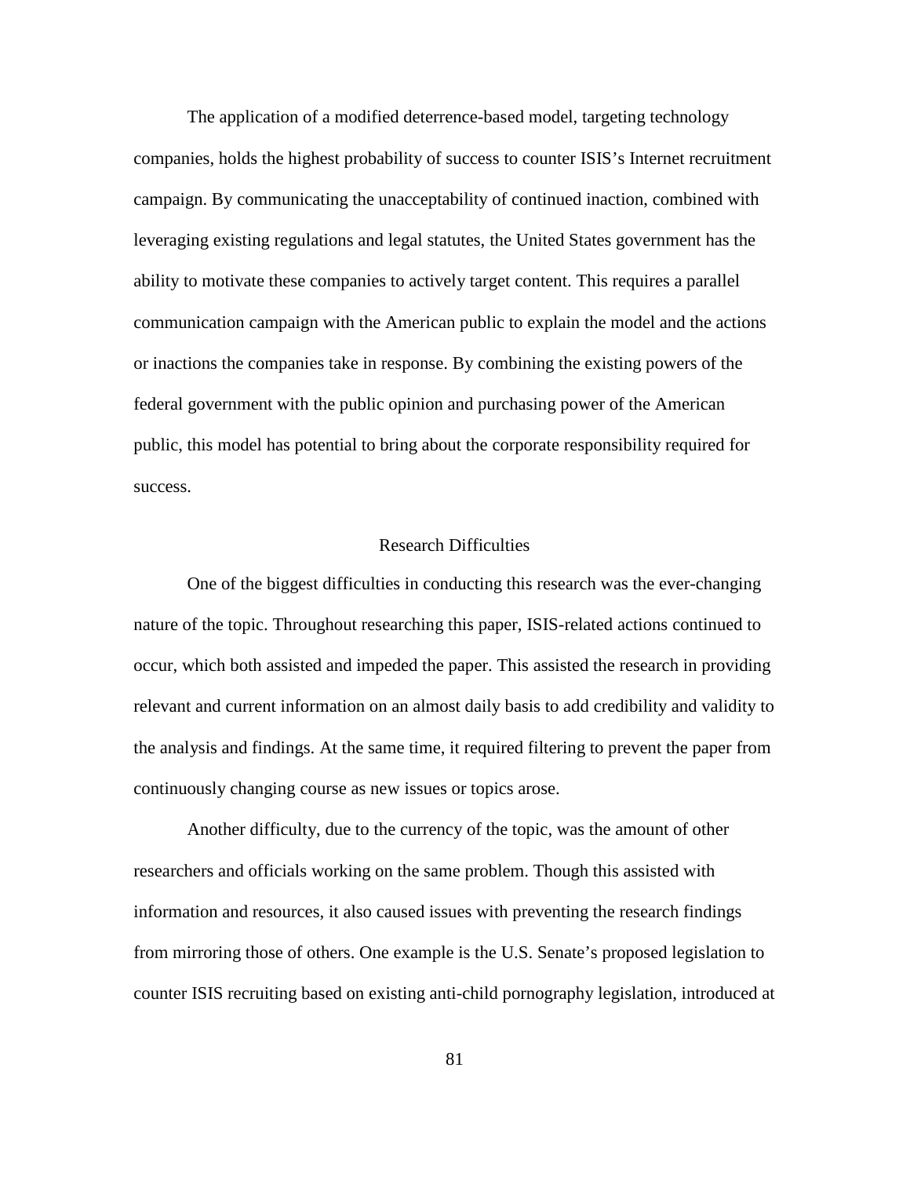The application of a modified deterrence-based model, targeting technology companies, holds the highest probability of success to counter ISIS's Internet recruitment campaign. By communicating the unacceptability of continued inaction, combined with leveraging existing regulations and legal statutes, the United States government has the ability to motivate these companies to actively target content. This requires a parallel communication campaign with the American public to explain the model and the actions or inactions the companies take in response. By combining the existing powers of the federal government with the public opinion and purchasing power of the American public, this model has potential to bring about the corporate responsibility required for success.

## Research Difficulties

One of the biggest difficulties in conducting this research was the ever-changing nature of the topic. Throughout researching this paper, ISIS-related actions continued to occur, which both assisted and impeded the paper. This assisted the research in providing relevant and current information on an almost daily basis to add credibility and validity to the analysis and findings. At the same time, it required filtering to prevent the paper from continuously changing course as new issues or topics arose.

Another difficulty, due to the currency of the topic, was the amount of other researchers and officials working on the same problem. Though this assisted with information and resources, it also caused issues with preventing the research findings from mirroring those of others. One example is the U.S. Senate's proposed legislation to counter ISIS recruiting based on existing anti-child pornography legislation, introduced at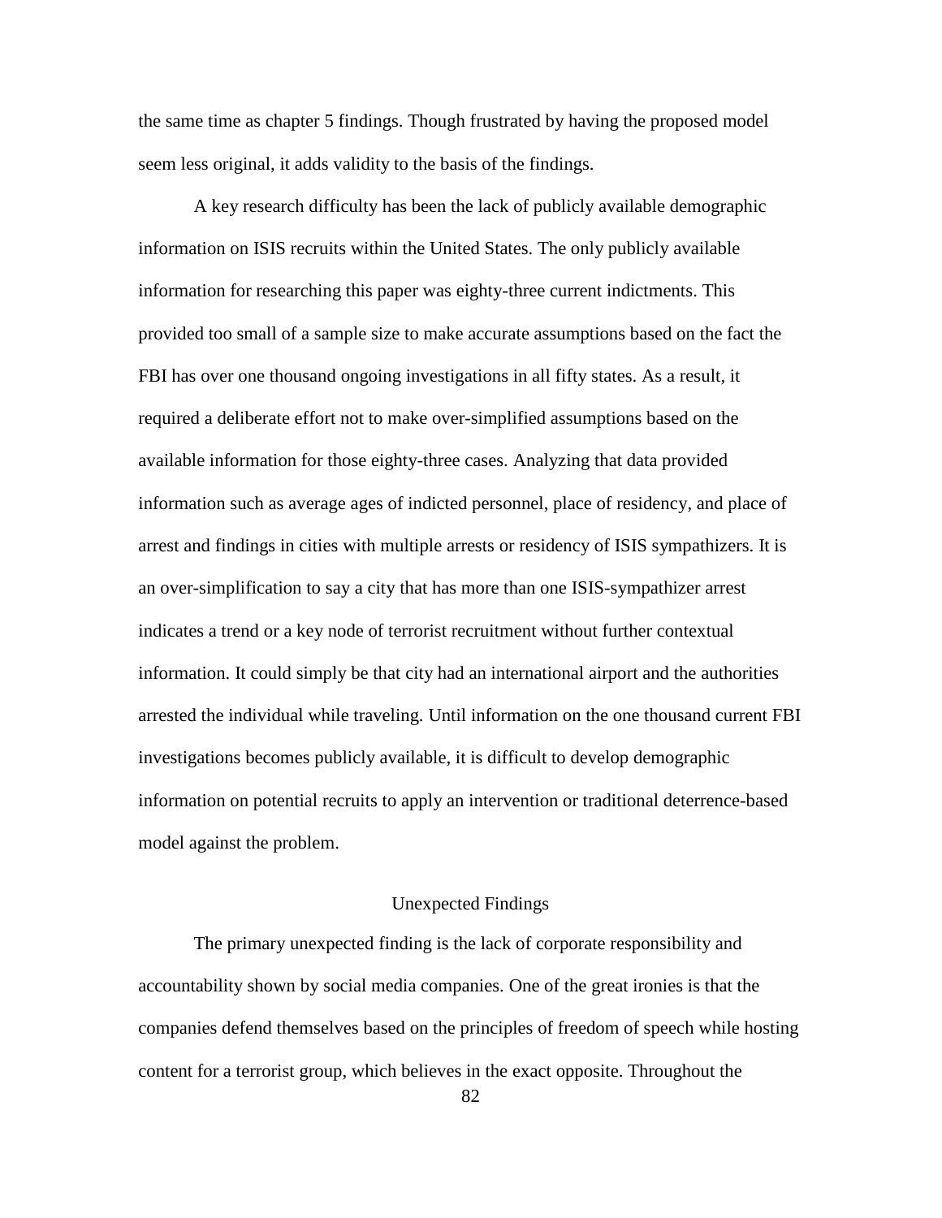the same time as chapter 5 findings. Though frustrated by having the proposed model seem less original, it adds validity to the basis of the findings.

A key research difficulty has been the lack of publicly available demographic information on ISIS recruits within the United States. The only publicly available information for researching this paper was eighty-three current indictments. This provided too small of a sample size to make accurate assumptions based on the fact the FBI has over one thousand ongoing investigations in all fifty states. As a result, it required a deliberate effort not to make over-simplified assumptions based on the available information for those eighty-three cases. Analyzing that data provided information such as average ages of indicted personnel, place of residency, and place of arrest and findings in cities with multiple arrests or residency of ISIS sympathizers. It is an over-simplification to say a city that has more than one ISIS-sympathizer arrest indicates a trend or a key node of terrorist recruitment without further contextual information. It could simply be that city had an international airport and the authorities arrested the individual while traveling. Until information on the one thousand current FBI investigations becomes publicly available, it is difficult to develop demographic information on potential recruits to apply an intervention or traditional deterrence-based model against the problem.

## Unexpected Findings

The primary unexpected finding is the lack of corporate responsibility and accountability shown by social media companies. One of the great ironies is that the companies defend themselves based on the principles of freedom of speech while hosting content for a terrorist group, which believes in the exact opposite. Throughout the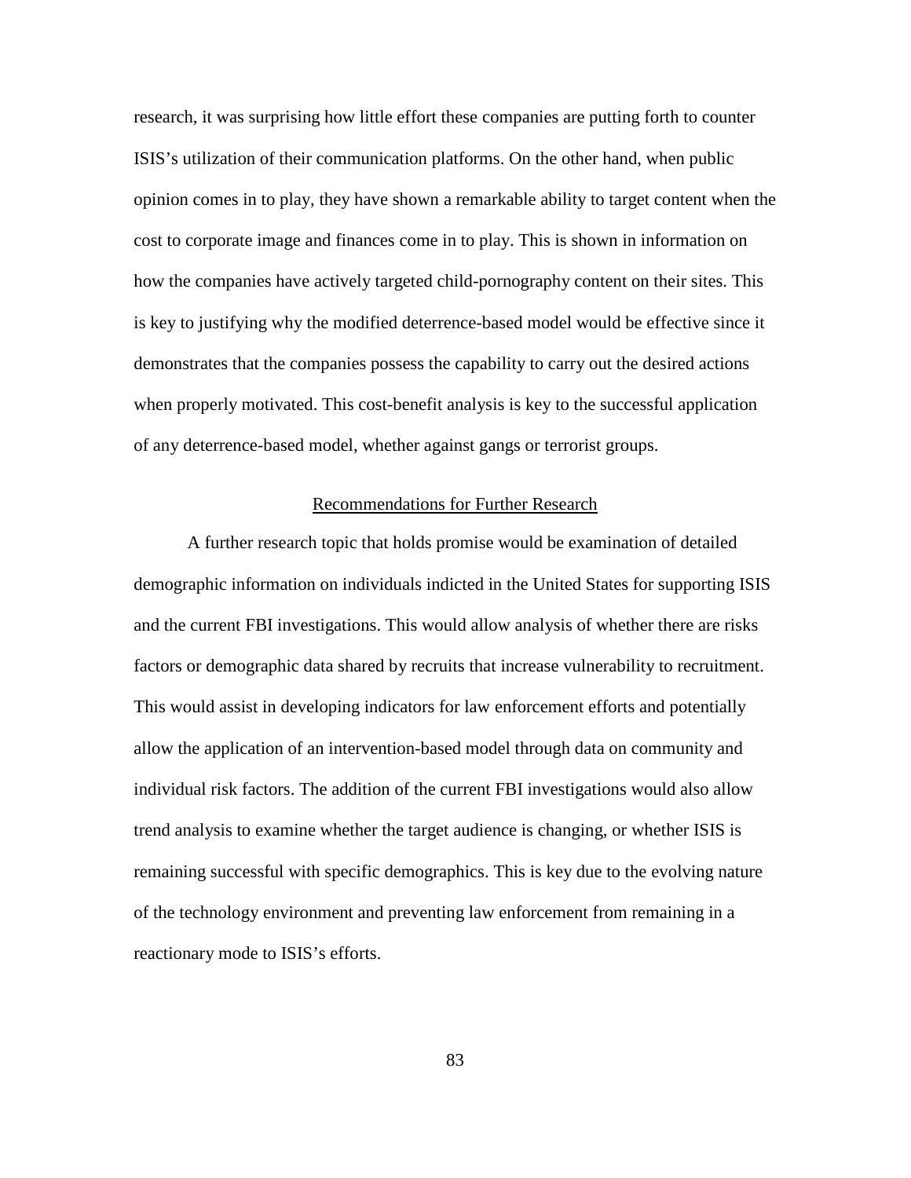research, it was surprising how little effort these companies are putting forth to counter ISIS's utilization of their communication platforms. On the other hand, when public opinion comes in to play, they have shown a remarkable ability to target content when the cost to corporate image and finances come in to play. This is shown in information on how the companies have actively targeted child-pornography content on their sites. This is key to justifying why the modified deterrence-based model would be effective since it demonstrates that the companies possess the capability to carry out the desired actions when properly motivated. This cost-benefit analysis is key to the successful application of any deterrence-based model, whether against gangs or terrorist groups.

## Recommendations for Further Research

A further research topic that holds promise would be examination of detailed demographic information on individuals indicted in the United States for supporting ISIS and the current FBI investigations. This would allow analysis of whether there are risks factors or demographic data shared by recruits that increase vulnerability to recruitment. This would assist in developing indicators for law enforcement efforts and potentially allow the application of an intervention-based model through data on community and individual risk factors. The addition of the current FBI investigations would also allow trend analysis to examine whether the target audience is changing, or whether ISIS is remaining successful with specific demographics. This is key due to the evolving nature of the technology environment and preventing law enforcement from remaining in a reactionary mode to ISIS's efforts.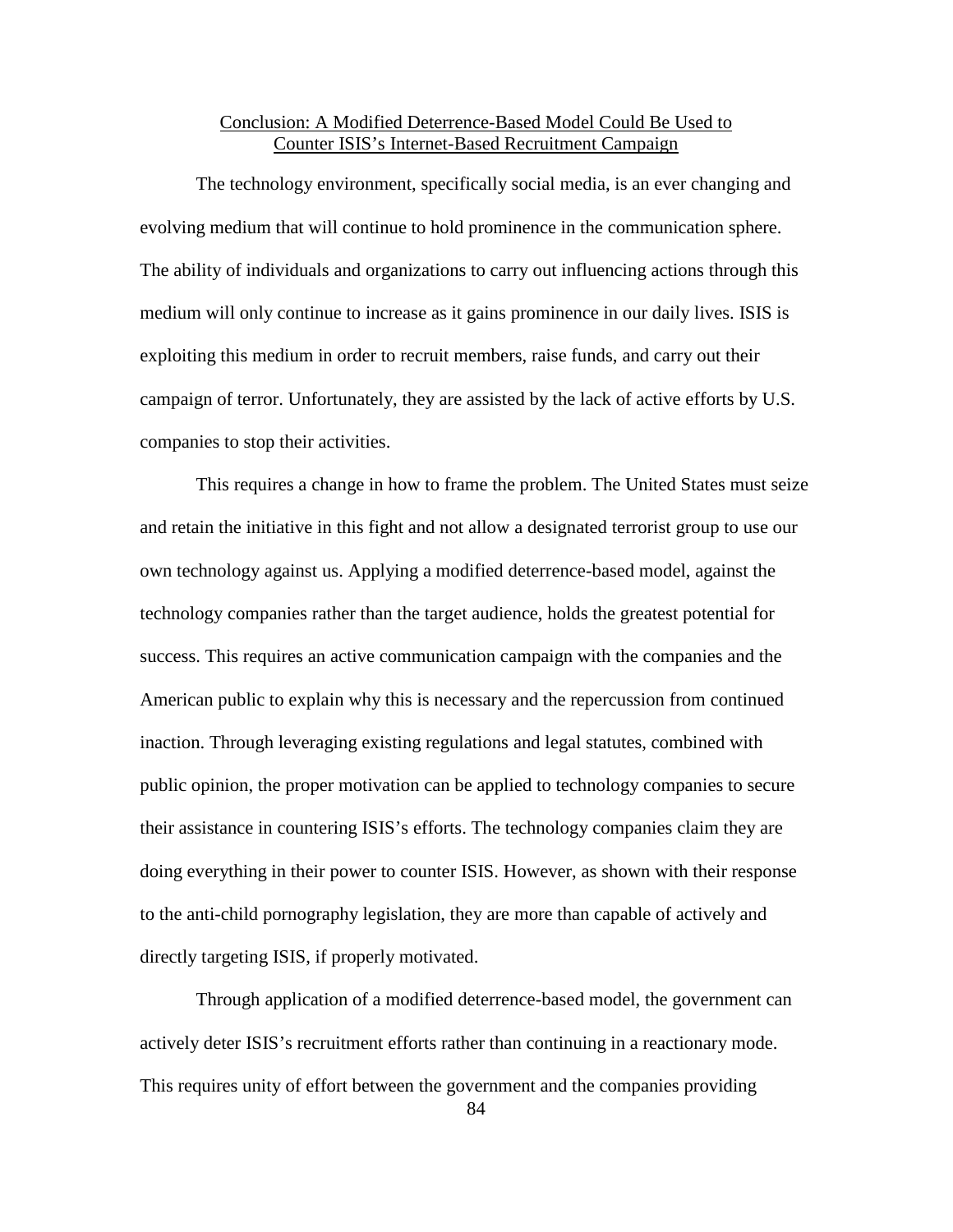## Conclusion: A Modified Deterrence-Based Model Could Be Used to Counter ISIS's Internet-Based Recruitment Campaign

The technology environment, specifically social media, is an ever changing and evolving medium that will continue to hold prominence in the communication sphere. The ability of individuals and organizations to carry out influencing actions through this medium will only continue to increase as it gains prominence in our daily lives. ISIS is exploiting this medium in order to recruit members, raise funds, and carry out their campaign of terror. Unfortunately, they are assisted by the lack of active efforts by U.S. companies to stop their activities.

This requires a change in how to frame the problem. The United States must seize and retain the initiative in this fight and not allow a designated terrorist group to use our own technology against us. Applying a modified deterrence-based model, against the technology companies rather than the target audience, holds the greatest potential for success. This requires an active communication campaign with the companies and the American public to explain why this is necessary and the repercussion from continued inaction. Through leveraging existing regulations and legal statutes, combined with public opinion, the proper motivation can be applied to technology companies to secure their assistance in countering ISIS's efforts. The technology companies claim they are doing everything in their power to counter ISIS. However, as shown with their response to the anti-child pornography legislation, they are more than capable of actively and directly targeting ISIS, if properly motivated.

Through application of a modified deterrence-based model, the government can actively deter ISIS's recruitment efforts rather than continuing in a reactionary mode. This requires unity of effort between the government and the companies providing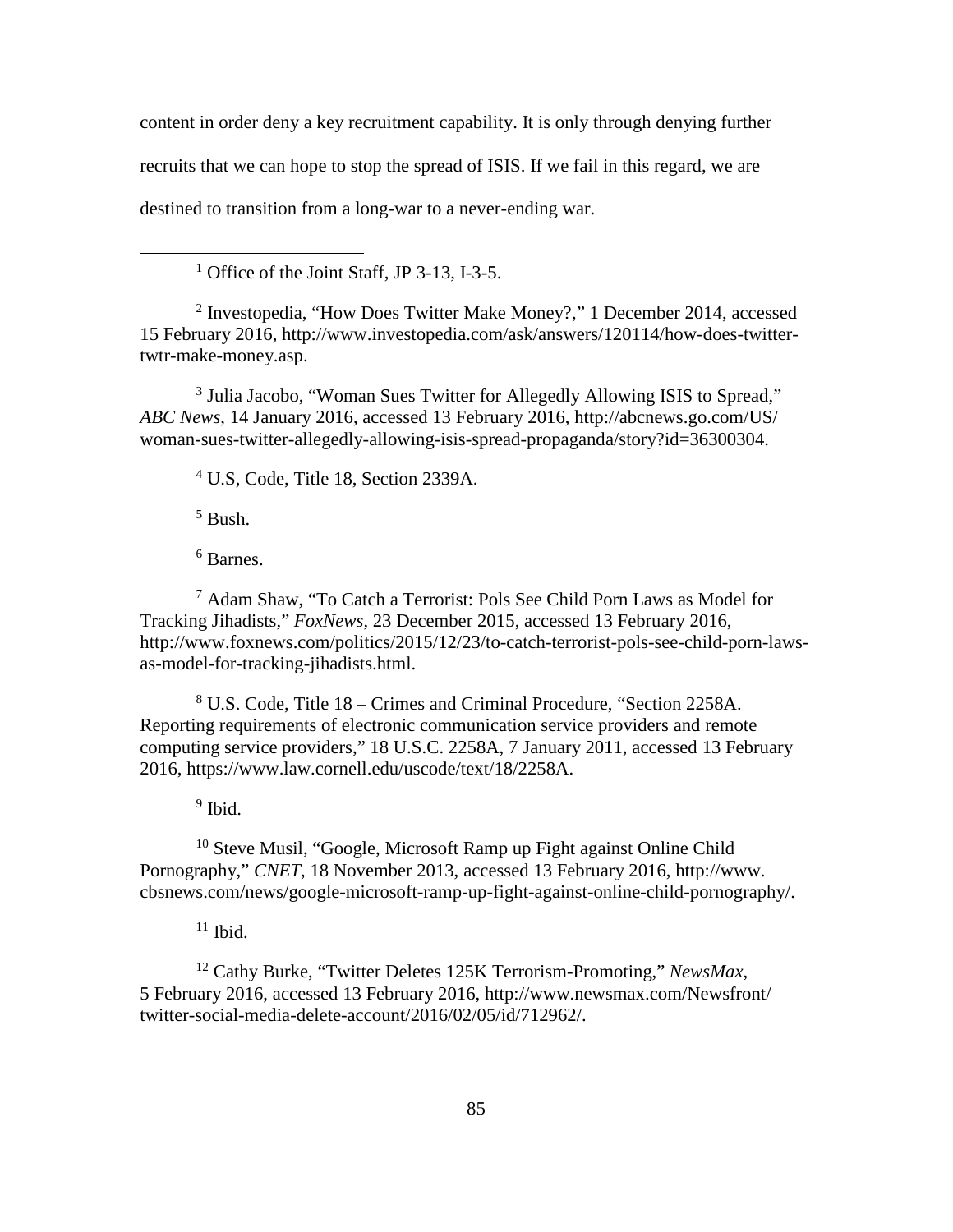content in order deny a key recruitment capability. It is only through denying further recruits that we can hope to stop the spread of ISIS. If we fail in this regard, we are destined to transition from a long-war to a never-ending war.

---

[1] Office of the Joint Staff, JP 3-13, I-3-5.

[2] Investopedia, "How Does Twitter Make Money?," 1 December 2014, accessed 15 February 2016, http://www.investopedia.com/ask/answers/120114/how-does-twitter-twtr-make-money.asp.

[3] Julia Jacobo, "Woman Sues Twitter for Allegedly Allowing ISIS to Spread," *ABC News*, 14 January 2016, accessed 13 February 2016, http://abcnews.go.com/US/woman-sues-twitter-allegedly-allowing-isis-spread-propaganda/story?id=36300304.

[4] U.S, Code, Title 18, Section 2339A.

[5] Bush.

[6] Barnes.

[7] Adam Shaw, "To Catch a Terrorist: Pols See Child Porn Laws as Model for Tracking Jihadists," *FoxNews*, 23 December 2015, accessed 13 February 2016, http://www.foxnews.com/politics/2015/12/23/to-catch-terrorist-pols-see-child-porn-laws-as-model-for-tracking-jihadists.html.

[8] U.S. Code, Title 18 – Crimes and Criminal Procedure, "Section 2258A. Reporting requirements of electronic communication service providers and remote computing service providers," 18 U.S.C. 2258A, 7 January 2011, accessed 13 February 2016, https://www.law.cornell.edu/uscode/text/18/2258A.

[9] Ibid.

[10] Steve Musil, "Google, Microsoft Ramp up Fight against Online Child Pornography," *CNET*, 18 November 2013, accessed 13 February 2016, http://www.cbsnews.com/news/google-microsoft-ramp-up-fight-against-online-child-pornography/.

[11] Ibid.

[12] Cathy Burke, "Twitter Deletes 125K Terrorism-Promoting," *NewsMax*, 5 February 2016, accessed 13 February 2016, http://www.newsmax.com/Newsfront/twitter-social-media-delete-account/2016/02/05/id/712962/.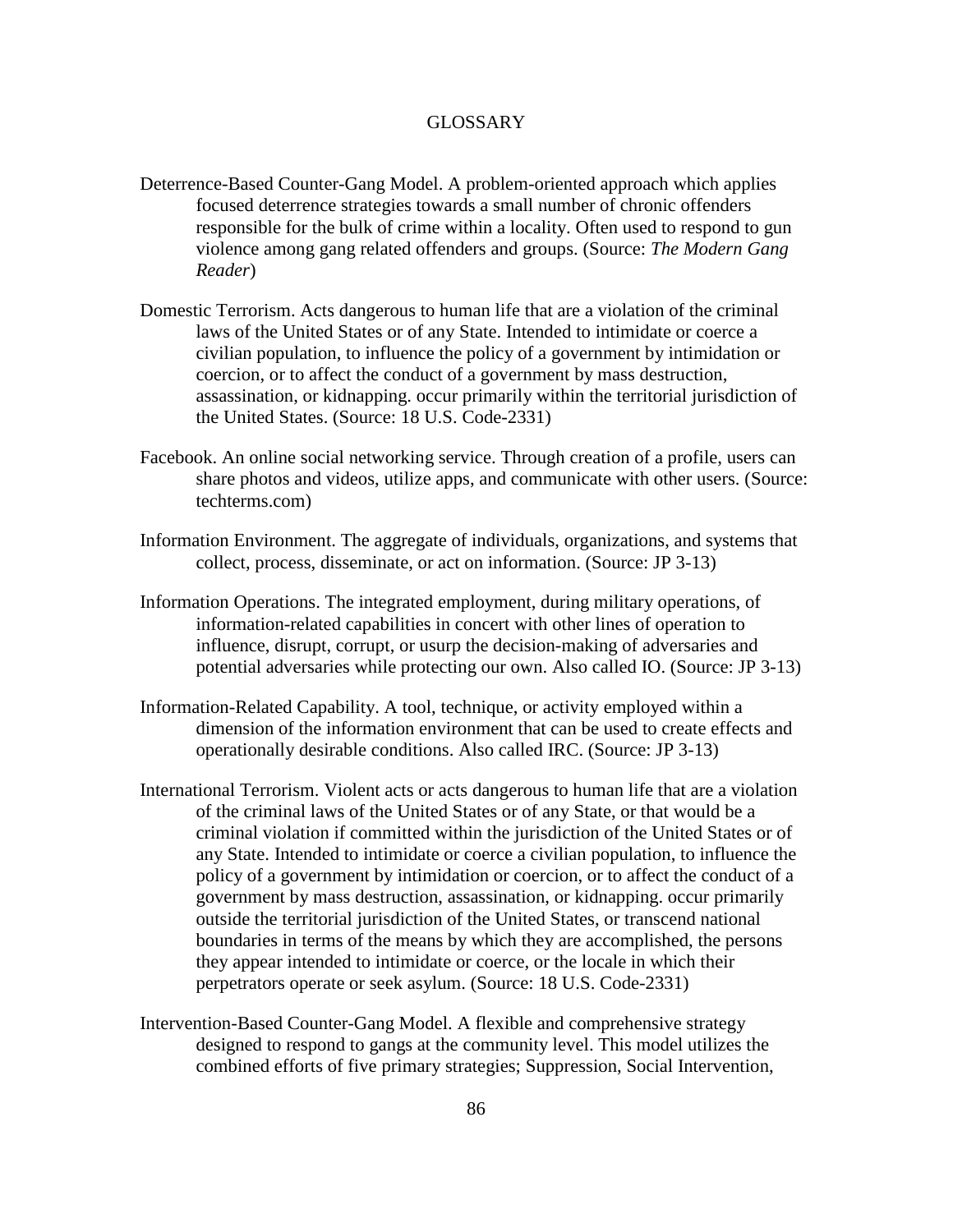# GLOSSARY

Deterrence-Based Counter-Gang Model. A problem-oriented approach which applies focused deterrence strategies towards a small number of chronic offenders responsible for the bulk of crime within a locality. Often used to respond to gun violence among gang related offenders and groups. (Source: *The Modern Gang Reader*)

Domestic Terrorism. Acts dangerous to human life that are a violation of the criminal laws of the United States or of any State. Intended to intimidate or coerce a civilian population, to influence the policy of a government by intimidation or coercion, or to affect the conduct of a government by mass destruction, assassination, or kidnapping. occur primarily within the territorial jurisdiction of the United States. (Source: 18 U.S. Code-2331)

Facebook. An online social networking service. Through creation of a profile, users can share photos and videos, utilize apps, and communicate with other users. (Source: techterms.com)

Information Environment. The aggregate of individuals, organizations, and systems that collect, process, disseminate, or act on information. (Source: JP 3-13)

Information Operations. The integrated employment, during military operations, of information-related capabilities in concert with other lines of operation to influence, disrupt, corrupt, or usurp the decision-making of adversaries and potential adversaries while protecting our own. Also called IO. (Source: JP 3-13)

Information-Related Capability. A tool, technique, or activity employed within a dimension of the information environment that can be used to create effects and operationally desirable conditions. Also called IRC. (Source: JP 3-13)

International Terrorism. Violent acts or acts dangerous to human life that are a violation of the criminal laws of the United States or of any State, or that would be a criminal violation if committed within the jurisdiction of the United States or of any State. Intended to intimidate or coerce a civilian population, to influence the policy of a government by intimidation or coercion, or to affect the conduct of a government by mass destruction, assassination, or kidnapping. occur primarily outside the territorial jurisdiction of the United States, or transcend national boundaries in terms of the means by which they are accomplished, the persons they appear intended to intimidate or coerce, or the locale in which their perpetrators operate or seek asylum. (Source: 18 U.S. Code-2331)

Intervention-Based Counter-Gang Model. A flexible and comprehensive strategy designed to respond to gangs at the community level. This model utilizes the combined efforts of five primary strategies; Suppression, Social Intervention,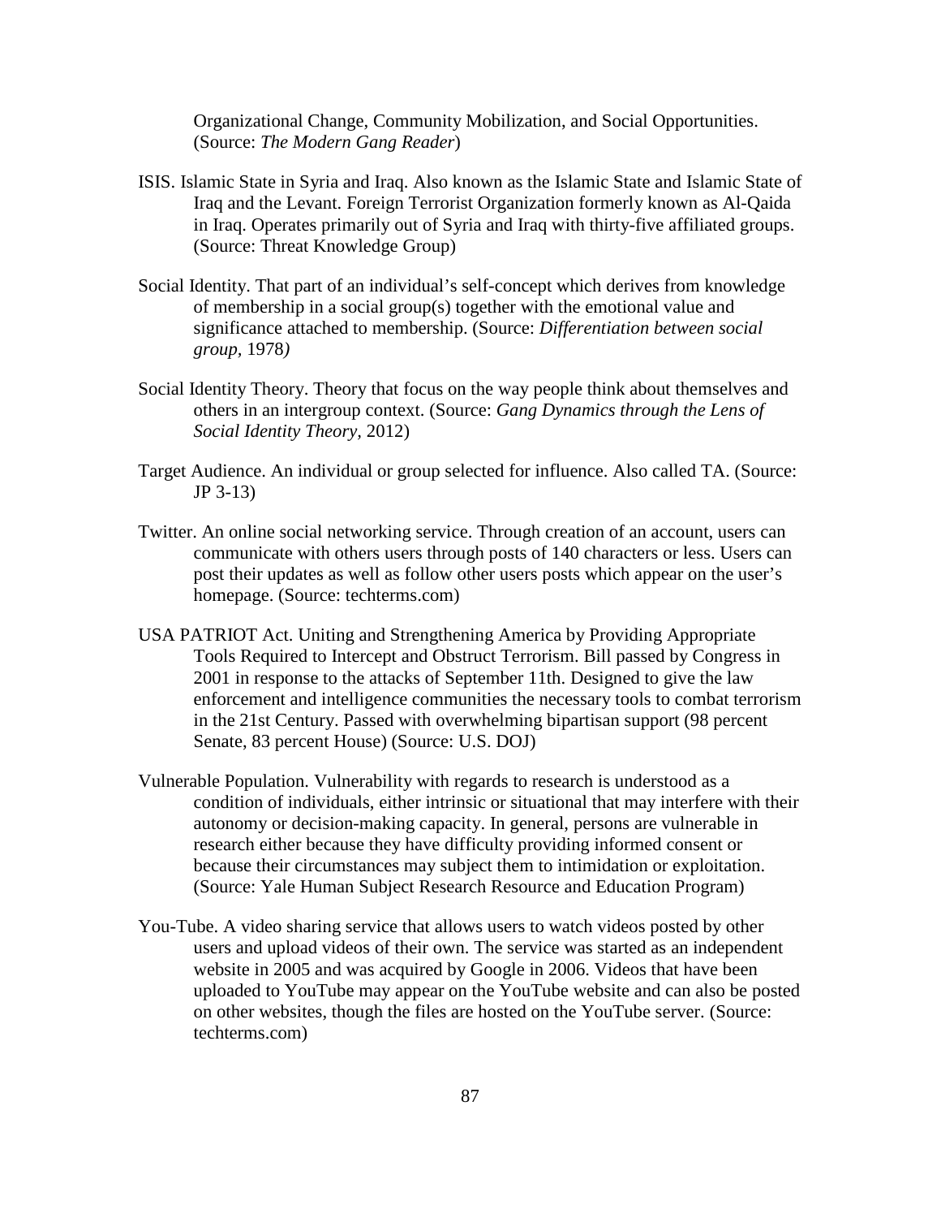Organizational Change, Community Mobilization, and Social Opportunities. (Source: *The Modern Gang Reader*)

ISIS. Islamic State in Syria and Iraq. Also known as the Islamic State and Islamic State of Iraq and the Levant. Foreign Terrorist Organization formerly known as Al-Qaida in Iraq. Operates primarily out of Syria and Iraq with thirty-five affiliated groups. (Source: Threat Knowledge Group)

Social Identity. That part of an individual's self-concept which derives from knowledge of membership in a social group(s) together with the emotional value and significance attached to membership. (Source: *Differentiation between social group*, 1978*)*

Social Identity Theory. Theory that focus on the way people think about themselves and others in an intergroup context. (Source: *Gang Dynamics through the Lens of Social Identity Theory*, 2012)

Target Audience. An individual or group selected for influence. Also called TA. (Source: JP 3-13)

Twitter. An online social networking service. Through creation of an account, users can communicate with others users through posts of 140 characters or less. Users can post their updates as well as follow other users posts which appear on the user's homepage. (Source: techterms.com)

USA PATRIOT Act. Uniting and Strengthening America by Providing Appropriate Tools Required to Intercept and Obstruct Terrorism. Bill passed by Congress in 2001 in response to the attacks of September 11th. Designed to give the law enforcement and intelligence communities the necessary tools to combat terrorism in the 21st Century. Passed with overwhelming bipartisan support (98 percent Senate, 83 percent House) (Source: U.S. DOJ)

Vulnerable Population. Vulnerability with regards to research is understood as a condition of individuals, either intrinsic or situational that may interfere with their autonomy or decision-making capacity. In general, persons are vulnerable in research either because they have difficulty providing informed consent or because their circumstances may subject them to intimidation or exploitation. (Source: Yale Human Subject Research Resource and Education Program)

You-Tube. A video sharing service that allows users to watch videos posted by other users and upload videos of their own. The service was started as an independent website in 2005 and was acquired by Google in 2006. Videos that have been uploaded to YouTube may appear on the YouTube website and can also be posted on other websites, though the files are hosted on the YouTube server. (Source: techterms.com)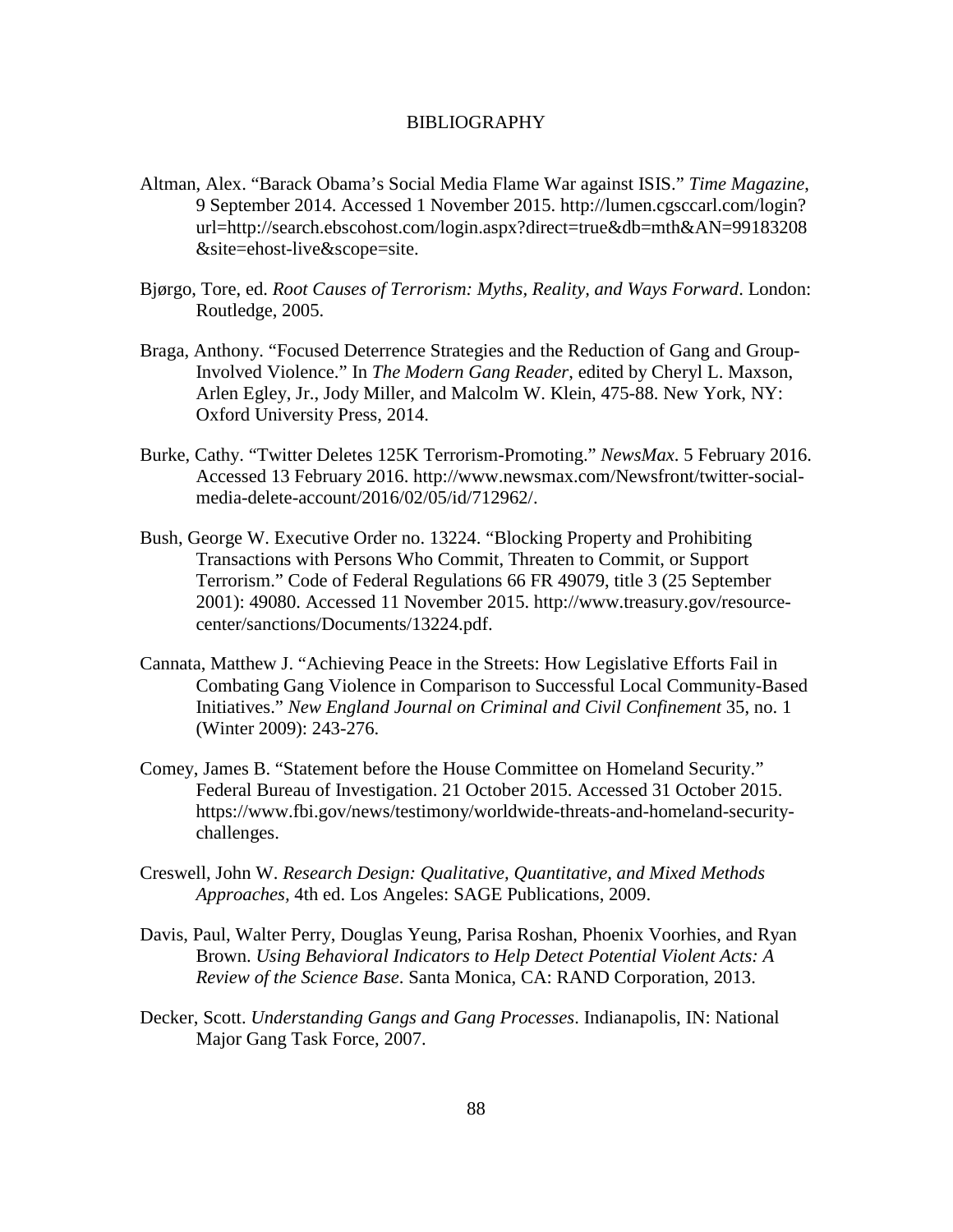# BIBLIOGRAPHY

Altman, Alex. "Barack Obama's Social Media Flame War against ISIS." *Time Magazine*, 9 September 2014. Accessed 1 November 2015. http://lumen.cgsccarl.com/login?url=http://search.ebscohost.com/login.aspx?direct=true&db=mth&AN=99183208&site=ehost-live&scope=site.

Bjørgo, Tore, ed. *Root Causes of Terrorism: Myths, Reality, and Ways Forward*. London: Routledge, 2005.

Braga, Anthony. "Focused Deterrence Strategies and the Reduction of Gang and Group-Involved Violence." In *The Modern Gang Reader*, edited by Cheryl L. Maxson, Arlen Egley, Jr., Jody Miller, and Malcolm W. Klein, 475-88. New York, NY: Oxford University Press, 2014.

Burke, Cathy. "Twitter Deletes 125K Terrorism-Promoting." *NewsMax*. 5 February 2016. Accessed 13 February 2016. http://www.newsmax.com/Newsfront/twitter-social-media-delete-account/2016/02/05/id/712962/.

Bush, George W. Executive Order no. 13224. "Blocking Property and Prohibiting Transactions with Persons Who Commit, Threaten to Commit, or Support Terrorism." Code of Federal Regulations 66 FR 49079, title 3 (25 September 2001): 49080. Accessed 11 November 2015. http://www.treasury.gov/resource-center/sanctions/Documents/13224.pdf.

Cannata, Matthew J. "Achieving Peace in the Streets: How Legislative Efforts Fail in Combating Gang Violence in Comparison to Successful Local Community-Based Initiatives." *New England Journal on Criminal and Civil Confinement* 35, no. 1 (Winter 2009): 243-276.

Comey, James B. "Statement before the House Committee on Homeland Security." Federal Bureau of Investigation. 21 October 2015. Accessed 31 October 2015. https://www.fbi.gov/news/testimony/worldwide-threats-and-homeland-security-challenges.

Creswell, John W. *Research Design: Qualitative, Quantitative, and Mixed Methods Approaches,* 4th ed. Los Angeles: SAGE Publications, 2009.

Davis, Paul, Walter Perry, Douglas Yeung, Parisa Roshan, Phoenix Voorhies, and Ryan Brown. *Using Behavioral Indicators to Help Detect Potential Violent Acts: A Review of the Science Base*. Santa Monica, CA: RAND Corporation, 2013.

Decker, Scott. *Understanding Gangs and Gang Processes*. Indianapolis, IN: National Major Gang Task Force, 2007.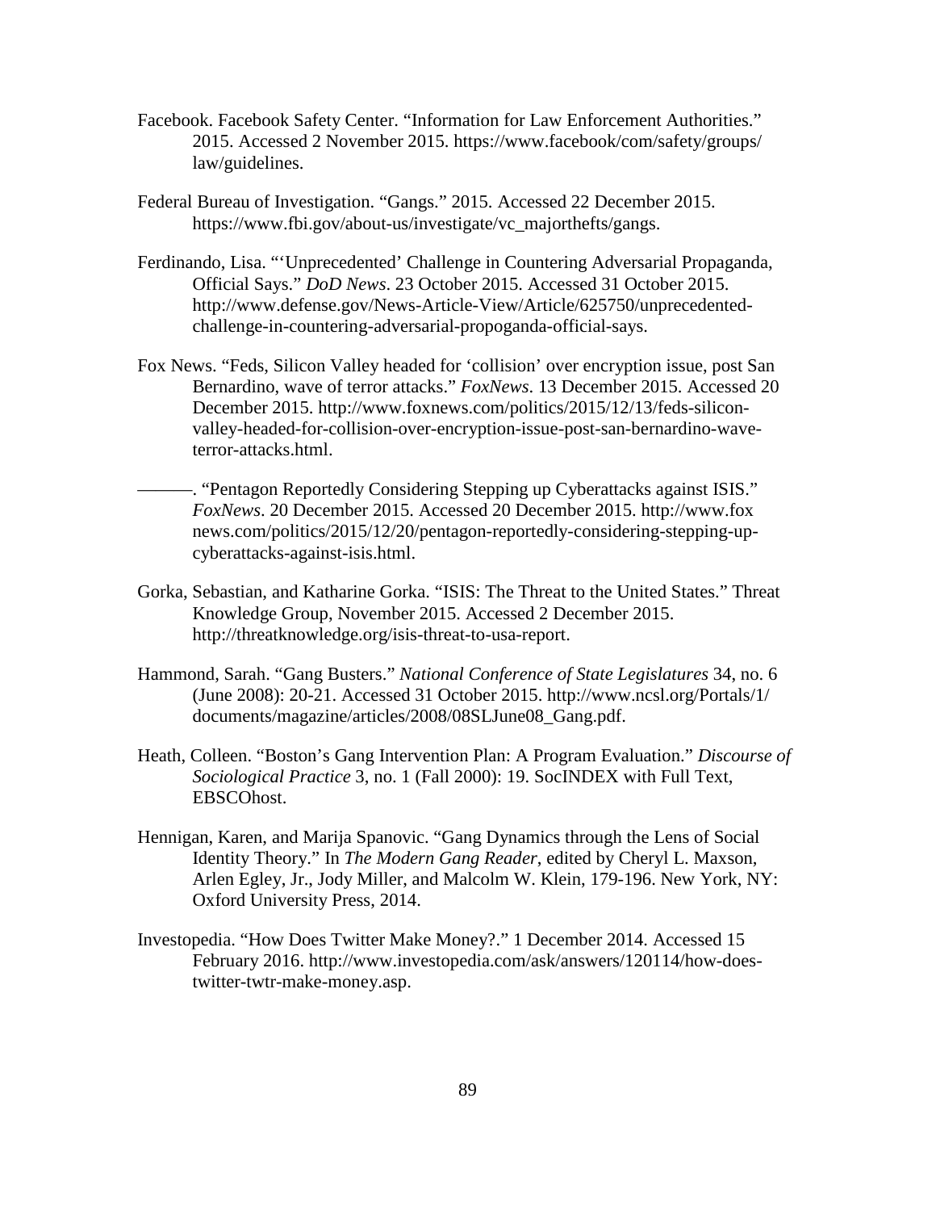Facebook. Facebook Safety Center. “Information for Law Enforcement Authorities.” 2015. Accessed 2 November 2015. https://www.facebook/com/safety/groups/law/guidelines.

Federal Bureau of Investigation. “Gangs.” 2015. Accessed 22 December 2015. https://www.fbi.gov/about-us/investigate/vc_majorthefts/gangs.

Ferdinando, Lisa. “‘Unprecedented’ Challenge in Countering Adversarial Propaganda, Official Says.” *DoD News*. 23 October 2015. Accessed 31 October 2015. http://www.defense.gov/News-Article-View/Article/625750/unprecedented-challenge-in-countering-adversarial-propoganda-official-says.

Fox News. “Feds, Silicon Valley headed for ‘collision’ over encryption issue, post San Bernardino, wave of terror attacks.” *FoxNews*. 13 December 2015. Accessed 20 December 2015. http://www.foxnews.com/politics/2015/12/13/feds-silicon-valley-headed-for-collision-over-encryption-issue-post-san-bernardino-wave-terror-attacks.html.

———. “Pentagon Reportedly Considering Stepping up Cyberattacks against ISIS.” *FoxNews*. 20 December 2015. Accessed 20 December 2015. http://www.foxnews.com/politics/2015/12/20/pentagon-reportedly-considering-stepping-up-cyberattacks-against-isis.html.

Gorka, Sebastian, and Katharine Gorka. “ISIS: The Threat to the United States.” Threat Knowledge Group, November 2015. Accessed 2 December 2015. http://threatknowledge.org/isis-threat-to-usa-report.

Hammond, Sarah. “Gang Busters.” *National Conference of State Legislatures* 34, no. 6 (June 2008): 20-21. Accessed 31 October 2015. http://www.ncsl.org/Portals/1/documents/magazine/articles/2008/08SLJune08_Gang.pdf.

Heath, Colleen. “Boston’s Gang Intervention Plan: A Program Evaluation.” *Discourse of Sociological Practice* 3, no. 1 (Fall 2000): 19. SocINDEX with Full Text, EBSCOhost.

Hennigan, Karen, and Marija Spanovic. “Gang Dynamics through the Lens of Social Identity Theory.” In *The Modern Gang Reader*, edited by Cheryl L. Maxson, Arlen Egley, Jr., Jody Miller, and Malcolm W. Klein, 179-196. New York, NY: Oxford University Press, 2014.

Investopedia. “How Does Twitter Make Money?.” 1 December 2014. Accessed 15 February 2016. http://www.investopedia.com/ask/answers/120114/how-does-twitter-twtr-make-money.asp.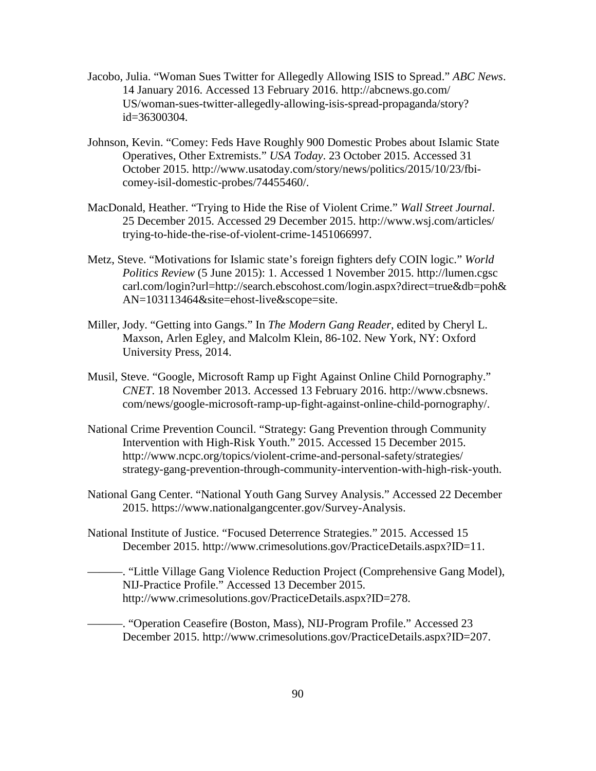Jacobo, Julia. "Woman Sues Twitter for Allegedly Allowing ISIS to Spread." *ABC News*. 14 January 2016. Accessed 13 February 2016. http://abcnews.go.com/US/woman-sues-twitter-allegedly-allowing-isis-spread-propaganda/story?id=36300304.

Johnson, Kevin. "Comey: Feds Have Roughly 900 Domestic Probes about Islamic State Operatives, Other Extremists." *USA Today*. 23 October 2015. Accessed 31 October 2015. http://www.usatoday.com/story/news/politics/2015/10/23/fbi-comey-isil-domestic-probes/74455460/.

MacDonald, Heather. "Trying to Hide the Rise of Violent Crime." *Wall Street Journal*. 25 December 2015. Accessed 29 December 2015. http://www.wsj.com/articles/trying-to-hide-the-rise-of-violent-crime-1451066997.

Metz, Steve. "Motivations for Islamic state's foreign fighters defy COIN logic." *World Politics Review* (5 June 2015): 1. Accessed 1 November 2015. http://lumen.cgsccarl.com/login?url=http://search.ebscohost.com/login.aspx?direct=true&db=poh&AN=103113464&site=ehost-live&scope=site.

Miller, Jody. "Getting into Gangs." In *The Modern Gang Reader*, edited by Cheryl L. Maxson, Arlen Egley, and Malcolm Klein, 86-102. New York, NY: Oxford University Press, 2014.

Musil, Steve. "Google, Microsoft Ramp up Fight Against Online Child Pornography." *CNET*. 18 November 2013. Accessed 13 February 2016. http://www.cbsnews.com/news/google-microsoft-ramp-up-fight-against-online-child-pornography/.

National Crime Prevention Council. "Strategy: Gang Prevention through Community Intervention with High-Risk Youth." 2015. Accessed 15 December 2015. http://www.ncpc.org/topics/violent-crime-and-personal-safety/strategies/strategy-gang-prevention-through-community-intervention-with-high-risk-youth.

National Gang Center. "National Youth Gang Survey Analysis." Accessed 22 December 2015. https://www.nationalgangcenter.gov/Survey-Analysis.

National Institute of Justice. "Focused Deterrence Strategies." 2015. Accessed 15 December 2015. http://www.crimesolutions.gov/PracticeDetails.aspx?ID=11.

———. "Little Village Gang Violence Reduction Project (Comprehensive Gang Model), NIJ-Practice Profile." Accessed 13 December 2015. http://www.crimesolutions.gov/PracticeDetails.aspx?ID=278.

———. "Operation Ceasefire (Boston, Mass), NIJ-Program Profile." Accessed 23 December 2015. http://www.crimesolutions.gov/PracticeDetails.aspx?ID=207.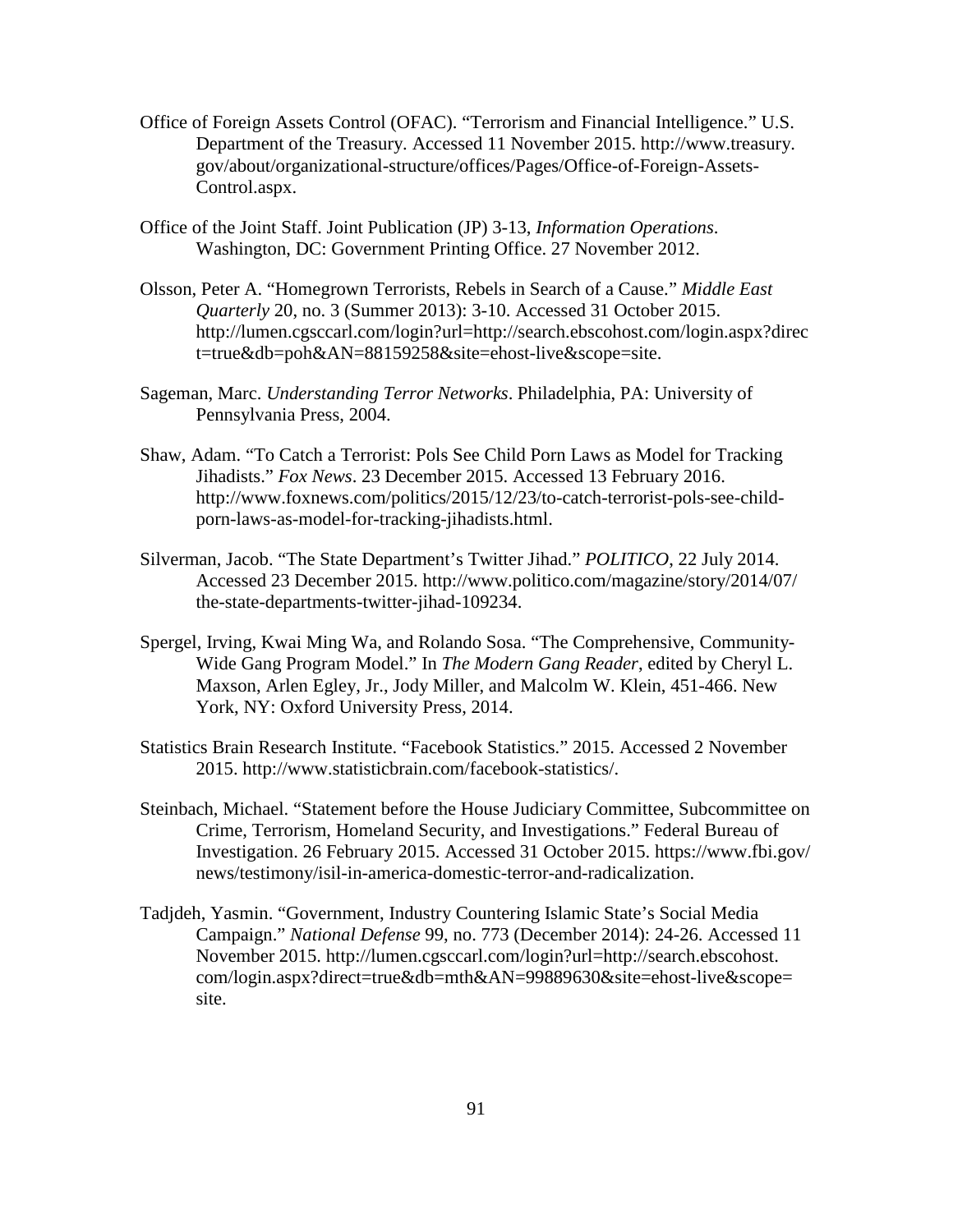Office of Foreign Assets Control (OFAC). "Terrorism and Financial Intelligence." U.S. Department of the Treasury. Accessed 11 November 2015. http://www.treasury.gov/about/organizational-structure/offices/Pages/Office-of-Foreign-Assets-Control.aspx.

Office of the Joint Staff. Joint Publication (JP) 3-13, *Information Operations*. Washington, DC: Government Printing Office. 27 November 2012.

Olsson, Peter A. "Homegrown Terrorists, Rebels in Search of a Cause." *Middle East Quarterly* 20, no. 3 (Summer 2013): 3-10. Accessed 31 October 2015. http://lumen.cgsccarl.com/login?url=http://search.ebscohost.com/login.aspx?direct=true&db=poh&AN=88159258&site=ehost-live&scope=site.

Sageman, Marc. *Understanding Terror Networks*. Philadelphia, PA: University of Pennsylvania Press, 2004.

Shaw, Adam. "To Catch a Terrorist: Pols See Child Porn Laws as Model for Tracking Jihadists." *Fox News*. 23 December 2015. Accessed 13 February 2016. http://www.foxnews.com/politics/2015/12/23/to-catch-terrorist-pols-see-child-porn-laws-as-model-for-tracking-jihadists.html.

Silverman, Jacob. "The State Department's Twitter Jihad." *POLITICO*, 22 July 2014. Accessed 23 December 2015. http://www.politico.com/magazine/story/2014/07/the-state-departments-twitter-jihad-109234.

Spergel, Irving, Kwai Ming Wa, and Rolando Sosa. "The Comprehensive, Community-Wide Gang Program Model." In *The Modern Gang Reader*, edited by Cheryl L. Maxson, Arlen Egley, Jr., Jody Miller, and Malcolm W. Klein, 451-466. New York, NY: Oxford University Press, 2014.

Statistics Brain Research Institute. "Facebook Statistics." 2015. Accessed 2 November 2015. http://www.statisticbrain.com/facebook-statistics/.

Steinbach, Michael. "Statement before the House Judiciary Committee, Subcommittee on Crime, Terrorism, Homeland Security, and Investigations." Federal Bureau of Investigation. 26 February 2015. Accessed 31 October 2015. https://www.fbi.gov/news/testimony/isil-in-america-domestic-terror-and-radicalization.

Tadjdeh, Yasmin. "Government, Industry Countering Islamic State's Social Media Campaign." *National Defense* 99, no. 773 (December 2014): 24-26. Accessed 11 November 2015. http://lumen.cgsccarl.com/login?url=http://search.ebscohost.com/login.aspx?direct=true&db=mth&AN=99889630&site=ehost-live&scope=site.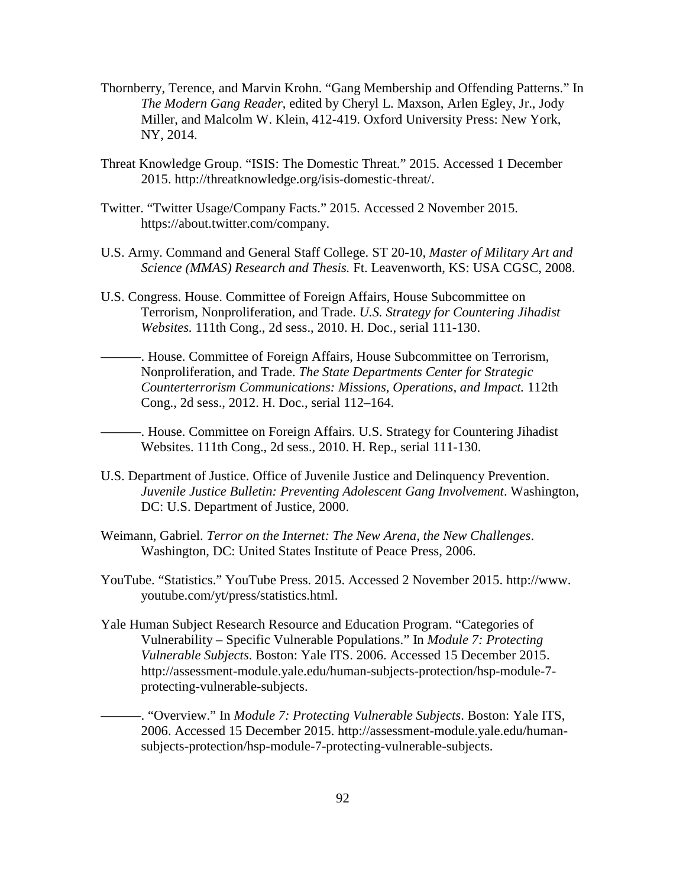Thornberry, Terence, and Marvin Krohn. "Gang Membership and Offending Patterns." In *The Modern Gang Reader*, edited by Cheryl L. Maxson, Arlen Egley, Jr., Jody Miller, and Malcolm W. Klein, 412-419. Oxford University Press: New York, NY, 2014.

Threat Knowledge Group. "ISIS: The Domestic Threat." 2015. Accessed 1 December 2015. http://threatknowledge.org/isis-domestic-threat/.

Twitter. "Twitter Usage/Company Facts." 2015. Accessed 2 November 2015. https://about.twitter.com/company.

U.S. Army. Command and General Staff College. ST 20-10, *Master of Military Art and Science (MMAS) Research and Thesis.* Ft. Leavenworth, KS: USA CGSC, 2008.

U.S. Congress. House. Committee of Foreign Affairs, House Subcommittee on Terrorism, Nonproliferation, and Trade. *U.S. Strategy for Countering Jihadist Websites.* 111th Cong., 2d sess., 2010. H. Doc., serial 111-130.

———. House. Committee of Foreign Affairs, House Subcommittee on Terrorism, Nonproliferation, and Trade. *The State Departments Center for Strategic Counterterrorism Communications: Missions, Operations, and Impact.* 112th Cong., 2d sess., 2012. H. Doc., serial 112–164.

———. House. Committee on Foreign Affairs. U.S. Strategy for Countering Jihadist Websites. 111th Cong., 2d sess., 2010. H. Rep., serial 111-130.

U.S. Department of Justice. Office of Juvenile Justice and Delinquency Prevention. *Juvenile Justice Bulletin: Preventing Adolescent Gang Involvement*. Washington, DC: U.S. Department of Justice, 2000.

Weimann, Gabriel. *Terror on the Internet: The New Arena, the New Challenges*. Washington, DC: United States Institute of Peace Press, 2006.

YouTube. "Statistics." YouTube Press. 2015. Accessed 2 November 2015. http://www.youtube.com/yt/press/statistics.html.

Yale Human Subject Research Resource and Education Program. "Categories of Vulnerability – Specific Vulnerable Populations." In *Module 7: Protecting Vulnerable Subjects*. Boston: Yale ITS. 2006. Accessed 15 December 2015. http://assessment-module.yale.edu/human-subjects-protection/hsp-module-7-protecting-vulnerable-subjects.

———. "Overview." In *Module 7: Protecting Vulnerable Subjects*. Boston: Yale ITS, 2006. Accessed 15 December 2015. http://assessment-module.yale.edu/human-subjects-protection/hsp-module-7-protecting-vulnerable-subjects.